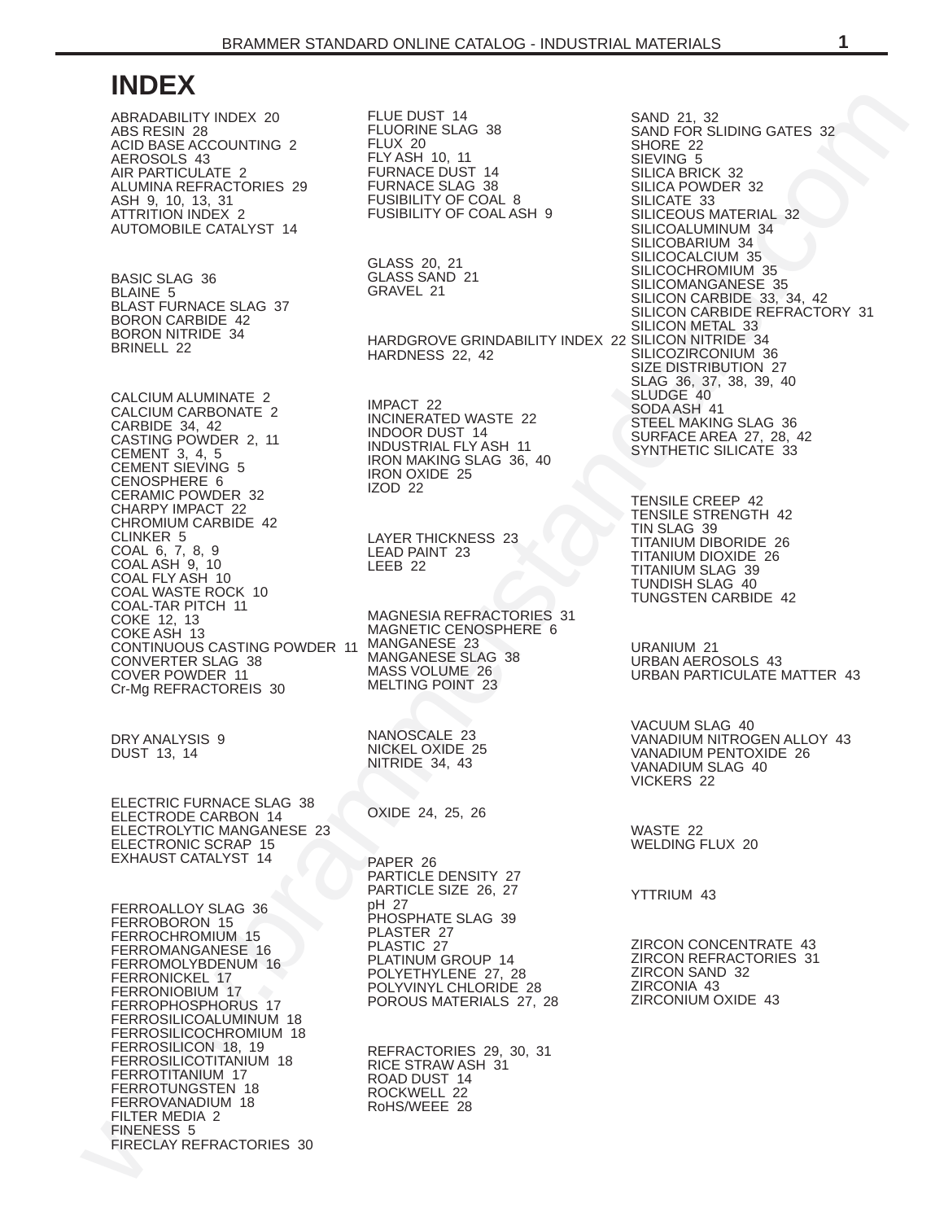# INDEX

ABRADABILITY INDEX 20
ABS RESIN 28
ACID BASE ACCOUNTING 2
AEROSOLS 43
AIR PARTICULATE 2
ALUMINA REFRACTORIES 29
ASH 9, 10, 13, 31
ATTRITION INDEX 2
AUTOMOBILE CATALYST 14

BASIC SLAG 36
BLAINE 5
BLAST FURNACE SLAG 37
BORON CARBIDE 42
BORON NITRIDE 34
BRINELL 22

CALCIUM ALUMINATE 2
CALCIUM CARBONATE 2
CARBIDE 34, 42
CASTING POWDER 2, 11
CEMENT 3, 4, 5
CEMENT SIEVING 5
CENOSPHERE 6
CERAMIC POWDER 32
CHARPY IMPACT 22
CHROMIUM CARBIDE 42
CLINKER 5
COAL 6, 7, 8, 9
COAL ASH 9, 10
COAL FLY ASH 10
COAL WASTE ROCK 10
COAL-TAR PITCH 11
COKE 12, 13
COKE ASH 13
CONTINUOUS CASTING POWDER 11
CONVERTER SLAG 38
COVER POWDER 11
Cr-Mg REFRACTOREIS 30

DRY ANALYSIS 9
DUST 13, 14

ELECTRIC FURNACE SLAG 38
ELECTRODE CARBON 14
ELECTROLYTIC MANGANESE 23
ELECTRONIC SCRAP 15
EXHAUST CATALYST 14

FERROALLOY SLAG 36
FERROBORON 15
FERROCHROMIUM 15
FERROMANGANESE 16
FERROMOLYBDENUM 16
FERRONICKEL 17
FERRONIOBIUM 17
FERROPHOSPHORUS 17
FERROSILICOALUMINUM 18
FERROSILICOCHROMIUM 18
FERROSILICON 18, 19
FERROSILICOTITANIUM 18
FERROTITANIUM 17
FERROTUNGSTEN 18
FERROVANADIUM 18
FILTER MEDIA 2
FINENESS 5
FIRECLAY REFRACTORIES 30
FLUE DUST 14
FLUORINE SLAG 38
FLUX 20
FLY ASH 10, 11
FURNACE DUST 14
FURNACE SLAG 38
FUSIBILITY OF COAL 8
FUSIBILITY OF COAL ASH 9

GLASS 20, 21
GLASS SAND 21
GRAVEL 21

HARDGROVE GRINDABILITY INDEX 22
HARDNESS 22, 42

IMPACT 22
INCINERATED WASTE 22
INDOOR DUST 14
INDUSTRIAL FLY ASH 11
IRON MAKING SLAG 36, 40
IRON OXIDE 25
IZOD 22

LAYER THICKNESS 23
LEAD PAINT 23
LEEB 22

MAGNESIA REFRACTORIES 31
MAGNETIC CENOSPHERE 6
MANGANESE 23
MANGANESE SLAG 38
MASS VOLUME 26
MELTING POINT 23

NANOSCALE 23
NICKEL OXIDE 25
NITRIDE 34, 43

OXIDE 24, 25, 26

PAPER 26
PARTICLE DENSITY 27
PARTICLE SIZE 26, 27
pH 27
PHOSPHATE SLAG 39
PLASTER 27
PLASTIC 27
PLATINUM GROUP 14
POLYETHYLENE 27, 28
POLYVINYL CHLORIDE 28
POROUS MATERIALS 27, 28

REFRACTORIES 29, 30, 31
RICE STRAW ASH 31
ROAD DUST 14
ROCKWELL 22
RoHS/WEEE 28

SAND 21, 32
SAND FOR SLIDING GATES 32
SHORE 22
SIEVING 5
SILICA BRICK 32
SILICA POWDER 32
SILICATE 33
SILICEOUS MATERIAL 32
SILICOALUMINUM 34
SILICOBARIUM 34
SILICOCALCIUM 35
SILICOCHROMIUM 35
SILICOMANGANESE 35
SILICON CARBIDE 33, 34, 42
SILICON CARBIDE REFRACTORY 31
SILICON METAL 33
SILICON NITRIDE 34
SILICOZIRCONIUM 36
SIZE DISTRIBUTION 27
SLAG 36, 37, 38, 39, 40
SLUDGE 40
SODA ASH 41
STEEL MAKING SLAG 36
SURFACE AREA 27, 28, 42
SYNTHETIC SILICATE 33

TENSILE CREEP 42
TENSILE STRENGTH 42
TIN SLAG 39
TITANIUM DIBORIDE 26
TITANIUM DIOXIDE 26
TITANIUM SLAG 39
TUNDISH SLAG 40
TUNGSTEN CARBIDE 42

URANIUM 21
URBAN AEROSOLS 43
URBAN PARTICULATE MATTER 43

VACUUM SLAG 40
VANADIUM NITROGEN ALLOY 43
VANADIUM PENTOXIDE 26
VANADIUM SLAG 40
VICKERS 22

WASTE 22
WELDING FLUX 20

YTTRIUM 43

ZIRCON CONCENTRATE 43
ZIRCON REFRACTORIES 31
ZIRCON SAND 32
ZIRCONIA 43
ZIRCONIUM OXIDE 43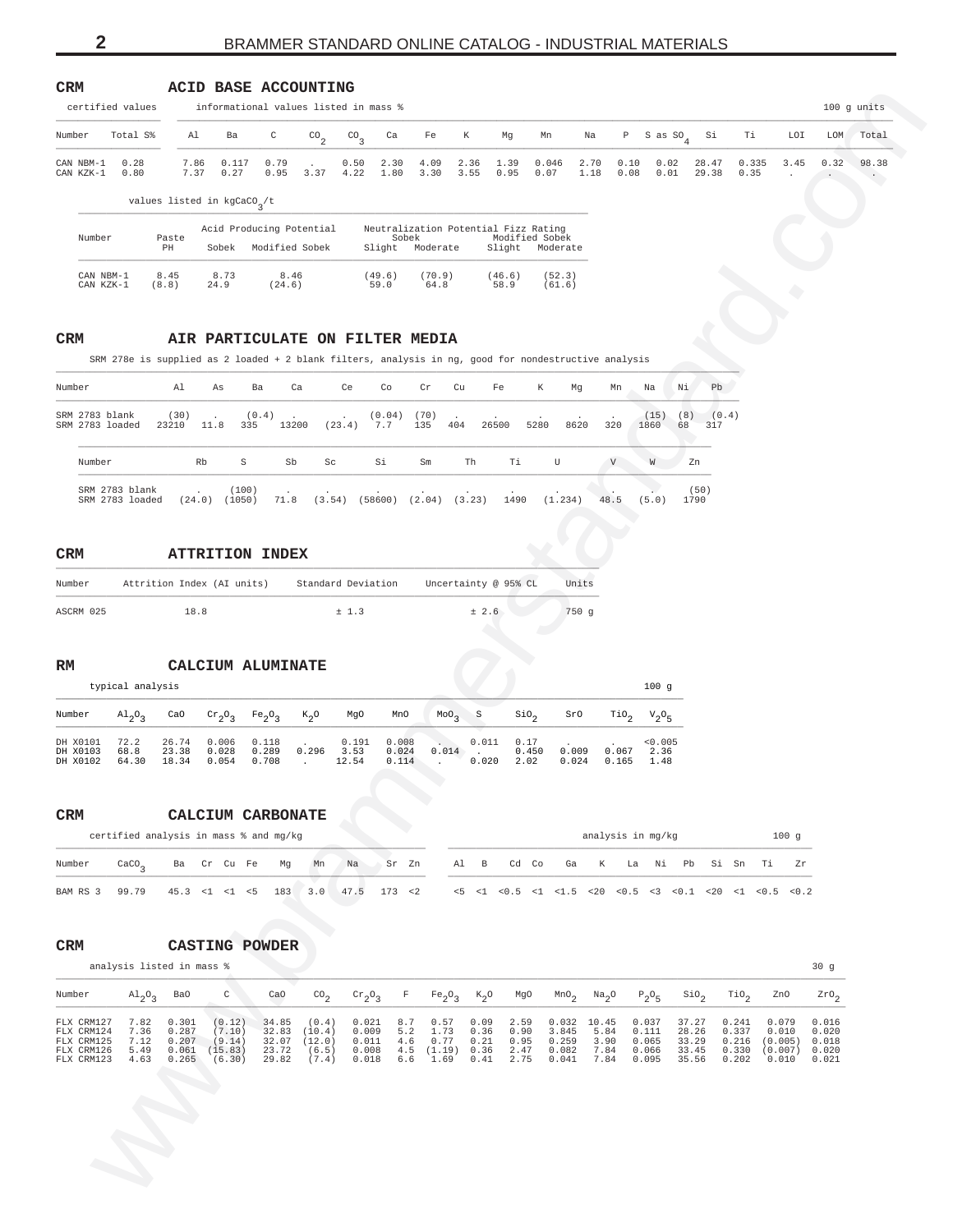## CRM ACID BASE ACCOUNTING

certified values — informational values listed in mass % — 100 g units

| Number | Total S% | Al | Ba | C | $CO_2$ | $CO_3$ | Ca | Fe | K | Mg | Mn | Na | P | S as $SO_4$ | Si | Ti | LOI | LOM | Total |
|---|---|---|---|---|---|---|---|---|---|---|---|---|---|---|---|---|---|---|---|
| CAN NBM-1 | 0.28 | 7.86 | 0.117 | 0.79 | . | 0.50 | 2.30 | 4.09 | 2.36 | 1.39 | 0.046 | 2.70 | 0.10 | 0.02 | 28.47 | 0.335 | 3.45 | 0.32 | 98.38 |
| CAN KZK-1 | 0.80 | 7.37 | 0.27 | 0.95 | 3.37 | 4.22 | 1.80 | 3.30 | 3.55 | 0.95 | 0.07 | 1.18 | 0.08 | 0.01 | 29.38 | 0.35 | . | . | . |

values listed in $kgCaCO_3/t$

| Number | Paste PH | Acid Producing Potential | | Neutralization Potential Fizz Rating | | | |
|---|---|---|---|---|---|---|---|
| | | Sobek | Modified Sobek | Sobek Slight | Sobek Moderate | Modified Sobek Slight | Modified Sobek Moderate |
| CAN NBM-1 | 8.45 | 8.73 | 8.46 | (49.6) | (70.9) | (46.6) | (52.3) |
| CAN KZK-1 | (8.8) | 24.9 | (24.6) | 59.0 | 64.8 | 58.9 | (61.6) |

## CRM AIR PARTICULATE ON FILTER MEDIA

SRM 278e is supplied as 2 loaded + 2 blank filters, analysis in ng, good for nondestructive analysis

| Number | Al | As | Ba | Ca | Ce | Co | Cr | Cu | Fe | K | Mg | Mn | Na | Ni | Pb |
|---|---|---|---|---|---|---|---|---|---|---|---|---|---|---|---|
| SRM 2783 blank | (30) | . | (0.4) | . | . | (0.04) | (70) | . | . | . | . | . | (15) | (8) | (0.4) |
| SRM 2783 loaded | 23210 | 11.8 | 335 | 13200 | (23.4) | 7.7 | 135 | 404 | 26500 | 5280 | 8620 | 320 | 1860 | 68 | 317 |

| Number | Rb | S | Sb | Sc | Si | Sm | Th | Ti | U | V | W | Zn |
|---|---|---|---|---|---|---|---|---|---|---|---|---|
| SRM 2783 blank | . | (100) | . | . | . | . | . | . | . | . | . | (50) |
| SRM 2783 loaded | (24.0) | (1050) | 71.8 | (3.54) | (58600) | (2.04) | (3.23) | 1490 | (1.234) | 48.5 | (5.0) | 1790 |

## CRM ATTRITION INDEX

| Number | Attrition Index (AI units) | Standard Deviation | Uncertainty @ 95% CL | Units |
|---|---|---|---|---|
| ASCRM 025 | 18.8 | ± 1.3 | ± 2.6 | 750 g |

## RM CALCIUM ALUMINATE

typical analysis — 100 g

| Number | $Al_2O_3$ | CaO | $Cr_2O_3$ | $Fe_2O_3$ | $K_2O$ | MgO | MnO | $MoO_3$ | S | $SiO_2$ | SrO | $TiO_2$ | $V_2O_5$ |
|---|---|---|---|---|---|---|---|---|---|---|---|---|---|
| DH X0101 | 72.2 | 26.74 | 0.006 | 0.118 | . | 0.191 | 0.008 | . | 0.011 | 0.17 | . | . | <0.005 |
| DH X0103 | 68.8 | 23.38 | 0.028 | 0.289 | 0.296 | 3.53 | 0.024 | 0.014 | . | 0.450 | 0.009 | 0.067 | 2.36 |
| DH X0102 | 64.30 | 18.34 | 0.054 | 0.708 | . | 12.54 | 0.114 | . | 0.020 | 2.02 | 0.024 | 0.165 | 1.48 |

## CRM CALCIUM CARBONATE

certified analysis in mass % and mg/kg — analysis in mg/kg — 100 g

| Number | $CaCO_3$ | Ba | Cr | Cu | Fe | Mg | Mn | Na | Sr | Zn | Al | B | Cd | Co | Ga | K | La | Ni | Pb | Si | Sn | Ti | Zr |
|---|---|---|---|---|---|---|---|---|---|---|---|---|---|---|---|---|---|---|---|---|---|---|---|
| BAM RS 3 | 99.79 | 45.3 | <1 | <1 | <5 | 183 | 3.0 | 47.5 | 173 | <2 | <5 | <1 | <0.5 | <1 | <1.5 | <20 | <0.5 | <3 | <0.1 | <20 | <1 | <0.5 | <0.2 |

## CRM CASTING POWDER

analysis listed in mass % — 30 g

| Number | $Al_2O_3$ | BaO | C | CaO | $CO_2$ | $Cr_2O_3$ | F | $Fe_2O_3$ | $K_2O$ | MgO | $MnO_2$ | $Na_2O$ | $P_2O_5$ | $SiO_2$ | $TiO_2$ | ZnO | $ZrO_2$ |
|---|---|---|---|---|---|---|---|---|---|---|---|---|---|---|---|---|---|
| FLX CRM127 | 7.82 | 0.301 | (0.12) | 34.85 | (0.4) | 0.021 | 8.7 | 0.57 | 0.09 | 2.59 | 0.032 | 10.45 | 0.037 | 37.27 | 0.241 | 0.079 | 0.016 |
| FLX CRM124 | 7.36 | 0.287 | (7.10) | 32.83 | (10.4) | 0.009 | 5.2 | 1.73 | 0.36 | 0.90 | 3.845 | 5.84 | 0.111 | 28.26 | 0.337 | 0.010 | 0.020 |
| FLX CRM125 | 7.12 | 0.207 | (9.14) | 32.07 | (12.0) | 0.011 | 4.6 | 0.77 | 0.21 | 0.95 | 0.259 | 3.90 | 0.065 | 33.29 | 0.216 | (0.005) | 0.018 |
| FLX CRM126 | 5.49 | 0.061 | (15.83) | 23.72 | (6.5) | 0.008 | 4.5 | (1.19) | 0.36 | 2.47 | 0.082 | 7.84 | 0.066 | 33.45 | 0.330 | (0.007) | 0.020 |
| FLX CRM123 | 4.63 | 0.265 | (6.30) | 29.82 | (7.4) | 0.018 | 6.6 | 1.69 | 0.41 | 2.75 | 0.041 | 7.84 | 0.095 | 35.56 | 0.202 | 0.010 | 0.021 |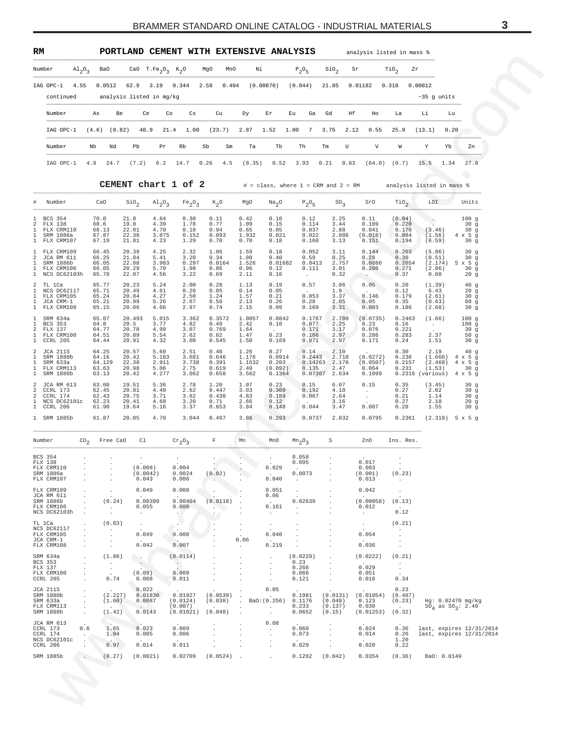## PORTLAND CEMENT WITH EXTENSIVE ANALYSIS

RM — analysis listed in mass %

| Number | $Al_2O_3$ | BaO | CaO | $T.Fe_2O_3$ | $K_2O$ | MgO | MnO | Ni | $P_2O_5$ | $SiO_2$ | Sr | $TiO_2$ | Zr |
|---|---|---|---|---|---|---|---|---|---|---|---|---|---|
| IAG OPC-1 | 4.55 | 0.0512 | 62.9 | 3.19 | 0.344 | 2.58 | 0.404 | (0.00870) | (0.044) | 21.85 | 0.01182 | 0.318 | 0.00812 |

continued — analysis listed in mg/kg — ~35 g units

| Number | As | Be | Ce | Co | Cs | Cu | Dy | Er | Eu | Ga | Gd | Hf | Ho | La | Li | Lu |
|---|---|---|---|---|---|---|---|---|---|---|---|---|---|---|---|---|
| IAG OPC-1 | (4.6) | (0.82) | 48.9 | 21.4 | 1.00 | (23.7) | 2.87 | 1.52 | 1.00 | 7 | 3.75 | 2.12 | 0.55 | 25.9 | (13.1) | 0.20 |

| Number | Nb | Nd | Pb | Pr | Rb | Sb | Sm | Ta | Tb | Th | Tm | U | V | W | Y | Yb | Zn |
|---|---|---|---|---|---|---|---|---|---|---|---|---|---|---|---|---|---|
| IAG OPC-1 | 4.9 | 24.7 | (7.2) | 6.2 | 14.7 | 0.26 | 4.5 | (0.35) | 0.52 | 3.93 | 0.21 | 0.83 | (64.0) | (0.7) | 15.5 | 1.34 | 27.8 |

## CEMENT chart 1 of 2

# = class, where 1 = CRM and 2 = RM — analysis listed in mass %

| # | Number | CaO | $SiO_2$ | $Al_2O_3$ | $Fe_2O_3$ | $K_2O$ | MgO | $Na_2O$ | $P_2O_5$ | $SO_3$ | SrO | $TiO_2$ | LOI | Units |
|---|---|---|---|---|---|---|---|---|---|---|---|---|---|---|
| 1 | BCS 354 | 70.0 | 21.8 | 4.84 | 0.30 | 0.11 | 0.42 | 0.10 | 0.12 | 2.25 | 0.11 | (0.04) | . | 100 g |
| 2 | FLX 138 | 68.6 | 19.0 | 4.39 | 1.78 | 0.77 | 1.09 | 0.15 | 0.114 | 3.44 | 0.189 | 0.220 | . | 30 g |
| 1 | FLX CRM110 | 68.13 | 22.01 | 4.70 | 0.18 | 0.94 | 0.65 | 0.05 | 0.037 | 2.88 | 0.041 | 0.170 | (3.46) | 30 g |
| 1 | SRM 1886a | 67.87 | 22.38 | 3.875 | 0.152 | 0.093 | 1.932 | 0.021 | 0.022 | 2.086 | (0.018) | 0.084 | (1.56) | 4 x 5 g |
| 1 | FLX CRM107 | 67.19 | 21.81 | 4.23 | 1.29 | 0.70 | 0.70 | 0.18 | 0.160 | 3.13 | 0.151 | 0.194 | (6.59) | 30 g |
| 1 | FLX CRM109 | 66.45 | 20.39 | 4.25 | 2.32 | 1.06 | 1.59 | 0.18 | 0.052 | 3.11 | 0.144 | 0.203 | (5.96) | 30 g |
| 2 | JCA RM 611 | 66.25 | 21.84 | 5.41 | 3.20 | 0.34 | 1.08 | 0.40 | 0.59 | 0.25 | 0.28 | 0.30 | (0.51) | 30 g |
| 1 | SRM 1886b | 66.05 | 22.08 | 3.903 | 0.297 | 0.0164 | 1.526 | 0.01682 | 0.0413 | 2.757 | 0.0886 | 0.2054 | (2.174) | 5 x 5 g |
| 1 | FLX CRM106 | 66.05 | 20.29 | 5.70 | 1.98 | 0.86 | 0.96 | 0.12 | 0.111 | 3.01 | 0.206 | 0.271 | (2.06) | 30 g |
| 1 | NCS DC62103h | 65.78 | 22.07 | 4.56 | 3.22 | 0.69 | 2.11 | 0.16 | . | 0.32 | . | 0.37 | 0.60 | 20 g |
| 2 | TL 1Ca | 65.77 | 20.23 | 5.24 | 2.00 | 0.28 | 1.13 | 0.19 | 0.57 | 3.06 | 0.05 | 0.20 | (1.39) | 40 g |
| 1 | NCS DC62117 | 65.71 | 20.49 | 4.61 | 0.26 | 0.05 | 0.14 | 0.05 | . | 1.9 | . | 0.12 | 6.43 | 20 g |
| 1 | FLX CRM105 | 65.24 | 20.84 | 4.27 | 2.50 | 1.24 | 1.57 | 0.21 | 0.053 | 3.37 | 0.146 | 0.179 | (2.61) | 30 g |
| 1 | JCA CRM-1 | 65.21 | 20.99 | 5.26 | 2.67 | 0.56 | 2.13 | 0.26 | 0.28 | 2.05 | 0.05 | 0.35 | (0.63) | 60 g |
| 1 | FLX CRM108 | 65.15 | 20.06 | 4.66 | 2.97 | 0.74 | 2.15 | 0.09 | 0.169 | 3.31 | 0.083 | 0.186 | (2.68) | 30 g |
| 1 | SRM 634a | 65.07 | 20.493 | 5.015 | 3.362 | 0.3572 | 1.0057 | 0.0842 | 0.1767 | 2.780 | (0.0735) | 0.2463 | (1.66) | 100 g |
| 1 | BCS 353 | 64.8 | 20.5 | 3.77 | 4.82 | 0.49 | 2.42 | 0.10 | 0.077 | 2.25 | 0.23 | 0.16 | . | 100 g |
| 2 | FLX 137 | 64.77 | 20.78 | 4.99 | 3.07 | 0.769 | 1.64 | . | 0.171 | 3.17 | 0.076 | 0.221 | . | 30 g |
| 1 | FLX CRM100 | 64.51 | 20.89 | 5.54 | 2.62 | 0.82 | 1.47 | 0.23 | 0.166 | 2.97 | 0.286 | 0.283 | 2.37 | 50 g |
| 1 | CCRL 205 | 64.44 | 20.91 | 4.32 | 3.00 | 0.545 | 1.50 | 0.169 | 0.071 | 2.97 | 0.171 | 0.24 | 1.51 | 30 g |
| 2 | JCA 211S | 64.25 | 20.57 | 5.60 | 2.51 | 0.40 | 1.26 | 0.27 | 0.14 | 2.10 | . | 0.30 | 2.19 | 40 g |
| 1 | SRM 1880b | 64.16 | 20.42 | 5.183 | 3.681 | 0.646 | 1.176 | 0.0914 | 0.2443 | 2.710 | (0.0272) | 0.236 | (1.666) | 4 x 5 g |
| 1 | SRM 633a | 64.129 | 22.38 | 2.911 | 3.738 | 0.391 | 1.1532 | 0.203 | 0.14263 | 2.178 | (0.0507) | 0.2157 | (2.460) | 4 x 5 g |
| 1 | FLX CRM113 | 63.63 | 20.98 | 5.06 | 2.75 | 0.619 | 2.49 | (0.092) | 0.135 | 2.47 | 0.064 | 0.231 | (1.53) | 30 g |
| 1 | SRM 1888b | 63.13 | 20.42 | 4.277 | 3.062 | 0.658 | 3.562 | 0.1364 | 0.07307 | 2.634 | 0.1099 | 0.2316 | (various) | 4 x 5 g |
| 2 | JCA RM 613 | 63.00 | 19.51 | 5.36 | 2.78 | 1.20 | 1.07 | 0.23 | 0.15 | 6.07 | 0.15 | 0.35 | (3.45) | 30 g |
| 2 | CCRL 173 | 62.45 | 20.01 | 4.49 | 2.62 | 0.447 | 3.03 | 0.309 | 0.192 | 4.10 | . | 0.27 | 2.02 | 30 g |
| 2 | CCRL 174 | 62.43 | 20.75 | 3.71 | 3.62 | 0.430 | 4.83 | 0.189 | 0.067 | 2.64 | . | 0.21 | 1.14 | 30 g |
| 1 | NCS DC62101c | 62.23 | 20.41 | 4.68 | 3.20 | 0.71 | 2.66 | 0.12 | . | 3.16 | . | 0.27 | 2.18 | 20 g |
| 1 | CCRL 206 | 61.90 | 19.64 | 5.16 | 3.37 | 0.653 | 3.84 | 0.148 | 0.044 | 3.47 | 0.087 | 0.28 | 1.55 | 30 g |
| 1 | SRM 1885b | 61.87 | 20.05 | 4.70 | 3.044 | 0.497 | 3.86 | 0.293 | 0.0737 | 2.832 | 0.0795 | 0.2361 | (2.310) | 5 x 5 g |

| Number | $CO_2$ | Free CaO | Cl | $Cr_2O_3$ | F | Mn | MnO | $Mn_2O_3$ | S | ZnO | Ins. Res. | |
|---|---|---|---|---|---|---|---|---|---|---|---|---|
| BCS 354 | . | . | . | . | . | . | . | 0.058 | . | . | . | |
| FLX 138 | . | . | . | . | . | . | . | 0.095 | . | 0.017 | . | |
| FLX CRM110 | . | . | (0.008) | 0.004 | . | . | 0.029 | . | . | 0.003 | . | |
| SRM 1886a | . | . | (0.0042) | 0.0024 | (0.02) | . | . | 0.0073 | . | (0.001) | (0.23) | |
| FLX CRM107 | . | . | 0.043 | 0.006 | . | . | 0.040 | . | . | 0.013 | . | |
| FLX CRM109 | . | . | 0.049 | 0.008 | . | . | 0.051 | . | . | 0.042 | . | |
| JCA RM 611 | . | . | . | . | . | . | 0.06 | . | . | . | . | |
| SRM 1886b | . | (0.24) | 0.00399 | 0.00404 | (0.0118) | . | . | 0.02639 | . | (0.00058) | (0.13) | |
| FLX CRM106 | . | . | 0.055 | 0.008 | . | . | 0.161 | . | . | 0.012 | . | |
| NCS DC62103h | . | . | . | . | . | . | . | . | . | . | 0.12 | |
| TL 1Ca | . | (0.83) | . | . | . | . | . | . | . | . | (0.21) | |
| NCS DC62117 | . | . | . | . | . | . | . | . | . | . | . | |
| FLX CRM105 | . | . | 0.049 | 0.008 | . | . | 0.040 | . | . | 0.054 | . | |
| JCA CRM-1 | . | . | . | . | . | 0.06 | . | . | . | . | . | |
| FLX CRM108 | . | . | 0.042 | 0.007 | . | . | 0.219 | . | . | 0.036 | . | |
| SRM 634a | . | (1.86) | . | (0.0114) | . | . | . | (0.0229) | . | (0.0222) | (0.21) | |
| BCS 353 | . | . | . | . | . | . | . | 0.23 | . | . | . | |
| FLX 137 | . | . | . | . | . | . | . | 0.266 | . | 0.029 | . | |
| FLX CRM100 | . | . | (0.09) | 0.009 | . | . | . | 0.066 | . | 0.051 | . | |
| CCRL 205 | . | 0.74 | 0.008 | 0.011 | . | . | . | 0.121 | . | 0.010 | 0.34 | |
| JCA 211S | . | . | 0.022 | . | . | . | 0.05 | . | . | . | 0.23 | |
| SRM 1880b | . | (2.227) | 0.01830 | 0.01927 | (0.0539) | . | . | 0.1981 | (0.0131) | (0.01054) | (0.487) | Hg: 0.02470 mg/kg |
| SRM 633a | . | (1.60) | 0.0087 | (0.0124) | (0.038) | . | BaO:(0.256) | 0.1176 | (0.049) | 0.123 | (0.23) | $SO_4$ as $SO_3$: 2.40 |
| FLX CRM113 | . | . | . | (0.007) | . | . | . | 0.233 | (0.137) | 0.030 | . | |
| SRM 1888b | . | (1.42) | 0.0143 | (0.01021) | (0.048) | . | . | 0.0652 | (0.15) | (0.01253) | (0.32) | |
| JCA RM 613 | . | . | . | . | . | . | 0.08 | . | . | . | . | |
| CCRL 173 | 0.6 | 1.65 | 0.023 | 0.009 | . | . | . | 0.060 | . | 0.024 | 0.36 | last, expires 12/31/2014 |
| CCRL 174 | . | 1.04 | 0.005 | 0.006 | . | . | . | 0.073 | . | 0.014 | 0.26 | last, expires 12/31/2014 |
| NCS DC62101c | . | . | . | . | . | . | . | . | . | . | 1.20 | |
| CCRL 206 | . | 0.97 | 0.014 | 0.011 | . | . | . | 0.029 | . | 0.020 | 0.22 | |
| SRM 1885b | . | (0.27) | (0.0021) | 0.02709 | (0.0524) | . | . | 0.1282 | (0.042) | 0.0354 | (0.36) | BaO: 0.0149 |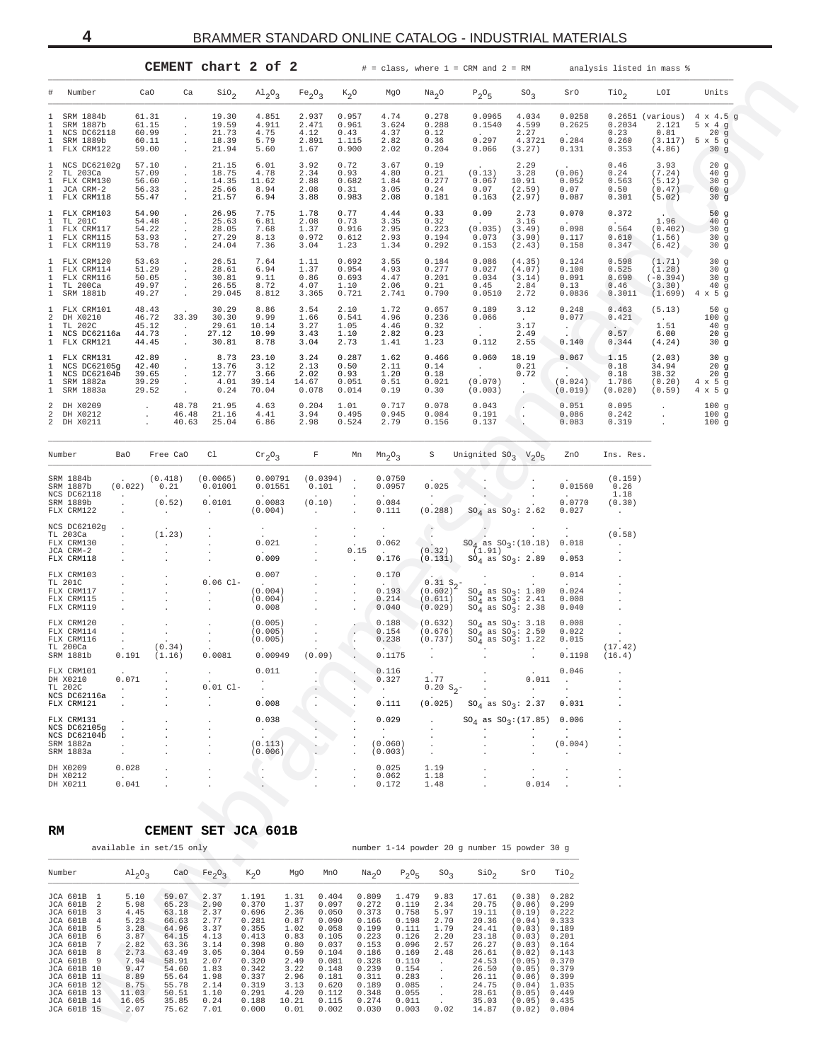## CEMENT chart 2 of 2

# = class, where 1 = CRM and 2 = RM    analysis listed in mass %

| # | Number | CaO | Ca | $SiO_2$ | $Al_2O_3$ | $Fe_2O_3$ | $K_2O$ | MgO | $Na_2O$ | $P_2O_5$ | $SO_3$ | SrO | $TiO_2$ | LOI | Units |
|---|---|---|---|---|---|---|---|---|---|---|---|---|---|---|---|
| 1 | SRM 1884b | 61.31 | . | 19.30 | 4.851 | 2.937 | 0.957 | 4.74 | 0.278 | 0.0965 | 4.034 | 0.0258 | 0.2651 | (various) | 4 x 4.5 g |
| 1 | SRM 1887b | 61.15 | . | 19.59 | 4.911 | 2.471 | 0.961 | 3.624 | 0.288 | 0.1540 | 4.599 | 0.2625 | 0.2034 | 2.121 | 5 x 4 g |
| 1 | NCS DC62118 | 60.99 | . | 21.73 | 4.75 | 4.12 | 0.43 | 4.37 | 0.12 | . | 2.27 | . | 0.23 | 0.81 | 20 g |
| 1 | SRM 1889b | 60.11 | . | 18.39 | 5.79 | 2.891 | 1.115 | 2.82 | 0.36 | 0.297 | 4.3721 | 0.284 | 0.260 | (3.117) | 5 x 5 g |
| 1 | FLX CRM122 | 59.00 | . | 21.94 | 5.60 | 1.67 | 0.900 | 2.02 | 0.204 | 0.066 | (3.27) | 0.131 | 0.353 | (4.86) | 30 g |
| 1 | NCS DC62102g | 57.10 | . | 21.15 | 6.01 | 3.92 | 0.72 | 3.67 | 0.19 | . | 2.29 | . | 0.46 | 3.93 | 20 g |
| 2 | TL 203Ca | 57.09 | . | 18.75 | 4.78 | 2.34 | 0.93 | 4.80 | 0.21 | (0.13) | 3.28 | (0.06) | 0.24 | (7.24) | 40 g |
| 1 | FLX CRM130 | 56.60 | . | 14.35 | 11.62 | 2.88 | 0.682 | 1.84 | 0.277 | 0.067 | 10.91 | 0.052 | 0.563 | (5.12) | 30 g |
| 1 | JCA CRM-2 | 56.33 | . | 25.66 | 8.94 | 2.08 | 0.31 | 3.05 | 0.24 | 0.07 | (2.59) | 0.07 | 0.50 | (0.47) | 60 g |
| 1 | FLX CRM118 | 55.47 | . | 21.57 | 6.94 | 3.88 | 0.983 | 2.08 | 0.181 | 0.163 | (2.97) | 0.087 | 0.301 | (5.02) | 30 g |
| 1 | FLX CRM103 | 54.90 | . | 26.95 | 7.75 | 1.78 | 0.77 | 4.44 | 0.33 | 0.09 | 2.73 | 0.070 | 0.372 | . | 50 g |
| 1 | TL 201C | 54.48 | . | 25.63 | 6.81 | 2.08 | 0.73 | 3.35 | 0.32 | . | 3.16 | . | . | 1.96 | 40 g |
| 1 | FLX CRM117 | 54.22 | . | 28.05 | 7.68 | 1.37 | 0.916 | 2.95 | 0.223 | (0.035) | (3.49) | 0.098 | 0.564 | (0.402) | 30 g |
| 1 | FLX CRM115 | 53.93 | . | 27.29 | 8.13 | 0.972 | 0.612 | 2.93 | 0.194 | 0.073 | (3.90) | 0.117 | 0.610 | (1.56) | 30 g |
| 1 | FLX CRM119 | 53.78 | . | 24.04 | 7.36 | 3.04 | 1.23 | 1.34 | 0.292 | 0.153 | (2.43) | 0.158 | 0.347 | (6.42) | 30 g |
| 1 | FLX CRM120 | 53.63 | . | 26.51 | 7.64 | 1.11 | 0.692 | 3.55 | 0.184 | 0.086 | (4.35) | 0.124 | 0.598 | (1.71) | 30 g |
| 1 | FLX CRM114 | 51.29 | . | 28.61 | 6.94 | 1.37 | 0.954 | 4.93 | 0.277 | 0.027 | (4.07) | 0.108 | 0.525 | (1.28) | 30 g |
| 1 | FLX CRM116 | 50.05 | . | 30.81 | 9.11 | 0.86 | 0.693 | 4.47 | 0.201 | 0.034 | (3.14) | 0.091 | 0.690 | (-0.394) | 30 g |
| 1 | TL 200Ca | 49.97 | . | 26.55 | 8.72 | 4.07 | 1.10 | 2.06 | 0.21 | 0.45 | 2.84 | 0.13 | 0.46 | (3.30) | 40 g |
| 1 | SRM 1881b | 49.27 | . | 29.045 | 8.812 | 3.365 | 0.721 | 2.741 | 0.790 | 0.0510 | 2.72 | 0.0836 | 0.3011 | (1.699) | 4 x 5 g |
| 1 | FLX CRM101 | 48.43 | . | 30.29 | 8.86 | 3.54 | 2.10 | 1.72 | 0.657 | 0.189 | 3.12 | 0.248 | 0.463 | (5.13) | 50 g |
| 2 | DH X0210 | 46.72 | 33.39 | 30.30 | 9.99 | 1.66 | 0.541 | 4.96 | 0.236 | 0.066 | . | 0.077 | 0.421 | . | 100 g |
| 1 | TL 202C | 45.12 | . | 29.61 | 10.14 | 3.27 | 1.05 | 4.46 | 0.32 | . | 3.17 | . | . | 1.51 | 40 g |
| 1 | NCS DC62116a | 44.73 | . | 27.12 | 10.99 | 3.43 | 1.10 | 2.82 | 0.23 | . | 2.49 | . | 0.57 | 6.00 | 20 g |
| 1 | FLX CRM121 | 44.45 | . | 30.81 | 8.78 | 3.04 | 2.73 | 1.41 | 1.23 | 0.112 | 2.55 | 0.140 | 0.344 | (4.24) | 30 g |
| 1 | FLX CRM131 | 42.89 | . | 8.73 | 23.10 | 3.24 | 0.287 | 1.62 | 0.466 | 0.060 | 18.19 | 0.067 | 1.15 | (2.03) | 30 g |
| 1 | NCS DC62105g | 42.40 | . | 13.76 | 3.12 | 2.13 | 0.50 | 2.11 | 0.14 | . | 0.21 | . | 0.18 | 34.94 | 20 g |
| 1 | NCS DC62104b | 39.65 | . | 12.77 | 3.66 | 2.02 | 0.93 | 1.20 | 0.18 | . | 0.72 | . | 0.18 | 38.32 | 20 g |
| 1 | SRM 1882a | 39.29 | . | 4.01 | 39.14 | 14.67 | 0.051 | 0.51 | 0.021 | (0.070) | . | (0.024) | 1.786 | (0.20) | 4 x 5 g |
| 1 | SRM 1883a | 29.52 | . | 0.24 | 70.04 | 0.078 | 0.014 | 0.19 | 0.30 | (0.003) | . | (0.019) | (0.020) | (0.59) | 4 x 5 g |
| 2 | DH X0209 | . | 48.78 | 21.95 | 4.63 | 0.204 | 1.01 | 0.717 | 0.078 | 0.043 | . | 0.051 | 0.095 | . | 100 g |
| 2 | DH X0212 | . | 46.48 | 21.16 | 4.41 | 3.94 | 0.495 | 0.945 | 0.084 | 0.191 | . | 0.086 | 0.242 | . | 100 g |
| 2 | DH X0211 | . | 40.63 | 25.04 | 6.86 | 2.98 | 0.524 | 2.79 | 0.156 | 0.137 | . | 0.083 | 0.319 | . | 100 g |

| Number | BaO | Free CaO | Cl | $Cr_2O_3$ | F | Mn | $Mn_2O_3$ | S | Unignited $SO_3$ | $V_2O_5$ | ZnO | Ins. Res. |
|---|---|---|---|---|---|---|---|---|---|---|---|---|
| SRM 1884b | . | (0.418) | (0.0065) | 0.00791 | (0.0394) | . | 0.0750 | . | . | . | . | (0.159) |
| SRM 1887b | (0.022) | 0.21 | 0.01001 | 0.01551 | 0.101 | . | 0.0957 | 0.025 | . | . | 0.01560 | 0.26 |
| NCS DC62118 | . | . | . | . | . | . | . | . | . | . | . | 1.18 |
| SRM 1889b | . | (0.52) | 0.0101 | 0.0083 | (0.10) | . | 0.084 | . | . | . | 0.0770 | (0.30) |
| FLX CRM122 | . | . | . | (0.004) | . | . | 0.111 | (0.288) | $SO_4$ as $SO_3$: 2.62 | | 0.027 | . |
| NCS DC62102g | . | . | . | . | . | . | . | . | . | . | . | . |
| TL 203Ca | . | (1.23) | . | . | . | . | . | . | . | . | . | (0.58) |
| FLX CRM130 | . | . | . | 0.021 | . | . | 0.062 | . | $SO_4$ as $SO_3$:(10.18) | | 0.018 | . |
| JCA CRM-2 | . | . | . | . | . | 0.15 | . | (0.32) | (1.91) | . | . | . |
| FLX CRM118 | . | . | . | 0.009 | . | . | 0.176 | (0.131) | $SO_4$ as $SO_3$: 2.89 | | 0.053 | . |
| FLX CRM103 | . | . | . | 0.007 | . | . | 0.170 | . | . | . | 0.014 | . |
| TL 201C | . | . | 0.06 Cl- | . | . | . | . | 0.31 $S_2$- | . | . | . | . |
| FLX CRM117 | . | . | . | (0.004) | . | . | 0.193 | (0.602) | $SO_4$ as $SO_3$: 1.80 | | 0.024 | . |
| FLX CRM115 | . | . | . | (0.004) | . | . | 0.214 | (0.611) | $SO_4$ as $SO_3$: 2.41 | | 0.008 | . |
| FLX CRM119 | . | . | . | 0.008 | . | . | 0.040 | (0.029) | $SO_4$ as $SO_3$: 2.38 | | 0.040 | . |
| FLX CRM120 | . | . | . | (0.005) | . | . | 0.188 | (0.632) | $SO_4$ as $SO_3$: 3.18 | | 0.008 | . |
| FLX CRM114 | . | . | . | (0.005) | . | . | 0.154 | (0.676) | $SO_4$ as $SO_3$: 2.50 | | 0.022 | . |
| FLX CRM116 | . | . | . | (0.005) | . | . | 0.238 | (0.737) | $SO_4$ as $SO_3$: 1.22 | | 0.015 | . |
| TL 200Ca | . | (0.34) | . | . | . | . | . | . | . | . | . | (17.42) |
| SRM 1881b | 0.191 | (1.16) | 0.0081 | 0.00949 | (0.09) | . | 0.1175 | . | . | . | 0.1198 | (16.4) |
| FLX CRM101 | . | . | . | 0.011 | . | . | 0.116 | . | . | . | 0.046 | . |
| DH X0210 | 0.071 | . | . | . | . | . | 0.327 | 1.77 | . | 0.011 | . | . |
| TL 202C | . | . | 0.01 Cl- | . | . | . | . | 0.20 $S_2$- | . | . | . | . |
| NCS DC62116a | . | . | . | . | . | . | . | . | . | . | . | . |
| FLX CRM121 | . | . | . | 0.008 | . | . | 0.111 | (0.025) | $SO_4$ as $SO_3$: 2.37 | | 0.031 | . |
| FLX CRM131 | . | . | . | 0.038 | . | . | 0.029 | . | $SO_4$ as $SO_3$:(17.85) | | 0.006 | . |
| NCS DC62105g | . | . | . | . | . | . | . | . | . | . | . | . |
| NCS DC62104b | . | . | . | . | . | . | . | . | . | . | . | . |
| SRM 1882a | . | . | . | (0.113) | . | . | (0.060) | . | . | . | (0.004) | . |
| SRM 1883a | . | . | . | (0.006) | . | . | (0.003) | . | . | . | . | . |
| DH X0209 | 0.028 | . | . | . | . | . | 0.025 | 1.19 | . | . | . | . |
| DH X0212 | . | . | . | . | . | . | 0.062 | 1.18 | . | . | . | . |
| DH X0211 | 0.041 | . | . | . | . | . | 0.172 | 1.48 | . | 0.014 | . | . |

## RM CEMENT SET JCA 601B

available in set/15 only    number 1-14 powder 20 g number 15 powder 30 g

| Number | $Al_2O_3$ | CaO | $Fe_2O_3$ | $K_2O$ | MgO | MnO | $Na_2O$ | $P_2O_5$ | $SO_3$ | $SiO_2$ | SrO | $TiO_2$ |
|---|---|---|---|---|---|---|---|---|---|---|---|---|
| JCA 601B 1 | 5.10 | 59.07 | 2.37 | 1.191 | 1.31 | 0.404 | 0.809 | 1.479 | 9.83 | 17.61 | (0.38) | 0.282 |
| JCA 601B 2 | 5.98 | 65.23 | 2.90 | 0.370 | 1.37 | 0.097 | 0.272 | 0.119 | 2.34 | 20.75 | (0.06) | 0.299 |
| JCA 601B 3 | 4.45 | 63.18 | 2.37 | 0.696 | 2.36 | 0.050 | 0.373 | 0.758 | 5.97 | 19.11 | (0.19) | 0.222 |
| JCA 601B 4 | 5.23 | 66.63 | 2.77 | 0.281 | 0.87 | 0.090 | 0.166 | 0.198 | 2.70 | 20.36 | (0.04) | 0.333 |
| JCA 601B 5 | 3.28 | 64.96 | 3.37 | 0.355 | 1.02 | 0.058 | 0.199 | 0.111 | 1.79 | 24.41 | (0.03) | 0.189 |
| JCA 601B 6 | 3.87 | 64.15 | 4.13 | 0.413 | 0.83 | 0.105 | 0.223 | 0.126 | 2.20 | 23.18 | (0.03) | 0.201 |
| JCA 601B 7 | 2.82 | 63.36 | 3.14 | 0.398 | 0.80 | 0.037 | 0.153 | 0.096 | 2.57 | 26.27 | (0.03) | 0.164 |
| JCA 601B 8 | 2.73 | 63.49 | 3.05 | 0.304 | 0.59 | 0.104 | 0.186 | 0.169 | 2.48 | 26.61 | (0.02) | 0.143 |
| JCA 601B 9 | 7.94 | 58.91 | 2.07 | 0.320 | 2.49 | 0.081 | 0.328 | 0.110 | . | 24.53 | (0.05) | 0.370 |
| JCA 601B 10 | 9.47 | 54.60 | 1.83 | 0.342 | 3.22 | 0.148 | 0.239 | 0.154 | . | 26.50 | (0.05) | 0.379 |
| JCA 601B 11 | 8.89 | 55.64 | 1.98 | 0.337 | 2.96 | 0.181 | 0.311 | 0.283 | . | 26.11 | (0.06) | 0.399 |
| JCA 601B 12 | 8.75 | 55.78 | 2.14 | 0.319 | 3.13 | 0.620 | 0.189 | 0.085 | . | 24.75 | (0.04) | 1.035 |
| JCA 601B 13 | 11.03 | 50.51 | 1.10 | 0.291 | 4.20 | 0.112 | 0.348 | 0.055 | . | 28.61 | (0.05) | 0.449 |
| JCA 601B 14 | 16.05 | 35.85 | 0.24 | 0.188 | 10.21 | 0.115 | 0.274 | 0.011 | . | 35.03 | (0.05) | 0.435 |
| JCA 601B 15 | 2.07 | 75.62 | 7.01 | 0.000 | 0.01 | 0.002 | 0.030 | 0.003 | 0.02 | 14.87 | (0.02) | 0.004 |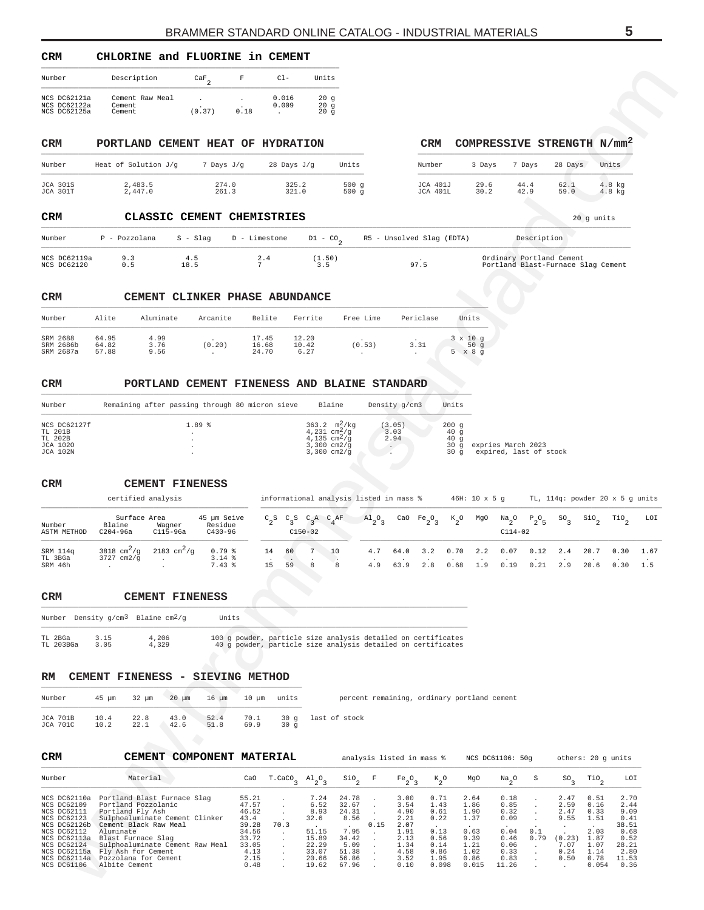## CRM CHLORINE and FLUORINE in CEMENT

| Number | Description | $CaF_2$ | F | Cl- | Units |
|---|---|---|---|---|---|
| NCS DC62121a | Cement Raw Meal | . | . | 0.016 | 20 g |
| NCS DC62122a | Cement | . | . | 0.009 | 20 g |
| NCS DC62125a | Cement | (0.37) | 0.18 | . | 20 g |

## CRM PORTLAND CEMENT HEAT OF HYDRATION

| Number | Heat of Solution J/g | 7 Days J/g | 28 Days J/g | Units |
|---|---|---|---|---|
| JCA 301S | 2,483.5 | 274.0 | 325.2 | 500 g |
| JCA 301T | 2,447.0 | 261.3 | 321.0 | 500 g |

## CRM COMPRESSIVE STRENGTH $N/mm^2$

| Number | 3 Days | 7 Days | 28 Days | Units |
|---|---|---|---|---|
| JCA 401J | 29.6 | 44.4 | 62.1 | 4.8 kg |
| JCA 401L | 30.2 | 42.9 | 59.0 | 4.8 kg |

## CRM CLASSIC CEMENT CHEMISTRIES

20 g units

| Number | P - Pozzolana | S - Slag | D - Limestone | D1 - $CO_2$ | R5 - Unsolved Slag (EDTA) | Description |
|---|---|---|---|---|---|---|
| NCS DC62119a | 9.3 | 4.5 | 2.4 | (1.50) | . | Ordinary Portland Cement |
| NCS DC62120 | 0.5 | 18.5 | 7 | 3.5 | 97.5 | Portland Blast-Furnace Slag Cement |

## CRM CEMENT CLINKER PHASE ABUNDANCE

| Number | Alite | Aluminate | Arcanite | Belite | Ferrite | Free Lime | Periclase | Units |
|---|---|---|---|---|---|---|---|---|
| SRM 2688 | 64.95 | 4.99 | . | 17.45 | 12.20 | . | . | 3 x 10 g |
| SRM 2686b | 64.82 | 3.76 | (0.20) | 16.68 | 10.42 | (0.53) | 3.31 | 50 g |
| SRM 2687a | 57.88 | 9.56 | . | 24.70 | 6.27 | . | . | 5 x 8 g |

## CRM PORTLAND CEMENT FINENESS AND BLAINE STANDARD

| Number | Remaining after passing through 80 micron sieve | Blaine | Density g/cm3 | Units | |
|---|---|---|---|---|---|
| NCS DC62127f | 1.89 % | 363.2 $m^2/kg$ | (3.05) | 200 g | |
| TL 201B | . | 4,231 $cm^2/g$ | 3.03 | 40 g | |
| TL 202B | . | 4,135 $cm^2/g$ | 2.94 | 40 g | |
| JCA 102O | . | 3,300 cm2/g | . | 30 g | expries March 2023 |
| JCA 102N | . | 3,300 cm2/g | . | 30 g | expired, last of stock |

## CRM CEMENT FINENESS

certified analysis; informational analysis listed in mass %; 46H: 10 x 5 g; TL, 114q: powder 20 x 5 g units

| Number | Surface Area Blaine | Surface Area Wagner | 45 µm Seive Residue | $C_2S$ | $C_3S$ | $C_3A$ | $C_4AF$ | $Al_2O_3$ | CaO | $Fe_2O_3$ | $K_2O$ | MgO | $Na_2O$ | $P_2O_5$ | $SO_3$ | $SiO_2$ | $TiO_2$ | LOI |
|---|---|---|---|---|---|---|---|---|---|---|---|---|---|---|---|---|---|---|
| ASTM METHOD | C204-96a | C115-96a | C430-96 | C150-02 | | | | | | | | | C114-02 | | | | | |
| SRM 114q | 3818 $cm^2/g$ | 2183 $cm^2/g$ | 0.79 % | 14 | 60 | 7 | 10 | 4.7 | 64.0 | 3.2 | 0.70 | 2.2 | 0.07 | 0.12 | 2.4 | 20.7 | 0.30 | 1.67 |
| TL 3BGa | 3727 cm2/g | . | 3.14 % | . | . | . | . | . | . | . | . | . | . | . | . | . | . | . |
| SRM 46h | . | . | 7.43 % | 15 | 59 | 8 | 8 | 4.9 | 63.9 | 2.8 | 0.68 | 1.9 | 0.19 | 0.21 | 2.9 | 20.6 | 0.30 | 1.5 |

## CRM CEMENT FINENESS

| Number | Density $g/cm^3$ | Blaine $cm^2/g$ | Units |
|---|---|---|---|
| TL 2BGa | 3.15 | 4,206 | 100 g powder, particle size analysis detailed on certificates |
| TL 203BGa | 3.05 | 4,329 | 40 g powder, particle size analysis detailed on certificates |

## RM CEMENT FINENESS - SIEVING METHOD

percent remaining, ordinary portland cement

| Number | 45 µm | 32 µm | 20 µm | 16 µm | 10 µm | units | |
|---|---|---|---|---|---|---|---|
| JCA 701B | 10.4 | 22.8 | 43.0 | 52.4 | 70.1 | 30 g | last of stock |
| JCA 701C | 10.2 | 22.1 | 42.6 | 51.8 | 69.9 | 30 g | |

## CRM CEMENT COMPONENT MATERIAL

analysis listed in mass %; NCS DC61106: 50g; others: 20 g units

| Number | Material | CaO | T.$CaCO_3$ | $Al_2O_3$ | $SiO_2$ | F | $Fe_2O_3$ | $K_2O$ | MgO | $Na_2O$ | S | $SO_3$ | $TiO_2$ | LOI |
|---|---|---|---|---|---|---|---|---|---|---|---|---|---|---|
| NCS DC62110a | Portland Blast Furnace Slag | 55.21 | . | 7.24 | 24.78 | . | 3.00 | 0.71 | 2.64 | 0.18 | . | 2.47 | 0.51 | 2.70 |
| NCS DC62109 | Portland Pozzolanic | 47.57 | . | 6.52 | 32.67 | . | 3.54 | 1.43 | 1.86 | 0.85 | . | 2.59 | 0.16 | 2.44 |
| NCS DC62111 | Portland Fly Ash | 46.52 | . | 8.93 | 24.31 | . | 4.90 | 0.61 | 1.90 | 0.32 | . | 2.47 | 0.33 | 9.09 |
| NCS DC62123 | Sulphoaluminate Cement Clinker | 43.4 | . | 32.6 | 8.56 | . | 2.21 | 0.22 | 1.37 | 0.09 | . | 9.55 | 1.51 | 0.41 |
| NCS DC62126b | Cement Black Raw Meal | 39.28 | 70.3 | . | . | 0.15 | 2.07 | . | . | . | . | . | . | 38.51 |
| NCS DC62112 | Aluminate | 34.56 | . | 51.15 | 7.95 | . | 1.91 | 0.13 | 0.63 | 0.04 | 0.1 | . | 2.03 | 0.68 |
| NCS DC62113a | Blast Furnace Slag | 33.72 | . | 15.89 | 34.42 | . | 2.13 | 0.56 | 9.39 | 0.46 | 0.79 | (0.23) | 1.87 | 0.52 |
| NCS DC62124 | Sulphoaluminate Cement Raw Meal | 33.05 | . | 22.29 | 5.09 | . | 1.34 | 0.14 | 1.21 | 0.06 | . | 7.07 | 1.07 | 28.21 |
| NCS DC62115a | Fly Ash for Cement | 4.13 | . | 33.07 | 51.38 | . | 4.58 | 0.86 | 1.02 | 0.33 | . | 0.24 | 1.14 | 2.80 |
| NCS DC62114a | Pozzolana for Cement | 2.15 | . | 20.66 | 56.86 | . | 3.52 | 1.95 | 0.86 | 0.83 | . | 0.50 | 0.78 | 11.53 |
| NCS DC61106 | Albite Cement | 0.48 | . | 19.62 | 67.96 | . | 0.10 | 0.098 | 0.015 | 11.26 | . | . | 0.054 | 0.36 |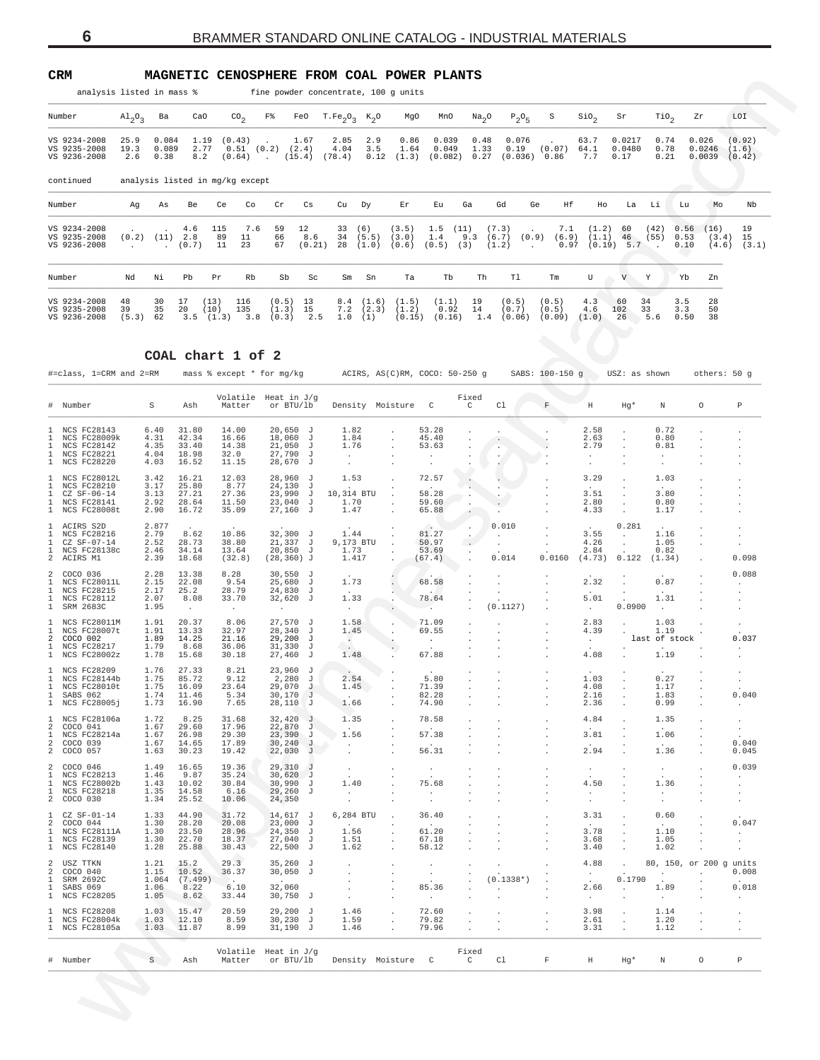## CRM MAGNETIC CENOSPHERE FROM COAL POWER PLANTS

analysis listed in mass % — fine powder concentrate, 100 g units

| Number | $Al_2O_3$ | Ba | CaO | $CO_2$ | F% | FeO | $T.Fe_2O_3$ | $K_2O$ | MgO | MnO | $Na_2O$ | $P_2O_5$ | S | $SiO_2$ | Sr | $TiO_2$ | Zr | LOI |
|---|---|---|---|---|---|---|---|---|---|---|---|---|---|---|---|---|---|---|
| VS 9234-2008 | 25.9 | 0.084 | 1.19 | (0.43) | . | 1.67 | 2.85 | 2.9 | 0.86 | 0.039 | 0.48 | 0.076 | . | 63.7 | 0.0217 | 0.74 | 0.026 | (0.92) |
| VS 9235-2008 | 19.3 | 0.089 | 2.77 | 0.51 | (0.2) | (2.4) | 4.04 | 3.5 | 1.64 | 0.049 | 1.33 | 0.19 | (0.07) | 64.1 | 0.0480 | 0.78 | 0.0246 | (1.6) |
| VS 9236-2008 | 2.6 | 0.38 | 8.2 | (0.64) | . | (15.4) | (78.4) | 0.12 | (1.3) | (0.082) | 0.27 | (0.036) | 0.86 | 7.7 | 0.17 | 0.21 | 0.0039 | (0.42) |

continued — analysis listed in mg/kg except

| Number | Ag | As | Be | Ce | Co | Cr | Cs | Cu | Dy | Er | Eu | Ga | Gd | Ge | Hf | Ho | La | Li | Lu | Mo | Nb |
|---|---|---|---|---|---|---|---|---|---|---|---|---|---|---|---|---|---|---|---|---|---|
| VS 9234-2008 | . | . | 4.6 | 115 | 7.6 | 59 | 12 | 33 | (6) | (3.5) | 1.5 | (11) | (7.3) | . | 7.1 | (1.2) | 60 | (42) | 0.56 | (16) | 19 |
| VS 9235-2008 | (0.2) | (11) | 2.8 | 89 | 11 | 66 | 8.6 | 34 | (5.5) | (3.0) | 1.4 | 9.3 | (6.7) | (0.9) | (6.9) | (1.1) | 46 | (55) | 0.53 | (3.4) | 15 |
| VS 9236-2008 | . | . | (0.7) | 11 | 23 | 67 | (0.21) | 28 | (1.0) | (0.6) | (0.5) | (3) | (1.2) | . | 0.97 | (0.19) | 5.7 | . | 0.10 | (4.6) | (3.1) |

| Number | Nd | Ni | Pb | Pr | Rb | Sb | Sc | Sm | Sn | Ta | Tb | Th | Tl | Tm | U | V | Y | Yb | Zn |
|---|---|---|---|---|---|---|---|---|---|---|---|---|---|---|---|---|---|---|---|
| VS 9234-2008 | 48 | 30 | 17 | (13) | 116 | (0.5) | 13 | 8.4 | (1.6) | (1.5) | (1.1) | 19 | (0.5) | (0.5) | 4.3 | 60 | 34 | 3.5 | 28 |
| VS 9235-2008 | 39 | 35 | 20 | (10) | 135 | (1.3) | 15 | 7.2 | (2.3) | (1.2) | 0.92 | 14 | (0.7) | (0.5) | 4.6 | 102 | 33 | 3.3 | 50 |
| VS 9236-2008 | (5.3) | 62 | 3.5 | (1.3) | 3.8 | (0.3) | 2.5 | 1.0 | (1) | (0.15) | (0.16) | 1.4 | (0.06) | (0.09) | (1.0) | 26 | 5.6 | 0.50 | 38 |

## COAL chart 1 of 2

#=class, 1=CRM and 2=RM — mass % except * for mg/kg — ACIRS, AS(C)RM, COCO: 50-250 g — SABS: 100-150 g — USZ: as shown — others: 50 g

| # | Number | S | Ash | Volatile Matter | Heat in J/g or BTU/lb | Density | Moisture | C | Fixed C | Cl | F | H | Hg* | N | O | P |
|---|---|---|---|---|---|---|---|---|---|---|---|---|---|---|---|---|
| 1 | NCS FC28143 | 6.40 | 31.80 | 14.00 | 20,650 J | 1.82 | . | 53.28 | . | . | . | 2.58 | . | 0.72 | . | . |
| 1 | NCS FC28009k | 4.31 | 42.34 | 16.66 | 18,060 J | 1.84 | . | 45.40 | . | . | . | 2.63 | . | 0.80 | . | . |
| 1 | NCS FC28142 | 4.35 | 33.40 | 14.38 | 21,050 J | 1.76 | . | 53.63 | . | . | . | 2.79 | . | 0.81 | . | . |
| 1 | NCS FC28221 | 4.04 | 18.98 | 32.0 | 27,790 J | . | . | . | . | . | . | . | . | . | . | . |
| 1 | NCS FC28220 | 4.03 | 16.52 | 11.15 | 28,670 J | . | . | . | . | . | . | . | . | . | . | . |
| 1 | NCS FC28012L | 3.42 | 16.21 | 12.03 | 28,960 J | 1.53 | . | 72.57 | . | . | . | 3.29 | . | 1.03 | . | . |
| 1 | NCS FC28210 | 3.17 | 25.80 | 8.77 | 24,130 J | . | . | . | . | . | . | . | . | . | . | . |
| 1 | CZ SF-06-14 | 3.13 | 27.21 | 27.36 | 23,990 J | 10,314 BTU | . | 58.28 | . | . | . | 3.51 | . | 3.80 | . | . |
| 1 | NCS FC28141 | 2.92 | 28.64 | 11.50 | 23,040 J | 1.70 | . | 59.60 | . | . | . | 2.80 | . | 0.80 | . | . |
| 1 | NCS FC28008t | 2.90 | 16.72 | 35.09 | 27,160 J | 1.47 | . | 65.88 | . | . | . | 4.33 | . | 1.17 | . | . |
| 1 | ACIRS S2D | 2.877 | . | . | . | . | . | . | . | 0.010 | . | . | 0.281 | . | . | . |
| 1 | NCS FC28216 | 2.79 | 8.62 | 10.86 | 32,300 J | 1.44 | . | 81.27 | . | . | . | 3.55 | . | 1.16 | . | . |
| 1 | CZ SF-07-14 | 2.52 | 28.73 | 38.80 | 21,337 J | 9,173 BTU | . | 50.97 | . | . | . | 4.26 | . | 1.05 | . | . |
| 1 | NCS FC28138c | 2.46 | 34.14 | 13.64 | 20,850 J | 1.73 | . | 53.69 | . | . | . | 2.84 | . | 0.82 | . | . |
| 2 | ACIRS M1 | 2.39 | 18.68 | (32.8) | (28,360) J | 1.417 | . | (67.4) | . | 0.014 | 0.0160 | (4.73) | 0.122 | (1.34) | . | 0.098 |
| 2 | COCO 036 | 2.28 | 13.38 | 8.28 | 30,550 J | . | . | . | . | . | . | . | . | . | . | 0.088 |
| 1 | NCS FC28011L | 2.15 | 22.08 | 9.54 | 25,680 J | 1.73 | . | 68.58 | . | . | . | 2.32 | . | 0.87 | . | . |
| 1 | NCS FC28215 | 2.17 | 25.2 | 28.79 | 24,830 J | . | . | . | . | . | . | . | . | . | . | . |
| 1 | NCS FC28112 | 2.07 | 8.08 | 33.70 | 32,620 J | 1.33 | . | 78.64 | . | . | . | 5.01 | . | 1.31 | . | . |
| 1 | SRM 2683C | 1.95 | . | . | . | . | . | . | . | (0.1127) | . | . | 0.0900 | . | . | . |
| 1 | NCS FC28011M | 1.91 | 20.37 | 8.06 | 27,570 J | 1.58 | . | 71.09 | . | . | . | 2.83 | . | 1.03 | . | . |
| 1 | NCS FC28007t | 1.91 | 13.33 | 32.97 | 28,340 J | 1.45 | . | 69.55 | . | . | . | 4.39 | . | 1.19 | . | . |
| 2 | COCO 002 | 1.89 | 14.25 | 21.16 | 29,200 J | . | . | . | . | . | . | . | last of stock | | | 0.037 |
| 1 | NCS FC28217 | 1.79 | 8.68 | 36.06 | 31,330 J | . | . | . | . | . | . | . | . | . | . | . |
| 1 | NCS FC28002z | 1.78 | 15.68 | 30.18 | 27,460 J | 1.48 | . | 67.88 | . | . | . | 4.08 | . | 1.19 | . | . |
| 1 | NCS FC28209 | 1.76 | 27.33 | 8.21 | 23,960 J | . | . | . | . | . | . | . | . | . | . | . |
| 1 | NCS FC28144b | 1.75 | 85.72 | 9.12 | 2,280 J | 2.54 | . | 5.80 | . | . | . | 1.03 | . | 0.27 | . | . |
| 1 | NCS FC28010t | 1.75 | 16.09 | 23.64 | 29,070 J | 1.45 | . | 71.39 | . | . | . | 4.08 | . | 1.17 | . | . |
| 1 | SABS 062 | 1.74 | 11.46 | 5.34 | 30,170 J | . | . | 82.28 | . | . | . | 2.16 | . | 1.83 | . | 0.040 |
| 1 | NCS FC28005j | 1.73 | 16.90 | 7.65 | 28,110 J | 1.66 | . | 74.90 | . | . | . | 2.36 | . | 0.99 | . | . |
| 1 | NCS FC28106a | 1.72 | 8.25 | 31.68 | 32,420 J | 1.35 | . | 78.58 | . | . | . | 4.84 | . | 1.35 | . | . |
| 2 | COCO 041 | 1.67 | 29.60 | 17.96 | 22,870 J | . | . | . | . | . | . | . | . | . | . | . |
| 1 | NCS FC28214a | 1.67 | 26.98 | 29.30 | 23,390 J | 1.56 | . | 57.38 | . | . | . | 3.81 | . | 1.06 | . | . |
| 2 | COCO 039 | 1.67 | 14.65 | 17.89 | 30,240 J | . | . | . | . | . | . | . | . | . | . | 0.040 |
| 2 | COCO 057 | 1.63 | 30.23 | 19.42 | 22,030 J | . | . | 56.31 | . | . | . | 2.94 | . | 1.36 | . | 0.045 |
| 2 | COCO 046 | 1.49 | 16.65 | 19.36 | 29,310 J | . | . | . | . | . | . | . | . | . | . | 0.039 |
| 1 | NCS FC28213 | 1.46 | 9.87 | 35.24 | 30,620 J | . | . | . | . | . | . | . | . | . | . | . |
| 1 | NCS FC28002b | 1.43 | 10.02 | 30.84 | 30,990 J | 1.40 | . | 75.68 | . | . | . | 4.50 | . | 1.36 | . | . |
| 1 | NCS FC28218 | 1.35 | 14.58 | 6.16 | 29,260 J | . | . | . | . | . | . | . | . | . | . | . |
| 2 | COCO 030 | 1.34 | 25.52 | 10.06 | 24,350 | . | . | . | . | . | . | . | . | . | . | . |
| 1 | CZ SF-01-14 | 1.33 | 44.90 | 31.72 | 14,617 J | 6,284 BTU | . | 36.40 | . | . | . | 3.31 | . | 0.60 | . | . |
| 2 | COCO 044 | 1.30 | 28.20 | 20.08 | 23,000 J | . | . | . | . | . | . | . | . | . | . | 0.047 |
| 1 | NCS FC28111A | 1.30 | 23.50 | 28.96 | 24,350 J | 1.56 | . | 61.20 | . | . | . | 3.78 | . | 1.10 | . | . |
| 1 | NCS FC28139 | 1.30 | 22.70 | 18.37 | 27,040 J | 1.51 | . | 67.18 | . | . | . | 3.68 | . | 1.05 | . | . |
| 1 | NCS FC28140 | 1.28 | 25.88 | 30.43 | 22,500 J | 1.62 | . | 58.12 | . | . | . | 3.40 | . | 1.02 | . | . |
| 2 | USZ TTKN | 1.21 | 15.2 | 29.3 | 35,260 J | . | . | . | . | . | . | 4.88 | . | 80, 150, or 200 g units | | |
| 2 | COCO 040 | 1.15 | 10.52 | 36.37 | 30,050 J | . | . | . | . | . | . | . | . | . | . | 0.008 |
| 1 | SRM 2692C | 1.064 | (7.499) | . | . | . | . | . | . | (0.1338*) | . | . | 0.1790 | . | . | . |
| 1 | SABS 069 | 1.06 | 8.22 | 6.10 | 32,060 | . | . | 85.36 | . | . | . | 2.66 | . | 1.89 | . | 0.018 |
| 1 | NCS FC28205 | 1.05 | 8.62 | 33.44 | 30,750 J | . | . | . | . | . | . | . | . | . | . | . |
| 1 | NCS FC28208 | 1.03 | 15.47 | 20.59 | 29,200 J | 1.46 | . | 72.60 | . | . | . | 3.98 | . | 1.14 | . | . |
| 1 | NCS FC28004k | 1.03 | 12.10 | 8.59 | 30,230 J | 1.59 | . | 79.82 | . | . | . | 2.61 | . | 1.20 | . | . |
| 1 | NCS FC28105a | 1.03 | 11.87 | 8.99 | 31,190 J | 1.46 | . | 79.96 | . | . | . | 3.31 | . | 1.12 | . | . |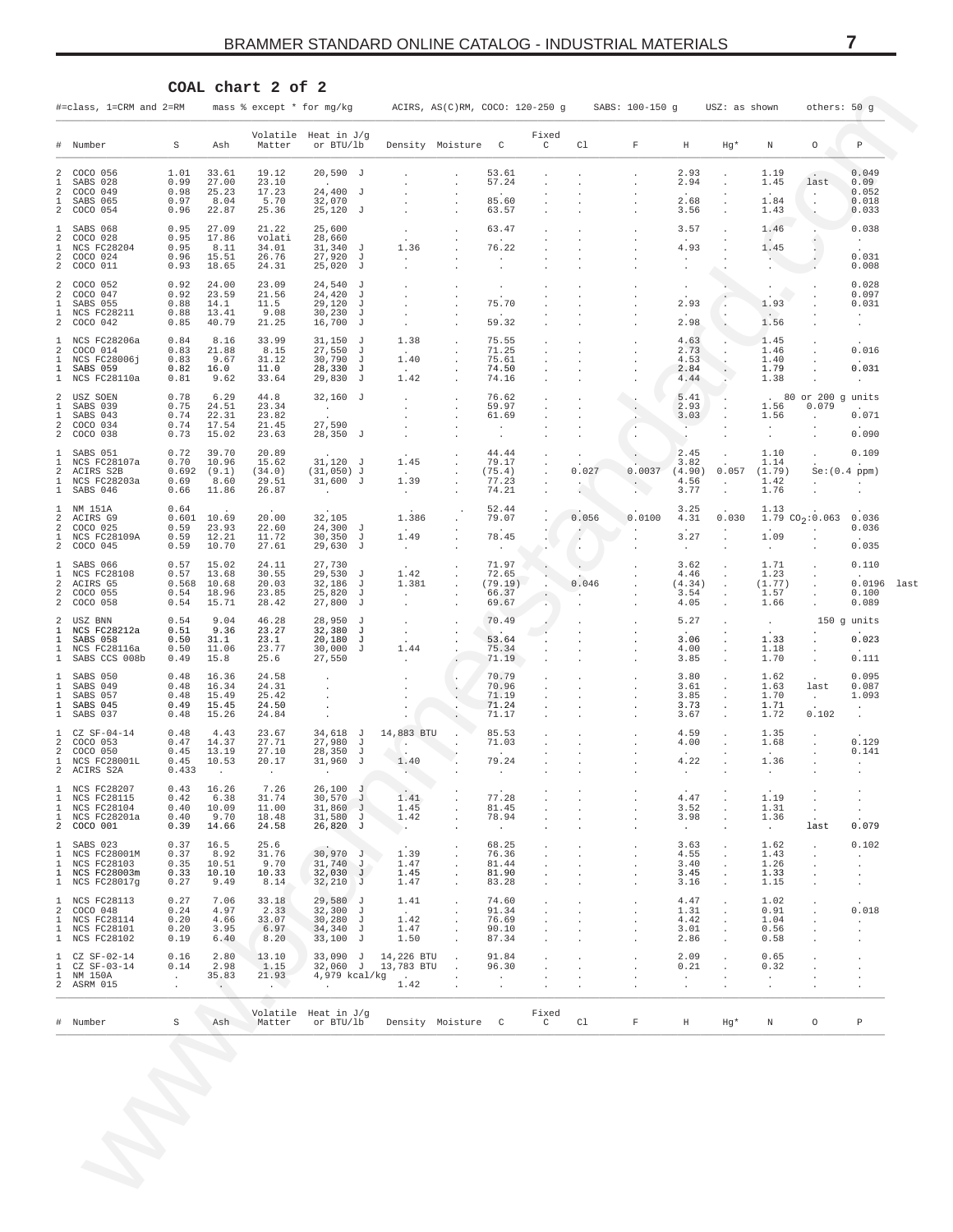## COAL chart 2 of 2

#=class, 1=CRM and 2=RM — mass % except * for mg/kg — ACIRS, AS(C)RM, COCO: 120-250 g — SABS: 100-150 g — USZ: as shown — others: 50 g

| # | Number | S | Ash | Volatile Matter | Heat in J/g or BTU/lb | Density | Moisture | C | Fixed C | Cl | F | H | Hg* | N | O | P |
|---|---|---|---|---|---|---|---|---|---|---|---|---|---|---|---|---|
| 2 | COCO 056 | 1.01 | 33.61 | 19.12 | 20,590 J | . | . | 53.61 | . | . | . | 2.93 | . | 1.19 | . | 0.049 |
| 1 | SABS 028 | 0.99 | 27.00 | 23.10 | . | . | . | 57.24 | . | . | . | 2.94 | . | 1.45 | last | 0.09 |
| 2 | COCO 049 | 0.98 | 25.23 | 17.23 | 24,400 J | . | . | . | . | . | . | . | . | . | . | 0.052 |
| 1 | SABS 065 | 0.97 | 8.04 | 5.70 | 32,070 | . | . | 85.60 | . | . | . | 2.68 | . | 1.84 | . | 0.018 |
| 2 | COCO 054 | 0.96 | 22.87 | 25.36 | 25,120 J | . | . | 63.57 | . | . | . | 3.56 | . | 1.43 | . | 0.033 |
| 1 | SABS 068 | 0.95 | 27.09 | 21.22 | 25,600 | . | . | 63.47 | . | . | . | 3.57 | . | 1.46 | . | 0.038 |
| 2 | COCO 028 | 0.95 | 17.86 | volati | 28,660 | . | . | . | . | . | . | . | . | . | . | . |
| 1 | NCS FC28204 | 0.95 | 8.11 | 34.01 | 31,340 J | 1.36 | . | 76.22 | . | . | . | 4.93 | . | 1.45 | . | . |
| 2 | COCO 024 | 0.96 | 15.51 | 26.76 | 27,920 J | . | . | . | . | . | . | . | . | . | . | 0.031 |
| 2 | COCO 011 | 0.93 | 18.65 | 24.31 | 25,020 J | . | . | . | . | . | . | . | . | . | . | 0.008 |
| 2 | COCO 052 | 0.92 | 24.00 | 23.09 | 24,540 J | . | . | . | . | . | . | . | . | . | . | 0.028 |
| 2 | COCO 047 | 0.92 | 23.59 | 21.56 | 24,420 J | . | . | . | . | . | . | . | . | . | . | 0.097 |
| 1 | SABS 055 | 0.88 | 14.1 | 11.5 | 29,120 J | . | . | 75.70 | . | . | . | 2.93 | . | 1.93 | . | 0.031 |
| 1 | NCS FC28211 | 0.88 | 13.41 | 9.08 | 30,230 J | . | . | . | . | . | . | . | . | . | . | . |
| 2 | COCO 042 | 0.85 | 40.79 | 21.25 | 16,700 J | . | . | 59.32 | . | . | . | 2.98 | . | 1.56 | . | . |
| 1 | NCS FC28206a | 0.84 | 8.16 | 33.99 | 31,150 J | 1.38 | . | 75.55 | . | . | . | 4.63 | . | 1.45 | . | . |
| 2 | COCO 014 | 0.83 | 21.88 | 8.15 | 27,550 J | . | . | 71.25 | . | . | . | 2.73 | . | 1.46 | . | 0.016 |
| 1 | NCS FC28006j | 0.83 | 9.67 | 31.12 | 30,790 J | 1.40 | . | 75.61 | . | . | . | 4.53 | . | 1.40 | . | . |
| 1 | SABS 059 | 0.82 | 16.0 | 11.0 | 28,330 J | . | . | 74.50 | . | . | . | 2.84 | . | 1.79 | . | 0.031 |
| 1 | NCS FC28110a | 0.81 | 9.62 | 33.64 | 29,830 J | 1.42 | . | 74.16 | . | . | . | 4.44 | . | 1.38 | . | . |
| 2 | USZ SOEN | 0.78 | 6.29 | 44.8 | 32,160 J | . | . | 76.62 | . | . | . | 5.41 | . | . 80 or 200 g units | | |
| 1 | SABS 039 | 0.75 | 24.51 | 23.34 | . | . | . | 59.97 | . | . | . | 2.93 | . | 1.56 | 0.079 | . |
| 1 | SABS 043 | 0.74 | 22.31 | 23.82 | . | . | . | 61.69 | . | . | . | 3.03 | . | 1.56 | . | 0.071 |
| 2 | COCO 034 | 0.74 | 17.54 | 21.45 | 27,590 | . | . | . | . | . | . | . | . | . | . | . |
| 2 | COCO 038 | 0.73 | 15.02 | 23.63 | 28,350 J | . | . | . | . | . | . | . | . | . | . | 0.090 |
| 1 | SABS 051 | 0.72 | 39.70 | 20.89 | . | . | . | 44.44 | . | . | . | 2.45 | . | 1.10 | . | 0.109 |
| 1 | NCS FC28107a | 0.70 | 10.96 | 15.62 | 31,120 J | 1.45 | . | 79.17 | . | . | . | 3.82 | . | 1.14 | . | . |
| 2 | ACIRS S2B | 0.692 | (9.1) | (34.0) | (31,050) J | . | . | (75.4) | . | 0.027 | 0.0037 | (4.90) | 0.057 | (1.79) | Se:(0.4 ppm) | |
| 1 | NCS FC28203a | 0.69 | 8.60 | 29.51 | 31,600 J | 1.39 | . | 77.23 | . | . | . | 4.56 | . | 1.42 | . | . |
| 1 | SABS 046 | 0.66 | 11.86 | 26.87 | . | . | . | 74.21 | . | . | . | 3.77 | . | 1.76 | . | . |
| 1 | NM 151A | 0.64 | . | . | . | . | . | 52.44 | . | . | . | 3.25 | . | 1.13 | . | . |
| 2 | ACIRS G9 | 0.601 | 10.69 | 20.00 | 32,105 | 1.386 | . | 79.07 | . | 0.056 | 0.0100 | 4.31 | 0.030 | 1.79 | $CO_2$:0.063 | 0.036 |
| 2 | COCO 025 | 0.59 | 23.93 | 22.60 | 24,300 J | . | . | . | . | . | . | . | . | . | . | 0.036 |
| 1 | NCS FC28109A | 0.59 | 12.21 | 11.72 | 30,350 J | 1.49 | . | 78.45 | . | . | . | 3.27 | . | 1.09 | . | . |
| 2 | COCO 045 | 0.59 | 10.70 | 27.61 | 29,630 J | . | . | . | . | . | . | . | . | . | . | 0.035 |
| 1 | SABS 066 | 0.57 | 15.02 | 24.11 | 27,730 | . | . | 71.97 | . | . | . | 3.62 | . | 1.71 | . | 0.110 |
| 1 | NCS FC28108 | 0.57 | 13.68 | 30.55 | 29,530 J | 1.42 | . | 72.65 | . | . | . | 4.46 | . | 1.23 | . | . |
| 2 | ACIRS G5 | 0.568 | 10.68 | 20.03 | 32,186 J | 1.381 | . | (79.19) | . | 0.046 | . | (4.34) | . | (1.77) | . | 0.0196 last |
| 2 | COCO 055 | 0.54 | 18.96 | 23.85 | 25,820 J | . | . | 66.37 | . | . | . | 3.54 | . | 1.57 | . | 0.100 |
| 2 | COCO 058 | 0.54 | 15.71 | 28.42 | 27,800 J | . | . | 69.67 | . | . | . | 4.05 | . | 1.66 | . | 0.089 |
| 2 | USZ BNN | 0.54 | 9.04 | 46.28 | 28,950 J | . | . | 70.49 | . | . | . | 5.27 | . | . | 150 g units | |
| 1 | NCS FC28212a | 0.51 | 9.36 | 23.27 | 32,380 J | . | . | . | . | . | . | . | . | . | . | . |
| 1 | SABS 058 | 0.50 | 31.1 | 23.1 | 20,180 J | . | . | 53.64 | . | . | . | 3.06 | . | 1.33 | . | 0.023 |
| 1 | NCS FC28116a | 0.50 | 11.06 | 23.77 | 30,000 J | 1.44 | . | 75.34 | . | . | . | 4.00 | . | 1.18 | . | . |
| 1 | SABS CCS 008b | 0.49 | 15.8 | 25.6 | 27,550 | . | . | 71.19 | . | . | . | 3.85 | . | 1.70 | . | 0.111 |
| 1 | SABS 050 | 0.48 | 16.36 | 24.58 | . | . | . | 70.79 | . | . | . | 3.80 | . | 1.62 | . | 0.095 |
| 1 | SABS 049 | 0.48 | 16.34 | 24.31 | . | . | . | 70.96 | . | . | . | 3.61 | . | 1.63 | last | 0.087 |
| 1 | SABS 057 | 0.48 | 15.49 | 25.42 | . | . | . | 71.19 | . | . | . | 3.85 | . | 1.70 | . | 1.093 |
| 1 | SABS 045 | 0.49 | 15.45 | 24.50 | . | . | . | 71.24 | . | . | . | 3.73 | . | 1.71 | . | . |
| 1 | SABS 037 | 0.48 | 15.26 | 24.84 | . | . | . | 71.17 | . | . | . | 3.67 | . | 1.72 | 0.102 | . |
| 1 | CZ SF-04-14 | 0.48 | 4.43 | 23.67 | 34,618 J | 14,883 BTU | . | 85.53 | . | . | . | 4.59 | . | 1.35 | . | . |
| 2 | COCO 053 | 0.47 | 14.37 | 27.71 | 27,980 J | . | . | 71.03 | . | . | . | 4.00 | . | 1.68 | . | 0.129 |
| 2 | COCO 050 | 0.45 | 13.19 | 27.10 | 28,350 J | . | . | . | . | . | . | . | . | . | . | 0.141 |
| 1 | NCS FC28001L | 0.45 | 10.53 | 20.17 | 31,960 J | 1.40 | . | 79.24 | . | . | . | 4.22 | . | 1.36 | . | . |
| 2 | ACIRS S2A | 0.433 | . | . | . | . | . | . | . | . | . | . | . | . | . | . |
| 1 | NCS FC28207 | 0.43 | 16.26 | 7.26 | 26,100 J | . | . | . | . | . | . | . | . | . | . | . |
| 1 | NCS FC28115 | 0.42 | 6.38 | 31.74 | 30,570 J | 1.41 | . | 77.28 | . | . | . | 4.47 | . | 1.19 | . | . |
| 1 | NCS FC28104 | 0.40 | 10.09 | 11.00 | 31,860 J | 1.45 | . | 81.45 | . | . | . | 3.52 | . | 1.31 | . | . |
| 1 | NCS FC28201a | 0.40 | 9.70 | 18.48 | 31,580 J | 1.42 | . | 78.94 | . | . | . | 3.98 | . | 1.36 | . | . |
| 2 | COCO 001 | 0.39 | 14.66 | 24.58 | 26,820 J | . | . | . | . | . | . | . | . | . | last | 0.079 |
| 1 | SABS 023 | 0.37 | 16.5 | 25.6 | . | . | . | 68.25 | . | . | . | 3.63 | . | 1.62 | . | 0.102 |
| 1 | NCS FC28001M | 0.37 | 8.92 | 31.76 | 30,970 J | 1.39 | . | 76.36 | . | . | . | 4.55 | . | 1.43 | . | . |
| 1 | NCS FC28103 | 0.35 | 10.51 | 9.70 | 31,740 J | 1.47 | . | 81.44 | . | . | . | 3.40 | . | 1.26 | . | . |
| 1 | NCS FC28003m | 0.33 | 10.10 | 10.33 | 32,030 J | 1.45 | . | 81.90 | . | . | . | 3.45 | . | 1.33 | . | . |
| 1 | NCS FC28017g | 0.27 | 9.49 | 8.14 | 32,210 J | 1.47 | . | 83.28 | . | . | . | 3.16 | . | 1.15 | . | . |
| 1 | NCS FC28113 | 0.27 | 7.06 | 33.18 | 29,580 J | 1.41 | . | 74.60 | . | . | . | 4.47 | . | 1.02 | . | . |
| 2 | COCO 048 | 0.24 | 4.97 | 2.33 | 32,300 J | . | . | 91.34 | . | . | . | 1.31 | . | 0.91 | . | 0.018 |
| 1 | NCS FC28114 | 0.20 | 4.66 | 33.07 | 30,280 J | 1.42 | . | 76.69 | . | . | . | 4.42 | . | 1.04 | . | . |
| 1 | NCS FC28101 | 0.20 | 3.95 | 6.97 | 34,340 J | 1.47 | . | 90.10 | . | . | . | 3.01 | . | 0.56 | . | . |
| 1 | NCS FC28102 | 0.19 | 6.40 | 8.20 | 33,100 J | 1.50 | . | 87.34 | . | . | . | 2.86 | . | 0.58 | . | . |
| 1 | CZ SF-02-14 | 0.16 | 2.80 | 13.10 | 33,090 J | 14,226 BTU | . | 91.84 | . | . | . | 2.09 | . | 0.65 | . | . |
| 1 | CZ SF-03-14 | 0.14 | 2.98 | 1.15 | 32,060 J | 13,783 BTU | . | 96.30 | . | . | . | 0.21 | . | 0.32 | . | . |
| 1 | NM 150A | . | 35.83 | 21.93 | 4,979 kcal/kg | . | . | . | . | . | . | . | . | . | . | . |
| 2 | ASRM 015 | . | . | . | . | 1.42 | . | . | . | . | . | . | . | . | . | . |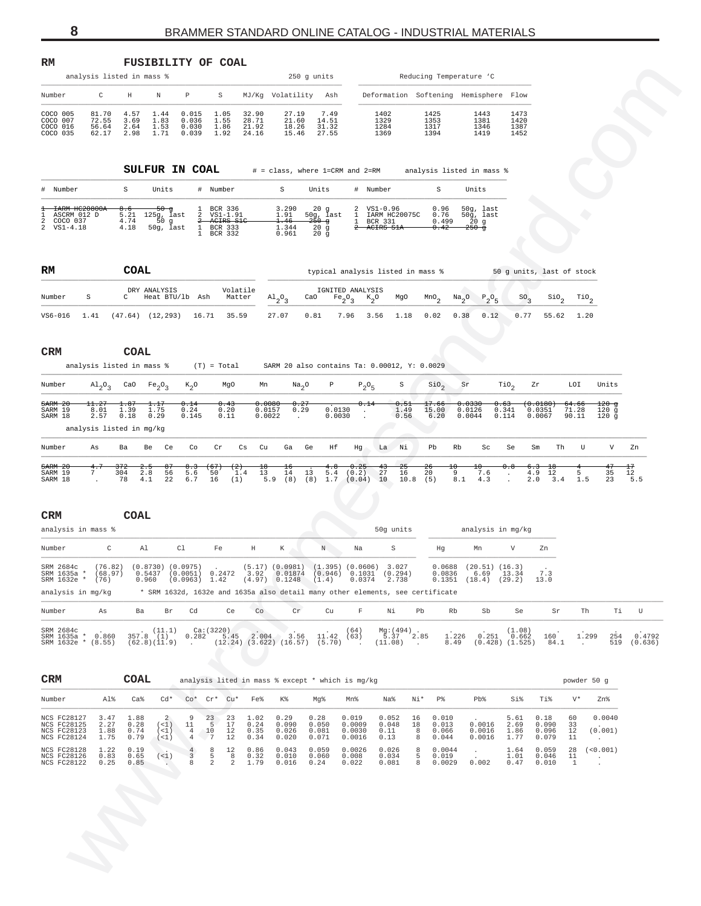## RM FUSIBILITY OF COAL

| analysis listed in mass % | | | | | | | 250 g units | | Reducing Temperature 'C | | | |
|---|---|---|---|---|---|---|---|---|---|---|---|---|
| Number | C | H | N | P | S | MJ/Kg | Volatility | Ash | Deformation | Softening | Hemisphere | Flow |
| COCO 005 | 81.70 | 4.57 | 1.44 | 0.015 | 1.05 | 32.90 | 27.19 | 7.49 | 1402 | 1425 | 1443 | 1473 |
| COCO 007 | 72.55 | 3.69 | 1.83 | 0.036 | 1.55 | 28.71 | 21.60 | 14.51 | 1329 | 1353 | 1381 | 1420 |
| COCO 016 | 56.64 | 2.64 | 1.53 | 0.030 | 1.86 | 21.92 | 18.26 | 31.32 | 1284 | 1317 | 1346 | 1387 |
| COCO 035 | 62.17 | 2.98 | 1.71 | 0.039 | 1.92 | 24.16 | 15.46 | 27.55 | 1369 | 1394 | 1419 | 1452 |

## SULFUR IN COAL

# = class, where 1=CRM and 2=RM — analysis listed in mass %

| # | Number | S | Units | # | Number | S | Units | # | Number | S | Units |
|---|---|---|---|---|---|---|---|---|---|---|---|
| 1 | ~~IARM HC20800A~~ | ~~8.6~~ | ~~50 g~~ | 1 | BCR 336 | 3.290 | 20 g | 2 | VS1-0.96 | 0.96 | 50g, last |
| 1 | ASCRM 012 D | 5.21 | 125g, last | 2 | VS1-1.91 | 1.91 | 50g, last | 1 | IARM HC20075C | 0.76 | 50g, last |
| 2 | COCO 037 | 4.74 | 50 g | 2 | ~~ACIRS S1C~~ | ~~1.46~~ | ~~250 g~~ | 1 | BCR 331 | 0.499 | 20 g |
| 2 | VS1-4.18 | 4.18 | 50g, last | 1 | BCR 333 | 1.344 | 20 g | 2 | ~~ACIRS S1A~~ | ~~0.42~~ | ~~250 g~~ |
| | | | | 1 | BCR 332 | 0.961 | 20 g | | | | |

## RM COAL

typical analysis listed in mass % — 50 g units, last of stock

| Number | S | DRY ANALYSIS C | Heat BTU/lb | Ash | Volatile Matter | IGNITED ANALYSIS $Al_2O_3$ | CaO | $Fe_2O_3$ | $K_2O$ | MgO | $MnO_2$ | $Na_2O$ | $P_2O_5$ | $SO_3$ | $SiO_2$ | $TiO_2$ |
|---|---|---|---|---|---|---|---|---|---|---|---|---|---|---|---|---|
| VS6-016 | 1.41 | (47.64) | (12,293) | 16.71 | 35.59 | 27.07 | 0.81 | 7.96 | 3.56 | 1.18 | 0.02 | 0.38 | 0.12 | 0.77 | 55.62 | 1.20 |

## CRM COAL

analysis listed in mass % (T) = Total — SARM 20 also contains Ta: 0.00012, Y: 0.0029

| Number | $Al_2O_3$ | CaO | $Fe_2O_3$ | $K_2O$ | MgO | Mn | $Na_2O$ | P | $P_2O_5$ | S | $SiO_2$ | Sr | $TiO_2$ | Zr | LOI | Units |
|---|---|---|---|---|---|---|---|---|---|---|---|---|---|---|---|---|
| ~~SARM 20~~ | ~~11.27~~ | ~~1.87~~ | ~~1.17~~ | ~~0.14~~ | ~~0.43~~ | ~~0.0080~~ | ~~0.27~~ | ~~.~~ | ~~0.14~~ | ~~0.51~~ | ~~17.66~~ | ~~0.0330~~ | ~~0.63~~ | ~~(0.0180)~~ | ~~64.66~~ | ~~120 g~~ |
| SARM 19 | 8.01 | 1.39 | 1.75 | 0.24 | 0.20 | 0.0157 | 0.29 | 0.0130 | . | 1.49 | 15.00 | 0.0126 | 0.341 | 0.0351 | 71.28 | 120 g |
| SARM 18 | 2.57 | 0.18 | 0.29 | 0.145 | 0.11 | 0.0022 | . | 0.0030 | . | 0.56 | 6.20 | 0.0044 | 0.114 | 0.0067 | 90.11 | 120 g |

analysis listed in mg/kg

| Number | As | Ba | Be | Ce | Co | Cr | Cs | Cu | Ga | Ge | Hf | Hg | La | Ni | Pb | Rb | Sc | Se | Sm | Th | U | V | Zn |
|---|---|---|---|---|---|---|---|---|---|---|---|---|---|---|---|---|---|---|---|---|---|---|---|
| ~~SARM 20~~ | ~~4.7~~ | ~~372~~ | ~~2.5~~ | ~~87~~ | ~~8.3~~ | ~~(67)~~ | ~~(2)~~ | ~~18~~ | ~~16~~ | ~~.~~ | ~~4.8~~ | ~~0.25~~ | ~~43~~ | ~~25~~ | ~~26~~ | ~~10~~ | ~~10~~ | ~~0.8~~ | ~~6.3~~ | ~~18~~ | ~~4~~ | ~~47~~ | ~~17~~ |
| SARM 19 | 7 | 304 | 2.8 | 56 | 5.6 | 50 | 1.4 | 13 | 14 | 13 | 5.4 | (0.2) | 27 | 16 | 20 | 9 | 7.6 | . | 4.9 | 12 | 5 | 35 | 12 |
| SARM 18 | . | 78 | 4.1 | 22 | 6.7 | 16 | (1) | 5.9 | (8) | (8) | 1.7 | (0.04) | 10 | 10.8 | (5) | 8.1 | 4.3 | . | 2.0 | 3.4 | 1.5 | 23 | 5.5 |

## CRM COAL

analysis in mass % — 50g units — analysis in mg/kg

| Number | C | Al | Cl | Fe | H | K | N | Na | S | Hg | Mn | V | Zn |
|---|---|---|---|---|---|---|---|---|---|---|---|---|---|
| SRM 2684c | (76.82) | (0.8730) | (0.0975) | . | (5.17) | (0.0981) | (1.395) | (0.0606) | 3.027 | 0.0688 | (20.51) | (16.3) | . |
| SRM 1635a * | (68.97) | 0.5437 | (0.0051) | 0.2472 | 3.92 | 0.01874 | (0.946) | 0.1031 | (0.294) | 0.0836 | 6.69 | 13.34 | 7.3 |
| SRM 1632e * | (76) | 0.960 | (0.0963) | 1.42 | (4.97) | 0.1248 | (1.4) | 0.0374 | 2.738 | 0.1351 | (18.4) | (29.2) | 13.0 |

analysis in mg/kg — * SRM 1632d, 1632e and 1635a also detail many other elements, see certificate

| Number | As | Ba | Br | Cd | Ce | Co | Cr | Cu | F | Ni | Pb | Rb | Sb | Se | Sr | Th | Ti | U |
|---|---|---|---|---|---|---|---|---|---|---|---|---|---|---|---|---|---|---|
| SRM 2684c | . | . | (11.1) | Ca:(3220) | | . | . | . | (64) | Mg:(494) | . | . | . | (1.08) | . | . | . | . |
| SRM 1635a * | 0.860 | 357.8 | (1) | 0.282 | 5.45 | 2.004 | 3.56 | 11.42 | (63) | 5.37 | 2.85 | 1.226 | 0.251 | 0.662 | 160 | 1.299 | 254 | 0.4792 |
| SRM 1632e * | (8.55) | (62.8) | (11.9) | . | (12.24) | (3.622) | (16.57) | (5.70) | . | (11.08) | . | 8.49 | (0.428) | (1.525) | 84.1 | . | 519 | (0.636) |

## CRM COAL

analysis lited in mass % except * which is mg/kg — powder 50 g

| Number | Al% | Ca% | Cd* | Co* | Cr* | Cu* | Fe% | K% | Mg% | Mn% | Na% | Ni* | P% | Pb% | Si% | Ti% | V* | Zn% |
|---|---|---|---|---|---|---|---|---|---|---|---|---|---|---|---|---|---|---|
| NCS FC28127 | 3.47 | 1.88 | 2 | 9 | 23 | 23 | 1.02 | 0.29 | 0.28 | 0.019 | 0.052 | 16 | 0.010 | . | 5.61 | 0.18 | 60 | 0.0040 |
| NCS FC28125 | 2.27 | 0.28 | (<1) | 11 | 5 | 17 | 0.24 | 0.090 | 0.050 | 0.0009 | 0.048 | 18 | 0.013 | 0.0016 | 2.69 | 0.090 | 33 | . |
| NCS FC28123 | 1.88 | 0.74 | (<1) | 4 | 10 | 12 | 0.35 | 0.026 | 0.081 | 0.0030 | 0.11 | 8 | 0.066 | 0.0016 | 1.86 | 0.096 | 12 | (0.001) |
| NCS FC28124 | 1.75 | 0.79 | (<1) | 4 | 7 | 12 | 0.34 | 0.020 | 0.071 | 0.0016 | 0.13 | 8 | 0.044 | 0.0016 | 1.77 | 0.079 | 11 | . |
| NCS FC28128 | 1.22 | 0.19 | . | 4 | 8 | 12 | 0.86 | 0.043 | 0.059 | 0.0026 | 0.026 | 8 | 0.0044 | . | 1.64 | 0.059 | 28 | (<0.001) |
| NCS FC28126 | 0.83 | 0.65 | (<1) | 3 | 5 | 8 | 0.32 | 0.010 | 0.060 | 0.008 | 0.034 | 5 | 0.019 | . | 1.01 | 0.046 | 11 | . |
| NCS FC28122 | 0.25 | 0.85 | . | 8 | 2 | 2 | 1.79 | 0.016 | 0.24 | 0.022 | 0.081 | 8 | 0.0029 | 0.002 | 0.47 | 0.010 | 1 | . |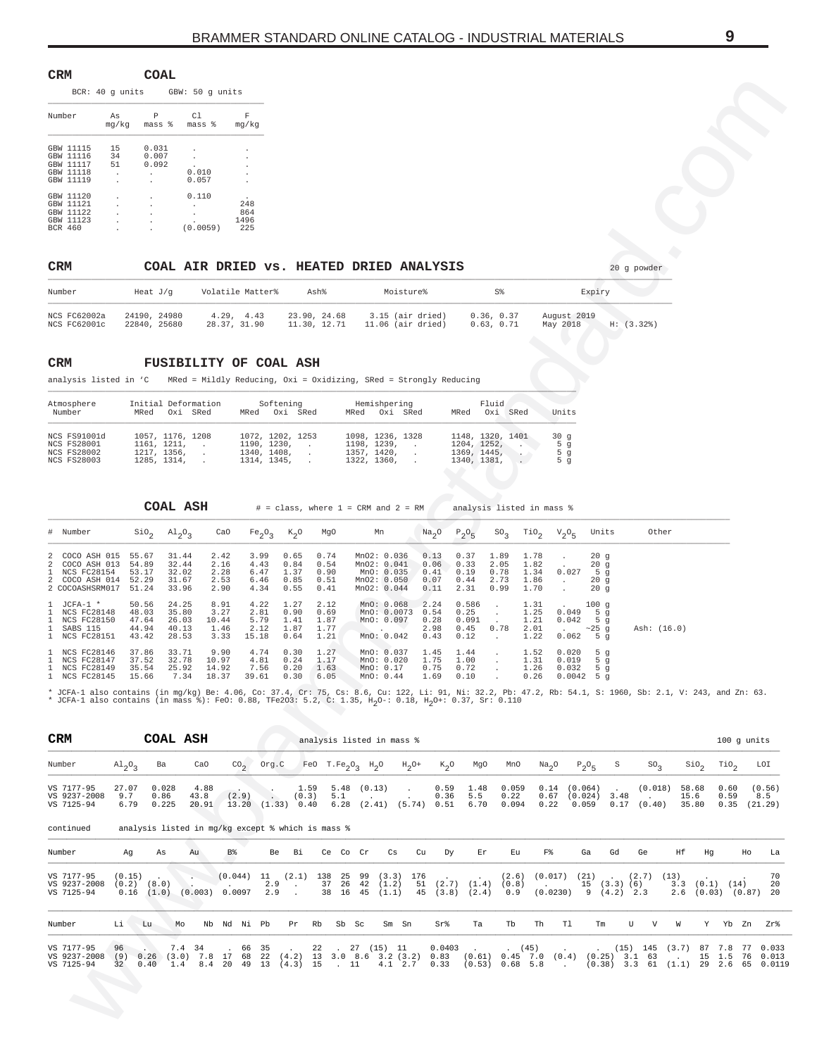## CRM COAL

BCR: 40 g units    GBW: 50 g units

| Number | As mg/kg | P mass % | Cl mass % | F mg/kg |
|---|---|---|---|---|
| GBW 11115 | 15 | 0.031 | . | . |
| GBW 11116 | 34 | 0.007 | . | . |
| GBW 11117 | 51 | 0.092 | . | . |
| GBW 11118 | . | . | 0.010 | . |
| GBW 11119 | . | . | 0.057 | . |
| GBW 11120 | . | . | 0.110 | . |
| GBW 11121 | . | . | . | 248 |
| GBW 11122 | . | . | . | 864 |
| GBW 11123 | . | . | . | 1496 |
| BCR 460 | . | . | (0.0059) | 225 |

## CRM COAL AIR DRIED vs. HEATED DRIED ANALYSIS

20 g powder

| Number | Heat J/g | Volatile Matter% | Ash% | Moisture% | S% | Expiry | |
|---|---|---|---|---|---|---|---|
| NCS FC62002a | 24190, 24980 | 4.29, 4.43 | 23.90, 24.68 | 3.15 (air dried) | 0.36, 0.37 | August 2019 | |
| NCS FC62001c | 22840, 25680 | 28.37, 31.90 | 11.30, 12.71 | 11.06 (air dried) | 0.63, 0.71 | May 2018 | H: (3.32%) |

## CRM FUSIBILITY OF COAL ASH

analysis listed in ’C    MRed = Mildly Reducing, Oxi = Oxidizing, SRed = Strongly Reducing

| Atmosphere Number | Initial Deformation MRed Oxi SRed | Softening MRed Oxi SRed | Hemishpering MRed Oxi SRed | Fluid MRed Oxi SRed | Units |
|---|---|---|---|---|---|
| NCS FS91001d | 1057, 1176, 1208 | 1072, 1202, 1253 | 1098, 1236, 1328 | 1148, 1320, 1401 | 30 g |
| NCS FS28001 | 1161, 1211, . | 1190, 1230, . | 1198, 1239, . | 1204, 1252, . | 5 g |
| NCS FS28002 | 1217, 1356, . | 1340, 1408, . | 1357, 1420, . | 1369, 1445, . | 5 g |
| NCS FS28003 | 1285, 1314, . | 1314, 1345, . | 1322, 1360, . | 1340, 1381, . | 5 g |

## COAL ASH

# = class, where 1 = CRM and 2 = RM    analysis listed in mass %

| # | Number | $SiO_2$ | $Al_2O_3$ | CaO | $Fe_2O_3$ | $K_2O$ | MgO | Mn | $Na_2O$ | $P_2O_5$ | $SO_3$ | $TiO_2$ | $V_2O_5$ | Units | Other |
|---|---|---|---|---|---|---|---|---|---|---|---|---|---|---|---|
| 2 | COCO ASH 015 | 55.67 | 31.44 | 2.42 | 3.99 | 0.65 | 0.74 | MnO2: 0.036 | 0.13 | 0.37 | 1.89 | 1.78 | . | 20 g | |
| 2 | COCO ASH 013 | 54.89 | 32.44 | 2.16 | 4.43 | 0.84 | 0.54 | MnO2: 0.041 | 0.06 | 0.33 | 2.05 | 1.82 | . | 20 g | |
| 1 | NCS FC28154 | 53.17 | 32.02 | 2.28 | 6.47 | 1.37 | 0.90 | MnO: 0.035 | 0.41 | 0.19 | 0.78 | 1.34 | 0.027 | 5 g | |
| 2 | COCO ASH 014 | 52.29 | 31.67 | 2.53 | 6.46 | 0.85 | 0.51 | MnO2: 0.050 | 0.07 | 0.44 | 2.73 | 1.86 | . | 20 g | |
| 2 | COCOASHSRM017 | 51.24 | 33.96 | 2.90 | 4.34 | 0.55 | 0.41 | MnO2: 0.044 | 0.11 | 2.31 | 0.99 | 1.70 | . | 20 g | |
| 1 | JCFA-1 * | 50.56 | 24.25 | 8.91 | 4.22 | 1.27 | 2.12 | MnO: 0.068 | 2.24 | 0.586 | . | 1.31 | . | 100 g | |
| 1 | NCS FC28148 | 48.03 | 35.80 | 3.27 | 2.81 | 0.90 | 0.69 | MnO: 0.0073 | 0.54 | 0.25 | . | 1.25 | 0.049 | 5 g | |
| 1 | NCS FC28150 | 47.64 | 26.03 | 10.44 | 5.79 | 1.41 | 1.87 | MnO: 0.097 | 0.28 | 0.091 | . | 1.21 | 0.042 | 5 g | |
| 1 | SABS 115 | 44.94 | 40.13 | 1.46 | 2.12 | 1.87 | 1.77 | . | 2.98 | 0.45 | 0.78 | 2.01 | . | ~25 g | Ash: (16.0) |
| 1 | NCS FC28151 | 43.42 | 28.53 | 3.33 | 15.18 | 0.64 | 1.21 | MnO: 0.042 | 0.43 | 0.12 | . | 1.22 | 0.062 | 5 g | |
| 1 | NCS FC28146 | 37.86 | 33.71 | 9.90 | 4.74 | 0.30 | 1.27 | MnO: 0.037 | 1.45 | 1.44 | . | 1.52 | 0.020 | 5 g | |
| 1 | NCS FC28147 | 37.52 | 32.78 | 10.97 | 4.81 | 0.24 | 1.17 | MnO: 0.020 | 1.75 | 1.00 | . | 1.31 | 0.019 | 5 g | |
| 1 | NCS FC28149 | 35.54 | 25.92 | 14.92 | 7.56 | 0.20 | 1.63 | MnO: 0.17 | 0.75 | 0.72 | . | 1.26 | 0.032 | 5 g | |
| 1 | NCS FC28145 | 15.66 | 7.34 | 18.37 | 39.61 | 0.30 | 6.05 | MnO: 0.44 | 1.69 | 0.10 | . | 0.26 | 0.0042 | 5 g | |

* JCFA-1 also contains (in mg/kg) Be: 4.06, Co: 37.4, Cr: 75, Cs: 8.6, Cu: 122, Li: 91, Ni: 32.2, Pb: 47.2, Rb: 54.1, S: 1960, Sb: 2.1, V: 243, and Zn: 63.
* JCFA-1 also contains (in mass %): FeO: 0.88, TFe2O3: 5.2, C: 1.35, $H_2O$-: 0.18, $H_2O$+: 0.37, Sr: 0.110

## CRM COAL ASH

analysis listed in mass %    100 g units

| Number | $Al_2O_3$ | Ba | CaO | $CO_2$ | Org.C | FeO | $T.Fe_2O_3$ | $H_2O$ | $H_2O$+ | $K_2O$ | MgO | MnO | $Na_2O$ | $P_2O_5$ | S | $SO_3$ | $SiO_2$ | $TiO_2$ | LOI |
|---|---|---|---|---|---|---|---|---|---|---|---|---|---|---|---|---|---|---|---|
| VS 7177-95 | 27.07 | 0.028 | 4.88 | . | . | 1.59 | 5.48 | (0.13) | . | 0.59 | 1.48 | 0.059 | 0.14 | (0.064) | . | (0.018) | 58.68 | 0.60 | (0.56) |
| VS 9237-2008 | 9.7 | 0.86 | 43.8 | (2.9) | . | (0.3) | 5.1 | . | . | 0.36 | 5.5 | 0.22 | 0.67 | (0.024) | 3.48 | . | 15.6 | 0.59 | 8.5 |
| VS 7125-94 | 6.79 | 0.225 | 20.91 | 13.20 | (1.33) | 0.40 | 6.28 | (2.41) | (5.74) | 0.51 | 6.70 | 0.094 | 0.22 | 0.059 | 0.17 | (0.40) | 35.80 | 0.35 | (21.29) |

continued    analysis listed in mg/kg except % which is mass %

| Number | Ag | As | Au | B% | Be | Bi | Ce | Co | Cr | Cs | Cu | Dy | Er | Eu | F% | Ga | Gd | Ge | Hf | Hg | Ho | La |
|---|---|---|---|---|---|---|---|---|---|---|---|---|---|---|---|---|---|---|---|---|---|---|
| VS 7177-95 | (0.15) | . | . | (0.044) | 11 | (2.1) | 138 | 25 | 99 | (3.3) | 176 | . | . | (2.6) | (0.017) | (21) | . | (2.7) | (13) | . | . | 70 |
| VS 9237-2008 | (0.2) | (8.0) | . | . | 2.9 | . | 37 | 26 | 42 | (1.2) | 51 | (2.7) | (1.4) | (0.8) | . | 15 | (3.3) | (6) | 3.3 | (0.1) | (14) | 20 |
| VS 7125-94 | 0.16 | (1.0) | (0.003) | 0.0097 | 2.9 | . | 38 | 16 | 45 | (1.1) | 45 | (3.8) | (2.4) | 0.9 | (0.0230) | 9 | (4.2) | 2.3 | 2.6 | (0.03) | (0.87) | 20 |

| Number | Li | Lu | Mo | Nb | Nd | Ni | Pb | Pr | Rb | Sb | Sc | Sm | Sn | Sr% | Ta | Tb | Th | Tl | Tm | U | V | W | Y | Yb | Zn | Zr% |
|---|---|---|---|---|---|---|---|---|---|---|---|---|---|---|---|---|---|---|---|---|---|---|---|---|---|---|
| VS 7177-95 | 96 | . | 7.4 | 34 | . | 66 | 35 | . | 22 | . | 27 | (15) | 11 | 0.0403 | . | . | (45) | . | . | (15) | 145 | (3.7) | 87 | 7.8 | 77 | 0.033 |
| VS 9237-2008 | (9) | 0.26 | (3.0) | 7.8 | 17 | 68 | 22 | (4.2) | 13 | 3.0 | 8.6 | 3.2 | (3.2) | 0.83 | (0.61) | 0.45 | 7.0 | (0.4) | (0.25) | 3.1 | 63 | . | 15 | 1.5 | 76 | 0.013 |
| VS 7125-94 | 32 | 0.40 | 1.4 | 8.4 | 20 | 49 | 13 | (4.3) | 15 | . | 11 | 4.1 | 2.7 | 0.33 | (0.53) | 0.68 | 5.8 | . | (0.38) | 3.3 | 61 | (1.1) | 29 | 2.6 | 65 | 0.0119 |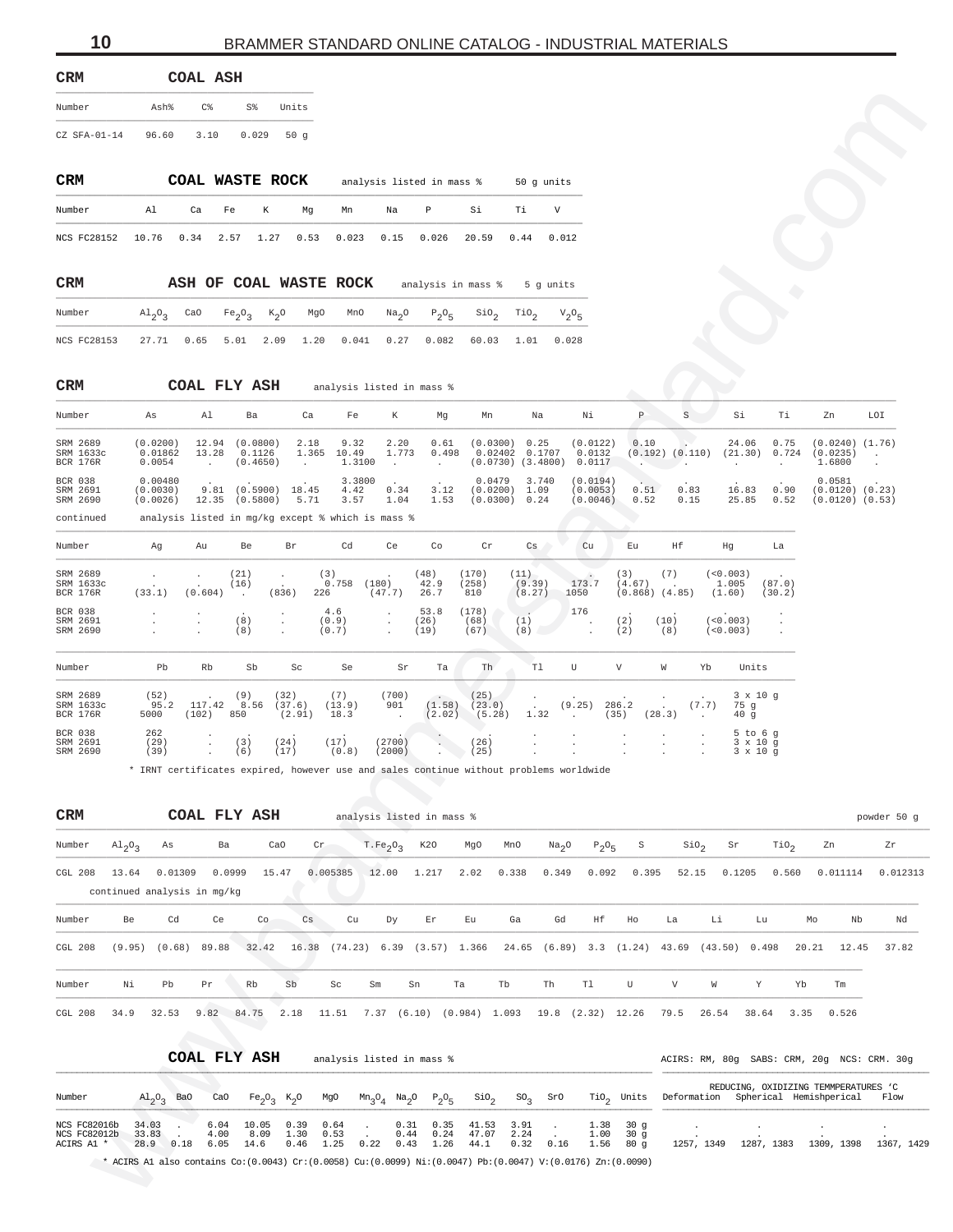## CRM COAL ASH

| Number | Ash% | C% | S% | Units |
|---|---|---|---|---|
| CZ SFA-01-14 | 96.60 | 3.10 | 0.029 | 50 g |

## CRM COAL WASTE ROCK

analysis listed in mass % 50 g units

| Number | Al | Ca | Fe | K | Mg | Mn | Na | P | Si | Ti | V |
|---|---|---|---|---|---|---|---|---|---|---|---|
| NCS FC28152 | 10.76 | 0.34 | 2.57 | 1.27 | 0.53 | 0.023 | 0.15 | 0.026 | 20.59 | 0.44 | 0.012 |

## CRM ASH OF COAL WASTE ROCK

analysis in mass % 5 g units

| Number | $Al_2O_3$ | CaO | $Fe_2O_3$ | $K_2O$ | MgO | MnO | $Na_2O$ | $P_2O_5$ | $SiO_2$ | $TiO_2$ | $V_2O_5$ |
|---|---|---|---|---|---|---|---|---|---|---|---|
| NCS FC28153 | 27.71 | 0.65 | 5.01 | 2.09 | 1.20 | 0.041 | 0.27 | 0.082 | 60.03 | 1.01 | 0.028 |

## CRM COAL FLY ASH

analysis listed in mass %

| Number | As | Al | Ba | Ca | Fe | K | Mg | Mn | Na | Ni | P | S | Si | Ti | Zn | LOI |
|---|---|---|---|---|---|---|---|---|---|---|---|---|---|---|---|---|
| SRM 2689 | (0.0200) | 12.94 | (0.0800) | 2.18 | 9.32 | 2.20 | 0.61 | (0.0300) | 0.25 | (0.0122) | 0.10 | . | 24.06 | 0.75 | (0.0240) | (1.76) |
| SRM 1633c | 0.01862 | 13.28 | 0.1126 | 1.365 | 10.49 | 1.773 | 0.498 | 0.02402 | 0.1707 | 0.0132 | (0.192) | (0.110) | (21.30) | 0.724 | (0.0235) | . |
| BCR 176R | 0.0054 | . | (0.4650) | . | 1.3100 | . | . | (0.0730) | (3.4800) | 0.0117 | . | . | . | . | 1.6800 | . |
| BCR 038 | 0.00480 | . | . | . | 3.3800 | . | . | 0.0479 | 3.740 | (0.0194) | . | . | . | . | 0.0581 | . |
| SRM 2691 | (0.0030) | 9.81 | (0.5900) | 18.45 | 4.42 | 0.34 | 3.12 | (0.0200) | 1.09 | (0.0053) | 0.51 | 0.83 | 16.83 | 0.90 | (0.0120) | (0.23) |
| SRM 2690 | (0.0026) | 12.35 | (0.5800) | 5.71 | 3.57 | 1.04 | 1.53 | (0.0300) | 0.24 | (0.0046) | 0.52 | 0.15 | 25.85 | 0.52 | (0.0120) | (0.53) |

continued analysis listed in mg/kg except % which is mass %

| Number | Ag | Au | Be | Br | Cd | Ce | Co | Cr | Cs | Cu | Eu | Hf | Hg | La |
|---|---|---|---|---|---|---|---|---|---|---|---|---|---|---|
| SRM 2689 | . | . | (21) | . | (3) | . | (48) | (170) | (11) | . | (3) | (7) | (<0.003) | . |
| SRM 1633c | . | . | (16) | . | 0.758 | (180) | 42.9 | (258) | (9.39) | 173.7 | (4.67) | . | 1.005 | (87.0) |
| BCR 176R | (33.1) | (0.604) | . | (836) | 226 | (47.7) | 26.7 | 810 | (8.27) | 1050 | (0.868) | (4.85) | (1.60) | (30.2) |
| BCR 038 | . | . | . | . | 4.6 | . | 53.8 | (178) | . | 176 | . | . | . | . |
| SRM 2691 | . | . | (8) | . | (0.9) | . | (26) | (68) | (1) | . | (2) | (10) | (<0.003) | . |
| SRM 2690 | . | . | (8) | . | (0.7) | . | (19) | (67) | (8) | . | (2) | (8) | (<0.003) | . |

| Number | Pb | Rb | Sb | Sc | Se | Sr | Ta | Th | Tl | U | V | W | Yb | Units |
|---|---|---|---|---|---|---|---|---|---|---|---|---|---|---|
| SRM 2689 | (52) | . | (9) | (32) | (7) | (700) | . | (25) | . | . | . | . | . | 3 x 10 g |
| SRM 1633c | 95.2 | 117.42 | 8.56 | (37.6) | (13.9) | 901 | (1.58) | (23.0) | . | (9.25) | 286.2 | . | (7.7) | 75 g |
| BCR 176R | 5000 | (102) | 850 | (2.91) | 18.3 | . | (2.02) | (5.28) | 1.32 | . | (35) | (28.3) | . | 40 g |
| BCR 038 | 262 | . | . | . | . | . | . | . | . | . | . | . | . | 5 to 6 g |
| SRM 2691 | (29) | . | (3) | (24) | (17) | (2700) | . | (26) | . | . | . | . | . | 3 x 10 g |
| SRM 2690 | (39) | . | (6) | (17) | (0.8) | (2000) | . | (25) | . | . | . | . | . | 3 x 10 g |

* IRNT certificates expired, however use and sales continue without problems worldwide

## CRM COAL FLY ASH

analysis listed in mass % powder 50 g

| Number | $Al_2O_3$ | As | Ba | CaO | Cr | $T.Fe_2O_3$ | K2O | MgO | MnO | $Na_2O$ | $P_2O_5$ | S | $SiO_2$ | Sr | $TiO_2$ | Zn | Zr |
|---|---|---|---|---|---|---|---|---|---|---|---|---|---|---|---|---|---|
| CGL 208 | 13.64 | 0.01309 | 0.0999 | 15.47 | 0.005385 | 12.00 | 1.217 | 2.02 | 0.338 | 0.349 | 0.092 | 0.395 | 52.15 | 0.1205 | 0.560 | 0.011114 | 0.012313 |

continued analysis in mg/kg

| Number | Be | Cd | Ce | Co | Cs | Cu | Dy | Er | Eu | Ga | Gd | Hf | Ho | La | Li | Lu | Mo | Nb | Nd |
|---|---|---|---|---|---|---|---|---|---|---|---|---|---|---|---|---|---|---|---|
| CGL 208 | (9.95) | (0.68) | 89.88 | 32.42 | 16.38 | (74.23) | 6.39 | (3.57) | 1.366 | 24.65 | (6.89) | 3.3 | (1.24) | 43.69 | (43.50) | 0.498 | 20.21 | 12.45 | 37.82 |

| Number | Ni | Pb | Pr | Rb | Sb | Sc | Sm | Sn | Ta | Tb | Th | Tl | U | V | W | Y | Yb | Tm |
|---|---|---|---|---|---|---|---|---|---|---|---|---|---|---|---|---|---|---|
| CGL 208 | 34.9 | 32.53 | 9.82 | 84.75 | 2.18 | 11.51 | 7.37 | (6.10) | (0.984) | 1.093 | 19.8 | (2.32) | 12.26 | 79.5 | 26.54 | 38.64 | 3.35 | 0.526 |

## COAL FLY ASH

analysis listed in mass % ACIRS: RM, 80g SABS: CRM, 20g NCS: CRM. 30g

| Number | $Al_2O_3$ | BaO | CaO | $Fe_2O_3$ | $K_2O$ | MgO | $Mn_3O_4$ | $Na_2O$ | $P_2O_5$ | $SiO_2$ | $SO_3$ | SrO | $TiO_2$ | Units | REDUCING, OXIDIZING TEMMPERATURES 'C Deformation | Spherical | Hemishperical | Flow |
|---|---|---|---|---|---|---|---|---|---|---|---|---|---|---|---|---|---|---|
| NCS FC82016b | 34.03 | . | 6.04 | 10.05 | 0.39 | 0.64 | . | 0.31 | 0.35 | 41.53 | 3.91 | . | 1.38 | 30 g | . | . | . | . |
| NCS FC82012b | 33.83 | . | 4.00 | 8.09 | 1.30 | 0.53 | . | 0.44 | 0.24 | 47.07 | 2.24 | . | 1.00 | 30 g | . | . | . | . |
| ACIRS A1 * | 28.9 | 0.18 | 6.05 | 14.6 | 0.46 | 1.25 | 0.22 | 0.43 | 1.26 | 44.1 | 0.32 | 0.16 | 1.56 | 80 g | 1257, 1349 | 1287, 1383 | 1309, 1398 | 1367, 1429 |

* ACIRS A1 also contains Co:(0.0043) Cr:(0.0058) Cu:(0.0099) Ni:(0.0047) Pb:(0.0047) V:(0.0176) Zn:(0.0090)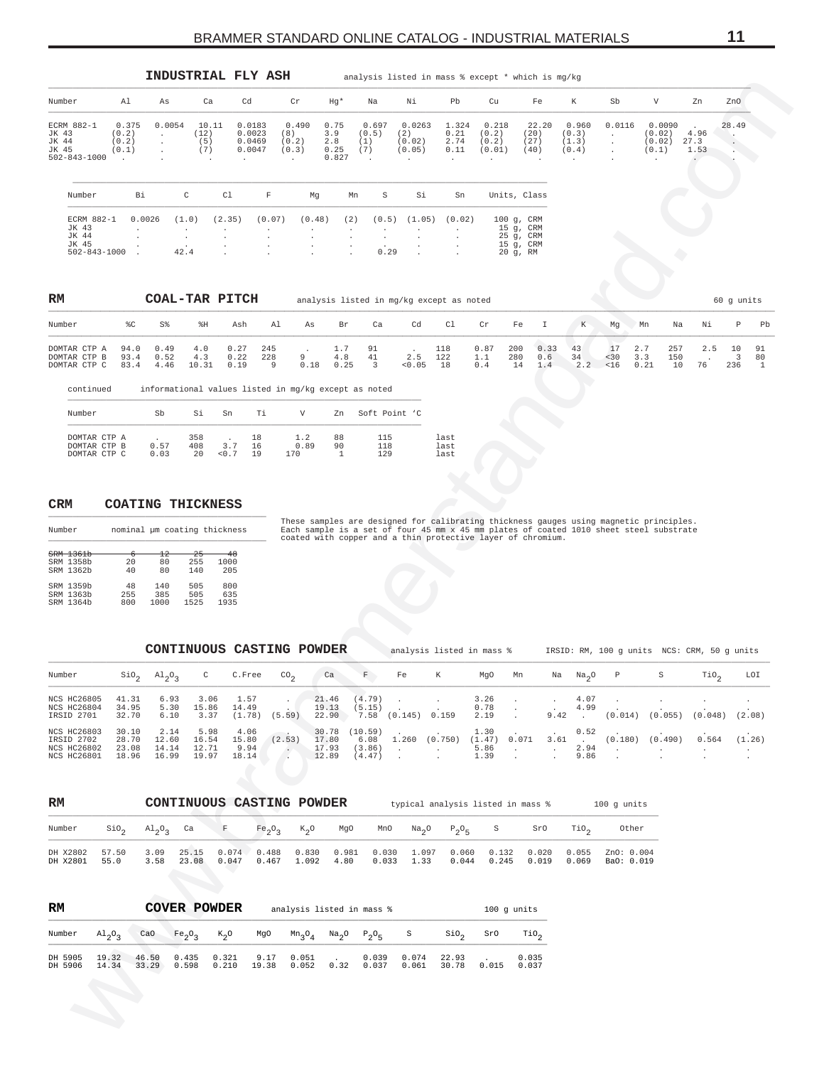## INDUSTRIAL FLY ASH

analysis listed in mass % except * which is mg/kg

| Number | Al | As | Ca | Cd | Cr | Hg* | Na | Ni | Pb | Cu | Fe | K | Sb | V | Zn | ZnO |
|---|---|---|---|---|---|---|---|---|---|---|---|---|---|---|---|---|
| ECRM 882-1 | 0.375 | 0.0054 | 10.11 | 0.0183 | 0.490 | 0.75 | 0.697 | 0.0263 | 1.324 | 0.218 | 22.20 | 0.960 | 0.0116 | 0.0090 | . | 28.49 |
| JK 43 | (0.2) | . | (12) | 0.0023 | (8) | 3.9 | (0.5) | (2) | 0.21 | (0.2) | (20) | (0.3) | . | (0.02) | 4.96 | . |
| JK 44 | (0.2) | . | (5) | 0.0469 | (0.2) | 2.8 | (1) | (0.02) | 2.74 | (0.2) | (27) | (1.3) | . | (0.02) | 27.3 | . |
| JK 45 | (0.1) | . | (7) | 0.0047 | (0.3) | 0.25 | (7) | (0.05) | 0.11 | (0.01) | (40) | (0.4) | . | (0.1) | 1.53 | . |
| 502-843-1000 | . | . | . | . | . | 0.827 | . | . | . | . | . | . | . | . | . | . |

| Number | Bi | C | Cl | F | Mg | Mn | S | Si | Sn | Units, Class |
|---|---|---|---|---|---|---|---|---|---|---|
| ECRM 882-1 | 0.0026 | (1.0) | (2.35) | (0.07) | (0.48) | (2) | (0.5) | (1.05) | (0.02) | 100 g, CRM |
| JK 43 | . | . | . | . | . | . | . | . | . | 15 g, CRM |
| JK 44 | . | . | . | . | . | . | . | . | . | 25 g, CRM |
| JK 45 | . | . | . | . | . | . | . | . | . | 15 g, CRM |
| 502-843-1000 | . | 42.4 | . | . | . | . | 0.29 | . | . | 20 g, RM |

## RM COAL-TAR PITCH

analysis listed in mg/kg except as noted — 60 g units

| Number | %C | S% | %H | Ash | Al | As | Br | Ca | Cd | Cl | Cr | Fe | I | K | Mg | Mn | Na | Ni | P | Pb |
|---|---|---|---|---|---|---|---|---|---|---|---|---|---|---|---|---|---|---|---|---|
| DOMTAR CTP A | 94.0 | 0.49 | 4.0 | 0.27 | 245 | . | 1.7 | 91 | . | 118 | 0.87 | 200 | 0.33 | 43 | 17 | 2.7 | 257 | 2.5 | 10 | 91 |
| DOMTAR CTP B | 93.4 | 0.52 | 4.3 | 0.22 | 228 | 9 | 4.8 | 41 | 2.5 | 122 | 1.1 | 280 | 0.6 | 34 | <30 | 3.3 | 150 | . | 3 | 80 |
| DOMTAR CTP C | 83.4 | 4.46 | 10.31 | 0.19 | 9 | 0.18 | 0.25 | 3 | <0.05 | 18 | 0.4 | 14 | 1.4 | 2.2 | <16 | 0.21 | 10 | 76 | 236 | 1 |

continued — informational values listed in mg/kg except as noted

| Number | Sb | Si | Sn | Ti | V | Zn | Soft Point 'C | |
|---|---|---|---|---|---|---|---|---|
| DOMTAR CTP A | . | 358 | . | 18 | 1.2 | 88 | 115 | last |
| DOMTAR CTP B | 0.57 | 408 | 3.7 | 16 | 0.89 | 90 | 118 | last |
| DOMTAR CTP C | 0.03 | 20 | <0.7 | 19 | 170 | 1 | 129 | last |

## CRM COATING THICKNESS

These samples are designed for calibrating thickness gauges using magnetic principles. Each sample is a set of four 45 mm x 45 mm plates of coated 1010 sheet steel substrate coated with copper and a thin protective layer of chromium.

| Number | nominal µm coating thickness | | | |
|---|---|---|---|---|
| ~~SRM 1361b~~ | ~~6~~ | ~~12~~ | ~~25~~ | ~~48~~ |
| SRM 1358b | 20 | 80 | 255 | 1000 |
| SRM 1362b | 40 | 80 | 140 | 205 |
| SRM 1359b | 48 | 140 | 505 | 800 |
| SRM 1363b | 255 | 385 | 505 | 635 |
| SRM 1364b | 800 | 1000 | 1525 | 1935 |

## CONTINUOUS CASTING POWDER

analysis listed in mass % — IRSID: RM, 100 g units NCS: CRM, 50 g units

| Number | $SiO_2$ | $Al_2O_3$ | C | C.Free | $CO_2$ | Ca | F | Fe | K | MgO | Mn | Na | $Na_2O$ | P | S | $TiO_2$ | LOI |
|---|---|---|---|---|---|---|---|---|---|---|---|---|---|---|---|---|---|
| NCS HC26805 | 41.31 | 6.93 | 3.06 | 1.57 | . | 21.46 | (4.79) | . | . | 3.26 | . | . | 4.07 | . | . | . | . |
| NCS HC26804 | 34.95 | 5.30 | 15.86 | 14.49 | . | 19.13 | (5.15) | . | . | 0.78 | . | . | 4.99 | . | . | . | . |
| IRSID 2701 | 32.70 | 6.10 | 3.37 | (1.78) | (5.59) | 22.90 | 7.58 | (0.145) | 0.159 | 2.19 | . | 9.42 | . | (0.014) | (0.055) | (0.048) | (2.08) |
| NCS HC26803 | 30.10 | 2.14 | 5.98 | 4.06 | . | 30.78 | (10.59) | . | . | 1.30 | . | . | 0.52 | . | . | . | . |
| IRSID 2702 | 28.70 | 12.60 | 16.54 | 15.80 | (2.53) | 17.80 | 6.08 | 1.260 | (0.750) | (1.47) | 0.071 | 3.61 | . | (0.180) | (0.490) | 0.564 | (1.26) |
| NCS HC26802 | 23.08 | 14.14 | 12.71 | 9.94 | . | 17.93 | (3.86) | . | . | 5.86 | . | . | 2.94 | . | . | . | . |
| NCS HC26801 | 18.96 | 16.99 | 19.97 | 18.14 | . | 12.89 | (4.47) | . | . | 1.39 | . | . | 9.86 | . | . | . | . |

## RM CONTINUOUS CASTING POWDER

typical analysis listed in mass % — 100 g units

| Number | $SiO_2$ | $Al_2O_3$ | Ca | F | $Fe_2O_3$ | $K_2O$ | MgO | MnO | $Na_2O$ | $P_2O_5$ | S | SrO | $TiO_2$ | Other |
|---|---|---|---|---|---|---|---|---|---|---|---|---|---|---|
| DH X2802 | 57.50 | 3.09 | 25.15 | 0.074 | 0.488 | 0.830 | 0.981 | 0.030 | 1.097 | 0.060 | 0.132 | 0.020 | 0.055 | ZnO: 0.004 |
| DH X2801 | 55.0 | 3.58 | 23.08 | 0.047 | 0.467 | 1.092 | 4.80 | 0.033 | 1.33 | 0.044 | 0.245 | 0.019 | 0.069 | BaO: 0.019 |

## RM COVER POWDER

analysis listed in mass % — 100 g units

| Number | $Al_2O_3$ | CaO | $Fe_2O_3$ | $K_2O$ | MgO | $Mn_3O_4$ | $Na_2O$ | $P_2O_5$ | S | $SiO_2$ | SrO | $TiO_2$ |
|---|---|---|---|---|---|---|---|---|---|---|---|---|
| DH 5905 | 19.32 | 46.50 | 0.435 | 0.321 | 9.17 | 0.051 | . | 0.039 | 0.074 | 22.93 | . | 0.035 |
| DH 5906 | 14.34 | 33.29 | 0.598 | 0.210 | 19.38 | 0.052 | 0.32 | 0.037 | 0.061 | 30.78 | 0.015 | 0.037 |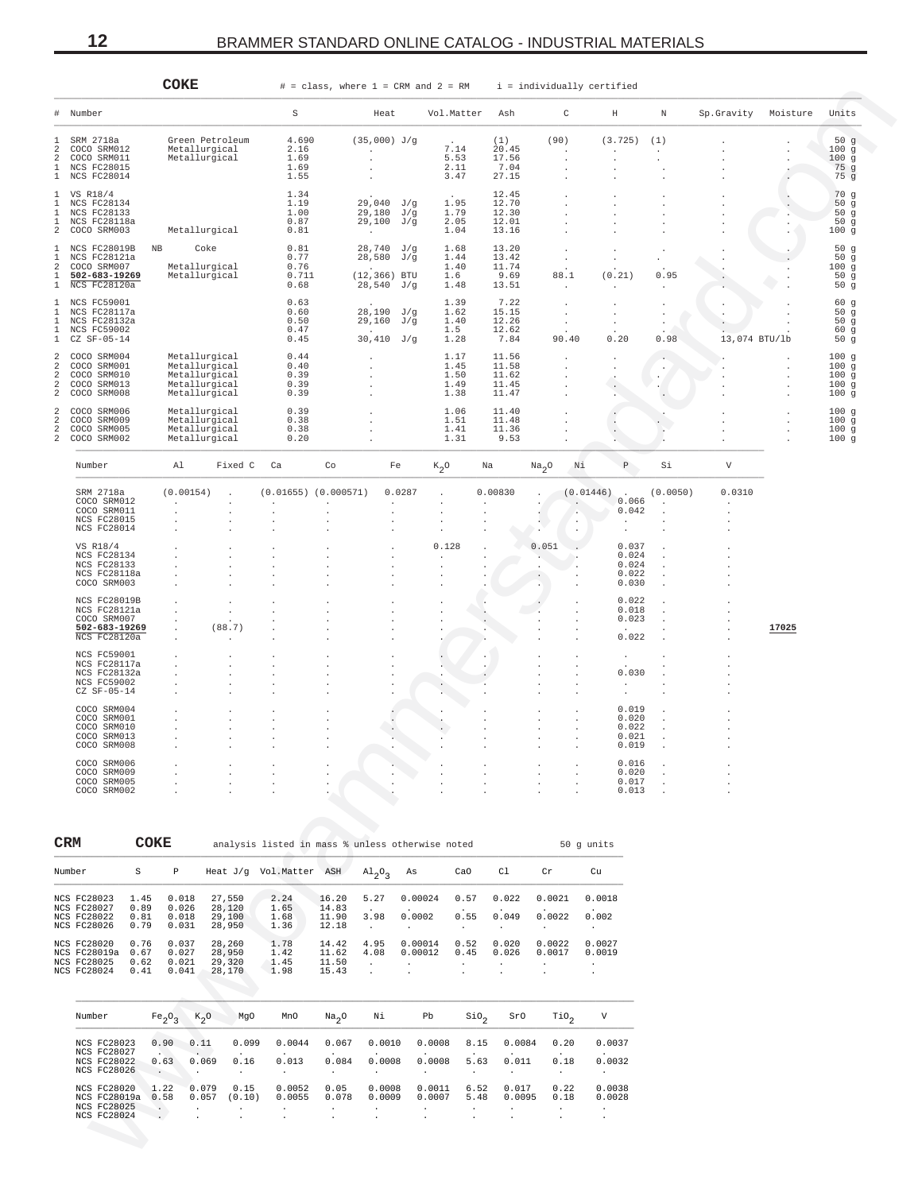## COKE

# = class, where 1 = CRM and 2 = RM    i = individually certified

| # | Number | | S | Heat | Vol.Matter | Ash | C | H | N | Sp.Gravity | Moisture | Units |
|---|---|---|---|---|---|---|---|---|---|---|---|---|
| 1 | SRM 2718a | Green Petroleum | 4.690 | (35,000) J/g | . | (1) | (90) | (3.725) | (1) | . | . | 50 g |
| 2 | COCO SRM012 | Metallurgical | 2.16 | . | 7.14 | 20.45 | . | . | . | . | . | 100 g |
| 2 | COCO SRM011 | Metallurgical | 1.69 | . | 5.53 | 17.56 | . | . | . | . | . | 100 g |
| 1 | NCS FC28015 | | 1.69 | . | 2.11 | 7.04 | . | . | . | . | . | 75 g |
| 1 | NCS FC28014 | | 1.55 | . | 3.47 | 27.15 | . | . | . | . | . | 75 g |
| 1 | VS R18/4 | | 1.34 | . | . | 12.45 | . | . | . | . | . | 70 g |
| 1 | NCS FC28134 | | 1.19 | 29,040 J/g | 1.95 | 12.70 | . | . | . | . | . | 50 g |
| 1 | NCS FC28133 | | 1.00 | 29,180 J/g | 1.79 | 12.30 | . | . | . | . | . | 50 g |
| 1 | NCS FC28118a | | 0.87 | 29,100 J/g | 2.05 | 12.01 | . | . | . | . | . | 50 g |
| 2 | COCO SRM003 | Metallurgical | 0.81 | . | 1.04 | 13.16 | . | . | . | . | . | 100 g |
| 1 | NCS FC28019B | NB Coke | 0.81 | 28,740 J/g | 1.68 | 13.20 | . | . | . | . | . | 50 g |
| 1 | NCS FC28121a | | 0.77 | 28,580 J/g | 1.44 | 13.42 | . | . | . | . | . | 50 g |
| 2 | COCO SRM007 | Metallurgical | 0.76 | . | 1.40 | 11.74 | . | . | . | . | . | 100 g |
| 1 | **502-683-19269** | Metallurgical | 0.711 | (12,366) BTU | 1.6 | 9.69 | 88.1 | (0.21) | 0.95 | . | . | 50 g |
| 1 | NCS FC28120a | | 0.68 | 28,540 J/g | 1.48 | 13.51 | . | . | . | . | . | 50 g |
| 1 | NCS FC59001 | | 0.63 | . | 1.39 | 7.22 | . | . | . | . | . | 60 g |
| 1 | NCS FC28117a | | 0.60 | 28,190 J/g | 1.62 | 15.15 | . | . | . | . | . | 50 g |
| 1 | NCS FC28132a | | 0.50 | 29,160 J/g | 1.40 | 12.26 | . | . | . | . | . | 50 g |
| 1 | NCS FC59002 | | 0.47 | . | 1.5 | 12.62 | . | . | . | . | . | 60 g |
| 1 | CZ SF-05-14 | | 0.45 | 30,410 J/g | 1.28 | 7.84 | 90.40 | 0.20 | 0.98 | 13,074 BTU/lb | | 50 g |
| 2 | COCO SRM004 | Metallurgical | 0.44 | . | 1.17 | 11.56 | . | . | . | . | . | 100 g |
| 2 | COCO SRM001 | Metallurgical | 0.40 | . | 1.45 | 11.58 | . | . | . | . | . | 100 g |
| 2 | COCO SRM010 | Metallurgical | 0.39 | . | 1.50 | 11.62 | . | . | . | . | . | 100 g |
| 2 | COCO SRM013 | Metallurgical | 0.39 | . | 1.49 | 11.45 | . | . | . | . | . | 100 g |
| 2 | COCO SRM008 | Metallurgical | 0.39 | . | 1.38 | 11.47 | . | . | . | . | . | 100 g |
| 2 | COCO SRM006 | Metallurgical | 0.39 | . | 1.06 | 11.40 | . | . | . | . | . | 100 g |
| 2 | COCO SRM009 | Metallurgical | 0.38 | . | 1.51 | 11.48 | . | . | . | . | . | 100 g |
| 2 | COCO SRM005 | Metallurgical | 0.38 | . | 1.41 | 11.36 | . | . | . | . | . | 100 g |
| 2 | COCO SRM002 | Metallurgical | 0.20 | . | 1.31 | 9.53 | . | . | . | . | . | 100 g |

| Number | Al | Fixed C | Ca | Co | Fe | $K_2O$ | Na | $Na_2O$ | Ni | P | Si | V | |
|---|---|---|---|---|---|---|---|---|---|---|---|---|---|
| SRM 2718a | (0.00154) | . | (0.01655) | (0.000571) | 0.0287 | . | 0.00830 | . | (0.01446) | . | (0.0050) | 0.0310 | |
| COCO SRM012 | . | . | . | . | . | . | . | . | . | 0.066 | . | . | |
| COCO SRM011 | . | . | . | . | . | . | . | . | . | 0.042 | . | . | |
| NCS FC28015 | . | . | . | . | . | . | . | . | . | . | . | . | |
| NCS FC28014 | . | . | . | . | . | . | . | . | . | . | . | . | |
| VS R18/4 | . | . | . | . | . | 0.128 | . | 0.051 | . | 0.037 | . | . | |
| NCS FC28134 | . | . | . | . | . | . | . | . | . | 0.024 | . | . | |
| NCS FC28133 | . | . | . | . | . | . | . | . | . | 0.024 | . | . | |
| NCS FC28118a | . | . | . | . | . | . | . | . | . | 0.022 | . | . | |
| COCO SRM003 | . | . | . | . | . | . | . | . | . | 0.030 | . | . | |
| NCS FC28019B | . | . | . | . | . | . | . | . | . | 0.022 | . | . | |
| NCS FC28121a | . | . | . | . | . | . | . | . | . | 0.018 | . | . | |
| COCO SRM007 | . | . | . | . | . | . | . | . | . | 0.023 | . | . | |
| **502-683-19269** | . | (88.7) | . | . | . | . | . | . | . | . | . | . | **17025** |
| NCS FC28120a | . | . | . | . | . | . | . | . | . | 0.022 | . | . | |
| NCS FC59001 | . | . | . | . | . | . | . | . | . | . | . | . | |
| NCS FC28117a | . | . | . | . | . | . | . | . | . | . | . | . | |
| NCS FC28132a | . | . | . | . | . | . | . | . | . | 0.030 | . | . | |
| NCS FC59002 | . | . | . | . | . | . | . | . | . | . | . | . | |
| CZ SF-05-14 | . | . | . | . | . | . | . | . | . | . | . | . | |
| COCO SRM004 | . | . | . | . | . | . | . | . | . | 0.019 | . | . | |
| COCO SRM001 | . | . | . | . | . | . | . | . | . | 0.020 | . | . | |
| COCO SRM010 | . | . | . | . | . | . | . | . | . | 0.022 | . | . | |
| COCO SRM013 | . | . | . | . | . | . | . | . | . | 0.021 | . | . | |
| COCO SRM008 | . | . | . | . | . | . | . | . | . | 0.019 | . | . | |
| COCO SRM006 | . | . | . | . | . | . | . | . | . | 0.016 | . | . | |
| COCO SRM009 | . | . | . | . | . | . | . | . | . | 0.020 | . | . | |
| COCO SRM005 | . | . | . | . | . | . | . | . | . | 0.017 | . | . | |
| COCO SRM002 | . | . | . | . | . | . | . | . | . | 0.013 | . | . | |

## CRM COKE

analysis listed in mass % unless otherwise noted    50 g units

| Number | S | P | Heat J/g | Vol.Matter | ASH | $Al_2O_3$ | As | CaO | Cl | Cr | Cu |
|---|---|---|---|---|---|---|---|---|---|---|---|
| NCS FC28023 | 1.45 | 0.018 | 27,550 | 2.24 | 16.20 | 5.27 | 0.00024 | 0.57 | 0.022 | 0.0021 | 0.0018 |
| NCS FC28027 | 0.89 | 0.026 | 28,120 | 1.65 | 14.83 | . | . | . | . | . | . |
| NCS FC28022 | 0.81 | 0.018 | 29,100 | 1.68 | 11.90 | 3.98 | 0.0002 | 0.55 | 0.049 | 0.0022 | 0.002 |
| NCS FC28026 | 0.79 | 0.031 | 28,950 | 1.36 | 12.18 | . | . | . | . | . | . |
| NCS FC28020 | 0.76 | 0.037 | 28,260 | 1.78 | 14.42 | 4.95 | 0.00014 | 0.52 | 0.020 | 0.0022 | 0.0027 |
| NCS FC28019a | 0.67 | 0.027 | 28,950 | 1.42 | 11.62 | 4.08 | 0.00012 | 0.45 | 0.026 | 0.0017 | 0.0019 |
| NCS FC28025 | 0.62 | 0.021 | 29,320 | 1.45 | 11.50 | . | . | . | . | . | . |
| NCS FC28024 | 0.41 | 0.041 | 28,170 | 1.98 | 15.43 | . | . | . | . | . | . |

| Number | $Fe_2O_3$ | $K_2O$ | MgO | MnO | $Na_2O$ | Ni | Pb | $SiO_2$ | SrO | $TiO_2$ | V |
|---|---|---|---|---|---|---|---|---|---|---|---|
| NCS FC28023 | 0.90 | 0.11 | 0.099 | 0.0044 | 0.067 | 0.0010 | 0.0008 | 8.15 | 0.0084 | 0.20 | 0.0037 |
| NCS FC28027 | . | . | . | . | . | . | . | . | . | . | . |
| NCS FC28022 | 0.63 | 0.069 | 0.16 | 0.013 | 0.084 | 0.0008 | 0.0008 | 5.63 | 0.011 | 0.18 | 0.0032 |
| NCS FC28026 | . | . | . | . | . | . | . | . | . | . | . |
| NCS FC28020 | 1.22 | 0.079 | 0.15 | 0.0052 | 0.05 | 0.0008 | 0.0011 | 6.52 | 0.017 | 0.22 | 0.0038 |
| NCS FC28019a | 0.58 | 0.057 | (0.10) | 0.0055 | 0.078 | 0.0009 | 0.0007 | 5.48 | 0.0095 | 0.18 | 0.0028 |
| NCS FC28025 | . | . | . | . | . | . | . | . | . | . | . |
| NCS FC28024 | . | . | . | . | . | . | . | . | . | . | . |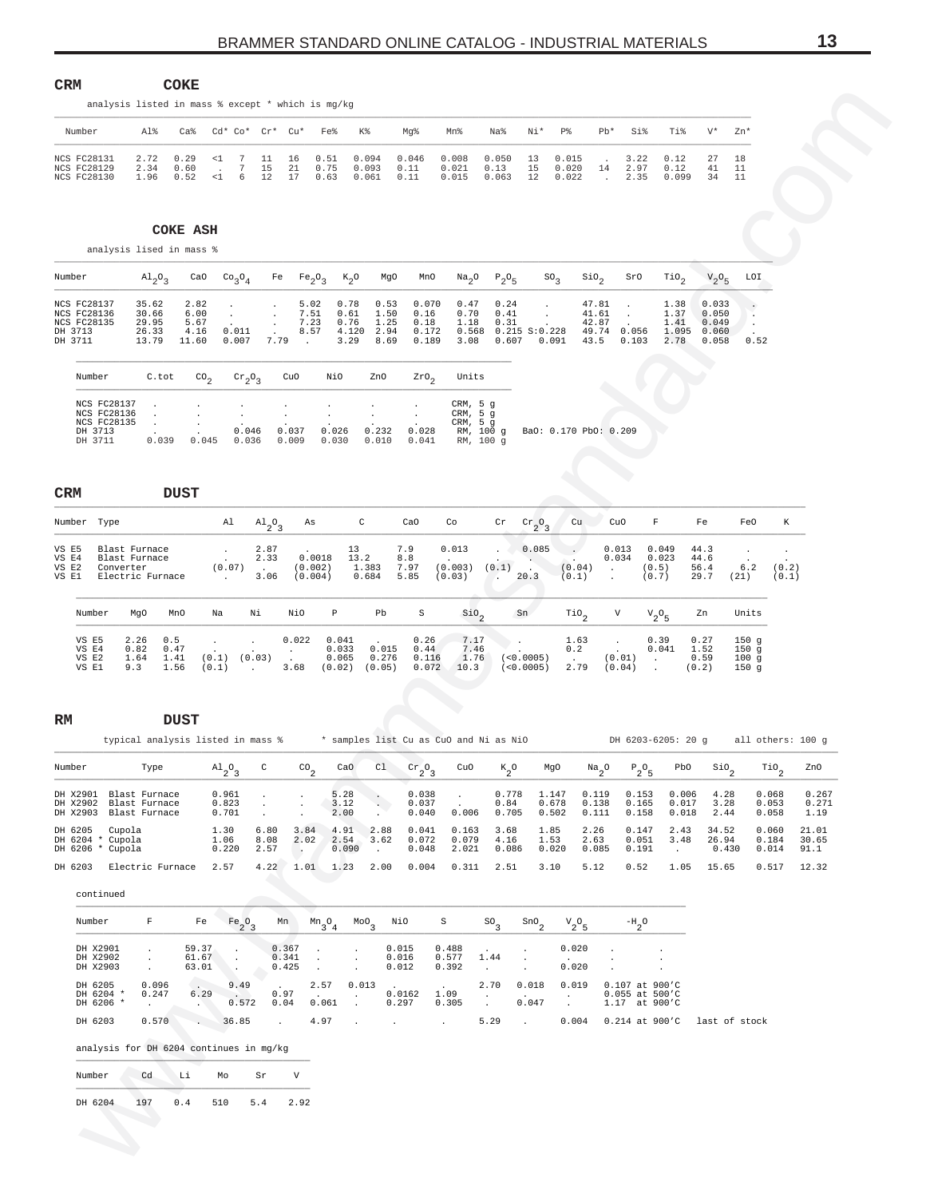## CRM COKE

analysis listed in mass % except * which is mg/kg

| Number | Al% | Ca% | Cd* | Co* | Cr* | Cu* | Fe% | K% | Mg% | Mn% | Na% | Ni* | P% | Pb* | Si% | Ti% | V* | Zn* |
|---|---|---|---|---|---|---|---|---|---|---|---|---|---|---|---|---|---|---|
| NCS FC28131 | 2.72 | 0.29 | <1 | 7 | 11 | 16 | 0.51 | 0.094 | 0.046 | 0.008 | 0.050 | 13 | 0.015 | . | 3.22 | 0.12 | 27 | 18 |
| NCS FC28129 | 2.34 | 0.60 | . | 7 | 15 | 21 | 0.75 | 0.093 | 0.11 | 0.021 | 0.13 | 15 | 0.020 | 14 | 2.97 | 0.12 | 41 | 11 |
| NCS FC28130 | 1.96 | 0.52 | <1 | 6 | 12 | 17 | 0.63 | 0.061 | 0.11 | 0.015 | 0.063 | 12 | 0.022 | . | 2.35 | 0.099 | 34 | 11 |

## COKE ASH

analysis lised in mass %

| Number | $Al_2O_3$ | CaO | $Co_3O_4$ | Fe | $Fe_2O_3$ | $K_2O$ | MgO | MnO | $Na_2O$ | $P_2O_5$ | $SO_3$ | $SiO_2$ | SrO | $TiO_2$ | $V_2O_5$ | LOI |
|---|---|---|---|---|---|---|---|---|---|---|---|---|---|---|---|---|
| NCS FC28137 | 35.62 | 2.82 | . | . | 5.02 | 0.78 | 0.53 | 0.070 | 0.47 | 0.24 | . | 47.81 | . | 1.38 | 0.033 | . |
| NCS FC28136 | 30.66 | 6.00 | . | . | 7.51 | 0.61 | 1.50 | 0.16 | 0.70 | 0.41 | . | 41.61 | . | 1.37 | 0.050 | . |
| NCS FC28135 | 29.95 | 5.67 | . | . | 7.23 | 0.76 | 1.25 | 0.18 | 1.18 | 0.31 | . | 42.87 | . | 1.41 | 0.049 | . |
| DH 3713 | 26.33 | 4.16 | 0.011 | . | 8.57 | 4.120 | 2.94 | 0.172 | 0.568 | 0.215 | S:0.228 | 49.74 | 0.056 | 1.095 | 0.060 | . |
| DH 3711 | 13.79 | 11.60 | 0.007 | 7.79 | . | 3.29 | 8.69 | 0.189 | 3.08 | 0.607 | 0.091 | 43.5 | 0.103 | 2.78 | 0.058 | 0.52 |

| Number | C.tot | $CO_2$ | $Cr_2O_3$ | CuO | NiO | ZnO | $ZrO_2$ | Units | |
|---|---|---|---|---|---|---|---|---|---|
| NCS FC28137 | . | . | . | . | . | . | . | CRM, 5 g | |
| NCS FC28136 | . | . | . | . | . | . | . | CRM, 5 g | |
| NCS FC28135 | . | . | . | . | . | . | . | CRM, 5 g | |
| DH 3713 | . | . | 0.046 | 0.037 | 0.026 | 0.232 | 0.028 | RM, 100 g | BaO: 0.170 PbO: 0.209 |
| DH 3711 | 0.039 | 0.045 | 0.036 | 0.009 | 0.030 | 0.010 | 0.041 | RM, 100 g | |

## CRM DUST

| Number | Type | Al | $Al_2O_3$ | As | C | CaO | Co | Cr | $Cr_2O_3$ | Cu | CuO | F | Fe | FeO | K |
|---|---|---|---|---|---|---|---|---|---|---|---|---|---|---|---|
| VS E5 | Blast Furnace | . | 2.87 | . | 13 | 7.9 | 0.013 | . | 0.085 | . | 0.013 | 0.049 | 44.3 | . | . |
| VS E4 | Blast Furnace | . | 2.33 | 0.0018 | 13.2 | 8.8 | . | . | . | . | 0.034 | 0.023 | 44.6 | . | . |
| VS E2 | Converter | (0.07) | . | (0.002) | 1.383 | 7.97 | (0.003) | (0.1) | . | (0.04) | . | (0.5) | 56.4 | 6.2 | (0.2) |
| VS E1 | Electric Furnace | . | 3.06 | (0.004) | 0.684 | 5.85 | (0.03) | . | 20.3 | (0.1) | . | (0.7) | 29.7 | (21) | (0.1) |

| Number | MgO | MnO | Na | Ni | NiO | P | Pb | S | $SiO_2$ | Sn | $TiO_2$ | V | $V_2O_5$ | Zn | Units |
|---|---|---|---|---|---|---|---|---|---|---|---|---|---|---|---|
| VS E5 | 2.26 | 0.5 | . | . | 0.022 | 0.041 | . | 0.26 | 7.17 | . | 1.63 | . | 0.39 | 0.27 | 150 g |
| VS E4 | 0.82 | 0.47 | . | . | . | 0.033 | 0.015 | 0.44 | 7.46 | . | 0.2 | . | 0.041 | 1.52 | 150 g |
| VS E2 | 1.64 | 1.41 | (0.1) | (0.03) | . | 0.065 | 0.276 | 0.116 | 1.76 | (<0.0005) | . | (0.01) | . | 0.59 | 100 g |
| VS E1 | 9.3 | 1.56 | (0.1) | . | 3.68 | (0.02) | (0.05) | 0.072 | 10.3 | (<0.0005) | 2.79 | (0.04) | . | (0.2) | 150 g |

## RM DUST

typical analysis listed in mass % &nbsp;&nbsp;&nbsp; * samples list Cu as CuO and Ni as NiO &nbsp;&nbsp;&nbsp; DH 6203-6205: 20 g &nbsp;&nbsp;&nbsp; all others: 100 g

| Number | Type | $Al_2O_3$ | C | $CO_2$ | CaO | Cl | $Cr_2O_3$ | CuO | $K_2O$ | MgO | $Na_2O$ | $P_2O_5$ | PbO | $SiO_2$ | $TiO_2$ | ZnO |
|---|---|---|---|---|---|---|---|---|---|---|---|---|---|---|---|---|
| DH X2901 | Blast Furnace | 0.961 | . | . | 5.28 | . | 0.038 | . | 0.778 | 1.147 | 0.119 | 0.153 | 0.006 | 4.28 | 0.068 | 0.267 |
| DH X2902 | Blast Furnace | 0.823 | . | . | 3.12 | . | 0.037 | . | 0.84 | 0.678 | 0.138 | 0.165 | 0.017 | 3.28 | 0.053 | 0.271 |
| DH X2903 | Blast Furnace | 0.701 | . | . | 2.00 | . | 0.040 | 0.006 | 0.705 | 0.502 | 0.111 | 0.158 | 0.018 | 2.44 | 0.058 | 1.19 |
| DH 6205 | Cupola | 1.30 | 6.80 | 3.84 | 4.91 | 2.88 | 0.041 | 0.163 | 3.68 | 1.85 | 2.26 | 0.147 | 2.43 | 34.52 | 0.060 | 21.01 |
| DH 6204 * | Cupola | 1.06 | 8.08 | 2.02 | 2.54 | 3.62 | 0.072 | 0.079 | 4.16 | 1.53 | 2.63 | 0.051 | 3.48 | 26.94 | 0.184 | 30.65 |
| DH 6206 * | Cupola | 0.220 | 2.57 | . | 0.090 | . | 0.048 | 2.021 | 0.086 | 0.020 | 0.085 | 0.191 | . | 0.430 | 0.014 | 91.1 |
| DH 6203 | Electric Furnace | 2.57 | 4.22 | 1.01 | 1.23 | 2.00 | 0.004 | 0.311 | 2.51 | 3.10 | 5.12 | 0.52 | 1.05 | 15.65 | 0.517 | 12.32 |

continued

| Number | F | Fe | $Fe_2O_3$ | Mn | $Mn_3O_4$ | $MoO_3$ | NiO | S | $SO_3$ | $SnO_2$ | $V_2O_5$ | $-H_2O$ | |
|---|---|---|---|---|---|---|---|---|---|---|---|---|---|
| DH X2901 | . | 59.37 | . | 0.367 | . | . | 0.015 | 0.488 | . | . | 0.020 | . | |
| DH X2902 | . | 61.67 | . | 0.341 | . | . | 0.016 | 0.577 | 1.44 | . | . | . | |
| DH X2903 | . | 63.01 | . | 0.425 | . | . | 0.012 | 0.392 | . | . | 0.020 | . | |
| DH 6205 | 0.096 | . | 9.49 | . | 2.57 | 0.013 | . | . | 2.70 | 0.018 | 0.019 | 0.107 at 900'C | |
| DH 6204 * | 0.247 | 6.29 | . | 0.97 | . | . | 0.0162 | 1.09 | . | . | . | 0.055 at 500'C | |
| DH 6206 * | . | . | 0.572 | 0.04 | 0.061 | . | 0.297 | 0.305 | . | 0.047 | . | 1.17 at 900'C | |
| DH 6203 | 0.570 | . | 36.85 | . | 4.97 | . | . | . | 5.29 | . | 0.004 | 0.214 at 900'C | last of stock |

analysis for DH 6204 continues in mg/kg

| Number | Cd | Li | Mo | Sr | V |
|---|---|---|---|---|---|
| DH 6204 | 197 | 0.4 | 510 | 5.4 | 2.92 |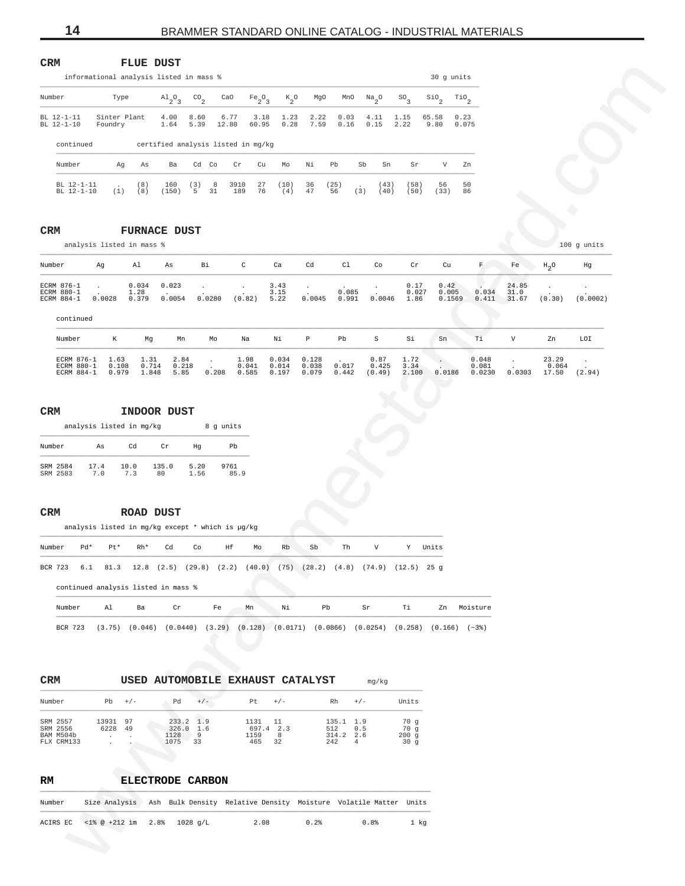## CRM FLUE DUST

informational analysis listed in mass % — 30 g units

| Number | Type | $Al_2O_3$ | $CO_2$ | CaO | $Fe_2O_3$ | $K_2O$ | MgO | MnO | $Na_2O$ | $SO_3$ | $SiO_2$ | $TiO_2$ |
|---|---|---|---|---|---|---|---|---|---|---|---|---|
| BL 12-1-11 | Sinter Plant | 4.00 | 8.60 | 6.77 | 3.18 | 1.23 | 2.22 | 0.03 | 4.11 | 1.15 | 65.58 | 0.23 |
| BL 12-1-10 | Foundry | 1.64 | 5.39 | 12.80 | 60.95 | 0.28 | 7.59 | 0.16 | 0.15 | 2.22 | 9.80 | 0.075 |

continued — certified analysis listed in mg/kg

| Number | Ag | As | Ba | Cd | Co | Cr | Cu | Mo | Ni | Pb | Sb | Sn | Sr | V | Zn |
|---|---|---|---|---|---|---|---|---|---|---|---|---|---|---|---|
| BL 12-1-11 | . | (8) | 160 | (3) | 8 | 3910 | 27 | (10) | 36 | (25) | . | (43) | (58) | 56 | 50 |
| BL 12-1-10 | (1) | (8) | (150) | 5 | 31 | 189 | 76 | (4) | 47 | 56 | (3) | (40) | (50) | (33) | 86 |

## CRM FURNACE DUST

analysis listed in mass % — 100 g units

| Number | Ag | Al | As | Bi | C | Ca | Cd | Cl | Co | Cr | Cu | F | Fe | $H_2O$ | Hg |
|---|---|---|---|---|---|---|---|---|---|---|---|---|---|---|---|
| ECRM 876-1 | . | 0.034 | 0.023 | . | . | 3.43 | . | . | . | 0.17 | 0.42 | . | 24.85 | . | . |
| ECRM 880-1 | . | 1.28 | . | . | . | 3.15 | . | 0.085 | . | 0.027 | 0.005 | 0.034 | 31.0 | . | . |
| ECRM 884-1 | 0.0028 | 0.379 | 0.0054 | 0.0280 | (0.82) | 5.22 | 0.0045 | 0.991 | 0.0046 | 1.86 | 0.1569 | 0.411 | 31.67 | (0.30) | (0.0002) |

continued

| Number | K | Mg | Mn | Mo | Na | Ni | P | Pb | S | Si | Sn | Ti | V | Zn | LOI |
|---|---|---|---|---|---|---|---|---|---|---|---|---|---|---|---|
| ECRM 876-1 | 1.63 | 1.31 | 2.84 | . | 1.98 | 0.034 | 0.128 | . | 0.87 | 1.72 | . | 0.048 | . | 23.29 | . |
| ECRM 880-1 | 0.108 | 0.714 | 0.218 | . | 0.041 | 0.014 | 0.038 | 0.017 | 0.425 | 3.34 | . | 0.081 | . | 0.064 | . |
| ECRM 884-1 | 0.979 | 1.848 | 5.85 | 0.208 | 0.585 | 0.197 | 0.079 | 0.442 | (0.49) | 2.100 | 0.0186 | 0.0230 | 0.0303 | 17.50 | (2.94) |

## CRM INDOOR DUST

analysis listed in mg/kg — 8 g units

| Number | As | Cd | Cr | Hg | Pb |
|---|---|---|---|---|---|
| SRM 2584 | 17.4 | 10.0 | 135.0 | 5.20 | 9761 |
| SRM 2583 | 7.0 | 7.3 | 80 | 1.56 | 85.9 |

## CRM ROAD DUST

analysis listed in mg/kg except * which is µg/kg

| Number | Pd* | Pt* | Rh* | Cd | Co | Hf | Mo | Rb | Sb | Th | V | Y | Units |
|---|---|---|---|---|---|---|---|---|---|---|---|---|---|
| BCR 723 | 6.1 | 81.3 | 12.8 | (2.5) | (29.8) | (2.2) | (40.0) | (75) | (28.2) | (4.8) | (74.9) | (12.5) | 25 g |

continued analysis listed in mass %

| Number | Al | Ba | Cr | Fe | Mn | Ni | Pb | Sr | Ti | Zn | Moisture |
|---|---|---|---|---|---|---|---|---|---|---|---|
| BCR 723 | (3.75) | (0.046) | (0.0440) | (3.29) | (0.128) | (0.0171) | (0.0866) | (0.0254) | (0.258) | (0.166) | (~3%) |

## CRM USED AUTOMOBILE EXHAUST CATALYST

mg/kg

| Number | Pb | +/- | Pd | +/- | Pt | +/- | Rh | +/- | Units |
|---|---|---|---|---|---|---|---|---|---|
| SRM 2557 | 13931 | 97 | 233.2 | 1.9 | 1131 | 11 | 135.1 | 1.9 | 70 g |
| SRM 2556 | 6228 | 49 | 326.0 | 1.6 | 697.4 | 2.3 | 512 | 0.5 | 70 g |
| BAM M504b | . | . | 1128 | 9 | 1159 | 8 | 314.2 | 2.6 | 200 g |
| FLX CRM133 | . | . | 1075 | 33 | 465 | 32 | 242 | 4 | 30 g |

## RM ELECTRODE CARBON

| Number | Size Analysis | Ash | Bulk Density | Relative Density | Moisture | Volatile Matter | Units |
|---|---|---|---|---|---|---|---|
| ACIRS EC | <1% @ +212 im | 2.8% | 1028 g/L | 2.08 | 0.2% | 0.8% | 1 kg |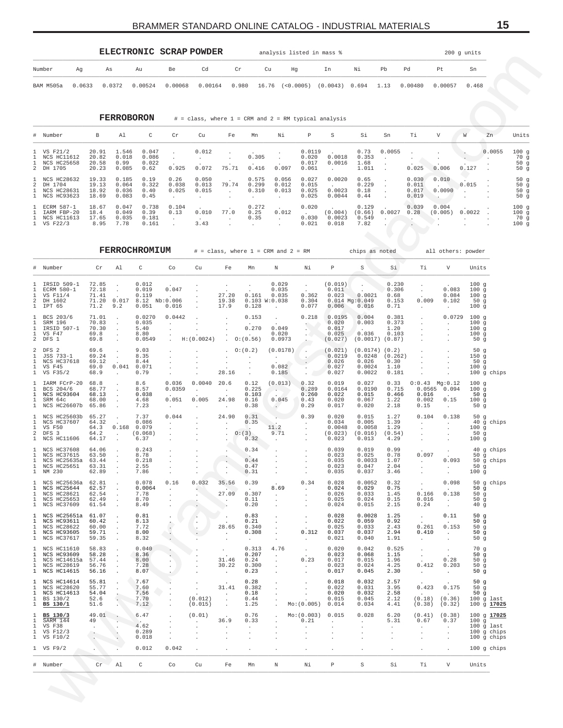## ELECTRONIC SCRAP POWDER

analysis listed in mass % — 200 g units

| Number | Ag | As | Au | Be | Cd | Cr | Cu | Hg | In | Ni | Pb | Pd | Pt | Sn |
|---|---|---|---|---|---|---|---|---|---|---|---|---|---|---|
| BAM M505a | 0.0633 | 0.0372 | 0.00524 | 0.00068 | 0.00164 | 0.980 | 16.76 | (<0.0005) | (0.0043) | 0.694 | 1.13 | 0.00480 | 0.00057 | 0.468 |

## FERROBORON

\# = class, where 1 = CRM and 2 = RM typical analysis

| # | Number | B | Al | C | Cr | Cu | Fe | Mn | Ni | P | S | Si | Sn | Ti | V | W | Zn | Units |
|---|---|---|---|---|---|---|---|---|---|---|---|---|---|---|---|---|---|---|
| 1 | VS F21/2 | 20.91 | 1.546 | 0.047 | . | 0.012 | . | . | . | 0.0119 | . | 0.73 | 0.0055 | . | . | . | 0.0055 | 100 g |
| 1 | NCS HC11612 | 20.82 | 0.018 | 0.086 | . | . | . | 0.305 | . | 0.020 | 0.0018 | 0.353 | . | . | . | . | . | 70 g |
| 1 | NCS HC25658 | 20.58 | 0.99 | 0.022 | . | . | . | . | . | 0.017 | 0.0016 | 1.68 | . | . | . | . | . | 50 g |
| 2 | DH 1705 | 20.23 | 0.085 | 0.62 | 0.925 | 0.072 | 75.71 | 0.416 | 0.097 | 0.061 | . | 1.011 | . | 0.025 | 0.006 | 0.127 | . | 50 g |
| 1 | NCS HC28632 | 19.33 | 0.185 | 0.19 | 0.26 | 0.050 | . | 0.575 | 0.056 | 0.027 | 0.0020 | 0.65 | . | 0.030 | 0.010 | . | . | 50 g |
| 2 | DH 1704 | 19.13 | 0.064 | 0.322 | 0.038 | 0.013 | 79.74 | 0.299 | 0.012 | 0.015 | . | 0.229 | . | 0.011 | . | 0.015 | . | 50 g |
| 1 | NCS HC28631 | 18.92 | 0.036 | 0.40 | 0.025 | 0.015 | . | 0.310 | 0.013 | 0.025 | 0.0023 | 0.18 | . | 0.017 | 0.0090 | . | . | 50 g |
| 1 | NCS HC93623 | 18.69 | 0.083 | 0.45 | . | . | . | . | . | 0.025 | 0.0044 | 0.44 | . | 0.019 | . | . | . | 50 g |
| 1 | ECRM 587-1 | 18.67 | 0.047 | 0.738 | 0.104 | . | . | 0.272 | . | 0.020 | . | 0.129 | . | 0.039 | 0.004 | . | . | 100 g |
| 1 | IARM FBP-20 | 18.4 | 0.049 | 0.39 | 0.13 | 0.010 | 77.0 | 0.25 | 0.012 | . | (0.004) | (0.66) | 0.0027 | 0.28 | (0.005) | 0.0022 | . | 100 g |
| 1 | NCS HC11613 | 17.65 | 0.035 | 0.181 | . | . | . | 0.35 | . | 0.030 | 0.0023 | 0.549 | . | . | . | . | . | 70 g |
| 1 | VS F22/3 | 8.95 | 7.78 | 0.161 | . | 3.43 | . | . | . | 0.021 | 0.018 | 7.82 | . | . | . | . | . | 100 g |

## FERROCHROMIUM

\# = class, where 1 = CRM and 2 = RM — chips as noted — all others: powder

| # | Number | Cr | Al | C | Co | Cu | Fe | Mn | N | Ni | P | S | Si | Ti | V | Units |
|---|---|---|---|---|---|---|---|---|---|---|---|---|---|---|---|---|
| 1 | IRSID 509-1 | 72.85 | . | 0.012 | . | . | . | . | 0.029 | . | (0.019) | . | 0.230 | . | . | 100 g |
| 1 | ECRM 580-1 | 72.18 | . | 0.019 | 0.047 | . | . | . | 0.035 | . | 0.011 | . | 0.306 | . | 0.083 | 100 g |
| 1 | VS F11/4 | 71.41 | . | 0.119 | . | . | 27.20 | 0.161 | 0.035 | 0.362 | 0.023 | 0.0021 | 0.68 | . | 0.084 | 100 g |
| 2 | DH 1602 | 71.20 | 0.017 | 8.12 | Nb:0.006 | . | 19.38 | 0.103 | W:0.038 | 0.304 | 0.014 | Mg:0.049 | 0.153 | 0.009 | 0.102 | 50 g |
| 1 | IPT 65 | 71.2 | 9.2 | 0.051 | 0.016 | . | 17.9 | 0.128 | . | 0.077 | 0.006 | 0.016 | 0.71 | . | . | 100 g |
| 1 | BCS 203/6 | 71.01 | . | 0.0270 | 0.0442 | . | . | 0.153 | . | 0.218 | 0.0195 | 0.004 | 0.381 | . | 0.0729 | 100 g |
| 1 | SRM 196 | 70.83 | . | 0.035 | . | . | . | . | . | . | 0.020 | 0.003 | 0.373 | . | . | 100 g |
| 1 | IRSID 507-1 | 70.30 | . | 5.40 | . | . | . | 0.270 | 0.049 | . | 0.017 | . | 1.20 | . | . | 100 g |
| 1 | VS F47 | 69.8 | . | 8.80 | . | . | . | . | 0.020 | . | 0.025 | 0.036 | 0.103 | . | . | 100 g |
| 2 | DFS 1 | 69.8 | . | 0.0549 | . | H:(0.0024) | . | O:(0.56) | 0.0973 | . | (0.027) | (0.0017) | (0.87) | . | . | 50 g |
| 2 | DFS 2 | 69.6 | . | 9.03 | . | . | . | O:(0.2) | (0.0178) | . | (0.021) | (0.0174) | (0.2) | . | . | 50 g |
| 1 | JSS 733-1 | 69.24 | . | 8.35 | . | . | . | . | . | . | 0.0219 | 0.0248 | (0.262) | . | . | 150 g |
| 1 | NCS HC37618 | 69.12 | . | 8.44 | . | . | . | . | . | . | 0.026 | 0.026 | 0.30 | . | . | 50 g |
| 1 | VS F45 | 69.0 | 0.041 | 0.071 | . | . | . | . | 0.082 | . | 0.027 | 0.0024 | 1.10 | . | . | 100 g |
| 1 | VS F35/2 | 68.9 | . | 0.79 | . | . | 28.16 | . | 0.185 | . | 0.027 | 0.0022 | 0.181 | . | . | 100 g chips |
| 1 | IARM FCrP-20 | 68.8 | . | 8.6 | 0.036 | 0.0040 | 20.6 | 0.12 | (0.013) | 0.32 | 0.019 | 0.027 | 0.33 | O:0.43 | Mg:0.12 | 100 g |
| 1 | BCS 204/6 | 68.77 | . | 8.57 | 0.0359 | . | . | 0.225 | . | 0.289 | 0.0164 | 0.0190 | 0.715 | 0.0565 | 0.094 | 100 g |
| 1 | NCS HC93603 | 68.13 | . | 0.038 | . | . | . | 0.103 | . | 0.260 | 0.022 | 0.015 | 0.466 | 0.016 | . | 50 g |
| 1 | SRM 64c | 68.00 | . | 4.68 | 0.051 | 0.005 | 24.08 | 0.16 | 0.045 | 0.43 | 0.020 | 0.067 | 1.22 | 0.002 | 0.15 | 100 g |
| 1 | NCS HC26607b | 65.86 | . | 7.23 | . | . | . | 0.38 | . | 0.29 | 0.017 | 0.020 | 2.18 | 0.15 | . | 50 g |
| 1 | NCS HC25603b | 65.27 | . | 7.37 | 0.044 | . | 24.90 | 0.31 | . | 0.39 | 0.020 | 0.015 | 1.27 | 0.104 | 0.138 | 50 g |
| 1 | NCS HC37607 | 64.32 | . | 0.086 | . | . | . | 0.35 | . | . | 0.034 | 0.005 | 1.39 | . | . | 40 g chips |
| 1 | VS F50 | 64.3 | 0.168 | 0.079 | . | . | . | . | 11.2 | . | 0.0048 | 0.0058 | 1.29 | . | . | 100 g |
| 2 | DFS 3 | 64.2 | . | (0.068) | . | . | . | O:(3) | 9.71 | . | (0.023) | (0.016) | (0.54) | . | . | 50 g |
| 1 | NCS HC11606 | 64.17 | . | 6.37 | . | . | . | 0.32 | . | . | 0.023 | 0.013 | 4.29 | . | . | 100 g |
| 1 | NCS HC37608 | 64.06 | . | 0.243 | . | . | . | 0.34 | . | . | 0.039 | 0.019 | 0.99 | . | . | 40 g chips |
| 1 | NCS HC37615 | 63.50 | . | 8.78 | . | . | . | . | . | . | 0.023 | 0.025 | 0.78 | 0.097 | . | 50 g |
| 1 | NCS HC25635a | 63.44 | . | 0.218 | . | . | . | 0.44 | . | . | 0.035 | 0.0033 | 1.07 | . | 0.093 | 50 g chips |
| 1 | NCS HC25651 | 63.31 | . | 2.55 | . | . | . | 0.47 | . | . | 0.023 | 0.047 | 2.04 | . | . | 50 g |
| 1 | NM 230 | 62.89 | . | 7.86 | . | . | . | 0.31 | . | . | 0.035 | 0.037 | 3.46 | . | . | 100 g |
| 1 | NCS HC25636a | 62.81 | . | 0.078 | 0.16 | 0.032 | 35.56 | 0.39 | . | 0.34 | 0.028 | 0.0052 | 0.32 | . | 0.098 | 50 g chips |
| 1 | NCS HC25644 | 62.57 | . | 0.0064 | . | . | . | . | 8.69 | . | 0.024 | 0.029 | 0.75 | . | . | 50 g |
| 1 | NCS HC28621 | 62.54 | . | 7.78 | . | . | 27.09 | 0.307 | . | . | 0.026 | 0.033 | 1.45 | 0.166 | 0.138 | 50 g |
| 1 | NCS HC25653 | 62.49 | . | 8.70 | . | . | . | 0.11 | . | . | 0.025 | 0.024 | 0.15 | 0.016 | . | 50 g |
| 1 | NCS HC37609 | 61.54 | . | 8.49 | . | . | . | 0.20 | . | . | 0.024 | 0.015 | 2.15 | 0.24 | . | 40 g |
| 1 | NCS HC25651a | 61.07 | . | 0.81 | . | . | . | 0.83 | . | . | 0.028 | 0.0028 | 1.25 | . | 0.11 | 50 g |
| 1 | NCS HC93611 | 60.42 | . | 8.13 | . | . | . | 0.21 | . | . | 0.022 | 0.059 | 0.92 | . | . | 50 g |
| 1 | NCS HC28622 | 60.00 | . | 7.72 | . | . | 28.65 | 0.340 | . | . | 0.025 | 0.033 | 2.43 | 0.261 | 0.153 | 50 g |
| 1 | NCS HC93605 | 59.71 | . | 8.00 | . | . | . | 0.308 | . | 0.312 | 0.037 | 0.037 | 2.94 | 0.410 | . | 50 g |
| 1 | NCS HC37617 | 59.35 | . | 8.32 | . | . | . | . | . | . | 0.021 | 0.040 | 1.91 | . | . | 50 g |
| 1 | NCS HC11610 | 58.83 | . | 0.040 | . | . | . | 0.313 | 4.76 | . | 0.020 | 0.042 | 0.525 | . | . | 70 g |
| 1 | NCS HC93609 | 58.28 | . | 8.36 | . | . | . | 0.207 | . | . | 0.023 | 0.068 | 1.15 | . | . | 50 g |
| 1 | NCS HC14615a | 57.44 | . | 8.00 | . | . | 31.46 | 0.24 | . | 0.23 | 0.017 | 0.015 | 1.96 | . | 0.28 | 50 g |
| 1 | NCS HC28619 | 56.76 | . | 7.28 | . | . | 30.22 | 0.300 | . | . | 0.023 | 0.024 | 4.25 | 0.412 | 0.203 | 50 g |
| 1 | NCS HC14615 | 56.16 | . | 8.07 | . | . | . | 0.23 | . | . | 0.017 | 0.045 | 2.30 | . | . | 50 g |
| 1 | NCS HC14614 | 55.81 | . | 7.67 | . | . | . | 0.28 | . | . | 0.018 | 0.032 | 2.57 | . | . | 50 g |
| 1 | NCS HC28620 | 55.77 | . | 7.60 | . | . | 31.41 | 0.382 | . | . | 0.022 | 0.031 | 3.95 | 0.423 | 0.175 | 50 g |
| 1 | NCS HC14613 | 54.04 | . | 7.56 | . | . | . | 0.18 | . | . | 0.020 | 0.032 | 2.58 | . | . | 50 g |
| 1 | BS 130/2 | 52.6 | . | 7.70 | . | (0.012) | . | 0.44 | . | . | 0.015 | 0.045 | 2.12 | (0.18) | (0.36) | 100 g last |
| 1 | **BS 130/1** | 51.6 | . | 7.12 | . | (0.015) | . | 1.25 | . | Mo:(0.005) | 0.014 | 0.034 | 4.41 | (0.38) | (0.32) | 100 g **17025** |
| 1 | **BS 130/3** | 49.01 | . | 6.47 | . | (0.01) | . | 0.76 | . | Mo:(0.003) | 0.015 | 0.028 | 6.20 | (0.41) | (0.38) | 100 g **17025** |
| 1 | SARM 144 | 49 | . | . | . | . | 36.9 | 0.33 | . | 0.21 | . | . | 5.31 | 0.67 | 0.37 | 100 g |
| 1 | VS F38 | . | . | 4.62 | . | . | . | . | . | . | . | . | . | . | . | 100 g last |
| 1 | VS F12/3 | . | . | 0.289 | . | . | . | . | . | . | . | . | . | . | . | 100 g chips |
| 1 | VS F10/2 | . | . | 0.018 | . | . | . | . | . | . | . | . | . | . | . | 100 g chips |
| 1 | VS F9/2 | . | . | 0.012 | 0.042 | . | . | . | . | . | . | . | . | . | . | 100 g chips |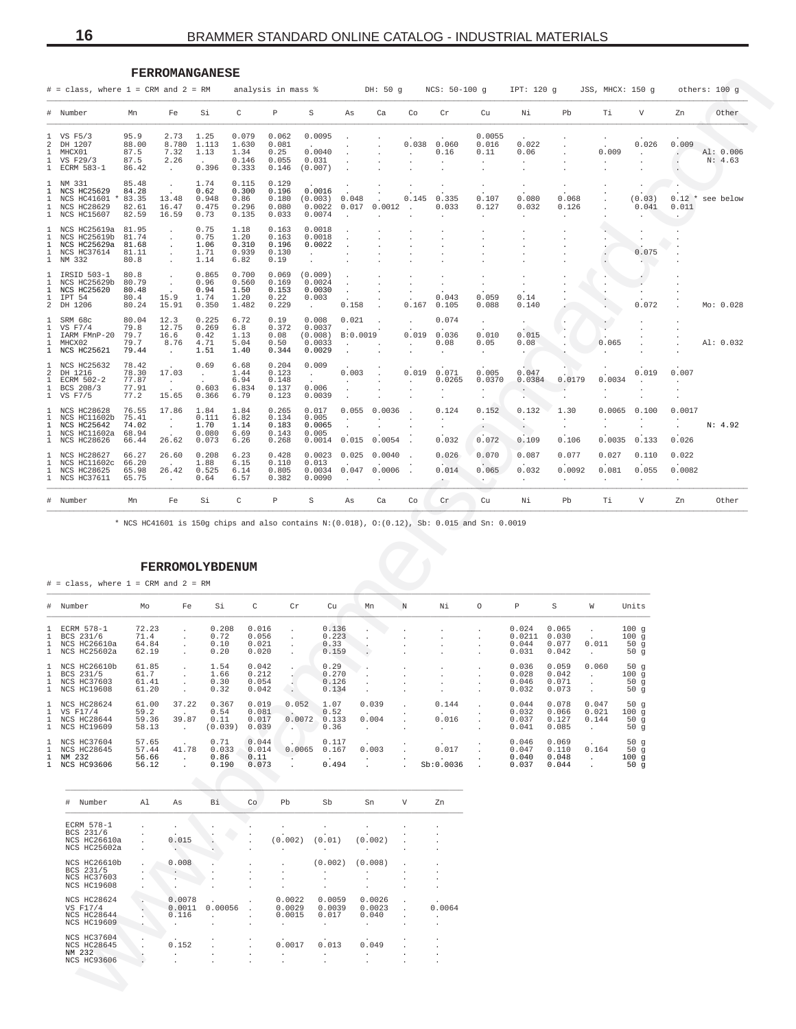## FERROMANGANESE

# = class, where 1 = CRM and 2 = RM — analysis in mass % — DH: 50 g — NCS: 50-100 g — IPT: 120 g — JSS, MHCX: 150 g — others: 100 g

| # | Number | Mn | Fe | Si | C | P | S | As | Ca | Co | Cr | Cu | Ni | Pb | Ti | V | Zn | Other |
|---|---|---|---|---|---|---|---|---|---|---|---|---|---|---|---|---|---|---|
| 1 | VS F5/3 | 95.9 | 2.73 | 1.25 | 0.079 | 0.062 | 0.0095 | . | . | . | . | 0.0055 | . | . | . | . | . | |
| 2 | DH 1207 | 88.00 | 8.780 | 1.113 | 1.630 | 0.081 | . | . | . | 0.038 | 0.060 | 0.016 | 0.022 | . | . | 0.026 | 0.009 | |
| 1 | MHCX01 | 87.5 | 7.32 | 1.13 | 1.34 | 0.25 | 0.0040 | . | . | . | 0.16 | 0.11 | 0.06 | . | 0.009 | . | . | Al: 0.006 |
| 1 | VS F29/3 | 87.5 | 2.26 | . | 0.146 | 0.055 | 0.031 | . | . | . | . | . | . | . | . | . | . | N: 4.63 |
| 1 | ECRM 583-1 | 86.42 | . | 0.396 | 0.333 | 0.146 | (0.007) | . | . | . | . | . | . | . | . | . | . | |
| 1 | NM 331 | 85.48 | . | 1.74 | 0.115 | 0.129 | . | . | . | . | . | . | . | . | . | . | . | |
| 1 | NCS HC25629 | 84.28 | . | 0.62 | 0.300 | 0.196 | 0.0016 | . | . | . | . | . | . | . | . | . | . | |
| 1 | NCS HC41601 * | 83.35 | 13.48 | 0.948 | 0.86 | 0.180 | (0.003) | 0.048 | . | 0.145 | 0.335 | 0.107 | 0.080 | 0.068 | . | (0.03) | 0.12 | * see below |
| 1 | NCS HC28629 | 82.61 | 16.47 | 0.475 | 0.296 | 0.080 | 0.0022 | 0.017 | 0.0012 | . | 0.033 | 0.127 | 0.032 | 0.126 | . | 0.041 | 0.011 | |
| 1 | NCS HC15607 | 82.59 | 16.59 | 0.73 | 0.135 | 0.033 | 0.0074 | . | . | . | . | . | . | . | . | . | . | |
| 1 | NCS HC25619a | 81.95 | . | 0.75 | 1.18 | 0.163 | 0.0018 | . | . | . | . | . | . | . | . | . | . | |
| 1 | NCS HC25619b | 81.74 | . | 0.75 | 1.20 | 0.163 | 0.0018 | . | . | . | . | . | . | . | . | . | . | |
| 1 | NCS HC25629a | 81.68 | . | 1.06 | 0.310 | 0.196 | 0.0022 | . | . | . | . | . | . | . | . | . | . | |
| 1 | NCS HC37614 | 81.11 | . | 1.71 | 0.939 | 0.130 | . | . | . | . | . | . | . | . | . | 0.075 | . | |
| 1 | NM 332 | 80.8 | . | 1.14 | 6.82 | 0.19 | . | . | . | . | . | . | . | . | . | . | . | |
| 1 | IRSID 503-1 | 80.8 | . | 0.865 | 0.700 | 0.069 | (0.009) | . | . | . | . | . | . | . | . | . | . | |
| 1 | NCS HC25629b | 80.79 | . | 0.96 | 0.560 | 0.169 | 0.0024 | . | . | . | . | . | . | . | . | . | . | |
| 1 | NCS HC25620 | 80.48 | . | 0.94 | 1.50 | 0.153 | 0.0030 | . | . | . | . | . | . | . | . | . | . | |
| 1 | IPT 54 | 80.4 | 15.9 | 1.74 | 1.20 | 0.22 | 0.003 | . | . | . | 0.043 | 0.059 | 0.14 | . | . | . | . | |
| 2 | DH 1206 | 80.24 | 15.91 | 0.350 | 1.482 | 0.229 | . | 0.158 | . | 0.167 | 0.105 | 0.088 | 0.140 | . | . | 0.072 | . | Mo: 0.028 |
| 1 | SRM 68c | 80.04 | 12.3 | 0.225 | 6.72 | 0.19 | 0.008 | 0.021 | . | . | 0.074 | . | . | . | . | . | . | |
| 1 | VS F7/4 | 79.8 | 12.75 | 0.269 | 6.8 | 0.372 | 0.0037 | . | . | . | . | . | . | . | . | . | . | |
| 1 | IARM FMnP-20 | 79.7 | 16.6 | 0.42 | 1.13 | 0.08 | (0.008) | B:0.0019 | . | 0.019 | 0.036 | 0.010 | 0.015 | . | . | . | . | |
| 1 | MHCX02 | 79.7 | 8.76 | 4.71 | 5.04 | 0.50 | 0.0033 | . | . | . | 0.08 | 0.05 | 0.08 | . | 0.065 | . | . | Al: 0.032 |
| 1 | NCS HC25621 | 79.44 | . | 1.51 | 1.40 | 0.344 | 0.0029 | . | . | . | . | . | . | . | . | . | . | |
| 1 | NCS HC25632 | 78.42 | . | 0.69 | 6.68 | 0.204 | 0.009 | . | . | . | . | . | . | . | . | . | . | |
| 2 | DH 1216 | 78.30 | 17.03 | . | 1.44 | 0.123 | . | 0.003 | . | 0.019 | 0.071 | 0.005 | 0.047 | . | . | 0.019 | 0.007 | |
| 1 | ECRM 502-2 | 77.87 | . | . | 6.94 | 0.148 | . | . | . | . | 0.0265 | 0.0370 | 0.0384 | 0.0179 | 0.0034 | . | . | |
| 1 | BCS 208/3 | 77.91 | . | 0.603 | 6.834 | 0.137 | 0.006 | . | . | . | . | . | . | . | . | . | . | |
| 1 | VS F7/5 | 77.2 | 15.65 | 0.366 | 6.79 | 0.123 | 0.0039 | . | . | . | . | . | . | . | . | . | . | |
| 1 | NCS HC28628 | 76.55 | 17.86 | 1.84 | 1.84 | 0.265 | 0.017 | 0.055 | 0.0036 | . | 0.124 | 0.152 | 0.132 | 1.30 | 0.0065 | 0.100 | 0.0017 | |
| 1 | NCS HC11602b | 75.41 | . | 0.111 | 6.82 | 0.134 | 0.005 | . | . | . | . | . | . | . | . | . | . | |
| 1 | NCS HC25642 | 74.02 | . | 1.70 | 1.14 | 0.183 | 0.0065 | . | . | . | . | . | . | . | . | . | . | N: 4.92 |
| 1 | NCS HC11602a | 68.94 | . | 0.080 | 6.69 | 0.143 | 0.005 | . | . | . | . | . | . | . | . | . | . | |
| 1 | NCS HC28626 | 66.44 | 26.62 | 0.073 | 6.26 | 0.268 | 0.0014 | 0.015 | 0.0054 | . | 0.032 | 0.072 | 0.109 | 0.106 | 0.0035 | 0.133 | 0.026 | |
| 1 | NCS HC28627 | 66.27 | 26.60 | 0.208 | 6.23 | 0.428 | 0.0023 | 0.025 | 0.0040 | . | 0.026 | 0.070 | 0.087 | 0.077 | 0.027 | 0.110 | 0.022 | |
| 1 | NCS HC11602c | 66.20 | . | 1.88 | 6.15 | 0.110 | 0.013 | . | . | . | . | . | . | . | . | . | . | |
| 1 | NCS HC28625 | 65.98 | 26.42 | 0.525 | 6.14 | 0.805 | 0.0034 | 0.047 | 0.0006 | . | 0.014 | 0.065 | 0.032 | 0.0092 | 0.081 | 0.055 | 0.0082 | |
| 1 | NCS HC37611 | 65.75 | . | 0.64 | 6.57 | 0.382 | 0.0090 | . | . | . | . | . | . | . | . | . | . | |
| # | Number | Mn | Fe | Si | C | P | S | As | Ca | Co | Cr | Cu | Ni | Pb | Ti | V | Zn | Other |

\* NCS HC41601 is 150g chips and also contains N:(0.018), O:(0.12), Sb: 0.015 and Sn: 0.0019

## FERROMOLYBDENUM

# = class, where 1 = CRM and 2 = RM

| # | Number | Mo | Fe | Si | C | Cr | Cu | Mn | N | Ni | O | P | S | W | Units |
|---|---|---|---|---|---|---|---|---|---|---|---|---|---|---|---|
| 1 | ECRM 578-1 | 72.23 | . | 0.208 | 0.016 | . | 0.136 | . | . | . | . | 0.024 | 0.065 | . | 100 g |
| 1 | BCS 231/6 | 71.4 | . | 0.72 | 0.056 | . | 0.223 | . | . | . | . | 0.0211 | 0.030 | . | 100 g |
| 1 | NCS HC26610a | 64.84 | . | 0.10 | 0.021 | . | 0.33 | . | . | . | . | 0.044 | 0.077 | 0.011 | 50 g |
| 1 | NCS HC25602a | 62.19 | . | 0.20 | 0.020 | . | 0.159 | . | . | . | . | 0.031 | 0.042 | . | 50 g |
| 1 | NCS HC26610b | 61.85 | . | 1.54 | 0.042 | . | 0.29 | . | . | . | . | 0.036 | 0.059 | 0.060 | 50 g |
| 1 | BCS 231/5 | 61.7 | . | 1.66 | 0.212 | . | 0.270 | . | . | . | . | 0.028 | 0.042 | . | 100 g |
| 1 | NCS HC37603 | 61.41 | . | 0.30 | 0.054 | . | 0.126 | . | . | . | . | 0.046 | 0.071 | . | 50 g |
| 1 | NCS HC19608 | 61.20 | . | 0.32 | 0.042 | . | 0.134 | . | . | . | . | 0.032 | 0.073 | . | 50 g |
| 1 | NCS HC28624 | 61.00 | 37.22 | 0.367 | 0.019 | 0.052 | 1.07 | 0.039 | . | 0.144 | . | 0.044 | 0.078 | 0.047 | 50 g |
| 1 | VS F17/4 | 59.2 | . | 0.54 | 0.081 | . | 0.52 | . | . | . | . | 0.032 | 0.066 | 0.021 | 100 g |
| 1 | NCS HC28644 | 59.36 | 39.87 | 0.11 | 0.017 | 0.0072 | 0.133 | 0.004 | . | 0.016 | . | 0.037 | 0.127 | 0.144 | 50 g |
| 1 | NCS HC19609 | 58.13 | . | (0.039) | 0.039 | . | 0.36 | . | . | . | . | 0.041 | 0.085 | . | 50 g |
| 1 | NCS HC37604 | 57.65 | . | 0.71 | 0.044 | . | 0.117 | . | . | . | . | 0.046 | 0.069 | . | 50 g |
| 1 | NCS HC28645 | 57.44 | 41.78 | 0.033 | 0.014 | 0.0065 | 0.167 | 0.003 | . | 0.017 | . | 0.047 | 0.110 | 0.164 | 50 g |
| 1 | NM 232 | 56.66 | . | 0.86 | 0.11 | . | . | . | . | . | . | 0.040 | 0.048 | . | 100 g |
| 1 | NCS HC93606 | 56.12 | . | 0.190 | 0.073 | . | 0.494 | . | . | Sb:0.0036 | . | 0.037 | 0.044 | . | 50 g |

| # Number | Al | As | Bi | Co | Pb | Sb | Sn | V | Zn |
|---|---|---|---|---|---|---|---|---|---|
| ECRM 578-1 | . | . | . | . | . | . | . | . | . |
| BCS 231/6 | . | . | . | . | . | . | . | . | . |
| NCS HC26610a | . | 0.015 | . | . | (0.002) | (0.01) | (0.002) | . | . |
| NCS HC25602a | . | . | . | . | . | . | . | . | . |
| NCS HC26610b | . | 0.008 | . | . | . | (0.002) | (0.008) | . | . |
| BCS 231/5 | . | . | . | . | . | . | . | . | . |
| NCS HC37603 | . | . | . | . | . | . | . | . | . |
| NCS HC19608 | . | . | . | . | . | . | . | . | . |
| NCS HC28624 | . | 0.0078 | . | . | 0.0022 | 0.0059 | 0.0026 | . | . |
| VS F17/4 | . | 0.0011 | 0.00056 | . | 0.0029 | 0.0039 | 0.0023 | . | 0.0064 |
| NCS HC28644 | . | 0.116 | . | . | 0.0015 | 0.017 | 0.040 | . | . |
| NCS HC19609 | . | . | . | . | . | . | . | . | . |
| NCS HC37604 | . | . | . | . | . | . | . | . | . |
| NCS HC28645 | . | 0.152 | . | . | 0.0017 | 0.013 | 0.049 | . | . |
| NM 232 | . | . | . | . | . | . | . | . | . |
| NCS HC93606 | . | . | . | . | . | . | . | . | . |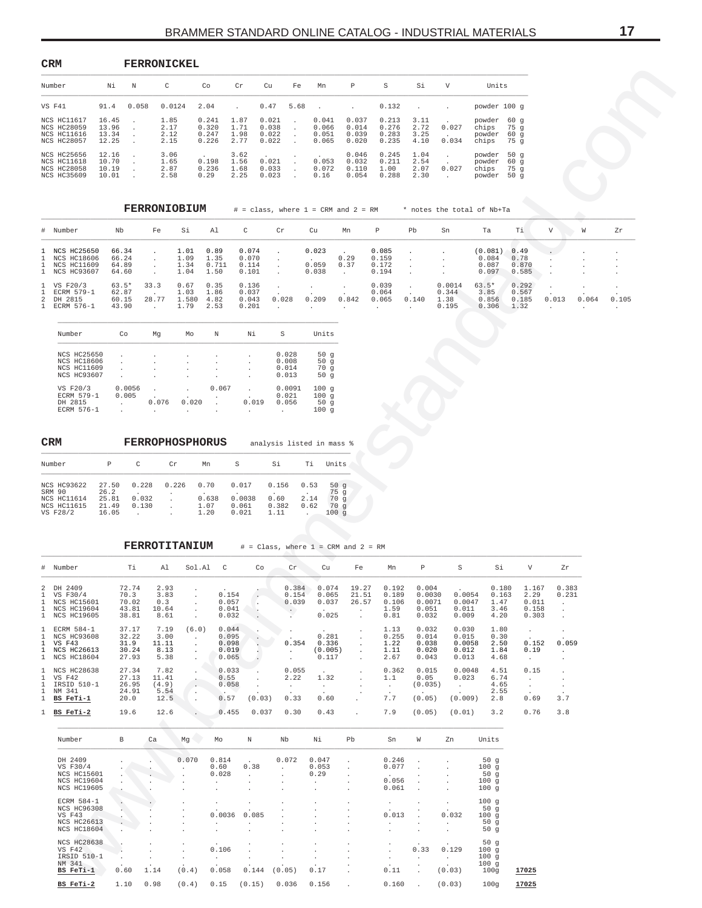## CRM FERRONICKEL

| Number | Ni | N | C | Co | Cr | Cu | Fe | Mn | P | S | Si | V | Units |
|---|---|---|---|---|---|---|---|---|---|---|---|---|---|
| VS F41 | 91.4 | 0.058 | 0.0124 | 2.04 | . | 0.47 | 5.68 | . | . | 0.132 | . | . | powder 100 g |
| NCS HC11617 | 16.45 | . | 1.85 | 0.241 | 1.87 | 0.021 | . | 0.041 | 0.037 | 0.213 | 3.11 | . | powder 60 g |
| NCS HC28059 | 13.96 | . | 2.17 | 0.320 | 1.71 | 0.038 | . | 0.066 | 0.014 | 0.276 | 2.72 | 0.027 | chips 75 g |
| NCS HC11616 | 13.34 | . | 2.12 | 0.247 | 1.98 | 0.022 | . | 0.051 | 0.039 | 0.283 | 3.25 | . | powder 60 g |
| NCS HC28057 | 12.25 | . | 2.15 | 0.226 | 2.77 | 0.022 | . | 0.065 | 0.020 | 0.235 | 4.10 | 0.034 | chips 75 g |
| NCS HC25656 | 12.16 | . | 3.06 | . | 3.62 | . | . | . | 0.046 | 0.245 | 1.04 | . | powder 50 g |
| NCS HC11618 | 10.70 | . | 1.65 | 0.198 | 1.56 | 0.021 | . | 0.053 | 0.032 | 0.211 | 2.54 | . | powder 60 g |
| NCS HC28058 | 10.19 | . | 2.87 | 0.236 | 1.68 | 0.033 | . | 0.072 | 0.110 | 1.00 | 2.07 | 0.027 | chips 75 g |
| NCS HC35609 | 10.01 | . | 2.58 | 0.29 | 2.25 | 0.023 | . | 0.16 | 0.054 | 0.288 | 2.30 | . | powder 50 g |

## FERRONIOBIUM

# = class, where 1 = CRM and 2 = RM    * notes the total of Nb+Ta

| # | Number | Nb | Fe | Si | Al | C | Cr | Cu | Mn | P | Pb | Sn | Ta | Ti | V | W | Zr |
|---|---|---|---|---|---|---|---|---|---|---|---|---|---|---|---|---|---|
| 1 | NCS HC25650 | 66.34 | . | 1.01 | 0.89 | 0.074 | . | 0.023 | . | 0.085 | . | . | (0.081) | 0.49 | . | . | . |
| 1 | NCS HC18606 | 66.24 | . | 1.09 | 1.35 | 0.070 | . | . | 0.29 | 0.159 | . | . | 0.084 | 0.78 | . | . | . |
| 1 | NCS HC11609 | 64.89 | . | 1.34 | 0.711 | 0.114 | . | 0.059 | 0.37 | 0.172 | . | . | 0.087 | 0.870 | . | . | . |
| 1 | NCS HC93607 | 64.60 | . | 1.04 | 1.50 | 0.101 | . | 0.038 | . | 0.194 | . | . | 0.097 | 0.585 | . | . | . |
| 1 | VS F20/3 | 63.5* | 33.3 | 0.67 | 0.35 | 0.136 | . | . | . | 0.039 | . | 0.0014 | 63.5* | 0.292 | . | . | . |
| 1 | ECRM 579-1 | 62.87 | . | 1.03 | 1.86 | 0.037 | . | . | . | 0.064 | . | 0.344 | 3.85 | 0.567 | . | . | . |
| 2 | DH 2815 | 60.15 | 28.77 | 1.580 | 4.82 | 0.043 | 0.028 | 0.209 | 0.842 | 0.065 | 0.140 | 1.38 | 0.856 | 0.185 | 0.013 | 0.064 | 0.105 |
| 1 | ECRM 576-1 | 43.90 | . | 1.79 | 2.53 | 0.201 | . | . | . | . | . | 0.195 | 0.306 | 1.32 | . | . | . |

| Number | Co | Mg | Mo | N | Ni | S | Units |
|---|---|---|---|---|---|---|---|
| NCS HC25650 | . | . | . | . | . | 0.028 | 50 g |
| NCS HC18606 | . | . | . | . | . | 0.008 | 50 g |
| NCS HC11609 | . | . | . | . | . | 0.014 | 70 g |
| NCS HC93607 | . | . | . | . | . | 0.013 | 50 g |
| VS F20/3 | 0.0056 | . | . | 0.067 | . | 0.0091 | 100 g |
| ECRM 579-1 | 0.005 | . | . | . | . | 0.021 | 100 g |
| DH 2815 | . | 0.076 | 0.020 | . | 0.019 | 0.056 | 50 g |
| ECRM 576-1 | . | . | . | . | . | . | 100 g |

## CRM FERROPHOSPHORUS

analysis listed in mass %

| Number | P | C | Cr | Mn | S | Si | Ti | Units |
|---|---|---|---|---|---|---|---|---|
| NCS HC93622 | 27.50 | 0.228 | 0.226 | 0.70 | 0.017 | 0.156 | 0.53 | 50 g |
| SRM 90 | 26.2 | . | . | . | . | . | . | 75 g |
| NCS HC11614 | 25.81 | 0.032 | . | 0.638 | 0.0038 | 0.60 | 2.14 | 70 g |
| NCS HC11615 | 21.49 | 0.130 | . | 1.07 | 0.061 | 0.382 | 0.62 | 70 g |
| VS F28/2 | 16.05 | . | . | 1.20 | 0.021 | 1.11 | . | 100 g |

## FERROTITANIUM

# = Class, where 1 = CRM and 2 = RM

| # | Number | Ti | Al | Sol.Al | C | Co | Cr | Cu | Fe | Mn | P | S | Si | V | Zr |
|---|---|---|---|---|---|---|---|---|---|---|---|---|---|---|---|
| 2 | DH 2409 | 72.74 | 2.93 | . | . | . | 0.384 | 0.074 | 19.27 | 0.192 | 0.004 | . | 0.180 | 1.167 | 0.383 |
| 1 | VS F30/4 | 70.3 | 3.83 | . | 0.154 | . | 0.154 | 0.065 | 21.51 | 0.189 | 0.0030 | 0.0054 | 0.163 | 2.29 | 0.231 |
| 1 | NCS HC15601 | 70.02 | 0.3 | . | 0.057 | . | 0.039 | 0.037 | 26.57 | 0.106 | 0.0071 | 0.0047 | 1.47 | 0.011 | . |
| 1 | NCS HC19604 | 43.81 | 10.64 | . | 0.041 | . | . | . | . | 1.59 | 0.051 | 0.011 | 3.46 | 0.158 | . |
| 1 | NCS HC19605 | 38.81 | 8.61 | . | 0.032 | . | . | 0.025 | . | 0.81 | 0.032 | 0.009 | 4.20 | 0.303 | . |
| 1 | ECRM 584-1 | 37.17 | 7.19 | (6.0) | 0.044 | . | . | . | . | 1.13 | 0.032 | 0.030 | 1.80 | . | . |
| 1 | NCS HC93608 | 32.22 | 3.00 | . | 0.095 | . | . | 0.281 | . | 0.255 | 0.014 | 0.015 | 0.30 | . | . |
| 1 | VS F43 | 31.9 | 11.11 | . | 0.098 | . | 0.354 | 0.336 | . | 1.22 | 0.038 | 0.0058 | 2.50 | 0.152 | 0.059 |
| 1 | NCS HC26613 | 30.24 | 8.13 | . | 0.019 | . | . | (0.005) | . | 1.11 | 0.020 | 0.012 | 1.84 | 0.19 | . |
| 1 | NCS HC18604 | 27.93 | 5.38 | . | 0.065 | . | . | 0.117 | . | 2.67 | 0.043 | 0.013 | 4.68 | . | . |
| 1 | NCS HC28638 | 27.34 | 7.82 | . | 0.033 | . | 0.055 | . | . | 0.362 | 0.015 | 0.0048 | 4.51 | 0.15 | . |
| 1 | VS F42 | 27.13 | 11.41 | . | 0.55 | . | 2.22 | 1.32 | . | 1.1 | 0.05 | 0.023 | 6.74 | . | . |
| 1 | IRSID 510-1 | 26.95 | (4.9) | . | 0.058 | . | . | . | . | . | (0.035) | . | 4.65 | . | . |
| 1 | NM 341 | 24.91 | 5.54 | . | . | . | . | . | . | . | . | . | 2.55 | . | . |
| 1 | **BS FeTi-1** | 20.0 | 12.5 | . | 0.57 | (0.03) | 0.33 | 0.60 | . | 7.7 | (0.05) | (0.009) | 2.8 | 0.69 | 3.7 |
| 1 | **BS FeTi-2** | 19.6 | 12.6 | . | 0.455 | 0.037 | 0.30 | 0.43 | . | 7.9 | (0.05) | (0.01) | 3.2 | 0.76 | 3.8 |

| Number | B | Ca | Mg | Mo | N | Nb | Ni | Pb | Sn | W | Zn | Units | |
|---|---|---|---|---|---|---|---|---|---|---|---|---|---|
| DH 2409 | . | . | 0.070 | 0.814 | . | 0.072 | 0.047 | . | 0.246 | . | . | 50 g | |
| VS F30/4 | . | . | . | 0.60 | 0.38 | . | 0.053 | . | 0.077 | . | . | 100 g | |
| NCS HC15601 | . | . | . | 0.028 | . | . | 0.29 | . | . | . | . | 50 g | |
| NCS HC19604 | . | . | . | . | . | . | . | . | 0.056 | . | . | 100 g | |
| NCS HC19605 | . | . | . | . | . | . | . | . | 0.061 | . | . | 100 g | |
| ECRM 584-1 | . | . | . | . | . | . | . | . | . | . | . | 100 g | |
| NCS HC96308 | . | . | . | . | . | . | . | . | . | . | . | 50 g | |
| VS F43 | . | . | . | 0.0036 | 0.085 | . | . | . | 0.013 | . | 0.032 | 100 g | |
| NCS HC26613 | . | . | . | . | . | . | . | . | . | . | . | 50 g | |
| NCS HC18604 | . | . | . | . | . | . | . | . | . | . | . | 50 g | |
| NCS HC28638 | . | . | . | . | . | . | . | . | . | . | . | 50 g | |
| VS F42 | . | . | . | 0.106 | . | . | . | . | . | 0.33 | 0.129 | 100 g | |
| IRSID 510-1 | . | . | . | . | . | . | . | . | . | . | . | 100 g | |
| NM 341 | . | . | . | . | . | . | . | . | . | . | . | 100 g | |
| **BS FeTi-1** | 0.60 | 1.14 | (0.4) | 0.058 | 0.144 | (0.05) | 0.17 | . | 0.11 | . | (0.03) | 100g | **17025** |
| **BS FeTi-2** | 1.10 | 0.98 | (0.4) | 0.15 | (0.15) | 0.036 | 0.156 | . | 0.160 | . | (0.03) | 100g | **17025** |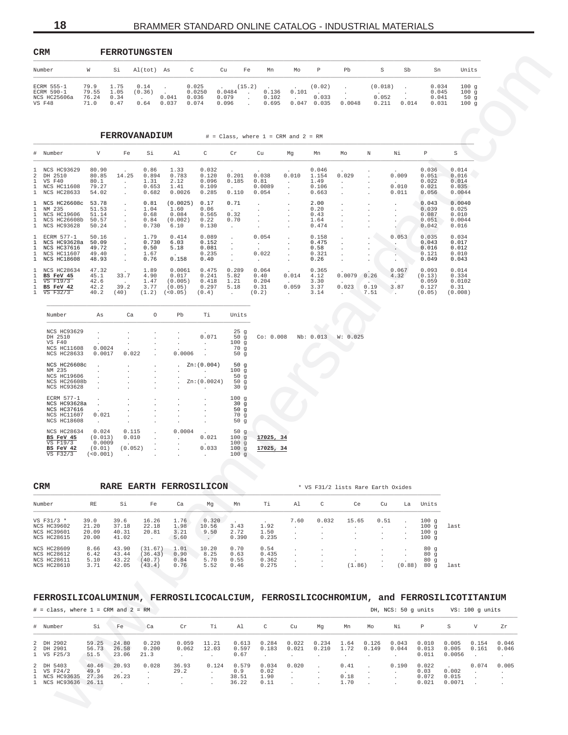## CRM FERROTUNGSTEN

| Number | W | Si | Al(tot) | As | C | Cu | Fe | Mn | Mo | P | Pb | S | Sb | Sn | Units |
|---|---|---|---|---|---|---|---|---|---|---|---|---|---|---|---|
| ECRM 555-1 | 79.9 | 1.75 | 0.14 | . | 0.025 | . | (15.2) | . | . | (0.02) | . | (0.018) | . | 0.034 | 100 g |
| ECRM 590-1 | 79.55 | 1.05 | (0.36) | . | 0.0250 | 0.0484 | . | 0.136 | 0.101 | . | . | . | . | 0.045 | 100 g |
| NCS HC25606a | 76.24 | 0.34 | . | 0.041 | 0.036 | 0.079 | . | 0.102 | . | 0.033 | . | 0.052 | . | 0.041 | 50 g |
| VS F48 | 71.0 | 0.47 | 0.64 | 0.037 | 0.074 | 0.096 | . | 0.695 | 0.047 | 0.035 | 0.0048 | 0.211 | 0.014 | 0.031 | 100 g |

## FERROVANADIUM

# = Class, where 1 = CRM and 2 = RM

| # | Number | V | Fe | Si | Al | C | Cr | Cu | Mg | Mn | Mo | N | Ni | P | S |
|---|---|---|---|---|---|---|---|---|---|---|---|---|---|---|---|
| 1 | NCS HC93629 | 80.90 | . | 0.86 | 1.33 | 0.032 | . | . | . | 0.046 | . | . | . | 0.036 | 0.014 |
| 2 | DH 2510 | 80.85 | 14.25 | 0.894 | 0.783 | 0.120 | 0.201 | 0.038 | 0.010 | 1.154 | 0.029 | . | 0.009 | 0.051 | 0.016 |
| 1 | VS F40 | 80.1 | . | 1.31 | 2.12 | 0.096 | 0.185 | 0.81 | . | 1.49 | . | . | . | 0.022 | 0.014 |
| 1 | NCS HC11608 | 79.27 | . | 0.653 | 1.41 | 0.109 | . | 0.0089 | . | 0.106 | . | . | 0.010 | 0.021 | 0.035 |
| 1 | NCS HC28633 | 54.02 | . | 0.682 | 0.0026 | 0.285 | 0.110 | 0.054 | . | 0.663 | . | . | 0.011 | 0.056 | 0.0044 |
| 1 | NCS HC26608c | 53.78 | . | 0.81 | (0.0025) | 0.17 | 0.71 | . | . | 2.00 | . | . | . | 0.043 | 0.0040 |
| 1 | NM 235 | 51.53 | . | 1.04 | 1.60 | 0.06 | . | . | . | 0.20 | . | . | . | 0.039 | 0.025 |
| 1 | NCS HC19606 | 51.14 | . | 0.68 | 0.084 | 0.565 | 0.32 | . | . | 0.43 | . | . | . | 0.087 | 0.010 |
| 1 | NCS HC26608b | 50.57 | . | 0.84 | (0.002) | 0.22 | 0.70 | . | . | 1.64 | . | . | . | 0.051 | 0.0044 |
| 1 | NCS HC93628 | 50.24 | . | 0.730 | 6.10 | 0.130 | . | . | . | 0.474 | . | . | . | 0.042 | 0.016 |
| 1 | ECRM 577-1 | 50.16 | . | 1.79 | 0.414 | 0.089 | . | 0.054 | . | 0.158 | . | . | 0.053 | 0.035 | 0.034 |
| 1 | NCS HC93628a | 50.09 | . | 0.730 | 6.03 | 0.152 | . | . | . | 0.475 | . | . | . | 0.043 | 0.017 |
| 1 | NCS HC37616 | 49.72 | . | 0.50 | 5.18 | 0.081 | . | . | . | 0.58 | . | . | . | 0.016 | 0.012 |
| 1 | NCS HC11607 | 49.40 | . | 1.67 | . | 0.235 | . | 0.022 | . | 0.321 | . | . | . | 0.121 | 0.010 |
| 1 | NCS HC18608 | 48.93 | . | 0.76 | 0.158 | 0.40 | . | . | . | 0.26 | . | . | . | 0.049 | 0.043 |
| 1 | NCS HC28634 | 47.32 | . | 1.89 | 0.0061 | 0.475 | 0.289 | 0.064 | . | 0.365 | . | . | 0.067 | 0.093 | 0.014 |
| 1 | **BS FeV 45** | 45.1 | 33.7 | 4.90 | 0.017 | 0.241 | 5.82 | 0.40 | 0.014 | 4.12 | 0.0079 | 0.26 | 4.32 | (0.13) | 0.334 |
| 1 | VS F19/3 | 42.6 | . | 1.47 | (0.005) | 0.418 | 1.21 | 0.204 | . | 3.30 | . | . | . | 0.059 | 0.0102 |
| 1 | **BS FeV 42** | 42.2 | 39.2 | 3.77 | (0.05) | 0.297 | 5.18 | 0.31 | 0.059 | 3.37 | 0.023 | 0.19 | 3.87 | 0.127 | 0.31 |
| 1 | VS F32/3 | 40.2 | (40) | (1.2) | (<0.05) | (0.4) | . | (0.2) | . | 3.14 | . | 7.51 | . | (0.05) | (0.008) |

| Number | As | Ca | O | Pb | Ti | Units | |
|---|---|---|---|---|---|---|---|
| NCS HC93629 | . | . | . | . | . | 25 g | |
| DH 2510 | . | . | . | . | 0.071 | 50 g | Co: 0.008 Nb: 0.013 W: 0.025 |
| VS F40 | . | . | . | . | . | 100 g | |
| NCS HC11608 | 0.0024 | . | . | . | . | 70 g | |
| NCS HC28633 | 0.0017 | 0.022 | . | 0.0006 | . | 50 g | |
| NCS HC26608c | . | . | . | . | Zn:(0.004) | 50 g | |
| NM 235 | . | . | . | . | . | 100 g | |
| NCS HC19606 | . | . | . | . | . | 50 g | |
| NCS HC26608b | . | . | . | . | Zn:(0.0024) | 50 g | |
| NCS HC93628 | . | . | . | . | . | 30 g | |
| ECRM 577-1 | . | . | . | . | . | 100 g | |
| NCS HC93628a | . | . | . | . | . | 30 g | |
| NCS HC37616 | . | . | . | . | . | 50 g | |
| NCS HC11607 | 0.021 | . | . | . | . | 70 g | |
| NCS HC18608 | . | . | . | . | . | 50 g | |
| NCS HC28634 | 0.024 | 0.115 | . | 0.0004 | . | 50 g | |
| **BS FeV 45** | (0.013) | 0.010 | . | . | 0.021 | 100 g | 17025, 34 |
| VS F19/3 | 0.0009 | . | . | . | . | 100 g | |
| **BS FeV 42** | (0.01) | (0.052) | . | . | 0.033 | 100 g | 17025, 34 |
| VS F32/3 | (<0.001) | . | . | . | . | 100 g | |

## CRM RARE EARTH FERROSILICON

\* VS F31/2 lists Rare Earth Oxides

| Number | RE | Si | Fe | Ca | Mg | Mn | Ti | Al | C | Ce | Cu | La | Units | |
|---|---|---|---|---|---|---|---|---|---|---|---|---|---|---|
| VS F31/3 * | 39.0 | 39.6 | 16.26 | 1.76 | 0.320 | . | . | 7.60 | 0.032 | 15.65 | 0.51 | . | 100 g | |
| NCS HC39602 | 21.20 | 37.18 | 22.18 | 1.98 | 10.56 | 3.43 | 1.92 | . | . | . | . | . | 100 g | last |
| NCS HC39601 | 20.09 | 40.31 | 20.81 | 3.21 | 9.50 | 2.72 | 1.50 | . | . | . | . | . | 100 g | |
| NCS HC28615 | 20.00 | 41.02 | . | 5.60 | . | 0.390 | 0.235 | . | . | . | . | . | 100 g | |
| NCS HC28609 | 8.66 | 43.90 | (31.67) | 1.01 | 10.20 | 0.70 | 0.54 | . | . | . | . | . | 80 g | |
| NCS HC28612 | 6.42 | 43.44 | (36.43) | 0.90 | 8.25 | 0.63 | 0.435 | . | . | . | . | . | 80 g | |
| NCS HC28611 | 5.10 | 43.22 | (40.7) | 0.84 | 5.70 | 0.55 | 0.362 | . | . | . | . | . | 80 g | |
| NCS HC28610 | 3.71 | 42.05 | (43.4) | 0.76 | 5.52 | 0.46 | 0.275 | . | . | (1.86) | . | (0.88) | 80 g | last |

## FERROSILICOALUMINUM, FERROSILICOCALCIUM, FERROSILICOCHROMIUM, and FERROSILICOTITANIUM

# = class, where 1 = CRM and 2 = RM — DH, NCS: 50 g units — VS: 100 g units

| # | Number | Si | Fe | Ca | Cr | Ti | Al | C | Cu | Mg | Mn | Mo | Ni | P | S | V | Zr |
|---|---|---|---|---|---|---|---|---|---|---|---|---|---|---|---|---|---|
| 2 | DH 2902 | 59.25 | 24.80 | 0.220 | 0.059 | 11.21 | 0.613 | 0.284 | 0.022 | 0.234 | 1.64 | 0.126 | 0.043 | 0.010 | 0.005 | 0.154 | 0.046 |
| 2 | DH 2901 | 56.73 | 26.58 | 0.200 | 0.062 | 12.03 | 0.597 | 0.183 | 0.021 | 0.210 | 1.72 | 0.149 | 0.044 | 0.013 | 0.005 | 0.161 | 0.046 |
| 1 | VS F25/3 | 51.5 | 23.06 | 21.3 | . | . | 0.67 | . | . | . | . | . | . | 0.011 | 0.0056 | . | . |
| 2 | DH 5403 | 40.46 | 20.93 | 0.028 | 36.93 | 0.124 | 0.579 | 0.034 | 0.020 | . | 0.41 | . | 0.190 | 0.022 | . | 0.074 | 0.005 |
| 1 | VS F24/2 | 49.9 | . | . | 29.2 | . | 0.9 | 0.02 | . | . | . | . | . | 0.03 | 0.002 | . | . |
| 1 | NCS HC93635 | 27.36 | 26.23 | . | . | . | 38.51 | 1.90 | . | . | 0.18 | . | . | 0.072 | 0.015 | . | . |
| 1 | NCS HC93636 | 26.11 | . | . | . | . | 36.22 | 0.11 | . | . | 1.70 | . | . | 0.021 | 0.0071 | . | . |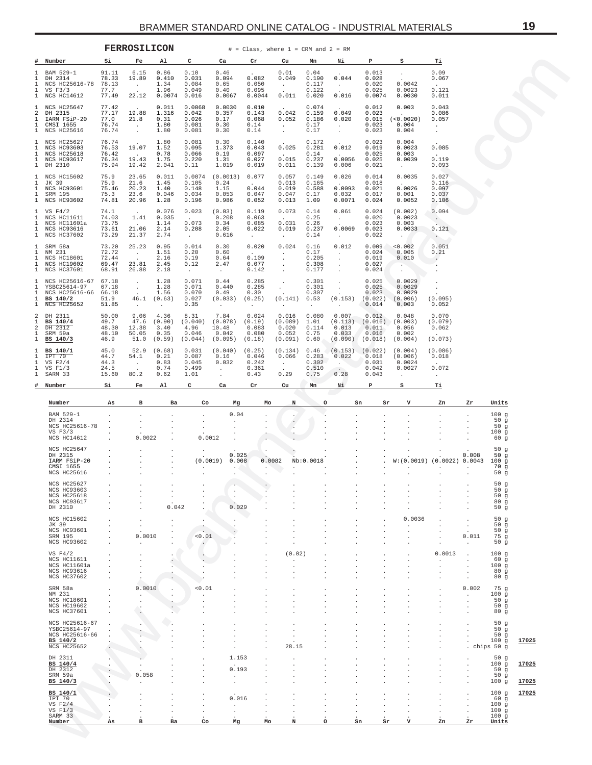## FERROSILICON

# = Class, where 1 = CRM and 2 = RM

| # | Number | Si | Fe | Al | C | Ca | Cr | Cu | Mn | Ni | P | S | Ti |
|---|---|---|---|---|---|---|---|---|---|---|---|---|---|
| 1 | BAM 529-1 | 91.11 | 6.15 | 0.86 | 0.10 | 0.46 | . | 0.01 | 0.04 | . | 0.013 | . | 0.09 |
| 1 | DH 2314 | 78.33 | 19.89 | 0.410 | 0.031 | 0.094 | 0.082 | 0.049 | 0.190 | 0.044 | 0.028 | . | 0.067 |
| 1 | NCS HC25616-78 | 78.13 | . | 1.34 | 0.084 | 0.65 | 0.050 | . | 0.117 | . | 0.020 | 0.0042 | . |
| 1 | VS F3/3 | 77.7 | . | 1.96 | 0.049 | 0.40 | 0.095 | . | 0.122 | . | 0.025 | 0.0023 | 0.121 |
| 1 | NCS HC14612 | 77.49 | 22.12 | 0.0074 | 0.016 | 0.0067 | 0.0044 | 0.011 | 0.020 | 0.016 | 0.0074 | 0.0030 | 0.011 |
| 1 | NCS HC25647 | 77.42 | . | 0.011 | 0.0068 | 0.0030 | 0.010 | . | 0.074 | . | 0.012 | 0.003 | 0.043 |
| 2 | DH 2315 | 77.17 | 19.88 | 1.316 | 0.042 | 0.357 | 0.143 | 0.042 | 0.159 | 0.049 | 0.023 | . | 0.086 |
| 1 | IARM FSiP-20 | 77.0 | 21.8 | 0.31 | 0.026 | 0.17 | 0.068 | 0.052 | 0.186 | 0.020 | 0.015 | (<0.0020) | 0.057 |
| 1 | CMSI 1655 | 76.74 | . | 1.80 | 0.081 | 0.30 | 0.14 | . | 0.17 | . | 0.023 | 0.004 | . |
| 1 | NCS HC25616 | 76.74 | . | 1.80 | 0.081 | 0.30 | 0.14 | . | 0.17 | . | 0.023 | 0.004 | . |
| 1 | NCS HC25627 | 76.74 | . | 1.80 | 0.081 | 0.30 | 0.140 | . | 0.172 | . | 0.023 | 0.004 | . |
| 1 | NCS HC93603 | 76.53 | 19.07 | 1.52 | 0.095 | 1.373 | 0.043 | 0.025 | 0.281 | 0.012 | 0.019 | 0.0023 | 0.085 |
| 1 | NCS HC25618 | 76.42 | . | 0.78 | 0.066 | 0.19 | 0.097 | . | 0.14 | . | 0.025 | 0.003 | . |
| 1 | NCS HC93617 | 76.34 | 19.43 | 1.75 | 0.220 | 1.31 | 0.027 | 0.015 | 0.237 | 0.0056 | 0.025 | 0.0039 | 0.119 |
| 1 | DH 2310 | 75.94 | 19.42 | 2.041 | 0.11 | 1.019 | 0.019 | 0.011 | 0.139 | 0.006 | 0.021 | . | 0.093 |
| 1 | NCS HC15602 | 75.9 | 23.65 | 0.011 | 0.0074 | (0.0013) | 0.077 | 0.057 | 0.149 | 0.026 | 0.014 | 0.0035 | 0.027 |
| 1 | JK 39 | 75.9 | 21.6 | 1.45 | 0.105 | 0.24 | . | 0.013 | 0.165 | . | 0.018 | . | 0.116 |
| 1 | NCS HC93601 | 75.46 | 20.23 | 1.40 | 0.148 | 1.15 | 0.044 | 0.019 | 0.588 | 0.0093 | 0.021 | 0.0026 | 0.097 |
| 1 | SRM 195 | 75.3 | 23.6 | 0.046 | 0.034 | 0.053 | 0.047 | 0.047 | 0.17 | 0.032 | 0.017 | 0.001 | 0.037 |
| 1 | NCS HC93602 | 74.81 | 20.96 | 1.28 | 0.196 | 0.986 | 0.052 | 0.013 | 1.09 | 0.0071 | 0.024 | 0.0052 | 0.106 |
| 1 | VS F4/2 | 74.1 | . | 0.076 | 0.023 | (0.03) | 0.119 | 0.073 | 0.14 | 0.061 | 0.024 | (0.002) | 0.094 |
| 1 | NCS HC11611 | 74.03 | 1.41 | 0.035 | . | 0.208 | 0.063 | . | 0.25 | . | 0.020 | 0.0023 | . |
| 1 | NCS HC11601a | 73.75 | . | 1.14 | 0.073 | 0.34 | 0.085 | 0.031 | 0.26 | . | 0.023 | 0.003 | . |
| 1 | NCS HC93616 | 73.61 | 21.06 | 2.14 | 0.208 | 2.05 | 0.022 | 0.019 | 0.237 | 0.0069 | 0.023 | 0.0033 | 0.121 |
| 1 | NCS HC37602 | 73.29 | 21.37 | 2.74 | . | 0.616 | . | . | 0.14 | . | 0.022 | . | . |
| 1 | SRM 58a | 73.20 | 25.23 | 0.95 | 0.014 | 0.30 | 0.020 | 0.024 | 0.16 | 0.012 | 0.009 | <0.002 | 0.051 |
| 1 | NM 231 | 72.72 | . | 1.51 | 0.20 | 0.60 | . | . | 0.17 | . | 0.024 | 0.005 | 0.21 |
| 1 | NCS HC18601 | 72.44 | . | 2.16 | 0.19 | 0.64 | 0.109 | . | 0.205 | . | 0.019 | 0.010 | . |
| 1 | NCS HC19602 | 69.47 | 23.81 | 2.45 | 0.12 | 2.47 | 0.077 | . | 0.308 | . | 0.027 | . | . |
| 1 | NCS HC37601 | 68.91 | 26.88 | 2.18 | . | . | 0.142 | . | 0.177 | . | 0.024 | . | . |
| 1 | NCS HC25616-67 | 67.18 | . | 1.28 | 0.071 | 0.44 | 0.285 | . | 0.301 | . | 0.025 | 0.0029 | . |
| 1 | YSBC25614-97 | 67.18 | . | 1.28 | 0.071 | 0.440 | 0.285 | . | 0.301 | . | 0.025 | 0.0029 | . |
| 1 | NCS HC25616-66 | 66.18 | . | 1.56 | 0.070 | 0.49 | 0.30 | . | 0.307 | . | 0.023 | 0.0029 | . |
| 1 | **BS 140/2** | 51.9 | 46.1 | (0.63) | 0.027 | (0.033) | (0.25) | (0.141) | 0.53 | (0.153) | (0.022) | (0.006) | (0.095) |
| 1 | NCS HC25652 | 51.85 | . | . | 0.35 | . | . | . | . | . | 0.014 | 0.003 | 0.052 |
| 2 | DH 2311 | 50.00 | 9.06 | 4.36 | 8.31 | 7.84 | 0.024 | 0.016 | 0.080 | 0.007 | 0.012 | 0.048 | 0.070 |
| 1 | **BS 140/4** | 49.7 | 47.6 | (0.90) | (0.040) | (0.078) | (0.19) | (0.089) | 1.01 | (0.113) | (0.016) | (0.003) | (0.079) |
| 2 | DH 2312 | 48.30 | 12.38 | 3.40 | 4.96 | 10.48 | 0.083 | 0.020 | 0.114 | 0.013 | 0.011 | 0.056 | 0.062 |
| 1 | SRM 59a | 48.10 | 50.05 | 0.35 | 0.046 | 0.042 | 0.080 | 0.052 | 0.75 | 0.033 | 0.016 | 0.002 | . |
| 1 | **BS 140/3** | 46.9 | 51.0 | (0.59) | (0.044) | (0.095) | (0.18) | (0.091) | 0.60 | (0.090) | (0.018) | (0.004) | (0.073) |
| 1 | **BS 140/1** | 45.0 | 52.9 | (0.68) | 0.031 | (0.040) | (0.25) | (0.134) | 0.46 | (0.153) | (0.022) | (0.004) | (0.086) |
| 1 | IPT 70 | 44.7 | 54.1 | 0.21 | 0.087 | 0.16 | 0.046 | 0.066 | 0.283 | 0.022 | 0.018 | (0.006) | 0.018 |
| 1 | VS F2/4 | 44.3 | . | 0.83 | 0.045 | 0.032 | 0.242 | . | 0.302 | . | 0.031 | 0.0024 | . |
| 1 | VS F1/3 | 24.5 | . | 0.74 | 0.499 | . | 0.361 | . | 0.510 | . | 0.042 | 0.0027 | 0.072 |
| 1 | SARM 33 | 15.60 | 80.2 | 0.62 | 1.01 | . | 0.43 | 0.29 | 0.75 | 0.28 | 0.043 | . | . |
| # | Number | Si | Fe | Al | C | Ca | Cr | Cu | Mn | Ni | P | S | Ti |

| Number | As | B | Ba | Co | Mg | Mo | N | O | Sn | Sr | V | Zn | Zr | Units | |
|---|---|---|---|---|---|---|---|---|---|---|---|---|---|---|---|
| BAM 529-1 | . | . | . | . | 0.04 | . | . | . | . | . | . | . | . | 100 g | |
| DH 2314 | . | . | . | . | . | . | . | . | . | . | . | . | . | 50 g | |
| NCS HC25616-78 | . | . | . | . | . | . | . | . | . | . | . | . | . | 50 g | |
| VS F3/3 | . | . | . | . | . | . | . | . | . | . | . | . | . | 100 g | |
| NCS HC14612 | . | 0.0022 | . | 0.0012 | . | . | . | . | . | . | . | . | . | 60 g | |
| NCS HC25647 | . | . | . | . | . | . | . | . | . | . | . | . | . | 50 g | |
| DH 2315 | . | . | . | . | 0.025 | . | . | . | . | . | . | . | 0.008 | 50 g | |
| IARM FSiP-20 | . | . | . | (0.0019) | 0.008 | 0.0082 | Nb:0.0018 | | . | . | W:(0.0019) | (0.0022) | 0.0043 | 100 g | |
| CMSI 1655 | . | . | . | . | . | . | . | . | . | . | . | . | . | 70 g | |
| NCS HC25616 | . | . | . | . | . | . | . | . | . | . | . | . | . | 50 g | |
| NCS HC25627 | . | . | . | . | . | . | . | . | . | . | . | . | . | 50 g | |
| NCS HC93603 | . | . | . | . | . | . | . | . | . | . | . | . | . | 50 g | |
| NCS HC25618 | . | . | . | . | . | . | . | . | . | . | . | . | . | 50 g | |
| NCS HC93617 | . | . | . | . | . | . | . | . | . | . | . | . | . | 80 g | |
| DH 2310 | . | . | 0.042 | . | 0.029 | . | . | . | . | . | . | . | . | 50 g | |
| NCS HC15602 | . | . | . | . | . | . | . | . | . | . | 0.0036 | . | . | 50 g | |
| JK 39 | . | . | . | . | . | . | . | . | . | . | . | . | . | 50 g | |
| NCS HC93601 | . | . | . | . | . | . | . | . | . | . | . | . | . | 50 g | |
| SRM 195 | . | 0.0010 | . | <0.01 | . | . | . | . | . | . | . | . | 0.011 | 75 g | |
| NCS HC93602 | . | . | . | . | . | . | . | . | . | . | . | . | . | 50 g | |
| VS F4/2 | . | . | . | . | . | . | (0.02) | . | . | . | . | 0.0013 | . | 100 g | |
| NCS HC11611 | . | . | . | . | . | . | . | . | . | . | . | . | . | 60 g | |
| NCS HC11601a | . | . | . | . | . | . | . | . | . | . | . | . | . | 100 g | |
| NCS HC93616 | . | . | . | . | . | . | . | . | . | . | . | . | . | 80 g | |
| NCS HC37602 | . | . | . | . | . | . | . | . | . | . | . | . | . | 80 g | |
| SRM 58a | . | 0.0010 | . | <0.01 | . | . | . | . | . | . | . | . | 0.002 | 75 g | |
| NM 231 | . | . | . | . | . | . | . | . | . | . | . | . | . | 100 g | |
| NCS HC18601 | . | . | . | . | . | . | . | . | . | . | . | . | . | 50 g | |
| NCS HC19602 | . | . | . | . | . | . | . | . | . | . | . | . | . | 50 g | |
| NCS HC37601 | . | . | . | . | . | . | . | . | . | . | . | . | . | 80 g | |
| NCS HC25616-67 | . | . | . | . | . | . | . | . | . | . | . | . | . | 50 g | |
| YSBC25614-97 | . | . | . | . | . | . | . | . | . | . | . | . | . | 50 g | |
| NCS HC25616-66 | . | . | . | . | . | . | . | . | . | . | . | . | . | 50 g | |
| **BS 140/2** | . | . | . | . | . | . | . | . | . | . | . | . | . | 100 g | **17025** |
| NCS HC25652 | . | . | . | . | . | . | 28.15 | . | . | . | . | . | . | chips 50 g | |
| DH 2311 | . | . | . | . | 1.153 | . | . | . | . | . | . | . | . | 50 g | |
| **BS 140/4** | . | . | . | . | . | . | . | . | . | . | . | . | . | 100 g | **17025** |
| DH 2312 | . | . | . | . | 0.193 | . | . | . | . | . | . | . | . | 50 g | |
| SRM 59a | . | 0.058 | . | . | . | . | . | . | . | . | . | . | . | 50 g | |
| **BS 140/3** | . | . | . | . | . | . | . | . | . | . | . | . | . | 100 g | **17025** |
| **BS 140/1** | . | . | . | . | . | . | . | . | . | . | . | . | . | 100 g | **17025** |
| IPT 70 | . | . | . | . | 0.016 | . | . | . | . | . | . | . | . | 60 g | |
| VS F2/4 | . | . | . | . | . | . | . | . | . | . | . | . | . | 100 g | |
| VS F1/3 | . | . | . | . | . | . | . | . | . | . | . | . | . | 100 g | |
| SARM 33 | . | . | . | . | . | . | . | . | . | . | . | . | . | 100 g | |
| Number | As | B | Ba | Co | Mg | Mo | N | O | Sn | Sr | V | Zn | Zr | Units | |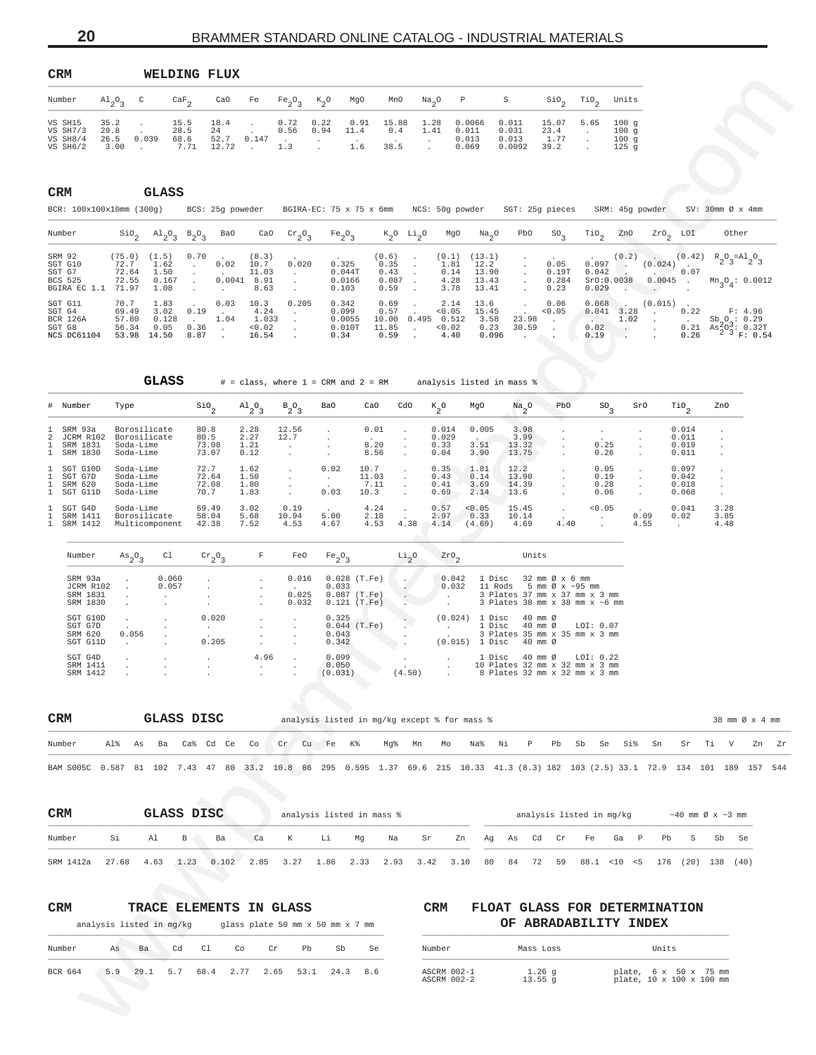## CRM WELDING FLUX

| Number | $Al_2O_3$ | C | $CaF_2$ | CaO | Fe | $Fe_2O_3$ | $K_2O$ | MgO | MnO | $Na_2O$ | P | S | $SiO_2$ | $TiO_2$ | Units |
|---|---|---|---|---|---|---|---|---|---|---|---|---|---|---|---|
| VS SH15 | 35.2 | . | 15.5 | 18.4 | . | 0.72 | 0.22 | 0.91 | 15.88 | 1.28 | 0.0066 | 0.011 | 15.07 | 5.65 | 100 g |
| VS SH7/3 | 29.8 | . | 28.5 | 24 | . | 0.56 | 0.94 | 11.4 | 0.4 | 1.41 | 0.011 | 0.031 | 23.4 | . | 100 g |
| VS SH8/4 | 26.5 | 0.039 | 68.6 | 52.7 | 0.147 | . | . | . | . | . | 0.013 | 0.013 | 1.77 | . | 100 g |
| VS SH6/2 | 3.00 | . | 7.71 | 12.72 | . | 1.3 | . | 1.6 | 38.5 | . | 0.069 | 0.0092 | 39.2 | . | 125 g |

## CRM GLASS

BCR: 100x100x10mm (300g) BCS: 25g poweder BGIRA-EC: 75 x 75 x 6mm NCS: 50g powder SGT: 25g pieces SRM: 45g powder SV: 30mm Ø x 4mm

| Number | $SiO_2$ | $Al_2O_3$ | $B_2O_3$ | BaO | CaO | $Cr_2O_3$ | $Fe_2O_3$ | $K_2O$ | $Li_2O$ | MgO | $Na_2O$ | PbO | $SO_3$ | $TiO_2$ | ZnO | $ZrO_2$ | LOI | Other |
|---|---|---|---|---|---|---|---|---|---|---|---|---|---|---|---|---|---|---|
| SRM 92 | (75.0) | (1.5) | 0.70 | . | (8.3) | . | . | (0.6) | . | (0.1) | (13.1) | . | . | . | (0.2) | . | (0.42) | $R_2O_3$=$Al_2O_3$ |
| SGT G10 | 72.7 | 1.62 | . | 0.02 | 10.7 | 0.020 | 0.325 | 0.35 | . | 1.81 | 12.2 | . | 0.05 | 0.097 | . | (0.024) | . | |
| SGT G7 | 72.64 | 1.50 | . | . | 11.03 | . | 0.044T | 0.43 | . | 0.14 | 13.90 | . | 0.19T | 0.042 | . | . | 0.07 | |
| BCS 525 | 72.55 | 0.167 | . | 0.0041 | 8.91 | . | 0.0166 | 0.087 | . | 4.28 | 13.43 | . | 0.284 | SrO:0.0038 | | 0.0045 | . | $Mn_3O_4$: 0.0012 |
| BGIRA EC 1.1 | 71.97 | 1.08 | . | . | 8.63 | . | 0.103 | 0.59 | . | 3.78 | 13.41 | . | 0.23 | 0.029 | . | . | . | |
| SGT G11 | 70.7 | 1.83 | . | 0.03 | 10.3 | 0.205 | 0.342 | 0.69 | . | 2.14 | 13.6 | . | 0.06 | 0.068 | . | (0.015) | . | |
| SGT G4 | 69.49 | 3.02 | 0.19 | . | 4.24 | . | 0.099 | 0.57 | . | <0.05 | 15.45 | . | <0.05 | 0.041 | 3.28 | . | 0.22 | F: 4.96 |
| BCR 126A | 57.80 | 0.128 | . | 1.04 | 1.033 | . | 0.0055 | 10.00 | 0.495 | 0.512 | 3.58 | 23.98 | . | . | 1.02 | . | . | $Sb_2O_3$: 0.29 |
| SGT G8 | 56.34 | 0.05 | 0.36 | . | <0.02 | . | 0.010T | 11.85 | . | <0.02 | 0.23 | 30.59 | . | 0.02 | . | . | 0.21 | $As_2O_3$: 0.32T |
| NCS DC61104 | 53.98 | 14.50 | 8.87 | . | 16.54 | . | 0.34 | 0.59 | . | 4.40 | 0.096 | . | . | 0.19 | . | . | 0.26 | F: 0.54 |

## GLASS

# = class, where 1 = CRM and 2 = RM analysis listed in mass %

| # | Number | Type | $SiO_2$ | $Al_2O_3$ | $B_2O_3$ | BaO | CaO | CdO | $K_2O$ | MgO | $Na_2O$ | PbO | $SO_3$ | SrO | $TiO_2$ | ZnO |
|---|---|---|---|---|---|---|---|---|---|---|---|---|---|---|---|---|
| 1 | SRM 93a | Borosilicate | 80.8 | 2.28 | 12.56 | . | 0.01 | . | 0.014 | 0.005 | 3.98 | . | . | . | 0.014 | . |
| 2 | JCRM R102 | Borosilicate | 80.5 | 2.27 | 12.7 | . | . | . | 0.029 | . | 3.99 | . | . | . | 0.011 | . |
| 1 | SRM 1831 | Soda-Lime | 73.08 | 1.21 | . | . | 8.20 | . | 0.33 | 3.51 | 13.32 | . | 0.25 | . | 0.019 | . |
| 1 | SRM 1830 | Soda-Lime | 73.07 | 0.12 | . | . | 8.56 | . | 0.04 | 3.90 | 13.75 | . | 0.26 | . | 0.011 | . |
| 1 | SGT G10D | Soda-Lime | 72.7 | 1.62 | . | 0.02 | 10.7 | . | 0.35 | 1.81 | 12.2 | . | 0.05 | . | 0.097 | . |
| 1 | SGT G7D | Soda-Lime | 72.64 | 1.50 | . | . | 11.03 | . | 0.43 | 0.14 | 13.90 | . | 0.19 | . | 0.042 | . |
| 1 | SRM 620 | Soda-Lime | 72.08 | 1.80 | . | . | 7.11 | . | 0.41 | 3.69 | 14.39 | . | 0.28 | . | 0.018 | . |
| 1 | SGT G11D | Soda-Lime | 70.7 | 1.83 | . | 0.03 | 10.3 | . | 0.69 | 2.14 | 13.6 | . | 0.06 | . | 0.068 | . |
| 1 | SGT G4D | Soda-Lime | 69.49 | 3.02 | 0.19 | . | 4.24 | . | 0.57 | <0.05 | 15.45 | . | <0.05 | . | 0.041 | 3.28 |
| 1 | SRM 1411 | Borosilicate | 58.04 | 5.68 | 10.94 | 5.00 | 2.18 | . | 2.97 | 0.33 | 10.14 | . | . | 0.09 | 0.02 | 3.85 |
| 1 | SRM 1412 | Multicomponent | 42.38 | 7.52 | 4.53 | 4.67 | 4.53 | 4.38 | 4.14 | (4.69) | 4.69 | 4.40 | . | 4.55 | . | 4.48 |

| Number | $As_2O_3$ | Cl | $Cr_2O_3$ | F | FeO | $Fe_2O_3$ | $Li_2O$ | $ZrO_2$ | Units |
|---|---|---|---|---|---|---|---|---|---|
| SRM 93a | . | 0.060 | . | . | 0.016 | 0.028 (T.Fe) | . | 0.042 | 1 Disc 32 mm Ø x 6 mm |
| JCRM R102 | . | 0.057 | . | . | . | 0.033 | . | 0.032 | 11 Rods 5 mm Ø x ~95 mm |
| SRM 1831 | . | . | . | . | 0.025 | 0.087 (T.Fe) | . | . | 3 Plates 37 mm x 37 mm x 3 mm |
| SRM 1830 | . | . | . | . | 0.032 | 0.121 (T.Fe) | . | . | 3 Plates 38 mm x 38 mm x ~6 mm |
| SGT G10D | . | . | 0.020 | . | . | 0.325 | . | (0.024) | 1 Disc 40 mm Ø |
| SGT G7D | . | . | . | . | . | 0.044 (T.Fe) | . | . | 1 Disc 40 mm Ø LOI: 0.07 |
| SRM 620 | 0.056 | . | . | . | . | 0.043 | . | . | 3 Plates 35 mm x 35 mm x 3 mm |
| SGT G11D | . | . | 0.205 | . | . | 0.342 | . | (0.015) | 1 Disc 40 mm Ø |
| SGT G4D | . | . | . | 4.96 | . | 0.099 | . | . | 1 Disc 40 mm Ø LOI: 0.22 |
| SRM 1411 | . | . | . | . | . | 0.050 | . | . | 10 Plates 32 mm x 32 mm x 3 mm |
| SRM 1412 | . | . | . | . | . | (0.031) | (4.50) | . | 8 Plates 32 mm x 32 mm x 3 mm |

## CRM GLASS DISC

analysis listed in mg/kg except % for mass % — 38 mm Ø x 4 mm

| Number | Al% | As | Ba | Ca% | Cd | Ce | Co | Cr | Cu | Fe | K% | Mg% | Mn | Mo | Na% | Ni | P | Pb | Sb | Se | Si% | Sn | Sr | Ti | V | Zn | Zr |
|---|---|---|---|---|---|---|---|---|---|---|---|---|---|---|---|---|---|---|---|---|---|---|---|---|---|---|---|
| BAM S005C | 0.587 | 81 | 102 | 7.43 | 47 | 80 | 33.2 | 10.8 | 86 | 295 | 0.595 | 1.37 | 69.6 | 215 | 10.33 | 41.3 | (8.3) | 182 | 103 | (2.5) | 33.1 | 72.9 | 134 | 101 | 189 | 157 | 544 |

## CRM GLASS DISC

analysis listed in mass % / analysis listed in mg/kg — ~40 mm Ø x ~3 mm

| Number | Si | Al | B | Ba | Ca | K | Li | Mg | Na | Sr | Zn | Ag | As | Cd | Cr | Fe | Ga | P | Pb | S | Sb | Se |
|---|---|---|---|---|---|---|---|---|---|---|---|---|---|---|---|---|---|---|---|---|---|---|
| SRM 1412a | 27.68 | 4.63 | 1.23 | 0.102 | 2.85 | 3.27 | 1.86 | 2.33 | 2.93 | 3.42 | 3.10 | 80 | 84 | 72 | 59 | 88.1 | <10 | <5 | 176 | (20) | 138 | (40) |

## CRM TRACE ELEMENTS IN GLASS

analysis listed in mg/kg — glass plate 50 mm x 50 mm x 7 mm

| Number | As | Ba | Cd | Cl | Co | Cr | Pb | Sb | Se |
|---|---|---|---|---|---|---|---|---|---|
| BCR 664 | 5.9 | 29.1 | 5.7 | 68.4 | 2.77 | 2.65 | 53.1 | 24.3 | 8.6 |

## CRM FLOAT GLASS FOR DETERMINATION OF ABRADABILITY INDEX

| Number | Mass Loss | Units |
|---|---|---|
| ASCRM 002-1 | 1.26 g | plate, 6 x 50 x 75 mm |
| ASCRM 002-2 | 13.55 g | plate, 10 x 100 x 100 mm |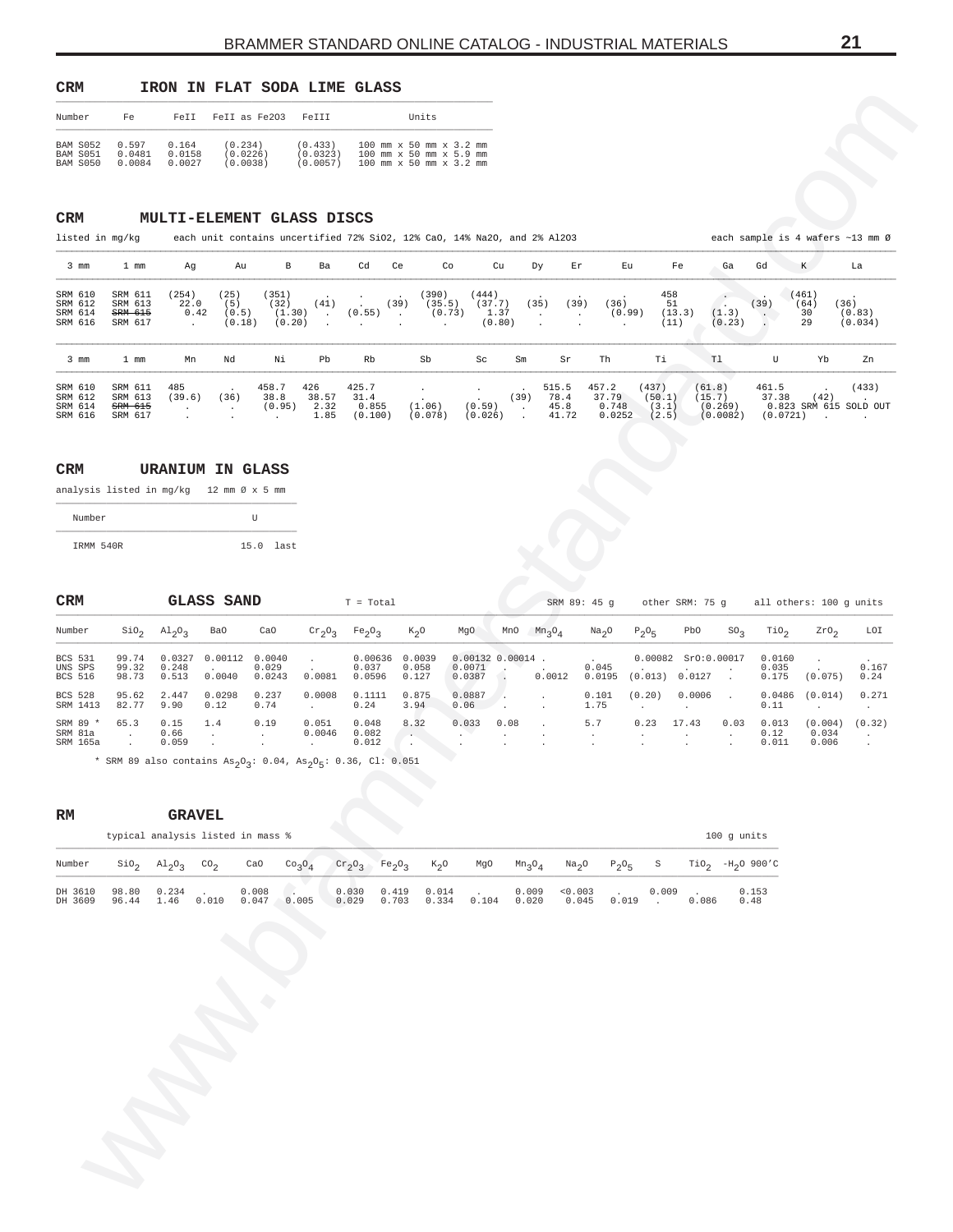## CRM IRON IN FLAT SODA LIME GLASS

| Number | Fe | FeII | FeII as Fe2O3 | FeIII | Units |
|---|---|---|---|---|---|
| BAM S052 | 0.597 | 0.164 | (0.234) | (0.433) | 100 mm x 50 mm x 3.2 mm |
| BAM S051 | 0.0481 | 0.0158 | (0.0226) | (0.0323) | 100 mm x 50 mm x 5.9 mm |
| BAM S050 | 0.0084 | 0.0027 | (0.0038) | (0.0057) | 100 mm x 50 mm x 3.2 mm |

## CRM MULTI-ELEMENT GLASS DISCS

listed in mg/kg each unit contains uncertified 72% SiO2, 12% CaO, 14% Na2O, and 2% Al2O3 each sample is 4 wafers ~13 mm Ø

| 3 mm | 1 mm | Ag | Au | B | Ba | Cd | Ce | Co | Cu | Dy | Er | Eu | Fe | Ga | Gd | K | La |
|---|---|---|---|---|---|---|---|---|---|---|---|---|---|---|---|---|---|
| SRM 610 | SRM 611 | (254) | (25) | (351) | . | . | . | (390) | (444) | . | . | . | 458 | . | . | (461) | . |
| SRM 612 | SRM 613 | 22.0 | (5) | (32) | (41) | . | (39) | (35.5) | (37.7) | (35) | (39) | (36) | 51 | . | (39) | (64) | (36) |
| SRM 614 | ~~SRM 615~~ | 0.42 | (0.5) | (1.30) | . | (0.55) | . | (0.73) | 1.37 | . | . | (0.99) | (13.3) | (1.3) | . | 30 | (0.83) |
| SRM 616 | SRM 617 | . | (0.18) | (0.20) | . | . | . | . | (0.80) | . | . | . | (11) | (0.23) | . | 29 | (0.034) |

| 3 mm | 1 mm | Mn | Nd | Ni | Pb | Rb | Sb | Sc | Sm | Sr | Th | Ti | Tl | U | Yb | Zn |
|---|---|---|---|---|---|---|---|---|---|---|---|---|---|---|---|---|
| SRM 610 | SRM 611 | 485 | . | 458.7 | 426 | 425.7 | . | . | . | 515.5 | 457.2 | (437) | (61.8) | 461.5 | . | (433) |
| SRM 612 | SRM 613 | (39.6) | (36) | 38.8 | 38.57 | 31.4 | . | . | (39) | 78.4 | 37.79 | (50.1) | (15.7) | 37.38 | (42) | . |
| SRM 614 | ~~SRM 615~~ | . | . | (0.95) | 2.32 | 0.855 | (1.06) | (0.59) | . | 45.8 | 0.748 | (3.1) | (0.269) | 0.823 | SRM 615 SOLD OUT | |
| SRM 616 | SRM 617 | . | . | . | 1.85 | (0.100) | (0.078) | (0.026) | . | 41.72 | 0.0252 | (2.5) | (0.0082) | (0.0721) | . | . |

## CRM URANIUM IN GLASS

analysis listed in mg/kg 12 mm Ø x 5 mm

| Number | U |
|---|---|
| IRMM 540R | 15.0 last |

## CRM GLASS SAND

T = Total SRM 89: 45 g other SRM: 75 g all others: 100 g units

| Number | $SiO_2$ | $Al_2O_3$ | BaO | CaO | $Cr_2O_3$ | $Fe_2O_3$ | $K_2O$ | MgO | MnO | $Mn_3O_4$ | $Na_2O$ | $P_2O_5$ | PbO | $SO_3$ | $TiO_2$ | $ZrO_2$ | LOI |
|---|---|---|---|---|---|---|---|---|---|---|---|---|---|---|---|---|---|
| BCS 531 | 99.74 | 0.0327 | 0.00112 | 0.0040 | . | 0.00636 | 0.0039 | 0.00132 | 0.00014 | . | . | 0.00082 | SrO:0.00017 | | 0.0160 | . | . |
| UNS SPS | 99.32 | 0.248 | . | 0.029 | . | 0.037 | 0.058 | 0.0071 | . | . | 0.045 | . | . | . | 0.035 | . | 0.167 |
| BCS 516 | 98.73 | 0.513 | 0.0040 | 0.0243 | 0.0081 | 0.0596 | 0.127 | 0.0387 | . | 0.0012 | 0.0195 | (0.013) | 0.0127 | . | 0.175 | (0.075) | 0.24 |
| BCS 528 | 95.62 | 2.447 | 0.0298 | 0.237 | 0.0008 | 0.1111 | 0.875 | 0.0887 | . | . | 0.101 | (0.20) | 0.0006 | . | 0.0486 | (0.014) | 0.271 |
| SRM 1413 | 82.77 | 9.90 | 0.12 | 0.74 | . | 0.24 | 3.94 | 0.06 | . | . | 1.75 | . | . | | 0.11 | . | . |
| SRM 89 * | 65.3 | 0.15 | 1.4 | 0.19 | 0.051 | 0.048 | 8.32 | 0.033 | 0.08 | . | 5.7 | 0.23 | 17.43 | 0.03 | 0.013 | (0.004) | (0.32) |
| SRM 81a | . | 0.66 | . | . | 0.0046 | 0.082 | . | . | . | . | . | . | . | . | 0.12 | 0.034 | . |
| SRM 165a | . | 0.059 | . | . | . | 0.012 | . | . | . | . | . | . | . | . | 0.011 | 0.006 | . |

\* SRM 89 also contains $As_2O_3$: 0.04, $As_2O_5$: 0.36, Cl: 0.051

## RM GRAVEL

typical analysis listed in mass % 100 g units

| Number | $SiO_2$ | $Al_2O_3$ | $CO_2$ | CaO | $Co_3O_4$ | $Cr_2O_3$ | $Fe_2O_3$ | $K_2O$ | MgO | $Mn_3O_4$ | $Na_2O$ | $P_2O_5$ | S | $TiO_2$ | $-H_2O$ 900'C |
|---|---|---|---|---|---|---|---|---|---|---|---|---|---|---|---|
| DH 3610 | 98.80 | 0.234 | . | 0.008 | . | 0.030 | 0.419 | 0.014 | . | 0.009 | <0.003 | . | 0.009 | . | 0.153 |
| DH 3609 | 96.44 | 1.46 | 0.010 | 0.047 | 0.005 | 0.029 | 0.703 | 0.334 | 0.104 | 0.020 | 0.045 | 0.019 | . | 0.086 | 0.48 |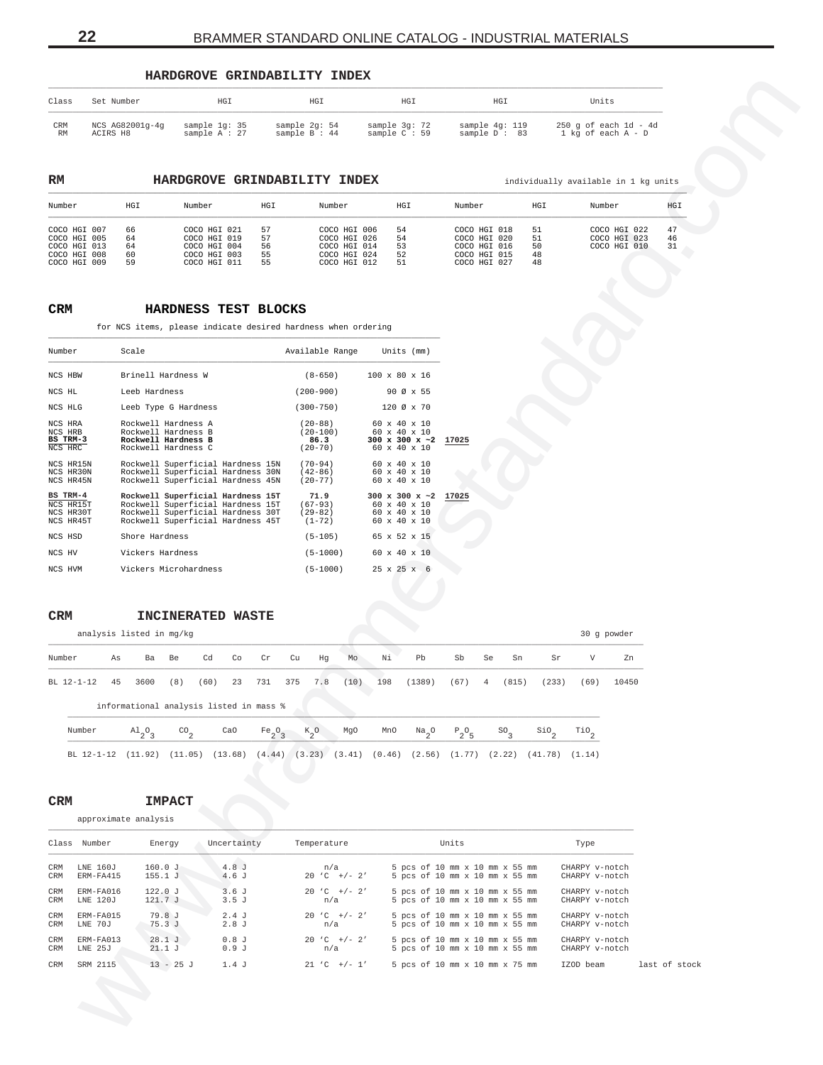## HARDGROVE GRINDABILITY INDEX

| Class | Set Number | HGI | HGI | HGI | HGI | Units |
|---|---|---|---|---|---|---|
| CRM | NCS AG82001g-4g | sample 1g: 35 | sample 2g: 54 | sample 3g: 72 | sample 4g: 119 | 250 g of each 1d - 4d |
| RM | ACIRS H8 | sample A : 27 | sample B : 44 | sample C : 59 | sample D : 83 | 1 kg of each A - D |

## RM HARDGROVE GRINDABILITY INDEX

individually available in 1 kg units

| Number | HGI | Number | HGI | Number | HGI | Number | HGI | Number | HGI |
|---|---|---|---|---|---|---|---|---|---|
| COCO HGI 007 | 66 | COCO HGI 021 | 57 | COCO HGI 006 | 54 | COCO HGI 018 | 51 | COCO HGI 022 | 47 |
| COCO HGI 005 | 64 | COCO HGI 019 | 57 | COCO HGI 026 | 54 | COCO HGI 020 | 51 | COCO HGI 023 | 46 |
| COCO HGI 013 | 64 | COCO HGI 004 | 56 | COCO HGI 014 | 53 | COCO HGI 016 | 50 | COCO HGI 010 | 31 |
| COCO HGI 008 | 60 | COCO HGI 003 | 55 | COCO HGI 024 | 52 | COCO HGI 015 | 48 | | |
| COCO HGI 009 | 59 | COCO HGI 011 | 55 | COCO HGI 012 | 51 | COCO HGI 027 | 48 | | |

## CRM HARDNESS TEST BLOCKS

for NCS items, please indicate desired hardness when ordering

| Number | Scale | Available Range | Units (mm) | |
|---|---|---|---|---|
| NCS HBW | Brinell Hardness W | (8-650) | 100 x 80 x 16 | |
| NCS HL | Leeb Hardness | (200-900) | 90 Ø x 55 | |
| NCS HLG | Leeb Type G Hardness | (300-750) | 120 Ø x 70 | |
| NCS HRA | Rockwell Hardness A | (20-88) | 60 x 40 x 10 | |
| NCS HRB | Rockwell Hardness B | (20-100) | 60 x 40 x 10 | |
| **BS TRM-3** | **Rockwell Hardness B** | **86.3** | **300 x 300 x ~2** | **17025** |
| NCS HRC | Rockwell Hardness C | (20-70) | 60 x 40 x 10 | |
| NCS HR15N | Rockwell Superficial Hardness 15N | (70-94) | 60 x 40 x 10 | |
| NCS HR30N | Rockwell Superficial Hardness 30N | (42-86) | 60 x 40 x 10 | |
| NCS HR45N | Rockwell Superficial Hardness 45N | (20-77) | 60 x 40 x 10 | |
| **BS TRM-4** | **Rockwell Superficial Hardness 15T** | **71.9** | **300 x 300 x ~2** | **17025** |
| NCS HR15T | Rockwell Superficial Hardness 15T | (67-93) | 60 x 40 x 10 | |
| NCS HR30T | Rockwell Superficial Hardness 30T | (29-82) | 60 x 40 x 10 | |
| NCS HR45T | Rockwell Superficial Hardness 45T | (1-72) | 60 x 40 x 10 | |
| NCS HSD | Shore Hardness | (5-105) | 65 x 52 x 15 | |
| NCS HV | Vickers Hardness | (5-1000) | 60 x 40 x 10 | |
| NCS HVM | Vickers Microhardness | (5-1000) | 25 x 25 x 6 | |

## CRM INCINERATED WASTE

analysis listed in mg/kg — 30 g powder

| Number | As | Ba | Be | Cd | Co | Cr | Cu | Hg | Mo | Ni | Pb | Sb | Se | Sn | Sr | V | Zn |
|---|---|---|---|---|---|---|---|---|---|---|---|---|---|---|---|---|---|
| BL 12-1-12 | 45 | 3600 | (8) | (60) | 23 | 731 | 375 | 7.8 | (10) | 198 | (1389) | (67) | 4 | (815) | (233) | (69) | 10450 |

informational analysis listed in mass %

| Number | $Al_2O_3$ | $CO_2$ | CaO | $Fe_2O_3$ | $K_2O$ | MgO | MnO | $Na_2O$ | $P_2O_5$ | $SO_3$ | $SiO_2$ | $TiO_2$ |
|---|---|---|---|---|---|---|---|---|---|---|---|---|
| BL 12-1-12 | (11.92) | (11.05) | (13.68) | (4.44) | (3.23) | (3.41) | (0.46) | (2.56) | (1.77) | (2.22) | (41.78) | (1.14) |

## CRM IMPACT

approximate analysis

| Class | Number | Energy | Uncertainty | Temperature | Units | Type | |
|---|---|---|---|---|---|---|---|
| CRM | LNE 160J | 160.0 J | 4.8 J | n/a | 5 pcs of 10 mm x 10 mm x 55 mm | CHARPY v-notch | |
| CRM | ERM-FA415 | 155.1 J | 4.6 J | 20 'C +/- 2' | 5 pcs of 10 mm x 10 mm x 55 mm | CHARPY v-notch | |
| CRM | ERM-FA016 | 122.0 J | 3.6 J | 20 'C +/- 2' | 5 pcs of 10 mm x 10 mm x 55 mm | CHARPY v-notch | |
| CRM | LNE 120J | 121.7 J | 3.5 J | n/a | 5 pcs of 10 mm x 10 mm x 55 mm | CHARPY v-notch | |
| CRM | ERM-FA015 | 79.8 J | 2.4 J | 20 'C +/- 2' | 5 pcs of 10 mm x 10 mm x 55 mm | CHARPY v-notch | |
| CRM | LNE 70J | 75.3 J | 2.8 J | n/a | 5 pcs of 10 mm x 10 mm x 55 mm | CHARPY v-notch | |
| CRM | ERM-FA013 | 28.1 J | 0.8 J | 20 'C +/- 2' | 5 pcs of 10 mm x 10 mm x 55 mm | CHARPY v-notch | |
| CRM | LNE 25J | 21.1 J | 0.9 J | n/a | 5 pcs of 10 mm x 10 mm x 55 mm | CHARPY v-notch | |
| CRM | SRM 2115 | 13 - 25 J | 1.4 J | 21 'C +/- 1' | 5 pcs of 10 mm x 10 mm x 75 mm | IZOD beam | last of stock |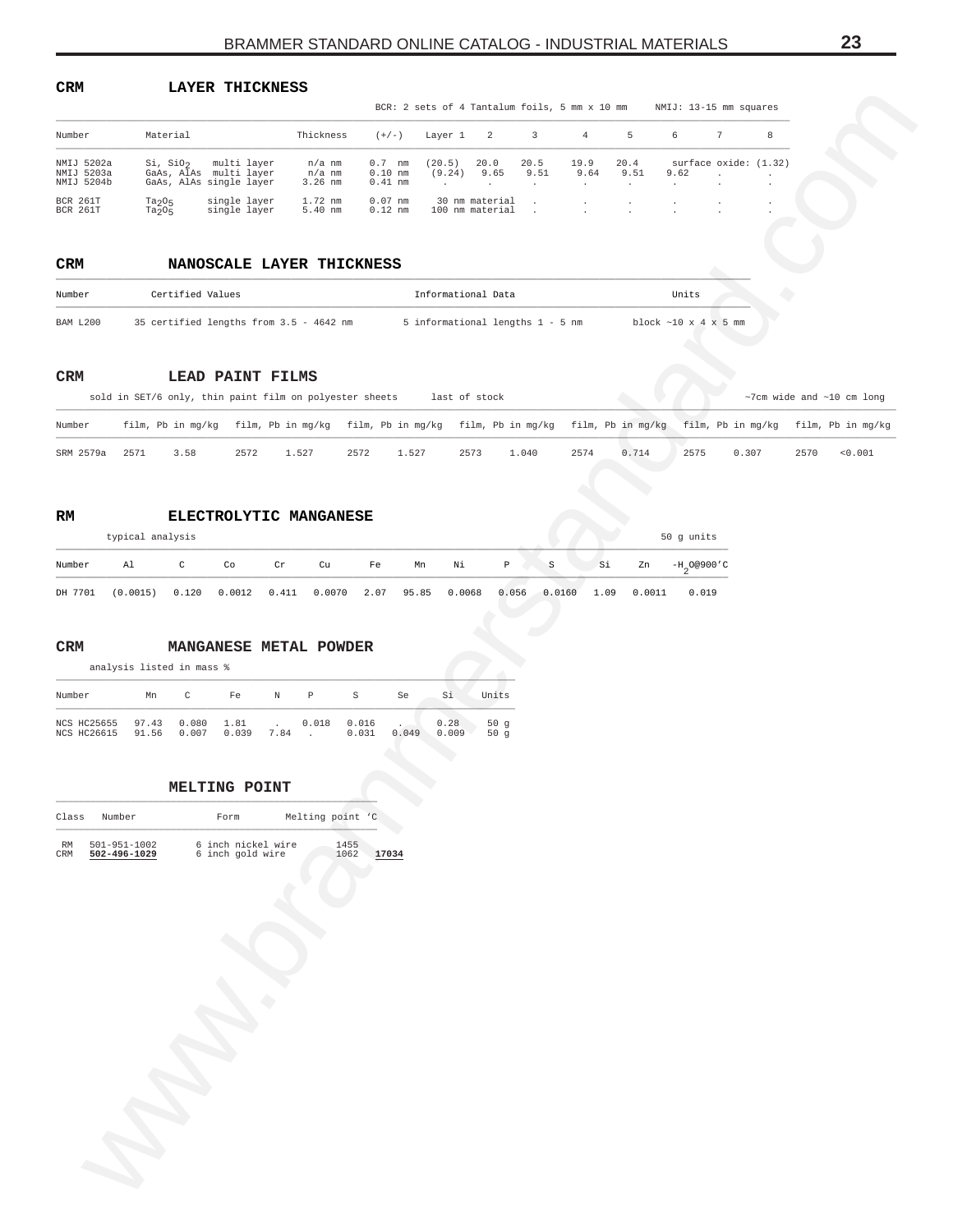## CRM LAYER THICKNESS

BCR: 2 sets of 4 Tantalum foils, 5 mm x 10 mm    NMIJ: 13-15 mm squares

| Number | Material | | Thickness | (+/-) | Layer 1 | 2 | 3 | 4 | 5 | 6 | 7 | 8 |
|---|---|---|---|---|---|---|---|---|---|---|---|---|
| NMIJ 5202a | Si, $SiO_2$ | multi layer | n/a nm | 0.7 nm | (20.5) | 20.0 | 20.5 | 19.9 | 20.4 | surface oxide: (1.32) | | |
| NMIJ 5203a | GaAs, AlAs | multi layer | n/a nm | 0.10 nm | (9.24) | 9.65 | 9.51 | 9.64 | 9.51 | 9.62 | . | . |
| NMIJ 5204b | GaAs, AlAs | single layer | 3.26 nm | 0.41 nm | . | . | . | . | . | . | . | . |
| BCR 261T | $Ta_2O_5$ | single layer | 1.72 nm | 0.07 nm | 30 nm material | | . | . | . | . | . | . |
| BCR 261T | $Ta_2O_5$ | single layer | 5.40 nm | 0.12 nm | 100 nm material | | . | . | . | . | . | . |

## CRM NANOSCALE LAYER THICKNESS

| Number | Certified Values | Informational Data | Units |
|---|---|---|---|
| BAM L200 | 35 certified lengths from 3.5 - 4642 nm | 5 informational lengths 1 - 5 nm | block ~10 x 4 x 5 mm |

## CRM LEAD PAINT FILMS

sold in SET/6 only, thin paint film on polyester sheets    last of stock    ~7cm wide and ~10 cm long

| Number | film, Pb in mg/kg | | film, Pb in mg/kg | | film, Pb in mg/kg | | film, Pb in mg/kg | | film, Pb in mg/kg | | film, Pb in mg/kg | | film, Pb in mg/kg | |
|---|---|---|---|---|---|---|---|---|---|---|---|---|---|---|
| SRM 2579a | 2571 | 3.58 | 2572 | 1.527 | 2572 | 1.527 | 2573 | 1.040 | 2574 | 0.714 | 2575 | 0.307 | 2570 | <0.001 |

## RM ELECTROLYTIC MANGANESE

typical analysis    50 g units

| Number | Al | C | Co | Cr | Cu | Fe | Mn | Ni | P | S | Si | Zn | -$H_2O$@900'C |
|---|---|---|---|---|---|---|---|---|---|---|---|---|---|
| DH 7701 | (0.0015) | 0.120 | 0.0012 | 0.411 | 0.0070 | 2.07 | 95.85 | 0.0068 | 0.056 | 0.0160 | 1.09 | 0.0011 | 0.019 |

## CRM MANGANESE METAL POWDER

analysis listed in mass %

| Number | Mn | C | Fe | N | P | S | Se | Si | Units |
|---|---|---|---|---|---|---|---|---|---|
| NCS HC25655 | 97.43 | 0.080 | 1.81 | . | 0.018 | 0.016 | . | 0.28 | 50 g |
| NCS HC26615 | 91.56 | 0.007 | 0.039 | 7.84 | . | 0.031 | 0.049 | 0.009 | 50 g |

## MELTING POINT

| Class | Number | Form | Melting point 'C | |
|---|---|---|---|---|
| RM | 501-951-1002 | 6 inch nickel wire | 1455 | |
| CRM | **502-496-1029** | 6 inch gold wire | 1062 | **17034** |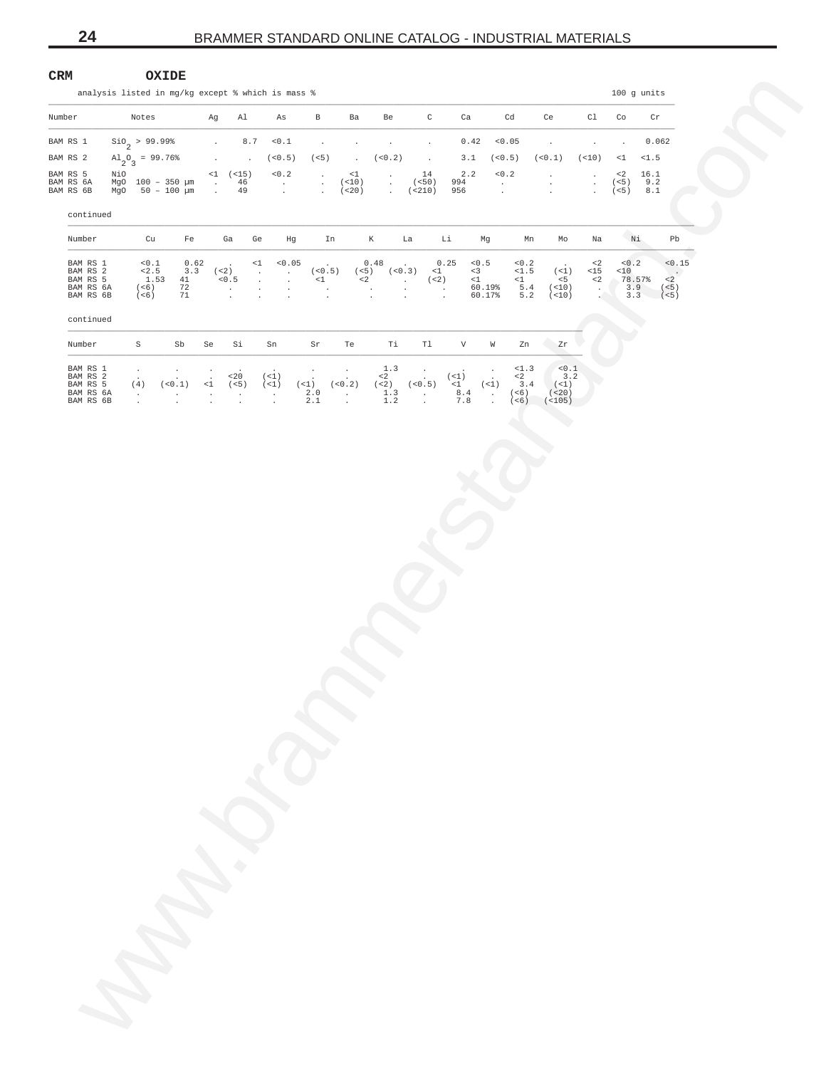**CRM** **OXIDE**

analysis listed in mg/kg except % which is mass % — 100 g units

| Number | Notes | Ag | Al | As | B | Ba | Be | C | Ca | Cd | Ce | Cl | Co | Cr |
|---|---|---|---|---|---|---|---|---|---|---|---|---|---|---|
| BAM RS 1 | $SiO_2$ > 99.99% | . | 8.7 | <0.1 | . | . | . | . | 0.42 | <0.05 | . | . | . | 0.062 |
| BAM RS 2 | $Al_2O_3$ = 99.76% | . | . | (<0.5) | (<5) | . | (<0.2) | . | 3.1 | (<0.5) | (<0.1) | (<10) | <1 | <1.5 |
| BAM RS 5 | NiO | <1 | (<15) | <0.2 | . | <1 | . | 14 | 2.2 | <0.2 | . | . | <2 | 16.1 |
| BAM RS 6A | MgO 100 – 350 µm | . | 46 | . | . | (<10) | . | (<50) | 994 | . | . | . | (<5) | 9.2 |
| BAM RS 6B | MgO 50 – 100 µm | . | 49 | . | . | (<20) | . | (<210) | 956 | . | . | . | (<5) | 8.1 |

continued

| Number | Cu | Fe | Ga | Ge | Hg | In | K | La | Li | Mg | Mn | Mo | Na | Ni | Pb |
|---|---|---|---|---|---|---|---|---|---|---|---|---|---|---|---|
| BAM RS 1 | <0.1 | 0.62 | . | <1 | <0.05 | . | 0.48 | . | 0.25 | <0.5 | <0.2 | . | <2 | <0.2 | <0.15 |
| BAM RS 2 | <2.5 | 3.3 | (<2) | . | . | (<0.5) | (<5) | (<0.3) | <1 | <3 | <1.5 | (<1) | <15 | <10 | . |
| BAM RS 5 | 1.53 | 41 | <0.5 | . | . | <1 | <2 | . | (<2) | <1 | <1 | <5 | <2 | 78.57% | <2 |
| BAM RS 6A | (<6) | 72 | . | . | . | . | . | . | . | 60.19% | 5.4 | (<10) | . | 3.9 | (<5) |
| BAM RS 6B | (<6) | 71 | . | . | . | . | . | . | . | 60.17% | 5.2 | (<10) | . | 3.3 | (<5) |

continued

| Number | S | Sb | Se | Si | Sn | Sr | Te | Ti | Tl | V | W | Zn | Zr |
|---|---|---|---|---|---|---|---|---|---|---|---|---|---|
| BAM RS 1 | . | . | . | . | . | . | . | 1.3 | . | . | . | <1.3 | <0.1 |
| BAM RS 2 | . | . | . | <20 | (<1) | . | . | <2 | . | (<1) | . | <2 | 3.2 |
| BAM RS 5 | (4) | (<0.1) | <1 | (<5) | (<1) | (<1) | (<0.2) | (<2) | (<0.5) | <1 | (<1) | 3.4 | (<1) |
| BAM RS 6A | . | . | . | . | . | 2.0 | . | 1.3 | . | 8.4 | . | (<6) | (<20) |
| BAM RS 6B | . | . | . | . | . | 2.1 | . | 1.2 | . | 7.8 | . | (<6) | (<105) |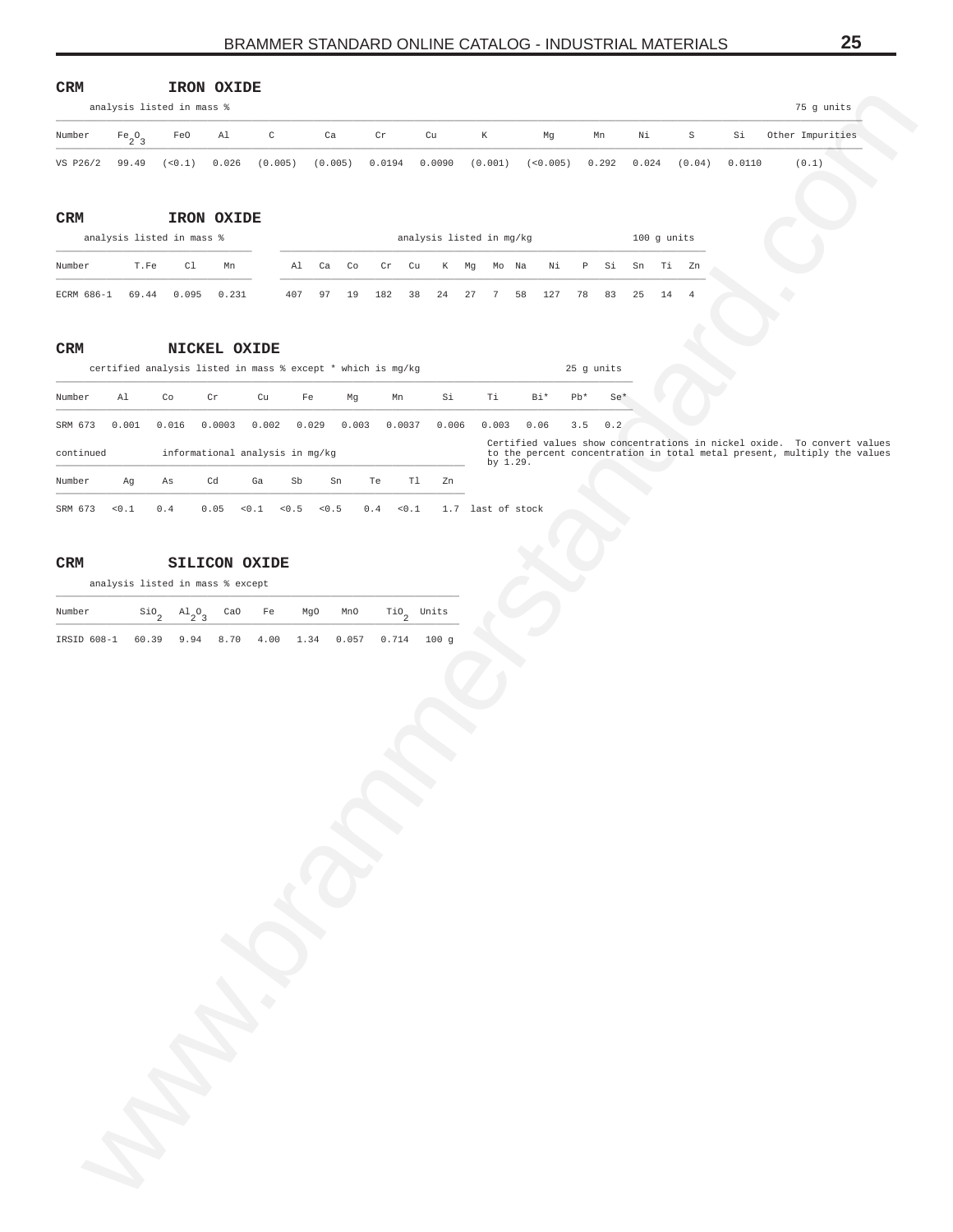## CRM IRON OXIDE

analysis listed in mass % — 75 g units

| Number | $Fe_2O_3$ | FeO | Al | C | Ca | Cr | Cu | K | Mg | Mn | Ni | S | Si | Other Impurities |
|---|---|---|---|---|---|---|---|---|---|---|---|---|---|---|
| VS P26/2 | 99.49 | (<0.1) | 0.026 | (0.005) | (0.005) | 0.0194 | 0.0090 | (0.001) | (<0.005) | 0.292 | 0.024 | (0.04) | 0.0110 | (0.1) |

## CRM IRON OXIDE

| | analysis listed in mass % | | | analysis listed in mg/kg | | | | | | | | | | | | | | | 100 g units |
|---|---|---|---|---|---|---|---|---|---|---|---|---|---|---|---|---|---|---|---|
| Number | T.Fe | Cl | Mn | Al | Ca | Co | Cr | Cu | K | Mg | Mo | Na | Ni | P | Si | Sn | Ti | Zn | |
| ECRM 686-1 | 69.44 | 0.095 | 0.231 | 407 | 97 | 19 | 182 | 38 | 24 | 27 | 7 | 58 | 127 | 78 | 83 | 25 | 14 | 4 | |

## CRM NICKEL OXIDE

certified analysis listed in mass % except * which is mg/kg — 25 g units

| Number | Al | Co | Cr | Cu | Fe | Mg | Mn | Si | Ti | Bi* | Pb* | Se* |
|---|---|---|---|---|---|---|---|---|---|---|---|---|
| SRM 673 | 0.001 | 0.016 | 0.0003 | 0.002 | 0.029 | 0.003 | 0.0037 | 0.006 | 0.003 | 0.06 | 3.5 | 0.2 |

continued — informational analysis in mg/kg

| Number | Ag | As | Cd | Ga | Sb | Sn | Te | Tl | Zn |
|---|---|---|---|---|---|---|---|---|---|
| SRM 673 | <0.1 | 0.4 | 0.05 | <0.1 | <0.5 | <0.5 | 0.4 | <0.1 | 1.7 |

last of stock

Certified values show concentrations in nickel oxide. To convert values to the percent concentration in total metal present, multiply the values by 1.29.

## CRM SILICON OXIDE

analysis listed in mass % except

| Number | $SiO_2$ | $Al_2O_3$ | CaO | Fe | MgO | MnO | $TiO_2$ | Units |
|---|---|---|---|---|---|---|---|---|
| IRSID 608-1 | 60.39 | 9.94 | 8.70 | 4.00 | 1.34 | 0.057 | 0.714 | 100 g |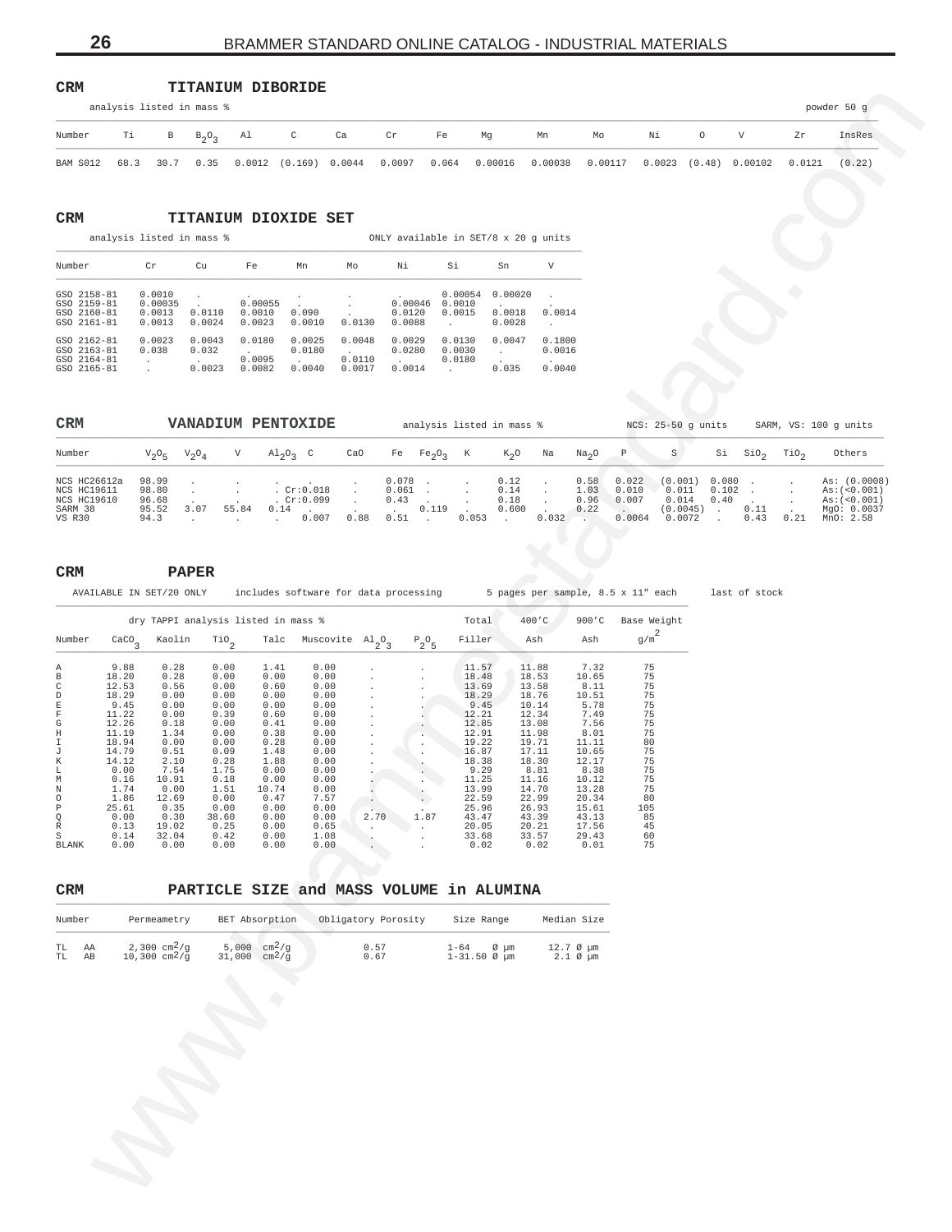## CRM — TITANIUM DIBORIDE

analysis listed in mass % — powder 50 g

| Number | Ti | B | $B_2O_3$ | Al | C | Ca | Cr | Fe | Mg | Mn | Mo | Ni | O | V | Zr | InsRes |
|---|---|---|---|---|---|---|---|---|---|---|---|---|---|---|---|---|
| BAM S012 | 68.3 | 30.7 | 0.35 | 0.0012 | (0.169) | 0.0044 | 0.0097 | 0.064 | 0.00016 | 0.00038 | 0.00117 | 0.0023 | (0.48) | 0.00102 | 0.0121 | (0.22) |

## CRM — TITANIUM DIOXIDE SET

analysis listed in mass % — ONLY available in SET/8 x 20 g units

| Number | Cr | Cu | Fe | Mn | Mo | Ni | Si | Sn | V |
|---|---|---|---|---|---|---|---|---|---|
| GSO 2158-81 | 0.0010 | . | . | . | . | . | 0.00054 | 0.00020 | . |
| GSO 2159-81 | 0.00035 | . | 0.00055 | . | . | 0.00046 | 0.0010 | . | . |
| GSO 2160-81 | 0.0013 | 0.0110 | 0.0010 | 0.090 | . | 0.0120 | 0.0015 | 0.0018 | 0.0014 |
| GSO 2161-81 | 0.0013 | 0.0024 | 0.0023 | 0.0010 | 0.0130 | 0.0088 | . | 0.0028 | . |
| GSO 2162-81 | 0.0023 | 0.0043 | 0.0180 | 0.0025 | 0.0048 | 0.0029 | 0.0130 | 0.0047 | 0.1800 |
| GSO 2163-81 | 0.038 | 0.032 | . | 0.0180 | . | 0.0280 | 0.0030 | . | 0.0016 |
| GSO 2164-81 | . | . | 0.0095 | . | 0.0110 | . | 0.0180 | . | . |
| GSO 2165-81 | . | 0.0023 | 0.0082 | 0.0040 | 0.0017 | 0.0014 | . | 0.035 | 0.0040 |

## CRM — VANADIUM PENTOXIDE

analysis listed in mass % — NCS: 25-50 g units — SARM, VS: 100 g units

| Number | $V_2O_5$ | $V_2O_4$ | V | $Al_2O_3$ | C | CaO | Fe | $Fe_2O_3$ | K | $K_2O$ | Na | $Na_2O$ | P | S | Si | $SiO_2$ | $TiO_2$ | Others |
|---|---|---|---|---|---|---|---|---|---|---|---|---|---|---|---|---|---|---|
| NCS HC26612a | 98.99 | . | . | . | . | . | 0.078 | . | . | 0.12 | . | 0.58 | 0.022 | (0.001) | 0.080 | . | . | As: (0.0008) |
| NCS HC19611 | 98.80 | . | . | . | Cr:0.018 | . | 0.061 | . | . | 0.14 | . | 1.03 | 0.010 | 0.011 | 0.102 | . | . | As:(<0.001) |
| NCS HC19610 | 96.68 | . | . | . | Cr:0.099 | . | 0.43 | . | . | 0.18 | . | 0.96 | 0.007 | 0.014 | 0.40 | . | . | As:(<0.001) |
| SARM 38 | 95.52 | 3.07 | 55.84 | 0.14 | . | . | . | 0.119 | . | 0.600 | . | 0.22 | . | (0.0045) | . | 0.11 | . | MgO: 0.0037 |
| VS R30 | 94.3 | . | . | . | 0.007 | 0.88 | 0.51 | . | 0.053 | . | 0.032 | . | 0.0064 | 0.0072 | . | 0.43 | 0.21 | MnO: 2.58 |

## CRM — PAPER

AVAILABLE IN SET/20 ONLY — includes software for data processing — 5 pages per sample, 8.5 x 11" each — last of stock

| | dry TAPPI analysis listed in mass % | | | | | | | Total | 400'C | 900'C | Base Weight |
|---|---|---|---|---|---|---|---|---|---|---|---|
| Number | $CaCO_3$ | Kaolin | $TiO_2$ | Talc | Muscovite | $Al_2O_3$ | $P_2O_5$ | Filler | Ash | Ash | $g/m^2$ |
| A | 9.88 | 0.28 | 0.00 | 1.41 | 0.00 | . | . | 11.57 | 11.88 | 7.32 | 75 |
| B | 18.20 | 0.28 | 0.00 | 0.00 | 0.00 | . | . | 18.48 | 18.53 | 10.65 | 75 |
| C | 12.53 | 0.56 | 0.00 | 0.60 | 0.00 | . | . | 13.69 | 13.58 | 8.11 | 75 |
| D | 18.29 | 0.00 | 0.00 | 0.00 | 0.00 | . | . | 18.29 | 18.76 | 10.51 | 75 |
| E | 9.45 | 0.00 | 0.00 | 0.00 | 0.00 | . | . | 9.45 | 10.14 | 5.78 | 75 |
| F | 11.22 | 0.00 | 0.39 | 0.60 | 0.00 | . | . | 12.21 | 12.34 | 7.49 | 75 |
| G | 12.26 | 0.18 | 0.00 | 0.41 | 0.00 | . | . | 12.85 | 13.08 | 7.56 | 75 |
| H | 11.19 | 1.34 | 0.00 | 0.38 | 0.00 | . | . | 12.91 | 11.98 | 8.01 | 75 |
| I | 18.94 | 0.00 | 0.00 | 0.28 | 0.00 | . | . | 19.22 | 19.71 | 11.11 | 80 |
| J | 14.79 | 0.51 | 0.09 | 1.48 | 0.00 | . | . | 16.87 | 17.11 | 10.65 | 75 |
| K | 14.12 | 2.10 | 0.28 | 1.88 | 0.00 | . | . | 18.38 | 18.30 | 12.17 | 75 |
| L | 0.00 | 7.54 | 1.75 | 0.00 | 0.00 | . | . | 9.29 | 8.81 | 8.38 | 75 |
| M | 0.16 | 10.91 | 0.18 | 0.00 | 0.00 | . | . | 11.25 | 11.16 | 10.12 | 75 |
| N | 1.74 | 0.00 | 1.51 | 10.74 | 0.00 | . | . | 13.99 | 14.70 | 13.28 | 75 |
| O | 1.86 | 12.69 | 0.00 | 0.47 | 7.57 | . | . | 22.59 | 22.99 | 20.34 | 80 |
| P | 25.61 | 0.35 | 0.00 | 0.00 | 0.00 | . | . | 25.96 | 26.93 | 15.61 | 105 |
| Q | 0.00 | 0.30 | 38.60 | 0.00 | 0.00 | 2.70 | 1.87 | 43.47 | 43.39 | 43.13 | 85 |
| R | 0.13 | 19.02 | 0.25 | 0.00 | 0.65 | . | . | 20.05 | 20.21 | 17.56 | 45 |
| S | 0.14 | 32.04 | 0.42 | 0.00 | 1.08 | . | . | 33.68 | 33.57 | 29.43 | 60 |
| BLANK | 0.00 | 0.00 | 0.00 | 0.00 | 0.00 | . | . | 0.02 | 0.02 | 0.01 | 75 |

## CRM — PARTICLE SIZE and MASS VOLUME in ALUMINA

| Number | Permeametry | BET Absorption | Obligatory Porosity | Size Range | Median Size |
|---|---|---|---|---|---|
| TL AA | 2,300 $cm^2/g$ | 5,000 $cm^2/g$ | 0.57 | 1-64 Ø µm | 12.7 Ø µm |
| TL AB | 10,300 $cm^2/g$ | 31,000 $cm^2/g$ | 0.67 | 1-31.50 Ø µm | 2.1 Ø µm |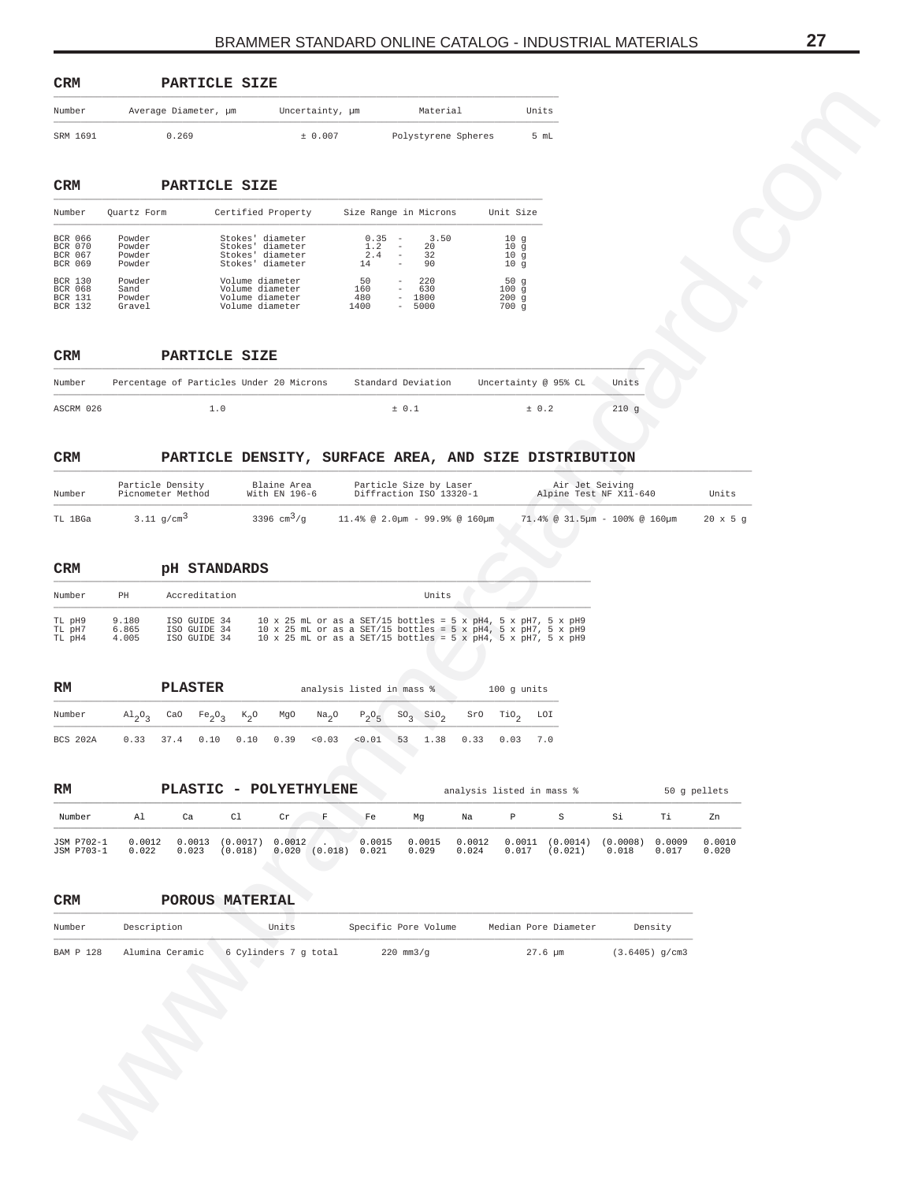## CRM PARTICLE SIZE

| Number | Average Diameter, µm | Uncertainty, µm | Material | Units |
|---|---|---|---|---|
| SRM 1691 | 0.269 | ± 0.007 | Polystyrene Spheres | 5 mL |

## CRM PARTICLE SIZE

| Number | Quartz Form | Certified Property | Size Range in Microns | Unit Size |
|---|---|---|---|---|
| BCR 066 | Powder | Stokes' diameter | 0.35 - 3.50 | 10 g |
| BCR 070 | Powder | Stokes' diameter | 1.2 - 20 | 10 g |
| BCR 067 | Powder | Stokes' diameter | 2.4 - 32 | 10 g |
| BCR 069 | Powder | Stokes' diameter | 14 - 90 | 10 g |
| BCR 130 | Powder | Volume diameter | 50 - 220 | 50 g |
| BCR 068 | Sand | Volume diameter | 160 - 630 | 100 g |
| BCR 131 | Powder | Volume diameter | 480 - 1800 | 200 g |
| BCR 132 | Gravel | Volume diameter | 1400 - 5000 | 700 g |

## CRM PARTICLE SIZE

| Number | Percentage of Particles Under 20 Microns | Standard Deviation | Uncertainty @ 95% CL | Units |
|---|---|---|---|---|
| ASCRM 026 | 1.0 | ± 0.1 | ± 0.2 | 210 g |

## CRM PARTICLE DENSITY, SURFACE AREA, AND SIZE DISTRIBUTION

| Number | Particle Density Picnometer Method | Blaine Area With EN 196-6 | Particle Size by Laser Diffraction ISO 13320-1 | Air Jet Seiving Alpine Test NF X11-640 | Units |
|---|---|---|---|---|---|
| TL 1BGa | 3.11 $g/cm^3$ | 3396 $cm^3/g$ | 11.4% @ 2.0µm - 99.9% @ 160µm | 71.4% @ 31.5µm - 100% @ 160µm | 20 x 5 g |

## CRM pH STANDARDS

| Number | PH | Accreditation | Units |
|---|---|---|---|
| TL pH9 | 9.180 | ISO GUIDE 34 | 10 x 25 mL or as a SET/15 bottles = 5 x pH4, 5 x pH7, 5 x pH9 |
| TL pH7 | 6.865 | ISO GUIDE 34 | 10 x 25 mL or as a SET/15 bottles = 5 x pH4, 5 x pH7, 5 x pH9 |
| TL pH4 | 4.005 | ISO GUIDE 34 | 10 x 25 mL or as a SET/15 bottles = 5 x pH4, 5 x pH7, 5 x pH9 |

## RM PLASTER

analysis listed in mass % — 100 g units

| Number | $Al_2O_3$ | CaO | $Fe_2O_3$ | $K_2O$ | MgO | $Na_2O$ | $P_2O_5$ | $SO_3$ | $SiO_2$ | SrO | $TiO_2$ | LOI |
|---|---|---|---|---|---|---|---|---|---|---|---|---|
| BCS 202A | 0.33 | 37.4 | 0.10 | 0.10 | 0.39 | <0.03 | <0.01 | 53 | 1.38 | 0.33 | 0.03 | 7.0 |

## RM PLASTIC - POLYETHYLENE

analysis listed in mass % — 50 g pellets

| Number | Al | Ca | Cl | Cr | F | Fe | Mg | Na | P | S | Si | Ti | Zn |
|---|---|---|---|---|---|---|---|---|---|---|---|---|---|
| JSM P702-1 | 0.0012 | 0.0013 | (0.0017) | 0.0012 | . | 0.0015 | 0.0015 | 0.0012 | 0.0011 | (0.0014) | (0.0008) | 0.0009 | 0.0010 |
| JSM P703-1 | 0.022 | 0.023 | (0.018) | 0.020 | (0.018) | 0.021 | 0.029 | 0.024 | 0.017 | (0.021) | 0.018 | 0.017 | 0.020 |

## CRM POROUS MATERIAL

| Number | Description | Units | Specific Pore Volume | Median Pore Diameter | Density |
|---|---|---|---|---|---|
| BAM P 128 | Alumina Ceramic | 6 Cylinders 7 g total | 220 mm3/g | 27.6 µm | (3.6405) g/cm3 |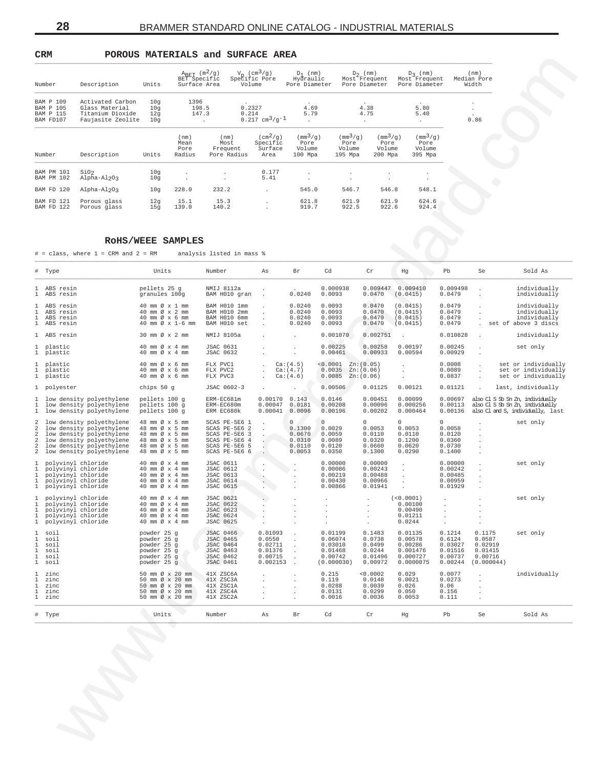## CRM POROUS MATERIALS and SURFACE AREA

| Number | Description | Units | $A_{BET}$ ($m^2/g$) BET Specific Surface Area | $V_p$ ($cm^3/g$) Specific Pore Volume | $D_1$ (nm) Hydraulic Pore Diameter | $D_2$ (nm) Most Frequent Pore Diameter | $D_3$ (nm) Most Frequent Pore Diameter | (nm) Median Pore Width |
|---|---|---|---|---|---|---|---|---|
| BAM P 109 | Activated Carbon | 10g | 1396 | . | . | . | . | . |
| BAM P 105 | Glass Material | 10g | 198.5 | 0.2327 | 4.69 | 4.38 | 5.80 | . |
| BAM P 115 | Titanium Dioxide | 12g | 147.3 | 0.214 | 5.79 | 4.75 | 5.40 | . |
| BAM FD107 | Faujasite Zeolite | 10g | . | 0.217 $cm^3/g^{-1}$ | . | . | . | 0.86 |

| Number | Description | Units | (nm) Mean Pore Radius | (nm) Most Frequent Pore Radius | ($cm^2/g$) Specific Surface Area | ($mm^3/g$) Pore Volume 100 Mpa | ($mm^3/g$) Pore Volume 195 Mpa | ($mm^3/g$) Pore Volume 200 Mpa | ($mm^3/g$) Pore Volume 395 Mpa |
|---|---|---|---|---|---|---|---|---|---|
| BAM PM 101 | $SiO_2$ | 10g | . | . | 0.177 | . | . | . | . |
| BAM PM 102 | Alpha-$Al_2O_3$ | 10g | . | . | 5.41 | . | . | . | . |
| BAM FD 120 | Alpha-$Al_2O_3$ | 10g | 228.0 | 232.2 | . | 545.0 | 546.7 | 546.8 | 548.1 |
| BAM FD 121 | Porous glass | 12g | 15.1 | 15.3 | . | 621.8 | 621.9 | 621.9 | 624.6 |
| BAM FD 122 | Porous glass | 15g | 139.0 | 140.2 | . | 919.7 | 922.5 | 922.6 | 924.4 |

## RoHS/WEEE SAMPLES

# = class, where 1 = CRM and 2 = RM analysis listed in mass %

| # | Type | Units | Number | As | Br | Cd | Cr | Hg | Pb | Se | Sold As |
|---|---|---|---|---|---|---|---|---|---|---|---|
| 1 | ABS resin | pellets 25 g | NMIJ 8112a | . | . | 0.000938 | 0.009447 | 0.009410 | 0.009498 | . | individually |
| 1 | ABS resin | granules 100g | BAM H010 gran | . | 0.0240 | 0.0093 | 0.0470 | (0.0415) | 0.0479 | . | individually |
| 1 | ABS resin | 40 mm Ø x 1 mm | BAM H010 1mm | . | 0.0240 | 0.0093 | 0.0470 | (0.0415) | 0.0479 | . | individually |
| 1 | ABS resin | 40 mm Ø x 2 mm | BAM H010 2mm | . | 0.0240 | 0.0093 | 0.0470 | (0.0415) | 0.0479 | . | individually |
| 1 | ABS resin | 40 mm Ø x 6 mm | BAM H010 6mm | . | 0.0240 | 0.0093 | 0.0470 | (0.0415) | 0.0479 | . | individually |
| 1 | ABS resin | 40 mm Ø x 1-6 mm | BAM H010 set | . | 0.0240 | 0.0093 | 0.0470 | (0.0415) | 0.0479 | . | set of above 3 discs |
| 1 | ABS resin | 30 mm Ø x 2 mm | NMIJ 8105a | . | . | 0.001070 | 0.002751 | . | 0.010828 | . | individually |
| 1 | plastic | 40 mm Ø x 4 mm | JSAC 0631 | . | . | 0.00225 | 0.00258 | 0.00197 | 0.00245 | . | set only |
| 1 | plastic | 40 mm Ø x 4 mm | JSAC 0632 | . | . | 0.00461 | 0.00933 | 0.00594 | 0.00929 | . | |
| 1 | plastic | 40 mm Ø x 6 mm | FLX PVC1 | . | Ca:(4.5) | <0.0001 | Zn:(0.05) | . | 0.0008 | . | set or individually |
| 1 | plastic | 40 mm Ø x 6 mm | FLX PVC2 | . | Ca:(4.7) | 0.0035 | Zn:(0.06) | . | 0.0089 | . | set or individually |
| 1 | plastic | 40 mm Ø x 6 mm | FLX PVC3 | . | Ca:(4.6) | 0.0085 | Zn:(0.06) | . | 0.0837 | . | set or individually |
| 1 | polyester | chips 50 g | JSAC 0602-3 | . | . | 0.00506 | 0.01125 | 0.00121 | 0.01121 | . | last, individually |
| 1 | low density polyethylene | pellets 100 g | ERM-EC681m | 0.00170 | 0.143 | 0.0146 | 0.00451 | 0.00099 | 0.00697 | | also Cl S Sb Sn Zn, individually |
| 1 | low density polyethylene | pellets 100 g | ERM-EC680m | 0.00047 | 0.0181 | 0.00208 | 0.00096 | 0.000256 | 0.00113 | | also Cl S Sb Sn Zn, individually |
| 1 | low density polyethylene | pellets 100 g | ERM EC680k | 0.00041 | 0.0096 | 0.00196 | 0.00202 | 0.000464 | 0.00136 | | also Cl and S, individually, last |
| 2 | low density polyethylene | 48 mm Ø x 5 mm | SCAS PE-5E6 1 | . | 0 | 0 | 0 | 0 | 0 | . | set only |
| 2 | low density polyethylene | 48 mm Ø x 5 mm | SCAS PE-5E6 2 | . | 0.1300 | 0.0029 | 0.0053 | 0.0053 | 0.0058 | . | |
| 2 | low density polyethylene | 48 mm Ø x 5 mm | SCAS PE-5E6 3 | . | 0.0670 | 0.0059 | 0.0110 | 0.0110 | 0.0120 | . | |
| 2 | low density polyethylene | 48 mm Ø x 5 mm | SCAS PE-5E6 4 | . | 0.0310 | 0.0089 | 0.0320 | 0.1200 | 0.0360 | . | |
| 2 | low density polyethylene | 48 mm Ø x 5 mm | SCAS PE-5E6 5 | . | 0.0110 | 0.0120 | 0.0660 | 0.0620 | 0.0730 | . | |
| 2 | low density polyethylene | 48 mm Ø x 5 mm | SCAS PE-5E6 6 | . | 0.0053 | 0.0350 | 0.1300 | 0.0290 | 0.1400 | . | |
| 1 | polyvinyl chloride | 40 mm Ø x 4 mm | JSAC 0611 | . | . | 0.00000 | 0.00000 | . | 0.00000 | . | set only |
| 1 | polyvinyl chloride | 40 mm Ø x 4 mm | JSAC 0612 | . | . | 0.00086 | 0.00243 | . | 0.00242 | . | |
| 1 | polyvinyl chloride | 40 mm Ø x 4 mm | JSAC 0613 | . | . | 0.00219 | 0.00488 | . | 0.00485 | . | |
| 1 | polyvinyl chloride | 40 mm Ø x 4 mm | JSAC 0614 | . | . | 0.00430 | 0.00966 | . | 0.00959 | . | |
| 1 | polyvinyl chloride | 40 mm Ø x 4 mm | JSAC 0615 | . | . | 0.00866 | 0.01941 | . | 0.01929 | . | |
| 1 | polyvinyl chloride | 40 mm Ø x 4 mm | JSAC 0621 | . | . | . | . | (<0.0001) | . | . | set only |
| 1 | polyvinyl chloride | 40 mm Ø x 4 mm | JSAC 0622 | . | . | . | . | 0.00100 | . | . | |
| 1 | polyvinyl chloride | 40 mm Ø x 4 mm | JSAC 0623 | . | . | . | . | 0.00490 | . | . | |
| 1 | polyvinyl chloride | 40 mm Ø x 4 mm | JSAC 0624 | . | . | . | . | 0.01211 | . | . | |
| 1 | polyvinyl chloride | 40 mm Ø x 4 mm | JSAC 0625 | . | . | . | . | 0.0244 | . | . | |
| 1 | soil | powder 25 g | JSAC 0466 | 0.01093 | . | 0.01199 | 0.1483 | 0.01135 | 0.1214 | 0.1175 | set only |
| 1 | soil | powder 25 g | JSAC 0465 | 0.0550 | . | 0.06074 | 0.0738 | 0.00578 | 0.6124 | 0.0587 | |
| 1 | soil | powder 25 g | JSAC 0464 | 0.02711 | . | 0.03010 | 0.0499 | 0.00286 | 0.03027 | 0.02919 | |
| 1 | soil | powder 25 g | JSAC 0463 | 0.01376 | . | 0.01468 | 0.0244 | 0.001476 | 0.01516 | 0.01415 | |
| 1 | soil | powder 25 g | JSAC 0462 | 0.00715 | . | 0.00742 | 0.01496 | 0.000727 | 0.00737 | 0.00716 | |
| 1 | soil | powder 25 g | JSAC 0461 | 0.002153 | . | (0.000030) | 0.00972 | 0.0000075 | 0.00244 | (0.000044) | |
| 1 | zinc | 50 mm Ø x 20 mm | 41X ZSC6A | . | . | 0.215 | <0.0002 | 0.029 | 0.0077 | . | individually |
| 1 | zinc | 50 mm Ø x 20 mm | 41X ZSC3A | . | . | 0.119 | 0.0148 | 0.0021 | 0.0273 | . | |
| 1 | zinc | 50 mm Ø x 20 mm | 41X ZSC1A | . | . | 0.0288 | 0.0039 | 0.026 | 0.06 | . | |
| 1 | zinc | 50 mm Ø x 20 mm | 41X ZSC4A | . | . | 0.0131 | 0.0299 | 0.050 | 0.156 | . | |
| 1 | zinc | 50 mm Ø x 20 mm | 41X ZSC2A | . | . | 0.0016 | 0.0036 | 0.0053 | 0.111 | . | |
| # | Type | Units | Number | As | Br | Cd | Cr | Hg | Pb | Se | Sold As |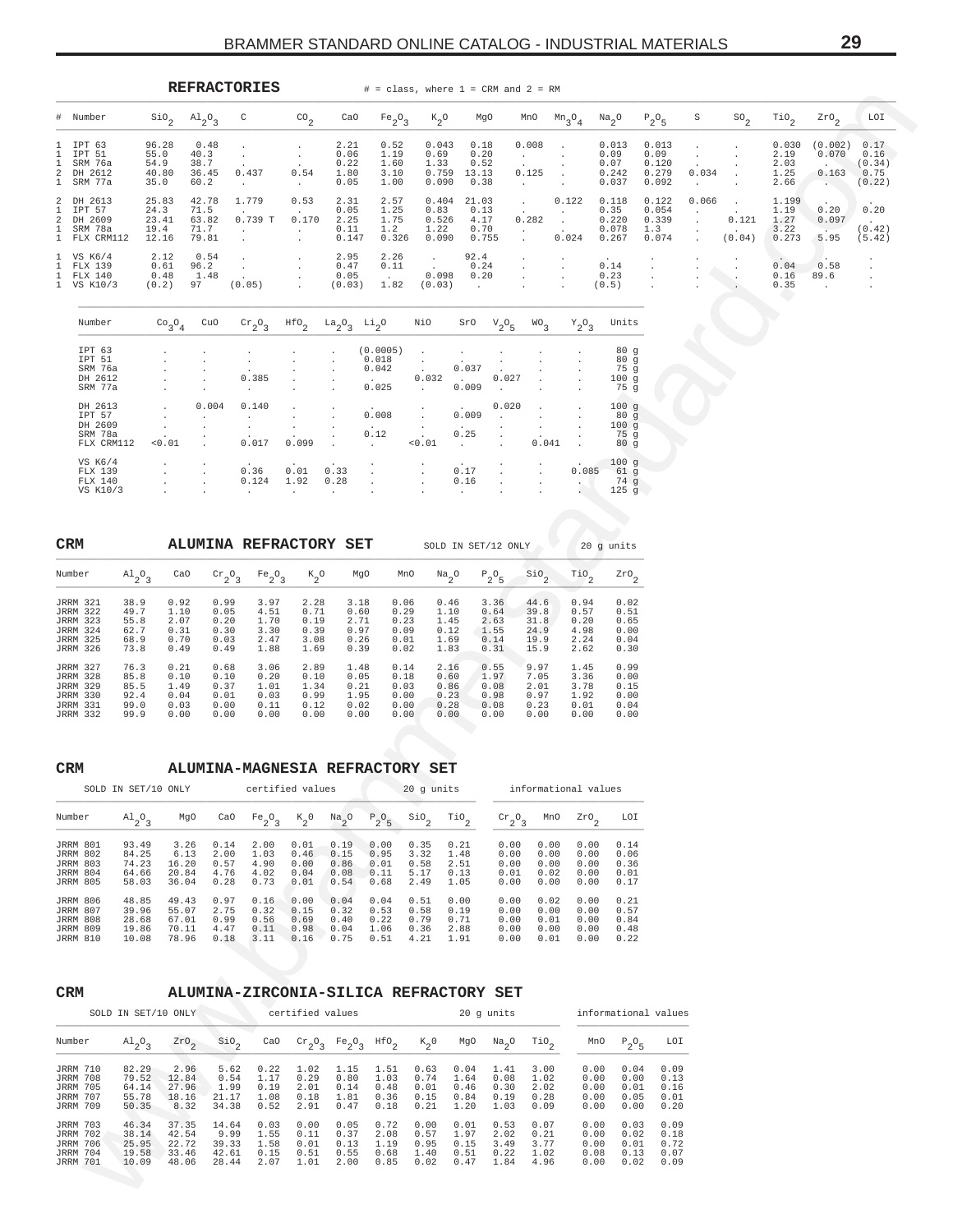## REFRACTORIES

# = class, where 1 = CRM and 2 = RM

| # | Number | $SiO_2$ | $Al_2O_3$ | C | $CO_2$ | CaO | $Fe_2O_3$ | $K_2O$ | MgO | MnO | $Mn_3O_4$ | $Na_2O$ | $P_2O_5$ | S | $SO_2$ | $TiO_2$ | $ZrO_2$ | LOI |
|---|---|---|---|---|---|---|---|---|---|---|---|---|---|---|---|---|---|---|
| 1 | IPT 63 | 96.28 | 0.48 | . | . | 2.21 | 0.52 | 0.043 | 0.18 | 0.008 | . | 0.013 | 0.013 | . | . | 0.030 | (0.002) | 0.17 |
| 1 | IPT 51 | 55.0 | 40.3 | . | . | 0.06 | 1.19 | 0.69 | 0.20 | . | . | 0.09 | 0.09 | . | . | 2.19 | 0.070 | 0.16 |
| 1 | SRM 76a | 54.9 | 38.7 | . | . | 0.22 | 1.60 | 1.33 | 0.52 | . | . | 0.07 | 0.120 | . | . | 2.03 | . | (0.34) |
| 2 | DH 2612 | 40.80 | 36.45 | 0.437 | 0.54 | 1.80 | 3.10 | 0.759 | 13.13 | 0.125 | . | 0.242 | 0.279 | 0.034 | . | 1.25 | 0.163 | 0.75 |
| 1 | SRM 77a | 35.0 | 60.2 | . | . | 0.05 | 1.00 | 0.090 | 0.38 | . | . | 0.037 | 0.092 | . | . | 2.66 | . | (0.22) |
| 2 | DH 2613 | 25.83 | 42.78 | 1.779 | 0.53 | 2.31 | 2.57 | 0.404 | 21.03 | . | 0.122 | 0.118 | 0.122 | 0.066 | . | 1.199 | . | . |
| 1 | IPT 57 | 24.3 | 71.5 | . | . | 0.05 | 1.25 | 0.83 | 0.13 | . | . | 0.35 | 0.054 | . | . | 1.19 | 0.20 | 0.20 |
| 2 | DH 2609 | 23.41 | 63.82 | 0.739 T | 0.170 | 2.25 | 1.75 | 0.526 | 4.17 | 0.282 | . | 0.220 | 0.339 | . | 0.121 | 1.27 | 0.097 | . |
| 1 | SRM 78a | 19.4 | 71.7 | . | . | 0.11 | 1.2 | 1.22 | 0.70 | . | . | 0.078 | 1.3 | . | . | 3.22 | . | (0.42) |
| 1 | FLX CRM112 | 12.16 | 79.81 | . | . | 0.147 | 0.326 | 0.090 | 0.755 | . | 0.024 | 0.267 | 0.074 | . | (0.04) | 0.273 | 5.95 | (5.42) |
| 1 | VS K6/4 | 2.12 | 0.54 | . | . | 2.95 | 2.26 | . | 92.4 | . | . | . | . | . | . | . | . | . |
| 1 | FLX 139 | 0.61 | 96.2 | . | . | 0.47 | 0.11 | . | 0.24 | . | . | 0.14 | . | . | . | 0.04 | 0.58 | . |
| 1 | FLX 140 | 0.48 | 1.48 | . | . | 0.05 | . | 0.098 | 0.20 | . | . | 0.23 | . | . | . | 0.16 | 89.6 | . |
| 1 | VS K10/3 | (0.2) | 97 | (0.05) | . | (0.03) | 1.82 | (0.03) | . | . | . | (0.5) | . | . | . | 0.35 | . | . |

| Number | $Co_3O_4$ | CuO | $Cr_2O_3$ | $HfO_2$ | $La_2O_3$ | $Li_2O$ | NiO | SrO | $V_2O_5$ | $WO_3$ | $Y_2O_3$ | Units |
|---|---|---|---|---|---|---|---|---|---|---|---|---|
| IPT 63 | . | . | . | . | . | (0.0005) | . | . | . | . | . | 80 g |
| IPT 51 | . | . | . | . | . | 0.018 | . | . | . | . | . | 80 g |
| SRM 76a | . | . | . | . | . | 0.042 | . | 0.037 | . | . | . | 75 g |
| DH 2612 | . | . | 0.385 | . | . | . | 0.032 | . | 0.027 | . | . | 100 g |
| SRM 77a | . | . | . | . | . | 0.025 | . | 0.009 | . | . | . | 75 g |
| DH 2613 | . | 0.004 | 0.140 | . | . | . | . | . | 0.020 | . | . | 100 g |
| IPT 57 | . | . | . | . | . | 0.008 | . | 0.009 | . | . | . | 80 g |
| DH 2609 | . | . | . | . | . | . | . | . | . | . | . | 100 g |
| SRM 78a | . | . | . | . | . | 0.12 | . | 0.25 | . | . | . | 75 g |
| FLX CRM112 | <0.01 | . | 0.017 | 0.099 | . | . | <0.01 | . | . | 0.041 | . | 80 g |
| VS K6/4 | . | . | . | . | . | . | . | . | . | . | . | 100 g |
| FLX 139 | . | . | 0.36 | 0.01 | 0.33 | . | . | 0.17 | . | . | 0.085 | 61 g |
| FLX 140 | . | . | 0.124 | 1.92 | 0.28 | . | . | 0.16 | . | . | . | 74 g |
| VS K10/3 | . | . | . | . | . | . | . | . | . | . | . | 125 g |

## CRM — ALUMINA REFRACTORY SET

SOLD IN SET/12 ONLY — 20 g units

| Number | $Al_2O_3$ | CaO | $Cr_2O_3$ | $Fe_2O_3$ | $K_2O$ | MgO | MnO | $Na_2O$ | $P_2O_5$ | $SiO_2$ | $TiO_2$ | $ZrO_2$ |
|---|---|---|---|---|---|---|---|---|---|---|---|---|
| JRRM 321 | 38.9 | 0.92 | 0.99 | 3.97 | 2.28 | 3.18 | 0.06 | 0.46 | 3.36 | 44.6 | 0.94 | 0.02 |
| JRRM 322 | 49.7 | 1.10 | 0.05 | 4.51 | 0.71 | 0.60 | 0.29 | 1.10 | 0.64 | 39.8 | 0.57 | 0.51 |
| JRRM 323 | 55.8 | 2.07 | 0.20 | 1.70 | 0.19 | 2.71 | 0.23 | 1.45 | 2.63 | 31.8 | 0.20 | 0.65 |
| JRRM 324 | 62.7 | 0.31 | 0.30 | 3.30 | 0.39 | 0.97 | 0.09 | 0.12 | 1.55 | 24.9 | 4.98 | 0.00 |
| JRRM 325 | 68.9 | 0.70 | 0.03 | 2.47 | 3.08 | 0.26 | 0.01 | 1.69 | 0.14 | 19.9 | 2.24 | 0.04 |
| JRRM 326 | 73.8 | 0.49 | 0.49 | 1.88 | 1.69 | 0.39 | 0.02 | 1.83 | 0.31 | 15.9 | 2.62 | 0.30 |
| JRRM 327 | 76.3 | 0.21 | 0.68 | 3.06 | 2.89 | 1.48 | 0.14 | 2.16 | 0.55 | 9.97 | 1.45 | 0.99 |
| JRRM 328 | 85.8 | 0.10 | 0.10 | 0.20 | 0.10 | 0.05 | 0.18 | 0.60 | 1.97 | 7.05 | 3.36 | 0.00 |
| JRRM 329 | 85.5 | 1.49 | 0.37 | 1.01 | 1.34 | 0.21 | 0.03 | 0.86 | 0.08 | 2.01 | 3.78 | 0.15 |
| JRRM 330 | 92.4 | 0.04 | 0.01 | 0.03 | 0.99 | 1.95 | 0.00 | 0.23 | 0.98 | 0.97 | 1.92 | 0.00 |
| JRRM 331 | 99.0 | 0.03 | 0.00 | 0.11 | 0.12 | 0.02 | 0.00 | 0.28 | 0.08 | 0.23 | 0.01 | 0.04 |
| JRRM 332 | 99.9 | 0.00 | 0.00 | 0.00 | 0.00 | 0.00 | 0.00 | 0.00 | 0.00 | 0.00 | 0.00 | 0.00 |

## CRM — ALUMINA-MAGNESIA REFRACTORY SET

SOLD IN SET/10 ONLY — 20 g units

| | certified values | | | | | | | | | informational values | | | |
|---|---|---|---|---|---|---|---|---|---|---|---|---|---|
| Number | $Al_2O_3$ | MgO | CaO | $Fe_2O_3$ | $K_2O$ | $Na_2O$ | $P_2O_5$ | $SiO_2$ | $TiO_2$ | $Cr_2O_3$ | MnO | $ZrO_2$ | LOI |
| JRRM 801 | 93.49 | 3.26 | 0.14 | 2.00 | 0.01 | 0.19 | 0.00 | 0.35 | 0.21 | 0.00 | 0.00 | 0.00 | 0.14 |
| JRRM 802 | 84.25 | 6.13 | 2.00 | 1.03 | 0.46 | 0.15 | 0.95 | 3.32 | 1.48 | 0.00 | 0.00 | 0.00 | 0.06 |
| JRRM 803 | 74.23 | 16.20 | 0.57 | 4.90 | 0.00 | 0.86 | 0.01 | 0.58 | 2.51 | 0.00 | 0.00 | 0.00 | 0.36 |
| JRRM 804 | 64.66 | 20.84 | 4.76 | 4.02 | 0.04 | 0.08 | 0.11 | 5.17 | 0.13 | 0.01 | 0.02 | 0.00 | 0.01 |
| JRRM 805 | 58.03 | 36.04 | 0.28 | 0.73 | 0.01 | 0.54 | 0.68 | 2.49 | 1.05 | 0.00 | 0.00 | 0.00 | 0.17 |
| JRRM 806 | 48.85 | 49.43 | 0.97 | 0.16 | 0.00 | 0.04 | 0.04 | 0.51 | 0.00 | 0.00 | 0.02 | 0.00 | 0.21 |
| JRRM 807 | 39.96 | 55.07 | 2.75 | 0.32 | 0.15 | 0.32 | 0.53 | 0.58 | 0.19 | 0.00 | 0.00 | 0.00 | 0.57 |
| JRRM 808 | 28.68 | 67.01 | 0.99 | 0.56 | 0.69 | 0.40 | 0.22 | 0.79 | 0.71 | 0.00 | 0.01 | 0.00 | 0.84 |
| JRRM 809 | 19.86 | 70.11 | 4.47 | 0.11 | 0.98 | 0.04 | 1.06 | 0.36 | 2.88 | 0.00 | 0.00 | 0.00 | 0.48 |
| JRRM 810 | 10.08 | 78.96 | 0.18 | 3.11 | 0.16 | 0.75 | 0.51 | 4.21 | 1.91 | 0.00 | 0.01 | 0.00 | 0.22 |

## CRM — ALUMINA-ZIRCONIA-SILICA REFRACTORY SET

SOLD IN SET/10 ONLY — 20 g units

| | certified values | | | | | | | | | | | informational values | | |
|---|---|---|---|---|---|---|---|---|---|---|---|---|---|---|
| Number | $Al_2O_3$ | $ZrO_2$ | $SiO_2$ | CaO | $Cr_2O_3$ | $Fe_2O_3$ | $HfO_2$ | $K_2O$ | MgO | $Na_2O$ | $TiO_2$ | MnO | $P_2O_5$ | LOI |
| JRRM 710 | 82.29 | 2.96 | 5.62 | 0.22 | 1.02 | 1.15 | 1.51 | 0.63 | 0.04 | 1.41 | 3.00 | 0.00 | 0.04 | 0.09 |
| JRRM 708 | 79.52 | 12.84 | 0.54 | 1.17 | 0.29 | 0.80 | 1.03 | 0.74 | 1.64 | 0.08 | 1.02 | 0.00 | 0.00 | 0.13 |
| JRRM 705 | 64.14 | 27.96 | 1.99 | 0.19 | 2.01 | 0.14 | 0.48 | 0.01 | 0.46 | 0.30 | 2.02 | 0.00 | 0.01 | 0.16 |
| JRRM 707 | 55.78 | 18.16 | 21.17 | 1.08 | 0.18 | 1.81 | 0.36 | 0.15 | 0.84 | 0.19 | 0.28 | 0.00 | 0.05 | 0.01 |
| JRRM 709 | 50.35 | 8.32 | 34.38 | 0.52 | 2.91 | 0.47 | 0.18 | 0.21 | 1.20 | 1.03 | 0.09 | 0.00 | 0.00 | 0.20 |
| JRRM 703 | 46.34 | 37.35 | 14.64 | 0.03 | 0.00 | 0.05 | 0.72 | 0.00 | 0.01 | 0.53 | 0.07 | 0.00 | 0.03 | 0.09 |
| JRRM 702 | 38.14 | 42.54 | 9.99 | 1.55 | 0.11 | 0.37 | 2.08 | 0.57 | 1.97 | 2.02 | 0.21 | 0.00 | 0.02 | 0.18 |
| JRRM 706 | 25.95 | 22.72 | 39.33 | 1.58 | 0.01 | 0.13 | 1.19 | 0.95 | 0.15 | 3.49 | 3.77 | 0.00 | 0.01 | 0.72 |
| JRRM 704 | 19.58 | 33.46 | 42.61 | 0.15 | 0.51 | 0.55 | 0.68 | 1.40 | 0.51 | 0.22 | 1.02 | 0.08 | 0.13 | 0.07 |
| JRRM 701 | 10.09 | 48.06 | 28.44 | 2.07 | 1.01 | 2.00 | 0.85 | 0.02 | 0.47 | 1.84 | 4.96 | 0.00 | 0.02 | 0.09 |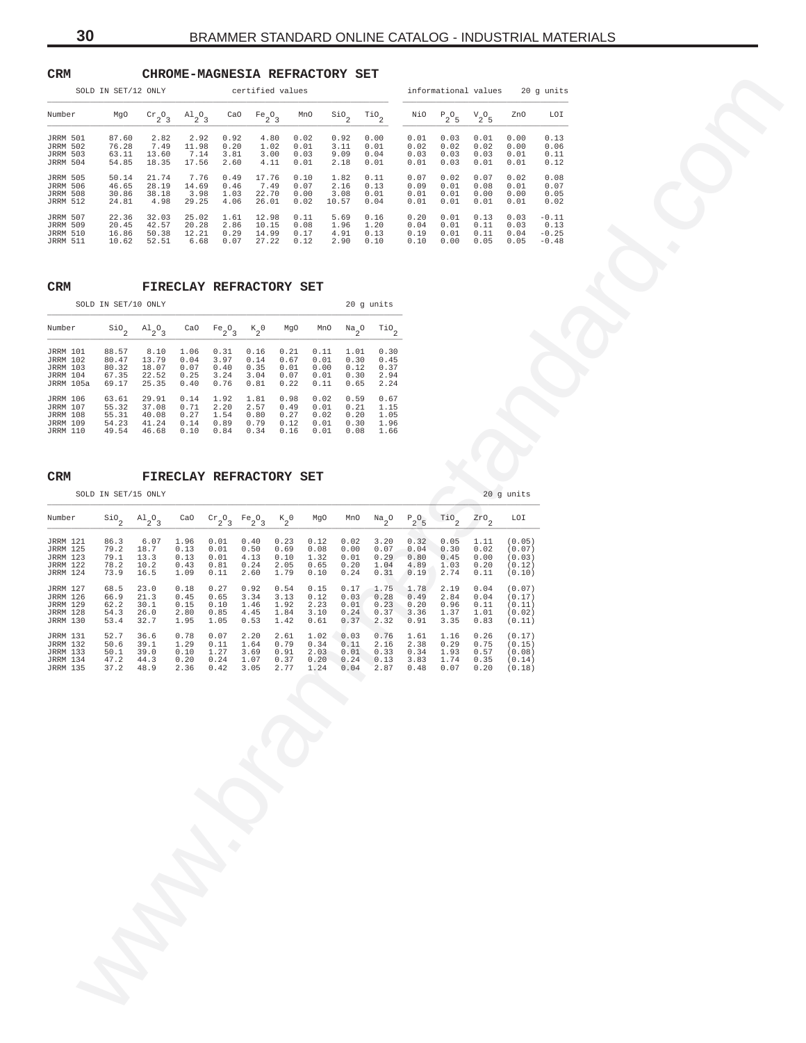## CRM — CHROME-MAGNESIA REFRACTORY SET

SOLD IN SET/12 ONLY — certified values — informational values — 20 g units

| Number | MgO | $Cr_2O_3$ | $Al_2O_3$ | CaO | $Fe_2O_3$ | MnO | $SiO_2$ | $TiO_2$ | NiO | $P_2O_5$ | $V_2O_5$ | ZnO | LOI |
|---|---|---|---|---|---|---|---|---|---|---|---|---|---|
| JRRM 501 | 87.60 | 2.82 | 2.92 | 0.92 | 4.80 | 0.02 | 0.92 | 0.00 | 0.01 | 0.03 | 0.01 | 0.00 | 0.13 |
| JRRM 502 | 76.28 | 7.49 | 11.98 | 0.20 | 1.02 | 0.01 | 3.11 | 0.01 | 0.02 | 0.02 | 0.02 | 0.00 | 0.06 |
| JRRM 503 | 63.11 | 13.60 | 7.14 | 3.81 | 3.00 | 0.03 | 9.09 | 0.04 | 0.03 | 0.03 | 0.03 | 0.01 | 0.11 |
| JRRM 504 | 54.85 | 18.35 | 17.56 | 2.60 | 4.11 | 0.01 | 2.18 | 0.01 | 0.01 | 0.03 | 0.01 | 0.01 | 0.12 |
| JRRM 505 | 50.14 | 21.74 | 7.76 | 0.49 | 17.76 | 0.10 | 1.82 | 0.11 | 0.07 | 0.02 | 0.07 | 0.02 | 0.08 |
| JRRM 506 | 46.65 | 28.19 | 14.69 | 0.46 | 7.49 | 0.07 | 2.16 | 0.13 | 0.09 | 0.01 | 0.08 | 0.01 | 0.07 |
| JRRM 508 | 30.86 | 38.18 | 3.98 | 1.03 | 22.70 | 0.00 | 3.08 | 0.01 | 0.01 | 0.01 | 0.00 | 0.00 | 0.05 |
| JRRM 512 | 24.81 | 4.98 | 29.25 | 4.06 | 26.01 | 0.02 | 10.57 | 0.04 | 0.01 | 0.01 | 0.01 | 0.01 | 0.02 |
| JRRM 507 | 22.36 | 32.03 | 25.02 | 1.61 | 12.98 | 0.11 | 5.69 | 0.16 | 0.20 | 0.01 | 0.13 | 0.03 | -0.11 |
| JRRM 509 | 20.45 | 42.57 | 20.28 | 2.86 | 10.15 | 0.08 | 1.96 | 1.20 | 0.04 | 0.01 | 0.11 | 0.03 | 0.13 |
| JRRM 510 | 16.86 | 50.38 | 12.21 | 0.29 | 14.99 | 0.17 | 4.91 | 0.13 | 0.19 | 0.01 | 0.11 | 0.04 | -0.25 |
| JRRM 511 | 10.62 | 52.51 | 6.68 | 0.07 | 27.22 | 0.12 | 2.90 | 0.10 | 0.10 | 0.00 | 0.05 | 0.05 | -0.48 |

## CRM — FIRECLAY REFRACTORY SET

SOLD IN SET/10 ONLY — 20 g units

| Number | $SiO_2$ | $Al_2O_3$ | CaO | $Fe_2O_3$ | $K_2O$ | MgO | MnO | $Na_2O$ | $TiO_2$ |
|---|---|---|---|---|---|---|---|---|---|
| JRRM 101 | 88.57 | 8.10 | 1.06 | 0.31 | 0.16 | 0.21 | 0.11 | 1.01 | 0.30 |
| JRRM 102 | 80.47 | 13.79 | 0.04 | 3.97 | 0.14 | 0.67 | 0.01 | 0.30 | 0.45 |
| JRRM 103 | 80.32 | 18.07 | 0.07 | 0.40 | 0.35 | 0.01 | 0.00 | 0.12 | 0.37 |
| JRRM 104 | 67.35 | 22.52 | 0.25 | 3.24 | 3.04 | 0.07 | 0.01 | 0.30 | 2.94 |
| JRRM 105a | 69.17 | 25.35 | 0.40 | 0.76 | 0.81 | 0.22 | 0.11 | 0.65 | 2.24 |
| JRRM 106 | 63.61 | 29.91 | 0.14 | 1.92 | 1.81 | 0.98 | 0.02 | 0.59 | 0.67 |
| JRRM 107 | 55.32 | 37.08 | 0.71 | 2.20 | 2.57 | 0.49 | 0.01 | 0.21 | 1.15 |
| JRRM 108 | 55.31 | 40.08 | 0.27 | 1.54 | 0.80 | 0.27 | 0.02 | 0.20 | 1.05 |
| JRRM 109 | 54.23 | 41.24 | 0.14 | 0.89 | 0.79 | 0.12 | 0.01 | 0.30 | 1.96 |
| JRRM 110 | 49.54 | 46.68 | 0.10 | 0.84 | 0.34 | 0.16 | 0.01 | 0.08 | 1.66 |

## CRM — FIRECLAY REFRACTORY SET

SOLD IN SET/15 ONLY — 20 g units

| Number | $SiO_2$ | $Al_2O_3$ | CaO | $Cr_2O_3$ | $Fe_2O_3$ | $K_2O$ | MgO | MnO | $Na_2O$ | $P_2O_5$ | $TiO_2$ | $ZrO_2$ | LOI |
|---|---|---|---|---|---|---|---|---|---|---|---|---|---|
| JRRM 121 | 86.3 | 6.07 | 1.96 | 0.01 | 0.40 | 0.23 | 0.12 | 0.02 | 3.20 | 0.32 | 0.05 | 1.11 | (0.05) |
| JRRM 125 | 79.2 | 18.7 | 0.13 | 0.01 | 0.50 | 0.69 | 0.08 | 0.00 | 0.07 | 0.04 | 0.30 | 0.02 | (0.07) |
| JRRM 123 | 79.1 | 13.3 | 0.13 | 0.01 | 4.13 | 0.10 | 1.32 | 0.01 | 0.29 | 0.80 | 0.45 | 0.00 | (0.03) |
| JRRM 122 | 78.2 | 10.2 | 0.43 | 0.81 | 0.24 | 2.05 | 0.65 | 0.20 | 1.04 | 4.89 | 1.03 | 0.20 | (0.12) |
| JRRM 124 | 73.9 | 16.5 | 1.09 | 0.11 | 2.60 | 1.79 | 0.10 | 0.24 | 0.31 | 0.19 | 2.74 | 0.11 | (0.10) |
| JRRM 127 | 68.5 | 23.0 | 0.18 | 0.27 | 0.92 | 0.54 | 0.15 | 0.17 | 1.75 | 1.78 | 2.19 | 0.04 | (0.07) |
| JRRM 126 | 66.9 | 21.3 | 0.45 | 0.65 | 3.34 | 3.13 | 0.12 | 0.03 | 0.28 | 0.49 | 2.84 | 0.04 | (0.17) |
| JRRM 129 | 62.2 | 30.1 | 0.15 | 0.10 | 1.46 | 1.92 | 2.23 | 0.01 | 0.23 | 0.20 | 0.96 | 0.11 | (0.11) |
| JRRM 128 | 54.3 | 26.0 | 2.80 | 0.85 | 4.45 | 1.84 | 3.10 | 0.24 | 0.37 | 3.36 | 1.37 | 1.01 | (0.02) |
| JRRM 130 | 53.4 | 32.7 | 1.95 | 1.05 | 0.53 | 1.42 | 0.61 | 0.37 | 2.32 | 0.91 | 3.35 | 0.83 | (0.11) |
| JRRM 131 | 52.7 | 36.6 | 0.78 | 0.07 | 2.20 | 2.61 | 1.02 | 0.03 | 0.76 | 1.61 | 1.16 | 0.26 | (0.17) |
| JRRM 132 | 50.6 | 39.1 | 1.29 | 0.11 | 1.64 | 0.79 | 0.34 | 0.11 | 2.16 | 2.38 | 0.29 | 0.75 | (0.15) |
| JRRM 133 | 50.1 | 39.0 | 0.10 | 1.27 | 3.69 | 0.91 | 2.03 | 0.01 | 0.33 | 0.34 | 1.93 | 0.57 | (0.08) |
| JRRM 134 | 47.2 | 44.3 | 0.20 | 0.24 | 1.07 | 0.37 | 0.20 | 0.24 | 0.13 | 3.83 | 1.74 | 0.35 | (0.14) |
| JRRM 135 | 37.2 | 48.9 | 2.36 | 0.42 | 3.05 | 2.77 | 1.24 | 0.04 | 2.87 | 0.48 | 0.07 | 0.20 | (0.18) |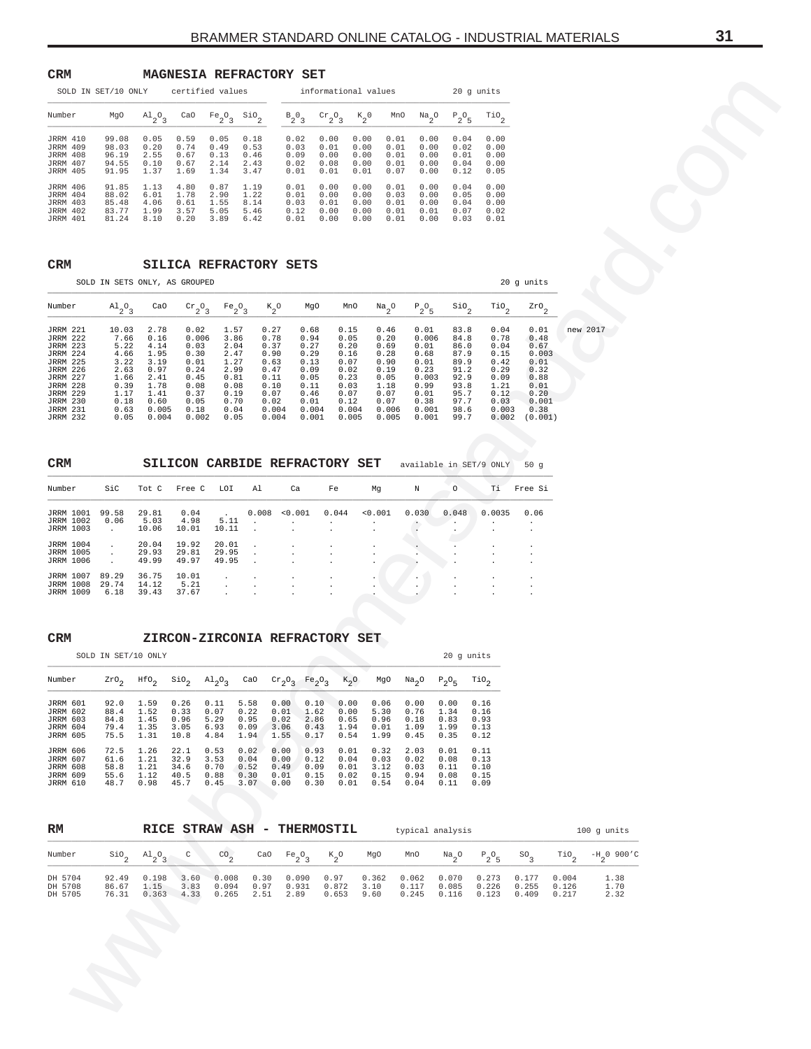## CRM MAGNESIA REFRACTORY SET

SOLD IN SET/10 ONLY — certified values — informational values — 20 g units

| Number | MgO | $Al_2O_3$ | CaO | $Fe_2O_3$ | $SiO_2$ | $B_2O_3$ | $Cr_2O_3$ | $K_2O$ | MnO | $Na_2O$ | $P_2O_5$ | $TiO_2$ |
|---|---|---|---|---|---|---|---|---|---|---|---|---|
| JRRM 410 | 99.08 | 0.05 | 0.59 | 0.05 | 0.18 | 0.02 | 0.00 | 0.00 | 0.01 | 0.00 | 0.04 | 0.00 |
| JRRM 409 | 98.03 | 0.20 | 0.74 | 0.49 | 0.53 | 0.03 | 0.01 | 0.00 | 0.01 | 0.00 | 0.02 | 0.00 |
| JRRM 408 | 96.19 | 2.55 | 0.67 | 0.13 | 0.46 | 0.09 | 0.00 | 0.00 | 0.01 | 0.00 | 0.01 | 0.00 |
| JRRM 407 | 94.55 | 0.10 | 0.67 | 2.14 | 2.43 | 0.02 | 0.08 | 0.00 | 0.01 | 0.00 | 0.04 | 0.00 |
| JRRM 405 | 91.95 | 1.37 | 1.69 | 1.34 | 3.47 | 0.01 | 0.01 | 0.01 | 0.07 | 0.00 | 0.12 | 0.05 |
| JRRM 406 | 91.85 | 1.13 | 4.80 | 0.87 | 1.19 | 0.01 | 0.00 | 0.00 | 0.01 | 0.00 | 0.04 | 0.00 |
| JRRM 404 | 88.02 | 6.01 | 1.78 | 2.90 | 1.22 | 0.01 | 0.00 | 0.00 | 0.03 | 0.00 | 0.05 | 0.00 |
| JRRM 403 | 85.48 | 4.06 | 0.61 | 1.55 | 8.14 | 0.03 | 0.01 | 0.00 | 0.01 | 0.00 | 0.04 | 0.00 |
| JRRM 402 | 83.77 | 1.99 | 3.57 | 5.05 | 5.46 | 0.12 | 0.00 | 0.00 | 0.01 | 0.01 | 0.07 | 0.02 |
| JRRM 401 | 81.24 | 8.10 | 0.20 | 3.89 | 6.42 | 0.01 | 0.00 | 0.00 | 0.01 | 0.00 | 0.03 | 0.01 |

## CRM SILICA REFRACTORY SETS

SOLD IN SETS ONLY, AS GROUPED — 20 g units

| Number | $Al_2O_3$ | CaO | $Cr_2O_3$ | $Fe_2O_3$ | $K_2O$ | MgO | MnO | $Na_2O$ | $P_2O_5$ | $SiO_2$ | $TiO_2$ | $ZrO_2$ | |
|---|---|---|---|---|---|---|---|---|---|---|---|---|---|
| JRRM 221 | 10.03 | 2.78 | 0.02 | 1.57 | 0.27 | 0.68 | 0.15 | 0.46 | 0.01 | 83.8 | 0.04 | 0.01 | new 2017 |
| JRRM 222 | 7.66 | 0.16 | 0.006 | 3.86 | 0.78 | 0.94 | 0.05 | 0.20 | 0.006 | 84.8 | 0.78 | 0.48 | |
| JRRM 223 | 5.22 | 4.14 | 0.03 | 2.04 | 0.37 | 0.27 | 0.20 | 0.69 | 0.01 | 86.0 | 0.04 | 0.67 | |
| JRRM 224 | 4.66 | 1.95 | 0.30 | 2.47 | 0.90 | 0.29 | 0.16 | 0.28 | 0.68 | 87.9 | 0.15 | 0.003 | |
| JRRM 225 | 3.22 | 3.19 | 0.01 | 1.27 | 0.63 | 0.13 | 0.07 | 0.90 | 0.01 | 89.9 | 0.42 | 0.01 | |
| JRRM 226 | 2.63 | 0.97 | 0.24 | 2.99 | 0.47 | 0.09 | 0.02 | 0.19 | 0.23 | 91.2 | 0.29 | 0.32 | |
| JRRM 227 | 1.66 | 2.41 | 0.45 | 0.81 | 0.11 | 0.05 | 0.23 | 0.05 | 0.003 | 92.9 | 0.09 | 0.88 | |
| JRRM 228 | 0.39 | 1.78 | 0.08 | 0.08 | 0.10 | 0.11 | 0.03 | 1.18 | 0.99 | 93.8 | 1.21 | 0.01 | |
| JRRM 229 | 1.17 | 1.41 | 0.37 | 0.19 | 0.07 | 0.46 | 0.07 | 0.07 | 0.01 | 95.7 | 0.12 | 0.20 | |
| JRRM 230 | 0.18 | 0.60 | 0.05 | 0.70 | 0.02 | 0.01 | 0.12 | 0.07 | 0.38 | 97.7 | 0.03 | 0.001 | |
| JRRM 231 | 0.63 | 0.005 | 0.18 | 0.04 | 0.004 | 0.004 | 0.004 | 0.006 | 0.001 | 98.6 | 0.003 | 0.38 | |
| JRRM 232 | 0.05 | 0.004 | 0.002 | 0.05 | 0.004 | 0.001 | 0.005 | 0.005 | 0.001 | 99.7 | 0.002 | (0.001) | |

## CRM SILICON CARBIDE REFRACTORY SET

available in SET/9 ONLY — 50 g

| Number | SiC | Tot C | Free C | LOI | Al | Ca | Fe | Mg | N | O | Ti | Free Si |
|---|---|---|---|---|---|---|---|---|---|---|---|---|
| JRRM 1001 | 99.58 | 29.81 | 0.04 | . | 0.008 | <0.001 | 0.044 | <0.001 | 0.030 | 0.048 | 0.0035 | 0.06 |
| JRRM 1002 | 0.06 | 5.03 | 4.98 | 5.11 | . | . | . | . | . | . | . | . |
| JRRM 1003 | . | 10.06 | 10.01 | 10.11 | . | . | . | . | . | . | . | . |
| JRRM 1004 | . | 20.04 | 19.92 | 20.01 | . | . | . | . | . | . | . | . |
| JRRM 1005 | . | 29.93 | 29.81 | 29.95 | . | . | . | . | . | . | . | . |
| JRRM 1006 | . | 49.99 | 49.97 | 49.95 | . | . | . | . | . | . | . | . |
| JRRM 1007 | 89.29 | 36.75 | 10.01 | . | . | . | . | . | . | . | . | . |
| JRRM 1008 | 29.74 | 14.12 | 5.21 | . | . | . | . | . | . | . | . | . |
| JRRM 1009 | 6.18 | 39.43 | 37.67 | . | . | . | . | . | . | . | . | . |

## CRM ZIRCON-ZIRCONIA REFRACTORY SET

SOLD IN SET/10 ONLY — 20 g units

| Number | $ZrO_2$ | $HfO_2$ | $SiO_2$ | $Al_2O_3$ | CaO | $Cr_2O_3$ | $Fe_2O_3$ | $K_2O$ | MgO | $Na_2O$ | $P_2O_5$ | $TiO_2$ |
|---|---|---|---|---|---|---|---|---|---|---|---|---|
| JRRM 601 | 92.0 | 1.59 | 0.26 | 0.11 | 5.58 | 0.00 | 0.10 | 0.00 | 0.06 | 0.00 | 0.00 | 0.16 |
| JRRM 602 | 88.4 | 1.52 | 0.33 | 0.07 | 0.22 | 0.01 | 1.62 | 0.00 | 5.30 | 0.76 | 1.34 | 0.16 |
| JRRM 603 | 84.8 | 1.45 | 0.96 | 5.29 | 0.95 | 0.02 | 2.86 | 0.65 | 0.96 | 0.18 | 0.83 | 0.93 |
| JRRM 604 | 79.4 | 1.35 | 3.05 | 6.93 | 0.09 | 3.06 | 0.43 | 1.94 | 0.01 | 1.09 | 1.99 | 0.13 |
| JRRM 605 | 75.5 | 1.31 | 10.8 | 4.84 | 1.94 | 1.55 | 0.17 | 0.54 | 1.99 | 0.45 | 0.35 | 0.12 |
| JRRM 606 | 72.5 | 1.26 | 22.1 | 0.53 | 0.02 | 0.00 | 0.93 | 0.01 | 0.32 | 2.03 | 0.01 | 0.11 |
| JRRM 607 | 61.6 | 1.21 | 32.9 | 3.53 | 0.04 | 0.00 | 0.12 | 0.04 | 0.03 | 0.02 | 0.08 | 0.13 |
| JRRM 608 | 58.8 | 1.21 | 34.6 | 0.70 | 0.52 | 0.49 | 0.09 | 0.01 | 3.12 | 0.03 | 0.11 | 0.10 |
| JRRM 609 | 55.6 | 1.12 | 40.5 | 0.88 | 0.30 | 0.01 | 0.15 | 0.02 | 0.15 | 0.94 | 0.08 | 0.15 |
| JRRM 610 | 48.7 | 0.98 | 45.7 | 0.45 | 3.07 | 0.00 | 0.30 | 0.01 | 0.54 | 0.04 | 0.11 | 0.09 |

## RM RICE STRAW ASH - THERMOSTIL

typical analysis — 100 g units

| Number | $SiO_2$ | $Al_2O_3$ | C | $CO_2$ | CaO | $Fe_2O_3$ | $K_2O$ | MgO | MnO | $Na_2O$ | $P_2O_5$ | $SO_3$ | $TiO_2$ | $-H_2O$ 900'C |
|---|---|---|---|---|---|---|---|---|---|---|---|---|---|---|
| DH 5704 | 92.49 | 0.198 | 3.60 | 0.008 | 0.30 | 0.090 | 0.97 | 0.362 | 0.062 | 0.070 | 0.273 | 0.177 | 0.004 | 1.38 |
| DH 5708 | 86.67 | 1.15 | 3.83 | 0.094 | 0.97 | 0.931 | 0.872 | 3.10 | 0.117 | 0.085 | 0.226 | 0.255 | 0.126 | 1.70 |
| DH 5705 | 76.31 | 0.363 | 4.33 | 0.265 | 2.51 | 2.89 | 0.653 | 9.60 | 0.245 | 0.116 | 0.123 | 0.409 | 0.217 | 2.32 |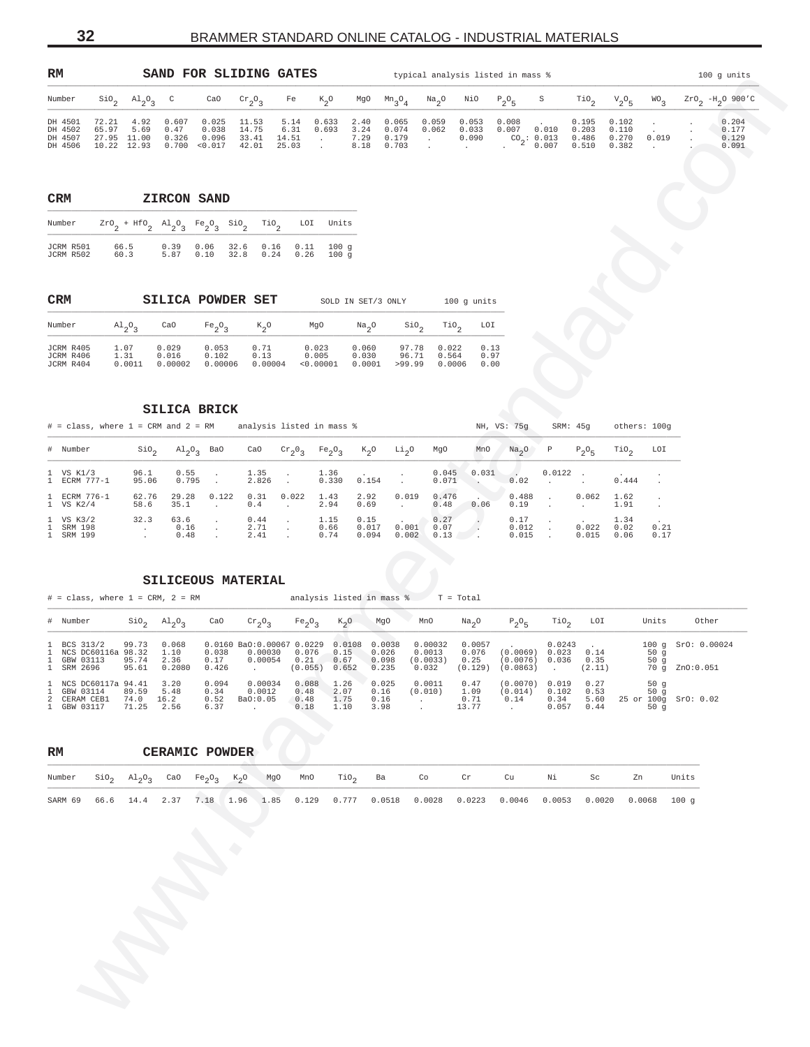## RM — SAND FOR SLIDING GATES

typical analysis listed in mass % — 100 g units

| Number | $SiO_2$ | $Al_2O_3$ | C | CaO | $Cr_2O_3$ | Fe | $K_2O$ | MgO | $Mn_3O_4$ | $Na_2O$ | NiO | $P_2O_5$ | S | $TiO_2$ | $V_2O_5$ | $WO_3$ | $ZrO_2$ | $-H_2O$ 900°C |
|---|---|---|---|---|---|---|---|---|---|---|---|---|---|---|---|---|---|---|
| DH 4501 | 72.21 | 4.92 | 0.607 | 0.025 | 11.53 | 5.14 | 0.633 | 2.40 | 0.065 | 0.059 | 0.053 | 0.008 | . | 0.195 | 0.102 | . | . | 0.204 |
| DH 4502 | 65.97 | 5.69 | 0.47 | 0.038 | 14.75 | 6.31 | 0.693 | 3.24 | 0.074 | 0.062 | 0.033 | 0.007 | 0.010 | 0.203 | 0.110 | . | . | 0.177 |
| DH 4507 | 27.95 | 11.00 | 0.326 | 0.096 | 33.41 | 14.51 | . | 7.29 | 0.179 | . | 0.090 | $CO_2$: 0.013 | | 0.486 | 0.270 | 0.019 | . | 0.129 |
| DH 4506 | 10.22 | 12.93 | 0.700 | <0.017 | 42.01 | 25.03 | . | 8.18 | 0.703 | . | . | . | 0.007 | 0.510 | 0.382 | . | . | 0.091 |

## CRM — ZIRCON SAND

| Number | $ZrO_2 + HfO_2$ | $Al_2O_3$ | $Fe_2O_3$ | $SiO_2$ | $TiO_2$ | LOI | Units |
|---|---|---|---|---|---|---|---|
| JCRM R501 | 66.5 | 0.39 | 0.06 | 32.6 | 0.16 | 0.11 | 100 g |
| JCRM R502 | 60.3 | 5.87 | 0.10 | 32.8 | 0.24 | 0.26 | 100 g |

## CRM — SILICA POWDER SET

SOLD IN SET/3 ONLY — 100 g units

| Number | $Al_2O_3$ | CaO | $Fe_2O_3$ | $K_2O$ | MgO | $Na_2O$ | $SiO_2$ | $TiO_2$ | LOI |
|---|---|---|---|---|---|---|---|---|---|
| JCRM R405 | 1.07 | 0.029 | 0.053 | 0.71 | 0.023 | 0.060 | 97.78 | 0.022 | 0.13 |
| JCRM R406 | 1.31 | 0.016 | 0.102 | 0.13 | 0.005 | 0.030 | 96.71 | 0.564 | 0.97 |
| JCRM R404 | 0.0011 | 0.00002 | 0.00006 | 0.00004 | <0.00001 | 0.0001 | >99.99 | 0.0006 | 0.00 |

## SILICA BRICK

# = class, where 1 = CRM and 2 = RM — analysis listed in mass % — NH, VS: 75g — SRM: 45g — others: 100g

| # | Number | $SiO_2$ | $Al_2O_3$ | BaO | CaO | $Cr_2O_3$ | $Fe_2O_3$ | $K_2O$ | $Li_2O$ | MgO | MnO | $Na_2O$ | P | $P_2O_5$ | $TiO_2$ | LOI |
|---|---|---|---|---|---|---|---|---|---|---|---|---|---|---|---|---|
| 1 | VS K1/3 | 96.1 | 0.55 | . | 1.35 | . | 1.36 | . | . | 0.045 | 0.031 | . | 0.0122 | . | . | . |
| 1 | ECRM 777-1 | 95.06 | 0.795 | . | 2.826 | . | 0.330 | 0.154 | . | 0.071 | . | 0.02 | . | . | 0.444 | . |
| 1 | ECRM 776-1 | 62.76 | 29.28 | 0.122 | 0.31 | 0.022 | 1.43 | 2.92 | 0.019 | 0.476 | . | 0.488 | . | 0.062 | 1.62 | . |
| 1 | VS K2/4 | 58.6 | 35.1 | . | 0.4 | . | 2.94 | 0.69 | . | 0.48 | 0.06 | 0.19 | . | . | 1.91 | . |
| 1 | VS K3/2 | 32.3 | 63.6 | . | 0.44 | . | 1.15 | 0.15 | . | 0.27 | . | 0.17 | . | . | 1.34 | . |
| 1 | SRM 198 | . | 0.16 | . | 2.71 | . | 0.66 | 0.017 | 0.001 | 0.07 | . | 0.012 | . | 0.022 | 0.02 | 0.21 |
| 1 | SRM 199 | . | 0.48 | . | 2.41 | . | 0.74 | 0.094 | 0.002 | 0.13 | . | 0.015 | . | 0.015 | 0.06 | 0.17 |

## SILICEOUS MATERIAL

# = class, where 1 = CRM, 2 = RM — analysis listed in mass % — T = Total

| # | Number | $SiO_2$ | $Al_2O_3$ | CaO | $Cr_2O_3$ | $Fe_2O_3$ | $K_2O$ | MgO | MnO | $Na_2O$ | $P_2O_5$ | $TiO_2$ | LOI | Units | Other |
|---|---|---|---|---|---|---|---|---|---|---|---|---|---|---|---|
| 1 | BCS 313/2 | 99.73 | 0.068 | 0.0160 | BaO:0.00067 | 0.0229 | 0.0108 | 0.0038 | 0.00032 | 0.0057 | . | 0.0243 | . | 100 g | SrO: 0.00024 |
| 1 | NCS DC60116a | 98.32 | 1.10 | 0.038 | 0.00030 | 0.076 | 0.15 | 0.026 | 0.0013 | 0.076 | (0.0069) | 0.023 | 0.14 | 50 g | |
| 1 | GBW 03113 | 95.74 | 2.36 | 0.17 | 0.00054 | 0.21 | 0.67 | 0.098 | (0.0033) | 0.25 | (0.0076) | 0.036 | 0.35 | 50 g | |
| 1 | SRM 2696 | 95.61 | 0.2080 | 0.426 | . | (0.055) | 0.652 | 0.235 | 0.032 | (0.129) | (0.0863) | . | (2.11) | 70 g | ZnO:0.051 |
| 1 | NCS DC60117a | 94.41 | 3.20 | 0.094 | 0.00034 | 0.088 | 1.26 | 0.025 | 0.0011 | 0.47 | (0.0070) | 0.019 | 0.27 | 50 g | |
| 1 | GBW 03114 | 89.59 | 5.48 | 0.34 | 0.0012 | 0.48 | 2.07 | 0.16 | (0.010) | 1.09 | (0.014) | 0.102 | 0.53 | 50 g | |
| 2 | CERAM CEB1 | 74.0 | 16.2 | 0.52 | BaO:0.05 | 0.48 | 1.75 | 0.16 | . | 0.71 | 0.14 | 0.34 | 5.60 | 25 or 100g | SrO: 0.02 |
| 1 | GBW 03117 | 71.25 | 2.56 | 6.37 | . | 0.18 | 1.10 | 3.98 | . | 13.77 | . | 0.057 | 0.44 | 50 g | |

## RM — CERAMIC POWDER

| Number | $SiO_2$ | $Al_2O_3$ | CaO | $Fe_2O_3$ | $K_2O$ | MgO | MnO | $TiO_2$ | Ba | Co | Cr | Cu | Ni | Sc | Zn | Units |
|---|---|---|---|---|---|---|---|---|---|---|---|---|---|---|---|---|
| SARM 69 | 66.6 | 14.4 | 2.37 | 7.18 | 1.96 | 1.85 | 0.129 | 0.777 | 0.0518 | 0.0028 | 0.0223 | 0.0046 | 0.0053 | 0.0020 | 0.0068 | 100 g |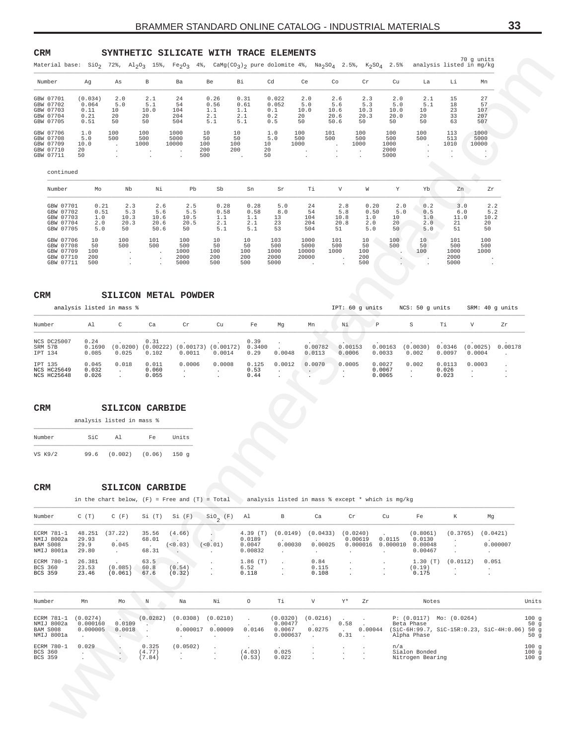## CRM — SYNTHETIC SILICATE WITH TRACE ELEMENTS

Material base: $SiO_2$ 72%, $Al_2O_3$ 15%, $Fe_2O_3$ 4%, $CaMg(CO_3)_2$ pure dolomite 4%, $Na_2SO_4$ 2.5%, $K_2SO_4$ 2.5% — 70 g units, analysis listed in mg/kg

| Number | Ag | As | B | Ba | Be | Bi | Cd | Ce | Co | Cr | Cu | La | Li | Mn |
|---|---|---|---|---|---|---|---|---|---|---|---|---|---|---|
| GBW 07701 | (0.034) | 2.0 | 2.1 | 24 | 0.26 | 0.31 | 0.022 | 2.0 | 2.6 | 2.3 | 2.0 | 2.1 | 15 | 27 |
| GBW 07702 | 0.064 | 5.0 | 5.1 | 54 | 0.56 | 0.61 | 0.052 | 5.0 | 5.6 | 5.3 | 5.0 | 5.1 | 18 | 57 |
| GBW 07703 | 0.11 | 10 | 10.0 | 104 | 1.1 | 1.1 | 0.1 | 10.0 | 10.6 | 10.3 | 10.0 | 10 | 23 | 107 |
| GBW 07704 | 0.21 | 20 | 20 | 204 | 2.1 | 2.1 | 0.2 | 20 | 20.6 | 20.3 | 20.0 | 20 | 33 | 207 |
| GBW 07705 | 0.51 | 50 | 50 | 504 | 5.1 | 5.1 | 0.5 | 50 | 50.6 | 50 | 50 | 50 | 63 | 507 |
| GBW 07706 | 1.0 | 100 | 100 | 1000 | 10 | 10 | 1.0 | 100 | 101 | 100 | 100 | 100 | 113 | 1000 |
| GBW 07708 | 5.0 | 500 | 500 | 5000 | 50 | 50 | 5.0 | 500 | 500 | 500 | 500 | 500 | 513 | 5000 |
| GBW 07709 | 10.0 | . | 1000 | 10000 | 100 | 100 | 10 | 1000 | . | 1000 | 1000 | . | 1010 | 10000 |
| GBW 07710 | 20 | . | . | . | 200 | 200 | 20 | . | . | . | 2000 | . | . | . |
| GBW 07711 | 50 | . | . | . | 500 | . | 50 | . | . | . | 5000 | . | . | . |

continued

| Number | Mo | Nb | Ni | Pb | Sb | Sn | Sr | Ti | V | W | Y | Yb | Zn | Zr |
|---|---|---|---|---|---|---|---|---|---|---|---|---|---|---|
| GBW 07701 | 0.21 | 2.3 | 2.6 | 2.5 | 0.28 | 0.28 | 5.0 | 24 | 2.8 | 0.20 | 2.0 | 0.2 | 3.0 | 2.2 |
| GBW 07702 | 0.51 | 5.3 | 5.6 | 5.5 | 0.58 | 0.58 | 8.0 | 54 | 5.8 | 0.50 | 5.0 | 0.5 | 6.0 | 5.2 |
| GBW 07703 | 1.0 | 10.3 | 10.6 | 10.5 | 1.1 | 1.1 | 13 | 104 | 10.8 | 1.0 | 10 | 1.0 | 11.0 | 10.2 |
| GBW 07704 | 2.0 | 20.3 | 20.6 | 20.5 | 2.1 | 2.1 | 23 | 204 | 20.8 | 2.0 | 20 | 2.0 | 21 | 20 |
| GBW 07705 | 5.0 | 50 | 50.6 | 50 | 5.1 | 5.1 | 53 | 504 | 51 | 5.0 | 50 | 5.0 | 51 | 50 |
| GBW 07706 | 10 | 100 | 101 | 100 | 10 | 10 | 103 | 1000 | 101 | 10 | 100 | 10 | 101 | 100 |
| GBW 07708 | 50 | 500 | 500 | 500 | 50 | 50 | 500 | 5000 | 500 | 50 | 500 | 50 | 500 | 500 |
| GBW 07709 | 100 | . | . | 1000 | 100 | 100 | 1000 | 10000 | 1000 | 100 | . | 100 | 1000 | 1000 |
| GBW 07710 | 200 | . | . | 2000 | 200 | 200 | 2000 | 20000 | . | 200 | . | . | 2000 | . |
| GBW 07711 | 500 | . | . | 5000 | 500 | 500 | 5000 | . | . | 500 | . | . | 5000 | . |

## CRM — SILICON METAL POWDER

analysis listed in mass % — IPT: 60 g units, NCS: 50 g units, SRM: 40 g units

| Number | Al | C | Ca | Cr | Cu | Fe | Mg | Mn | Ni | P | S | Ti | V | Zr |
|---|---|---|---|---|---|---|---|---|---|---|---|---|---|---|
| NCS DC25007 | 0.24 | . | 0.31 | . | . | 0.39 | . | . | . | . | . | . | . | . |
| SRM 57B | 0.1690 | (0.0200) | (0.00222) | (0.00173) | (0.00172) | 0.3400 | . | 0.00782 | 0.00153 | 0.00163 | (0.0030) | 0.0346 | (0.0025) | 0.00178 |
| IPT 134 | 0.085 | 0.025 | 0.102 | 0.0011 | 0.0014 | 0.29 | 0.0048 | 0.0113 | 0.0006 | 0.0033 | 0.002 | 0.0097 | 0.0004 | . |
| IPT 135 | 0.045 | 0.018 | 0.011 | 0.0006 | 0.0008 | 0.125 | 0.0012 | 0.0070 | 0.0005 | 0.0027 | 0.002 | 0.0113 | 0.0003 | . |
| NCS HC25649 | 0.032 | . | 0.060 | . | . | 0.53 | . | . | . | 0.0067 | . | 0.026 | . | . |
| NCS HC25648 | 0.026 | . | 0.055 | . | . | 0.44 | . | . | . | 0.0065 | . | 0.023 | . | . |

## CRM — SILICON CARBIDE

analysis listed in mass %

| Number | SiC | Al | Fe | Units |
|---|---|---|---|---|
| VS K9/2 | 99.6 | (0.002) | (0.06) | 150 g |

## CRM — SILICON CARBIDE

in the chart below, (F) = Free and (T) = Total — analysis listed in mass % except * which is mg/kg

| Number | C (T) | C (F) | Si (T) | Si (F) | $SiO_2$ (F) | Al | B | Ca | Cr | Cu | Fe | K | Mg |
|---|---|---|---|---|---|---|---|---|---|---|---|---|---|
| ECRM 781-1 | 48.251 | (37.22) | 35.56 | (4.66) | . | 4.39 (T) | (0.0149) | (0.0433) | (0.0240) | . | (0.8061) | (0.3765) | (0.0421) |
| NMIJ 8002a | 29.93 | . | 68.01 | . | . | 0.0189 | . | . | 0.00619 | 0.0115 | 0.0130 | . | . |
| BAM S008 | 29.9 | 0.045 | . | (<0.03) | (<0.01) | 0.0047 | 0.00030 | 0.00025 | 0.000016 | 0.000010 | 0.00048 | . | 0.000007 |
| NMIJ 8001a | 29.80 | . | 68.31 | . | . | 0.00832 | . | . | . | . | 0.00467 | . | . |
| ECRM 780-1 | 26.381 | . | 63.5 | . | . | 1.86 (T) | . | 0.84 | . | . | 1.30 (T) | (0.0112) | 0.051 |
| BCS 360 | 23.53 | (0.085) | 60.8 | (0.54) | . | 6.52 | . | 0.115 | . | . | (0.19) | . | . |
| BCS 359 | 23.46 | (0.061) | 67.6 | (0.32) | . | 0.118 | . | 0.108 | . | . | 0.175 | . | . |

| Number | Mn | Mo | N | Na | Ni | O | Ti | V | Y* | Zr | Notes | Units |
|---|---|---|---|---|---|---|---|---|---|---|---|---|
| ECRM 781-1 | (0.0274) | . | (0.0282) | (0.0308) | (0.0210) | . | (0.0320) | (0.0216) | . | . | P: (0.0117) Mo: (0.0264) | 100 g |
| NMIJ 8002a | 0.000160 | 0.0109 | . | . | . | . | 0.00477 | . | 0.58 | . | Beta Phase | 50 g |
| BAM S008 | 0.000005 | 0.0018 | . | 0.000017 | 0.00009 | 0.0146 | 0.0067 | 0.0275 | . | 0.00044 | (SiC-6H:99.7, SiC-15R:0.23, SiC-4H:0.06) | 50 g |
| NMIJ 8001a | . | . | . | . | . | . | 0.000637 | . | 0.31 | . | Alpha Phase | 50 g |
| ECRM 780-1 | 0.029 | . | 0.325 | (0.0502) | . | . | . | . | . | . | n/a | 100 g |
| BCS 360 | . | . | (4.77) | . | . | (4.03) | 0.025 | . | . | . | Sialon Bonded | 100 g |
| BCS 359 | . | . | (7.84) | . | . | (0.53) | 0.022 | . | . | . | Nitrogen Bearing | 100 g |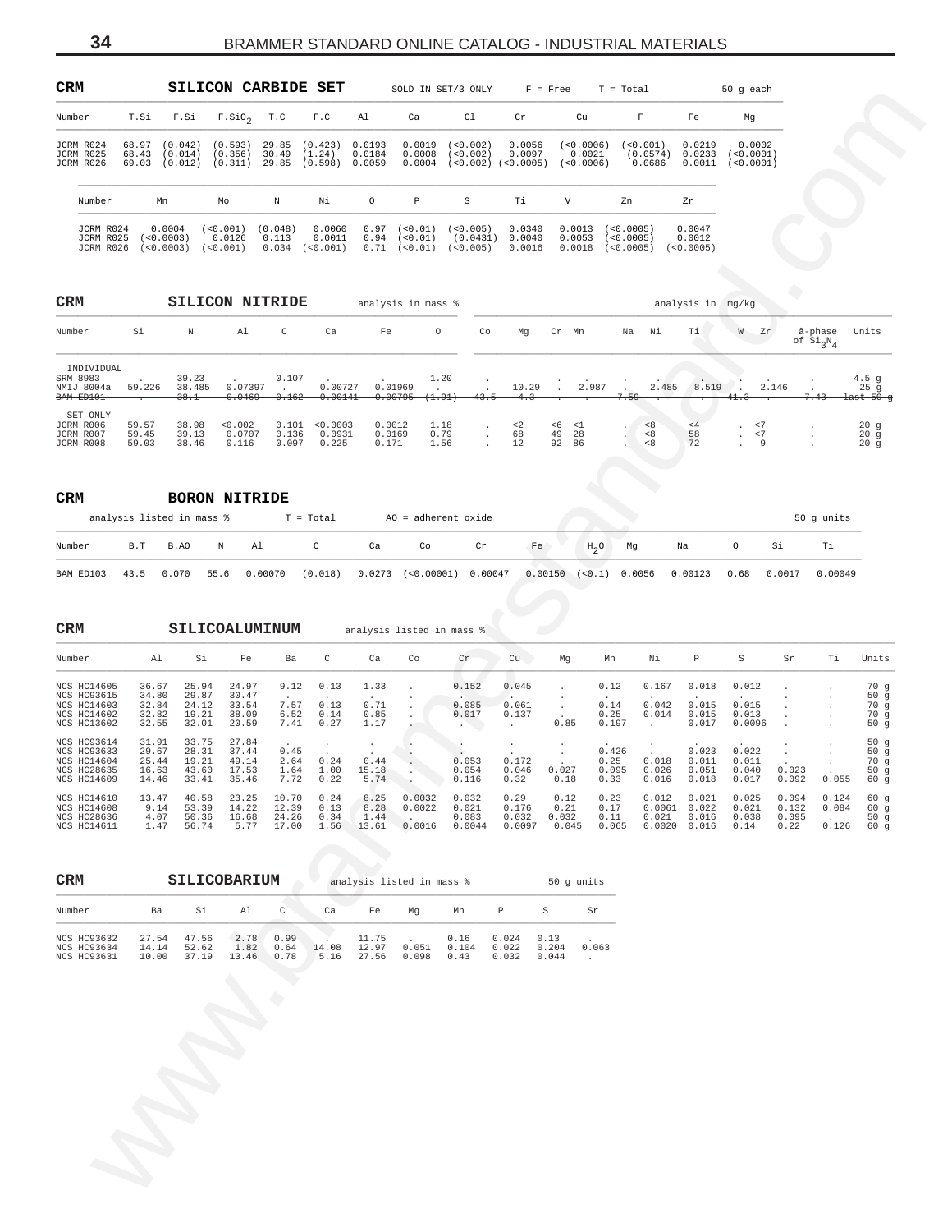## CRM SILICON CARBIDE SET

SOLD IN SET/3 ONLY F = Free T = Total 50 g each

| Number | T.Si | F.Si | $F.SiO_2$ | T.C | F.C | Al | Ca | Cl | Cr | Cu | F | Fe | Mg |
|---|---|---|---|---|---|---|---|---|---|---|---|---|---|
| JCRM R024 | 68.97 | (0.042) | (0.593) | 29.85 | (0.423) | 0.0193 | 0.0019 | (<0.002) | 0.0056 | (<0.0006) | (<0.001) | 0.0219 | 0.0002 |
| JCRM R025 | 68.43 | (0.014) | (0.356) | 30.49 | (1.24) | 0.0184 | 0.0008 | (<0.002) | 0.0097 | 0.0021 | (0.0574) | 0.0233 | (<0.0001) |
| JCRM R026 | 69.03 | (0.012) | (0.311) | 29.85 | (0.598) | 0.0059 | 0.0004 | (<0.002) | (<0.0005) | (<0.0006) | 0.0686 | 0.0011 | (<0.0001) |

| Number | Mn | Mo | N | Ni | O | P | S | Ti | V | Zn | Zr |
|---|---|---|---|---|---|---|---|---|---|---|---|
| JCRM R024 | 0.0004 | (<0.001) | (0.048) | 0.0060 | 0.97 | (<0.01) | (<0.005) | 0.0340 | 0.0013 | (<0.0005) | 0.0047 |
| JCRM R025 | (<0.0003) | 0.0126 | 0.113 | 0.0011 | 0.94 | (<0.01) | (0.0431) | 0.0040 | 0.0053 | (<0.0005) | 0.0012 |
| JCRM R026 | (<0.0003) | (<0.001) | 0.034 | (<0.001) | 0.71 | (<0.01) | (<0.005) | 0.0016 | 0.0018 | (<0.0005) | (<0.0005) |

## CRM SILICON NITRIDE

analysis in mass % — analysis in mg/kg

| Number | Si | N | Al | C | Ca | Fe | O | Co | Mg | Cr | Mn | Na | Ni | Ti | W | Zr | â-phase of $Si_3N_4$ | Units |
|---|---|---|---|---|---|---|---|---|---|---|---|---|---|---|---|---|---|---|
| INDIVIDUAL | | | | | | | | | | | | | | | | | | |
| SRM 8983 | . | 39.23 | . | 0.107 | . | . | 1.20 | . | . | . | . | . | . | . | . | . | . | 4.5 g |
| ~~NMIJ 8004a~~ | ~~59.226~~ | ~~38.485~~ | ~~0.07397~~ | ~~.~~ | ~~0.00727~~ | ~~0.01969~~ | ~~.~~ | ~~.~~ | ~~10.29~~ | ~~.~~ | ~~2.987~~ | ~~.~~ | ~~2.485~~ | ~~8.519~~ | ~~.~~ | ~~2.146~~ | ~~.~~ | ~~25 g~~ |
| ~~BAM ED101~~ | ~~.~~ | ~~38.1~~ | ~~0.0469~~ | ~~0.162~~ | ~~0.00141~~ | ~~0.00795~~ | ~~(1.91)~~ | ~~43.5~~ | ~~4.3~~ | ~~.~~ | ~~.~~ | ~~7.59~~ | ~~.~~ | ~~.~~ | ~~41.3~~ | ~~.~~ | ~~7.43~~ | ~~last 50 g~~ |
| SET ONLY | | | | | | | | | | | | | | | | | | |
| JCRM R006 | 59.57 | 38.98 | <0.002 | 0.101 | <0.0003 | 0.0012 | 1.18 | . | <2 | <6 | <1 | . | <8 | <4 | . | <7 | . | 20 g |
| JCRM R007 | 59.45 | 39.13 | 0.0707 | 0.136 | 0.0931 | 0.0169 | 0.79 | . | 68 | 49 | 28 | . | <8 | 58 | . | <7 | . | 20 g |
| JCRM R008 | 59.03 | 38.46 | 0.116 | 0.097 | 0.225 | 0.171 | 1.56 | . | 12 | 92 | 86 | . | <8 | 72 | . | 9 | . | 20 g |

## CRM BORON NITRIDE

analysis listed in mass % T = Total AO = adherent oxide 50 g units

| Number | B.T | B.AO | N | Al | C | Ca | Co | Cr | Fe | $H_2O$ | Mg | Na | O | Si | Ti |
|---|---|---|---|---|---|---|---|---|---|---|---|---|---|---|---|
| BAM ED103 | 43.5 | 0.070 | 55.6 | 0.00070 | (0.018) | 0.0273 | (<0.00001) | 0.00047 | 0.00150 | (<0.1) | 0.0056 | 0.00123 | 0.68 | 0.0017 | 0.00049 |

## CRM SILICOALUMINUM

analysis listed in mass %

| Number | Al | Si | Fe | Ba | C | Ca | Co | Cr | Cu | Mg | Mn | Ni | P | S | Sr | Ti | Units |
|---|---|---|---|---|---|---|---|---|---|---|---|---|---|---|---|---|---|
| NCS HC14605 | 36.67 | 25.94 | 24.97 | 9.12 | 0.13 | 1.33 | . | 0.152 | 0.045 | . | 0.12 | 0.167 | 0.018 | 0.012 | . | . | 70 g |
| NCS HC93615 | 34.80 | 29.87 | 30.47 | . | . | . | . | . | . | . | . | . | . | . | . | . | 50 g |
| NCS HC14603 | 32.84 | 24.12 | 33.54 | 7.57 | 0.13 | 0.71 | . | 0.085 | 0.061 | . | 0.14 | 0.042 | 0.015 | 0.015 | . | . | 70 g |
| NCS HC14602 | 32.82 | 19.21 | 38.09 | 6.52 | 0.14 | 0.85 | . | 0.017 | 0.137 | . | 0.25 | 0.014 | 0.015 | 0.013 | . | . | 70 g |
| NCS HC13602 | 32.55 | 32.01 | 20.59 | 7.41 | 0.27 | 1.17 | . | . | . | 0.85 | 0.197 | . | 0.017 | 0.0096 | . | . | 50 g |
| NCS HC93614 | 31.91 | 33.75 | 27.84 | . | . | . | . | . | . | . | . | . | . | . | . | . | 50 g |
| NCS HC93633 | 29.67 | 28.31 | 37.44 | 0.45 | . | . | . | . | . | . | 0.426 | . | 0.023 | 0.022 | . | . | 50 g |
| NCS HC14604 | 25.44 | 19.21 | 49.14 | 2.64 | 0.24 | 0.44 | . | 0.053 | 0.172 | . | 0.25 | 0.018 | 0.011 | 0.011 | . | . | 70 g |
| NCS HC28635 | 16.63 | 43.60 | 17.53 | 1.64 | 1.00 | 15.18 | . | 0.054 | 0.046 | 0.027 | 0.095 | 0.026 | 0.051 | 0.040 | 0.023 | . | 50 g |
| NCS HC14609 | 14.46 | 33.41 | 35.46 | 7.72 | 0.22 | 5.74 | . | 0.116 | 0.32 | 0.18 | 0.33 | 0.016 | 0.018 | 0.017 | 0.092 | 0.055 | 60 g |
| NCS HC14610 | 13.47 | 40.58 | 23.25 | 10.70 | 0.24 | 8.25 | 0.0032 | 0.032 | 0.29 | 0.12 | 0.23 | 0.012 | 0.021 | 0.025 | 0.094 | 0.124 | 60 g |
| NCS HC14608 | 9.14 | 53.39 | 14.22 | 12.39 | 0.13 | 8.28 | 0.0022 | 0.021 | 0.176 | 0.21 | 0.17 | 0.0061 | 0.022 | 0.021 | 0.132 | 0.084 | 60 g |
| NCS HC28636 | 4.07 | 50.36 | 16.68 | 24.26 | 0.34 | 1.44 | . | 0.083 | 0.032 | 0.032 | 0.11 | 0.021 | 0.016 | 0.038 | 0.095 | . | 50 g |
| NCS HC14611 | 1.47 | 56.74 | 5.77 | 17.00 | 1.56 | 13.61 | 0.0016 | 0.0044 | 0.0097 | 0.045 | 0.065 | 0.0020 | 0.016 | 0.14 | 0.22 | 0.126 | 60 g |

## CRM SILICOBARIUM

analysis listed in mass % 50 g units

| Number | Ba | Si | Al | C | Ca | Fe | Mg | Mn | P | S | Sr |
|---|---|---|---|---|---|---|---|---|---|---|---|
| NCS HC93632 | 27.54 | 47.56 | 2.78 | 0.99 | . | 11.75 | . | 0.16 | 0.024 | 0.13 | . |
| NCS HC93634 | 14.14 | 52.62 | 1.82 | 0.64 | 14.08 | 12.97 | 0.051 | 0.104 | 0.022 | 0.204 | 0.063 |
| NCS HC93631 | 10.00 | 37.19 | 13.46 | 0.78 | 5.16 | 27.56 | 0.098 | 0.43 | 0.032 | 0.044 | . |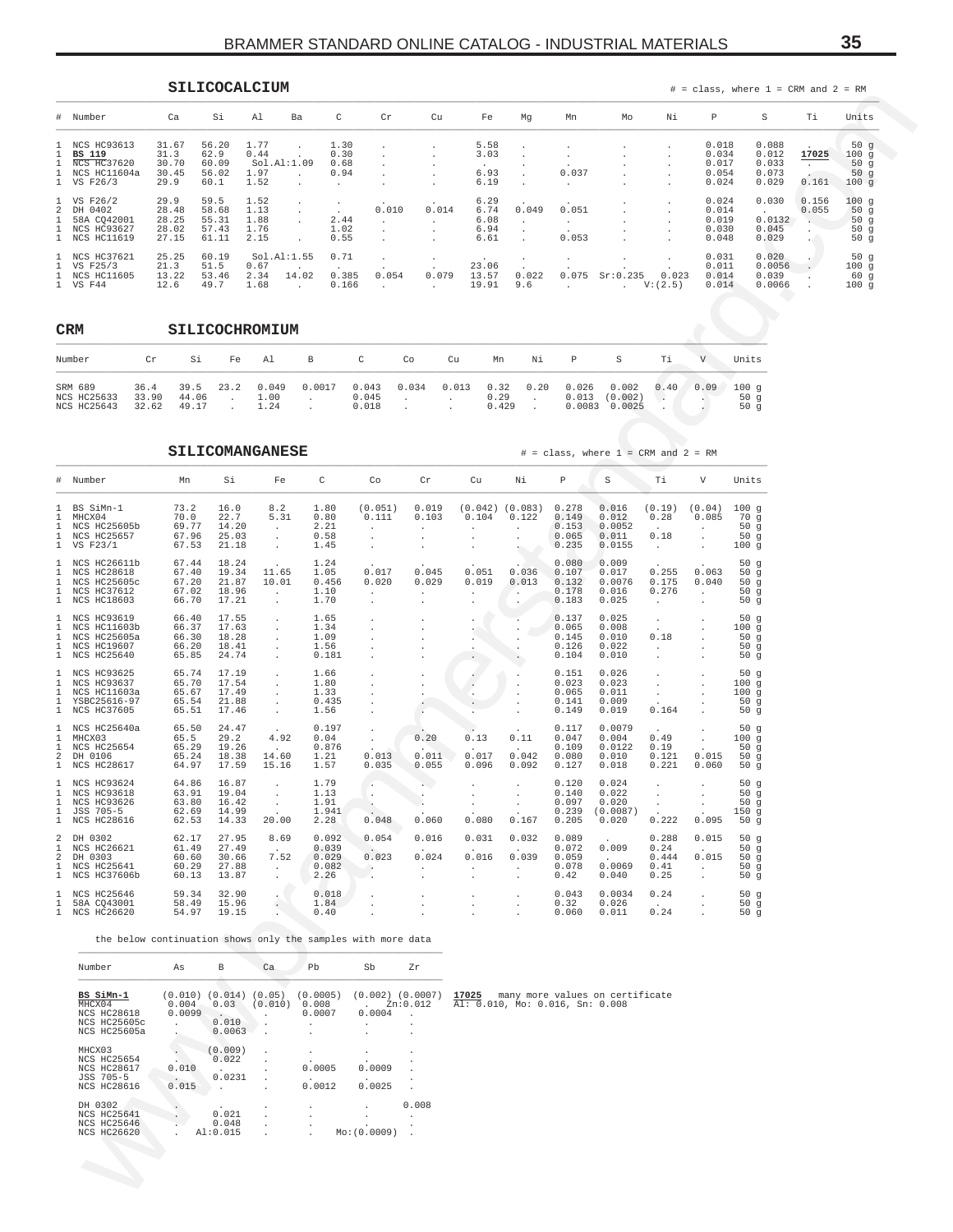## SILICOCALCIUM

# = class, where 1 = CRM and 2 = RM

| # | Number | Ca | Si | Al | Ba | C | Cr | Cu | Fe | Mg | Mn | Mo | Ni | P | S | Ti | Units |
|---|---|---|---|---|---|---|---|---|---|---|---|---|---|---|---|---|---|
| 1 | NCS HC93613 | 31.67 | 56.20 | 1.77 | . | 1.30 | . | . | 5.58 | . | . | . | . | 0.018 | 0.088 | . | 50 g |
| 1 | **BS 119** | 31.3 | 62.9 | 0.44 | . | 0.30 | . | . | 3.03 | . | . | . | . | 0.034 | 0.012 | **17025** | 100 g |
| 1 | NCS HC37620 | 30.70 | 60.09 | Sol.Al:1.09 | | 0.68 | . | . | . | . | . | . | . | 0.017 | 0.033 | . | 50 g |
| 1 | NCS HC11604a | 30.45 | 56.02 | 1.97 | . | 0.94 | . | . | 6.93 | . | 0.037 | . | . | 0.054 | 0.073 | . | 50 g |
| 1 | VS F26/3 | 29.9 | 60.1 | 1.52 | . | . | . | . | 6.19 | . | . | . | . | 0.024 | 0.029 | 0.161 | 100 g |
| 1 | VS F26/2 | 29.9 | 59.5 | 1.52 | . | . | . | . | 6.29 | . | . | . | . | 0.024 | 0.030 | 0.156 | 100 g |
| 2 | DH 0402 | 28.48 | 58.68 | 1.13 | . | . | 0.010 | 0.014 | 6.74 | 0.049 | 0.051 | . | . | 0.014 | . | 0.055 | 50 g |
| 1 | 58A CQ42001 | 28.25 | 55.31 | 1.88 | . | 2.44 | . | . | 6.08 | . | . | . | . | 0.019 | 0.0132 | . | 50 g |
| 1 | NCS HC93627 | 28.02 | 57.43 | 1.76 | . | 1.02 | . | . | 6.94 | . | . | . | . | 0.030 | 0.045 | . | 50 g |
| 1 | NCS HC11619 | 27.15 | 61.11 | 2.15 | . | 0.55 | . | . | 6.61 | . | 0.053 | . | . | 0.048 | 0.029 | . | 50 g |
| 1 | NCS HC37621 | 25.25 | 60.19 | Sol.Al:1.55 | | 0.71 | . | . | . | . | . | . | . | 0.031 | 0.020 | . | 50 g |
| 1 | VS F25/3 | 21.3 | 51.5 | 0.67 | . | . | . | . | 23.06 | . | . | . | . | 0.011 | 0.0056 | . | 100 g |
| 1 | NCS HC11605 | 13.22 | 53.46 | 2.34 | 14.02 | 0.385 | 0.054 | 0.079 | 13.57 | 0.022 | 0.075 | Sr:0.235 | 0.023 | 0.014 | 0.039 | . | 60 g |
| 1 | VS F44 | 12.6 | 49.7 | 1.68 | . | 0.166 | . | . | 19.91 | 9.6 | . | . | V:(2.5) | 0.014 | 0.0066 | . | 100 g |

## CRM SILICOCHROMIUM

| Number | Cr | Si | Fe | Al | B | C | Co | Cu | Mn | Ni | P | S | Ti | V | Units |
|---|---|---|---|---|---|---|---|---|---|---|---|---|---|---|---|
| SRM 689 | 36.4 | 39.5 | 23.2 | 0.049 | 0.0017 | 0.043 | 0.034 | 0.013 | 0.32 | 0.20 | 0.026 | 0.002 | 0.40 | 0.09 | 100 g |
| NCS HC25633 | 33.90 | 44.06 | . | 1.00 | . | 0.045 | . | . | 0.29 | . | 0.013 | (0.002) | . | . | 50 g |
| NCS HC25643 | 32.62 | 49.17 | . | 1.24 | . | 0.018 | . | . | 0.429 | . | 0.0083 | 0.0025 | . | . | 50 g |

## SILICOMANGANESE

# = class, where 1 = CRM and 2 = RM

| # | Number | Mn | Si | Fe | C | Co | Cr | Cu | Ni | P | S | Ti | V | Units |
|---|---|---|---|---|---|---|---|---|---|---|---|---|---|---|
| 1 | BS SiMn-1 | 73.2 | 16.0 | 8.2 | 1.80 | (0.051) | 0.019 | (0.042) | (0.083) | 0.278 | 0.016 | (0.19) | (0.04) | 100 g |
| 1 | MHCX04 | 70.0 | 22.7 | 5.31 | 0.80 | 0.111 | 0.103 | 0.104 | 0.122 | 0.149 | 0.012 | 0.28 | 0.085 | 70 g |
| 1 | NCS HC25605b | 69.77 | 14.20 | . | 2.21 | . | . | . | . | 0.153 | 0.0052 | . | . | 50 g |
| 1 | NCS HC25657 | 67.96 | 25.03 | . | 0.58 | . | . | . | . | 0.065 | 0.011 | 0.18 | . | 50 g |
| 1 | VS F23/1 | 67.53 | 21.18 | . | 1.45 | . | . | . | . | 0.235 | 0.0155 | . | . | 100 g |
| 1 | NCS HC26611b | 67.44 | 18.24 | . | 1.24 | . | . | . | . | 0.080 | 0.009 | . | . | 50 g |
| 1 | NCS HC28618 | 67.40 | 19.34 | 11.65 | 1.05 | 0.017 | 0.045 | 0.051 | 0.036 | 0.107 | 0.017 | 0.255 | 0.063 | 50 g |
| 1 | NCS HC25605c | 67.20 | 21.87 | 10.01 | 0.456 | 0.020 | 0.029 | 0.019 | 0.013 | 0.132 | 0.0076 | 0.175 | 0.040 | 50 g |
| 1 | NCS HC37612 | 67.02 | 18.96 | . | 1.10 | . | . | . | . | 0.178 | 0.016 | 0.276 | . | 50 g |
| 1 | NCS HC18603 | 66.70 | 17.21 | . | 1.70 | . | . | . | . | 0.183 | 0.025 | . | . | 50 g |
| 1 | NCS HC93619 | 66.40 | 17.55 | . | 1.65 | . | . | . | . | 0.137 | 0.025 | . | . | 50 g |
| 1 | NCS HC11603b | 66.37 | 17.63 | . | 1.34 | . | . | . | . | 0.065 | 0.008 | . | . | 100 g |
| 1 | NCS HC25605a | 66.30 | 18.28 | . | 1.09 | . | . | . | . | 0.145 | 0.010 | 0.18 | . | 50 g |
| 1 | NCS HC19607 | 66.20 | 18.41 | . | 1.56 | . | . | . | . | 0.126 | 0.022 | . | . | 50 g |
| 1 | NCS HC25640 | 65.85 | 24.74 | . | 0.181 | . | . | . | . | 0.104 | 0.010 | . | . | 50 g |
| 1 | NCS HC93625 | 65.74 | 17.19 | . | 1.66 | . | . | . | . | 0.151 | 0.026 | . | . | 50 g |
| 1 | NCS HC93637 | 65.70 | 17.54 | . | 1.80 | . | . | . | . | 0.023 | 0.023 | . | . | 100 g |
| 1 | NCS HC11603a | 65.67 | 17.49 | . | 1.33 | . | . | . | . | 0.065 | 0.011 | . | . | 100 g |
| 1 | YSBC25616-97 | 65.54 | 21.88 | . | 0.435 | . | . | . | . | 0.141 | 0.009 | . | . | 50 g |
| 1 | NCS HC37605 | 65.51 | 17.46 | . | 1.56 | . | . | . | . | 0.149 | 0.019 | 0.164 | . | 50 g |
| 1 | NCS HC25640a | 65.50 | 24.47 | . | 0.197 | . | . | . | . | 0.117 | 0.0079 | . | . | 50 g |
| 1 | MHCX03 | 65.5 | 29.2 | 4.92 | 0.04 | . | 0.20 | 0.13 | 0.11 | 0.047 | 0.004 | 0.49 | . | 100 g |
| 1 | NCS HC25654 | 65.29 | 19.26 | . | 0.876 | . | . | . | . | 0.109 | 0.0122 | 0.19 | . | 50 g |
| 2 | DH 0106 | 65.24 | 18.38 | 14.60 | 1.21 | 0.013 | 0.011 | 0.017 | 0.042 | 0.080 | 0.010 | 0.121 | 0.015 | 50 g |
| 1 | NCS HC28617 | 64.97 | 17.59 | 15.16 | 1.57 | 0.035 | 0.055 | 0.096 | 0.092 | 0.127 | 0.018 | 0.221 | 0.060 | 50 g |
| 1 | NCS HC93624 | 64.86 | 16.87 | . | 1.79 | . | . | . | . | 0.120 | 0.024 | . | . | 50 g |
| 1 | NCS HC93618 | 63.91 | 19.04 | . | 1.13 | . | . | . | . | 0.140 | 0.022 | . | . | 50 g |
| 1 | NCS HC93626 | 63.80 | 16.42 | . | 1.91 | . | . | . | . | 0.097 | 0.020 | . | . | 50 g |
| 1 | JSS 705-5 | 62.69 | 14.99 | . | 1.941 | . | . | . | . | 0.239 | (0.0087) | . | . | 150 g |
| 1 | NCS HC28616 | 62.53 | 14.33 | 20.00 | 2.28 | 0.048 | 0.060 | 0.080 | 0.167 | 0.205 | 0.020 | 0.222 | 0.095 | 50 g |
| 2 | DH 0302 | 62.17 | 27.95 | 8.69 | 0.092 | 0.054 | 0.016 | 0.031 | 0.032 | 0.089 | . | 0.288 | 0.015 | 50 g |
| 1 | NCS HC26621 | 61.49 | 27.49 | . | 0.039 | . | . | . | . | 0.072 | 0.009 | 0.24 | . | 50 g |
| 2 | DH 0303 | 60.60 | 30.66 | 7.52 | 0.029 | 0.023 | 0.024 | 0.016 | 0.039 | 0.059 | . | 0.444 | 0.015 | 50 g |
| 1 | NCS HC25641 | 60.29 | 27.88 | . | 0.082 | . | . | . | . | 0.078 | 0.0069 | 0.41 | . | 50 g |
| 1 | NCS HC37606b | 60.13 | 13.87 | . | 2.26 | . | . | . | . | 0.42 | 0.040 | 0.25 | . | 50 g |
| 1 | NCS HC25646 | 59.34 | 32.90 | . | 0.018 | . | . | . | . | 0.043 | 0.0034 | 0.24 | . | 50 g |
| 1 | 58A CQ43001 | 58.49 | 15.96 | . | 1.84 | . | . | . | . | 0.32 | 0.026 | . | . | 50 g |
| 1 | NCS HC26620 | 54.97 | 19.15 | . | 0.40 | . | . | . | . | 0.060 | 0.011 | 0.24 | . | 50 g |

the below continuation shows only the samples with more data

| Number | As | B | Ca | Pb | Sb | Zr | |
|---|---|---|---|---|---|---|---|
| **BS SiMn-1** | (0.010) | (0.014) | (0.05) | (0.0005) | (0.002) | (0.0007) | **17025** many more values on certificate |
| MHCX04 | 0.004 | 0.03 | (0.010) | 0.008 | . | Zn:0.012 | Al: 0.010, Mo: 0.016, Sn: 0.008 |
| NCS HC28618 | 0.0099 | . | . | 0.0007 | 0.0004 | . | |
| NCS HC25605c | . | 0.010 | . | . | . | . | |
| NCS HC25605a | . | 0.0063 | . | . | . | . | |
| MHCX03 | . | (0.009) | . | . | . | . | |
| NCS HC25654 | . | 0.022 | . | . | . | . | |
| NCS HC28617 | 0.010 | . | . | 0.0005 | 0.0009 | . | |
| JSS 705-5 | . | 0.0231 | . | . | . | . | |
| NCS HC28616 | 0.015 | . | . | 0.0012 | 0.0025 | . | |
| DH 0302 | . | . | . | . | . | 0.008 | |
| NCS HC25641 | . | 0.021 | . | . | . | . | |
| NCS HC25646 | . | 0.048 | . | . | . | . | |
| NCS HC26620 | . | Al:0.015 | . | . | Mo:(0.0009) | . | |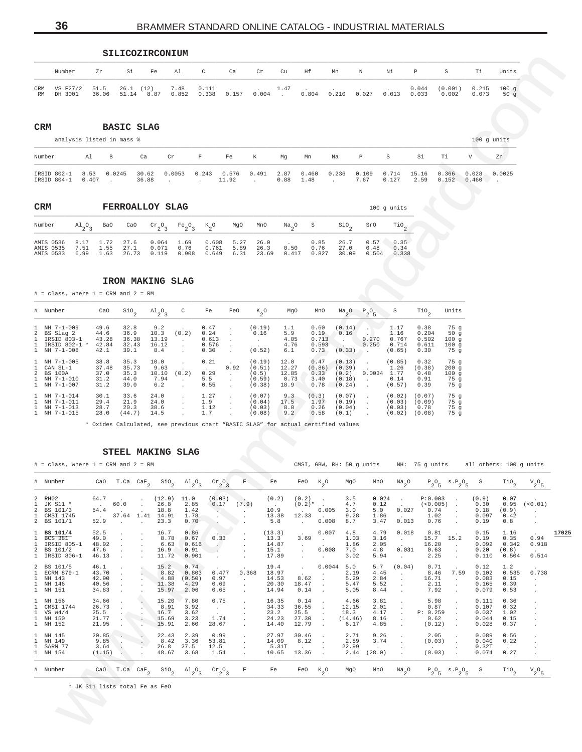### SILICOZIRCONIUM

| | Number | Zr | Si | Fe | Al | C | Ca | Cr | Cu | Hf | Mn | N | Ni | P | S | Ti | Units |
|---|---|---|---|---|---|---|---|---|---|---|---|---|---|---|---|---|---|
| CRM | VS F27/2 | 51.5 | 26.1 | (12) | 7.48 | 0.111 | . | . | 1.47 | . | . | . | . | 0.044 | (0.001) | 0.215 | 100 g |
| RM | DH 3001 | 36.06 | 51.14 | 8.87 | 0.852 | 0.338 | 0.157 | 0.004 | . | 0.804 | 0.210 | 0.027 | 0.013 | 0.033 | 0.002 | 0.073 | 50 g |

## CRM BASIC SLAG

analysis listed in mass % — 100 g units

| Number | Al | B | Ca | Cr | F | Fe | K | Mg | Mn | Na | P | S | Si | Ti | V | Zn |
|---|---|---|---|---|---|---|---|---|---|---|---|---|---|---|---|---|
| IRSID 802-1 | 8.53 | 0.0245 | 30.62 | 0.0053 | 0.243 | 0.576 | 0.491 | 2.87 | 0.460 | 0.236 | 0.109 | 0.714 | 15.16 | 0.366 | 0.028 | 0.0025 |
| IRSID 804-1 | 0.407 | . | 36.88 | . | . | 11.92 | . | 0.88 | 1.48 | . | 7.67 | 0.127 | 2.59 | 0.152 | 0.460 | . |

## CRM FERROALLOY SLAG

100 g units

| Number | $Al_2O_3$ | BaO | CaO | $Cr_2O_3$ | $Fe_2O_3$ | $K_2O$ | MgO | MnO | $Na_2O$ | S | $SiO_2$ | SrO | $TiO_2$ |
|---|---|---|---|---|---|---|---|---|---|---|---|---|---|
| AMIS 0536 | 8.17 | 1.72 | 27.6 | 0.064 | 1.69 | 0.608 | 5.27 | 26.0 | . | 0.85 | 26.7 | 0.57 | 0.35 |
| AMIS 0535 | 7.51 | 1.55 | 27.1 | 0.071 | 0.76 | 0.761 | 5.89 | 26.3 | 0.50 | 0.76 | 27.0 | 0.48 | 0.34 |
| AMIS 0533 | 6.99 | 1.63 | 26.73 | 0.119 | 0.908 | 0.649 | 6.31 | 23.69 | 0.417 | 0.827 | 30.09 | 0.504 | 0.338 |

### IRON MAKING SLAG

# = class, where 1 = CRM and 2 = RM

| # | Number | CaO | $SiO_2$ | $Al_2O_3$ | C | Fe | FeO | $K_2O$ | MgO | MnO | $Na_2O$ | $P_2O_5$ | S | $TiO_2$ | Units |
|---|---|---|---|---|---|---|---|---|---|---|---|---|---|---|---|
| 1 | NH 7-1-009 | 49.6 | 32.8 | 9.2 | . | 0.47 | . | (0.19) | 1.1 | 0.60 | (0.14) | . | 1.17 | 0.38 | 75 g |
| 2 | BS Slag 2 | 44.6 | 36.9 | 10.3 | (0.2) | 0.24 | . | 0.16 | 5.9 | 0.19 | 0.16 | . | 1.16 | 0.204 | 50 g |
| 1 | IRSID 803-1 | 43.28 | 36.38 | 13.19 | . | 0.613 | . | . | 4.05 | 0.713 | . | 0.270 | 0.767 | 0.502 | 100 g |
| 1 | IRSID 802-1 * | 42.84 | 32.43 | 16.12 | . | 0.576 | . | . | 4.76 | 0.593 | . | 0.250 | 0.714 | 0.611 | 100 g |
| 1 | NH 7-1-008 | 42.1 | 39.1 | 8.4 | . | 0.30 | . | (0.52) | 6.1 | 0.73 | (0.33) | . | (0.65) | 0.30 | 75 g |
| 1 | NH 7-1-005 | 38.8 | 35.3 | 10.0 | . | 0.21 | . | (0.19) | 12.0 | 0.47 | (0.13) | . | (0.85) | 0.32 | 75 g |
| 1 | CAN SL-1 | 37.48 | 35.73 | 9.63 | . | . | 0.92 | (0.51) | 12.27 | (0.86) | (0.39) | . | 1.26 | (0.38) | 200 g |
| 2 | BS 100A | 37.0 | 35.3 | 10.10 | (0.2) | 0.29 | . | (0.5) | 12.85 | 0.33 | (0.2) | 0.0034 | 1.77 | 0.48 | 100 g |
| 1 | NH 7-1-010 | 31.2 | 44.0 | 7.94 | . | 5.5 | . | (0.59) | 0.73 | 3.40 | (0.18) | . | 0.14 | 0.91 | 75 g |
| 1 | NH 7-1-007 | 31.2 | 39.0 | 6.2 | . | 0.55 | . | (0.38) | 18.9 | 0.78 | (0.24) | . | (0.57) | 0.39 | 75 g |
| 1 | NH 7-1-014 | 30.1 | 33.6 | 24.0 | . | 1.27 | . | (0.07) | 9.3 | (0.3) | (0.07) | . | (0.02) | (0.07) | 75 g |
| 1 | NH 7-1-011 | 29.4 | 21.9 | 24.0 | . | 1.9 | . | (0.04) | 17.5 | 1.97 | (0.19) | . | (0.03) | (0.09) | 75 g |
| 1 | NH 7-1-013 | 28.7 | 20.3 | 38.6 | . | 1.12 | . | (0.03) | 8.0 | 0.26 | (0.04) | . | (0.03) | 0.78 | 75 g |
| 1 | NH 7-1-015 | 28.0 | (44.7) | 14.5 | . | 1.7 | . | (0.08) | 9.2 | 0.58 | (0.1) | . | (0.02) | (0.08) | 75 g |

* Oxides Calculated, see previous chart "BASIC SLAG" for actual certified values

### STEEL MAKING SLAG

# = class, where 1 = CRM and 2 = RM

CMSI, GBW, RH: 50 g units NH: 75 g units all others: 100 g units

| # | Number | CaO | T.Ca | $CaF_2$ | $SiO_2$ | $Al_2O_3$ | $Cr_2O_3$ | F | Fe | FeO | $K_2O$ | MgO | MnO | $Na_2O$ | $P_2O_5$ | $s.P_2O_5$ | S | $TiO_2$ | $V_2O_5$ |
|---|---|---|---|---|---|---|---|---|---|---|---|---|---|---|---|---|---|---|---|
| 2 | RH02 | 64.7 | . | . | (12.9) | 11.0 | (0.03) | . | (0.2) | (0.2) | . | 3.5 | 0.024 | . | P:0.003 | . | (0.9) | 0.07 | . |
| 1 | JK S11 * | . | 60.0 | . | 26.8 | 2.85 | 0.17 | (7.9) | . | (0.2)* | . | 4.7 | 0.12 | . | (<0.005) | . | 0.30 | 0.95 | (<0.01) |
| 2 | BS 101/3 | 54.4 | . | . | 18.8 | 1.42 | . | . | 10.9 | . | 0.005 | 3.0 | 5.0 | 0.027 | 0.74 | . | 0.18 | (0.9) | . |
| 1 | CMSI 1745 | . | 37.64 | 1.41 | 14.91 | 1.78 | . | . | 13.38 | 12.33 | . | 9.28 | 1.86 | . | 1.02 | . | 0.097 | 0.42 | . |
| 2 | BS 101/1 | 52.9 | . | . | 23.3 | 0.70 | . | . | 5.8 | . | 0.008 | 8.7 | 3.47 | 0.013 | 0.76 | . | 0.19 | 0.8 | . |
| 1 | **BS 101/4** | 52.5 | . | . | 16.7 | 0.86 | . | . | (13.3) | . | 0.007 | 4.8 | 4.79 | 0.018 | 0.81 | . | 0.15 | 1.16 | . |
| 1 | BCS 381 | 49.0 | . | . | 8.78 | 0.67 | 0.33 | . | 13.3 | 3.69 | . | 1.03 | 3.16 | . | 15.7 | 15.2 | 0.19 | 0.35 | 0.94 |
| 1 | IRSID 805-1 | 48.92 | . | . | 6.63 | 0.616 | . | . | 14.87 | . | . | 1.86 | 2.05 | . | 16.20 | . | 0.092 | 0.342 | 0.918 |
| 2 | BS 101/2 | 47.6 | . | . | 16.9 | 0.91 | . | . | 15.1 | . | 0.008 | 7.0 | 4.8 | 0.031 | 0.63 | . | 0.20 | (0.8) | . |
| 1 | IRSID 806-1 | 46.13 | . | . | 11.72 | 0.901 | . | . | 17.89 | . | . | 3.02 | 5.94 | . | 2.25 | . | 0.110 | 0.504 | 0.514 |
| 2 | BS 101/5 | 46.1 | . | . | 15.2 | 0.74 | . | . | 19.4 | . | 0.0044 | 5.0 | 5.7 | (0.04) | 0.71 | . | 0.12 | 1.2 | . |
| 1 | ECRM 879-1 | 43.70 | . | . | 8.82 | 0.803 | 0.477 | 0.368 | 18.97 | . | . | 2.19 | 4.45 | . | 8.46 | 7.59 | 0.102 | 0.535 | 0.738 |
| 1 | NH 143 | 42.90 | . | . | 4.88 | (0.50) | 0.97 | . | 14.53 | 8.62 | . | 5.29 | 2.84 | . | 16.71 | . | 0.083 | 0.15 | . |
| 1 | NH 146 | 40.56 | . | . | 11.38 | 4.29 | 0.69 | . | 20.30 | 18.47 | . | 5.47 | 5.52 | . | 2.11 | . | 0.165 | 0.39 | . |
| 1 | NH 151 | 34.83 | . | . | 15.97 | 2.06 | 0.65 | . | 14.94 | 0.14 | . | 5.05 | 8.44 | . | 7.92 | . | 0.079 | 0.53 | . |
| 1 | NH 156 | 34.66 | . | . | 15.20 | 7.80 | 0.75 | . | 16.35 | 0.14 | . | 4.66 | 3.81 | . | 5.98 | . | 0.111 | 0.36 | . |
| 1 | CMSI 1744 | 26.73 | . | . | 8.91 | 3.92 | . | . | 34.33 | 36.55 | . | 12.15 | 2.01 | . | 0.87 | . | 0.107 | 0.32 | . |
| 1 | VS W4/4 | 25.5 | . | . | 16.7 | 3.62 | . | . | 23.2 | 25.5 | . | 18.3 | 4.17 | . | P: 0.259 | . | 0.037 | 1.02 | . |
| 1 | NH 150 | 21.77 | . | . | 15.69 | 3.23 | 1.74 | . | 24.23 | 27.30 | . | (14.46) | 8.16 | . | 0.62 | . | 0.044 | 0.15 | . |
| 1 | NH 152 | 21.95 | . | . | 15.91 | 2.60 | 28.67 | . | 14.40 | 12.79 | . | 6.17 | 4.85 | . | (0.12) | . | 0.028 | 0.37 | . |
| 1 | NH 145 | 20.85 | . | . | 22.43 | 2.39 | 0.99 | . | 27.97 | 30.46 | . | 2.71 | 9.26 | . | 2.05 | . | 0.089 | 0.56 | . |
| 1 | NH 149 | 9.85 | . | . | 8.42 | 3.36 | 53.81 | . | 14.09 | 8.12 | . | 2.89 | 3.74 | . | (0.03) | . | 0.040 | 0.22 | . |
| 1 | SARM 77 | 3.64 | . | . | 26.8 | 27.5 | 12.5 | . | 5.31T | . | . | 22.99 | . | . | . | . | 0.32T | . | . |
| 1 | NH 154 | (1.15) | . | . | 48.67 | 3.68 | 1.54 | . | 10.65 | 13.36 | . | 2.44 | (28.0) | . | (0.03) | . | 0.074 | 0.27 | . |

17025

* JK S11 lists total Fe as FeO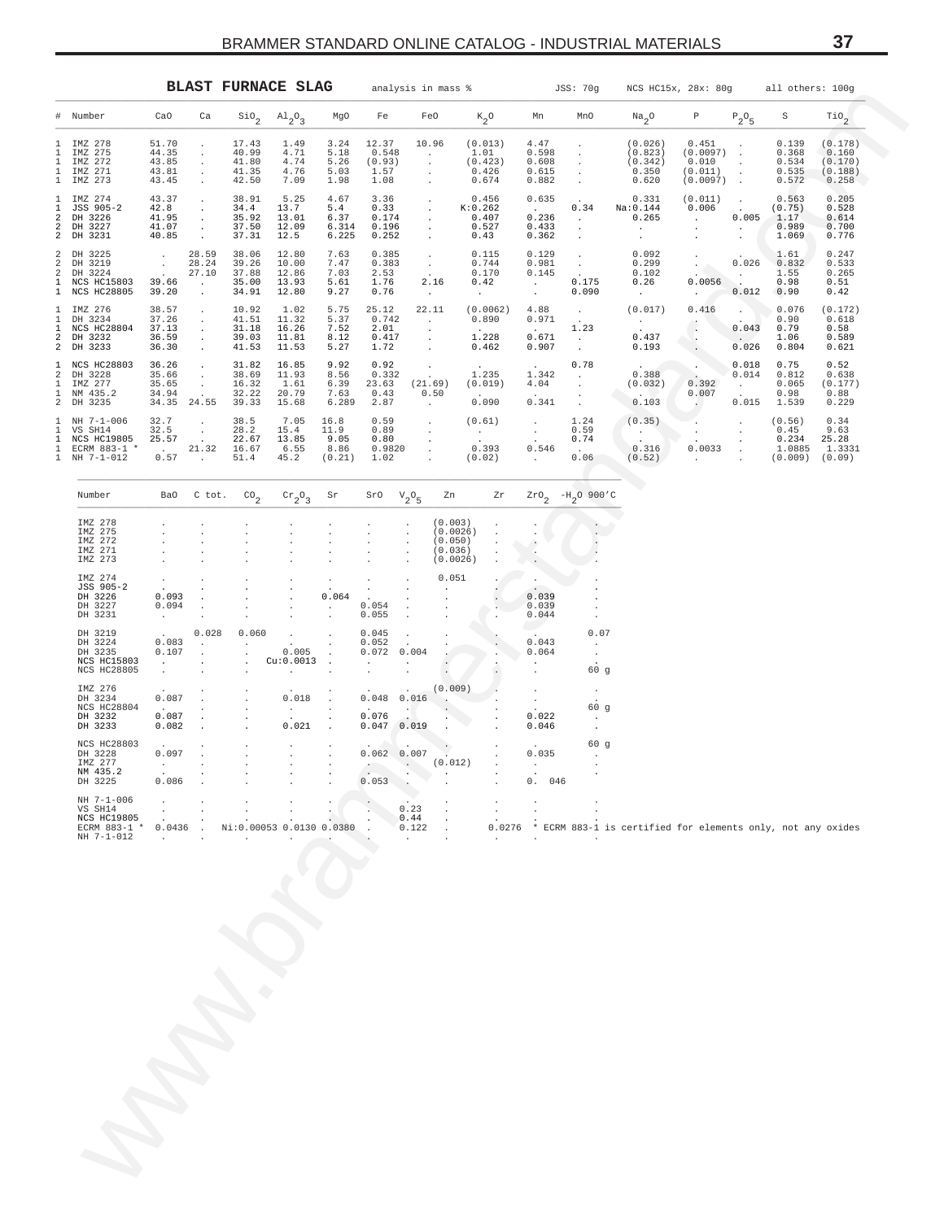## BLAST FURNACE SLAG

analysis in mass % JSS: 70g NCS HC15x, 28x: 80g all others: 100g

| # | Number | CaO | Ca | $SiO_2$ | $Al_2O_3$ | MgO | Fe | FeO | $K_2O$ | Mn | MnO | $Na_2O$ | P | $P_2O_5$ | S | $TiO_2$ |
|---|---|---|---|---|---|---|---|---|---|---|---|---|---|---|---|---|
| 1 | IMZ 278 | 51.70 | . | 17.43 | 1.49 | 3.24 | 12.37 | 10.96 | (0.013) | 4.47 | . | (0.026) | 0.451 | . | 0.139 | (0.178) |
| 1 | IMZ 275 | 44.35 | . | 40.99 | 4.71 | 5.18 | 0.548 | . | 1.01 | 0.598 | . | (0.823) | (0.0097) | . | 0.368 | 0.160 |
| 1 | IMZ 272 | 43.85 | . | 41.80 | 4.74 | 5.26 | (0.93) | . | (0.423) | 0.608 | . | (0.342) | 0.010 | . | 0.534 | (0.170) |
| 1 | IMZ 271 | 43.81 | . | 41.35 | 4.76 | 5.03 | 1.57 | . | 0.426 | 0.615 | . | 0.350 | (0.011) | . | 0.535 | (0.188) |
| 1 | IMZ 273 | 43.45 | . | 42.50 | 7.09 | 1.98 | 1.08 | . | 0.674 | 0.882 | . | 0.620 | (0.0097) | . | 0.572 | 0.258 |
| 1 | IMZ 274 | 43.37 | . | 38.91 | 5.25 | 4.67 | 3.36 | . | 0.456 | 0.635 | . | 0.331 | (0.011) | . | 0.563 | 0.205 |
| 1 | JSS 905-2 | 42.8 | . | 34.4 | 13.7 | 5.4 | 0.33 | . | K:0.262 | . | 0.34 | Na:0.144 | 0.006 | . | (0.75) | 0.528 |
| 2 | DH 3226 | 41.95 | . | 35.92 | 13.01 | 6.37 | 0.174 | . | 0.407 | 0.236 | . | 0.265 | . | 0.005 | 1.17 | 0.614 |
| 2 | DH 3227 | 41.07 | . | 37.50 | 12.09 | 6.314 | 0.196 | . | 0.527 | 0.433 | . | . | . | . | 0.989 | 0.700 |
| 2 | DH 3231 | 40.85 | . | 37.31 | 12.5 | 6.225 | 0.252 | . | 0.43 | 0.362 | . | . | . | . | 1.069 | 0.776 |
| 2 | DH 3225 | . | 28.59 | 38.06 | 12.80 | 7.63 | 0.385 | . | 0.115 | 0.129 | . | 0.092 | . | . | 1.61 | 0.247 |
| 2 | DH 3219 | . | 28.24 | 39.26 | 10.00 | 7.47 | 0.383 | . | 0.744 | 0.981 | . | 0.299 | . | 0.026 | 0.832 | 0.533 |
| 2 | DH 3224 | . | 27.10 | 37.88 | 12.86 | 7.03 | 2.53 | . | 0.170 | 0.145 | . | 0.102 | . | . | 1.55 | 0.265 |
| 1 | NCS HC15803 | 39.66 | . | 35.00 | 13.93 | 5.61 | 1.76 | 2.16 | 0.42 | . | 0.175 | 0.26 | 0.0056 | . | 0.98 | 0.51 |
| 1 | NCS HC28805 | 39.20 | . | 34.91 | 12.80 | 9.27 | 0.76 | . | . | . | 0.090 | . | . | 0.012 | 0.90 | 0.42 |
| 1 | IMZ 276 | 38.57 | . | 10.92 | 1.02 | 5.75 | 25.12 | 22.11 | (0.0062) | 4.88 | . | (0.017) | 0.416 | . | 0.076 | (0.172) |
| 1 | DH 3234 | 37.26 | . | 41.51 | 11.32 | 5.37 | 0.742 | . | 0.890 | 0.971 | . | . | . | . | 0.90 | 0.618 |
| 1 | NCS HC28804 | 37.13 | . | 31.18 | 16.26 | 7.52 | 2.01 | . | . | . | 1.23 | . | . | 0.043 | 0.79 | 0.58 |
| 2 | DH 3232 | 36.59 | . | 39.03 | 11.81 | 8.12 | 0.417 | . | 1.228 | 0.671 | . | 0.437 | . | . | 1.06 | 0.589 |
| 2 | DH 3233 | 36.30 | . | 41.53 | 11.53 | 5.27 | 1.72 | . | 0.462 | 0.907 | . | 0.193 | . | 0.026 | 0.804 | 0.621 |
| 1 | NCS HC28803 | 36.26 | . | 31.82 | 16.85 | 9.92 | 0.92 | . | . | . | 0.78 | . | . | 0.018 | 0.75 | 0.52 |
| 2 | DH 3228 | 35.66 | . | 38.69 | 11.93 | 8.56 | 0.332 | . | 1.235 | 1.342 | . | 0.388 | . | 0.014 | 0.812 | 0.638 |
| 1 | IMZ 277 | 35.65 | . | 16.32 | 1.61 | 6.39 | 23.63 | (21.69) | (0.019) | 4.04 | . | (0.032) | 0.392 | . | 0.065 | (0.177) |
| 1 | NM 435.2 | 34.94 | . | 32.22 | 20.79 | 7.63 | 0.43 | 0.50 | . | . | . | . | 0.007 | . | 0.98 | 0.88 |
| 2 | DH 3235 | 34.35 | 24.55 | 39.33 | 15.68 | 6.289 | 2.87 | . | 0.090 | 0.341 | . | 0.103 | . | 0.015 | 1.539 | 0.229 |
| 1 | NH 7-1-006 | 32.7 | . | 38.5 | 7.05 | 16.8 | 0.59 | . | (0.61) | . | 1.24 | (0.35) | . | . | (0.56) | 0.34 |
| 1 | VS SH14 | 32.5 | . | 28.2 | 15.4 | 11.9 | 0.89 | . | . | . | 0.59 | . | . | . | 0.45 | 9.63 |
| 1 | NCS HC19805 | 25.57 | . | 22.67 | 13.85 | 9.05 | 0.80 | . | . | . | 0.74 | . | . | . | 0.234 | 25.28 |
| 1 | ECRM 883-1 * | . | 21.32 | 16.67 | 6.55 | 8.86 | 0.9820 | . | 0.393 | 0.546 | . | 0.316 | 0.0033 | . | 1.0885 | 1.3331 |
| 1 | NH 7-1-012 | 0.57 | . | 51.4 | 45.2 | (0.21) | 1.02 | . | (0.02) | . | 0.06 | (0.52) | . | . | (0.009) | (0.09) |

| Number | BaO | C tot. | $CO_2$ | $Cr_2O_3$ | Sr | SrO | $V_2O_5$ | Zn | Zr | $ZrO_2$ | $-H_2O$ 900'C |
|---|---|---|---|---|---|---|---|---|---|---|---|
| IMZ 278 | . | . | . | . | . | . | . | (0.003) | . | . | . |
| IMZ 275 | . | . | . | . | . | . | . | (0.0026) | . | . | . |
| IMZ 272 | . | . | . | . | . | . | . | (0.050) | . | . | . |
| IMZ 271 | . | . | . | . | . | . | . | (0.036) | . | . | . |
| IMZ 273 | . | . | . | . | . | . | . | (0.0026) | . | . | . |
| IMZ 274 | . | . | . | . | . | . | . | 0.051 | . | . | . |
| JSS 905-2 | . | . | . | . | . | . | . | . | . | . | . |
| DH 3226 | 0.093 | . | . | . | 0.064 | . | . | . | . | 0.039 | . |
| DH 3227 | 0.094 | . | . | . | . | 0.054 | . | . | . | 0.039 | . |
| DH 3231 | . | . | . | . | . | 0.055 | . | . | . | 0.044 | . |
| DH 3219 | . | 0.028 | 0.060 | . | . | 0.045 | . | . | . | . | 0.07 |
| DH 3224 | 0.083 | . | . | . | . | 0.052 | . | . | . | 0.043 | . |
| DH 3235 | 0.107 | . | . | 0.005 | . | 0.072 | 0.004 | . | . | 0.064 | . |
| NCS HC15803 | . | . | . | Cu:0.0013 | . | . | . | . | . | . | . |
| NCS HC28805 | . | . | . | . | . | . | . | . | . | . | 60 g |
| IMZ 276 | . | . | . | . | . | . | . | (0.009) | . | . | . |
| DH 3234 | 0.087 | . | . | 0.018 | . | 0.048 | 0.016 | . | . | . | . |
| NCS HC28804 | . | . | . | . | . | . | . | . | . | . | 60 g |
| DH 3232 | 0.087 | . | . | . | . | 0.076 | . | . | . | 0.022 | . |
| DH 3233 | 0.082 | . | . | 0.021 | . | 0.047 | 0.019 | . | . | 0.046 | . |
| NCS HC28803 | . | . | . | . | . | . | . | . | . | . | 60 g |
| DH 3228 | 0.097 | . | . | . | . | 0.062 | 0.007 | . | . | 0.035 | . |
| IMZ 277 | . | . | . | . | . | . | . | (0.012) | . | . | . |
| NM 435.2 | . | . | . | . | . | . | . | . | . | . | . |
| DH 3225 | 0.086 | . | . | . | . | 0.053 | . | . | . | 0.046 | |
| NH 7-1-006 | . | . | . | . | . | . | . | . | . | . | . |
| VS SH14 | . | . | . | . | . | . | 0.23 | . | . | . | . |
| NCS HC19805 | . | . | . | . | . | . | 0.44 | . | . | . | . |
| ECRM 883-1 * | 0.0436 | . | Ni:0.00053 | 0.0130 | 0.0380 | . | 0.122 | . | 0.0276 | | |
| NH 7-1-012 | . | . | . | . | . | . | . | . | . | . | . |

* ECRM 883-1 is certified for elements only, not any oxides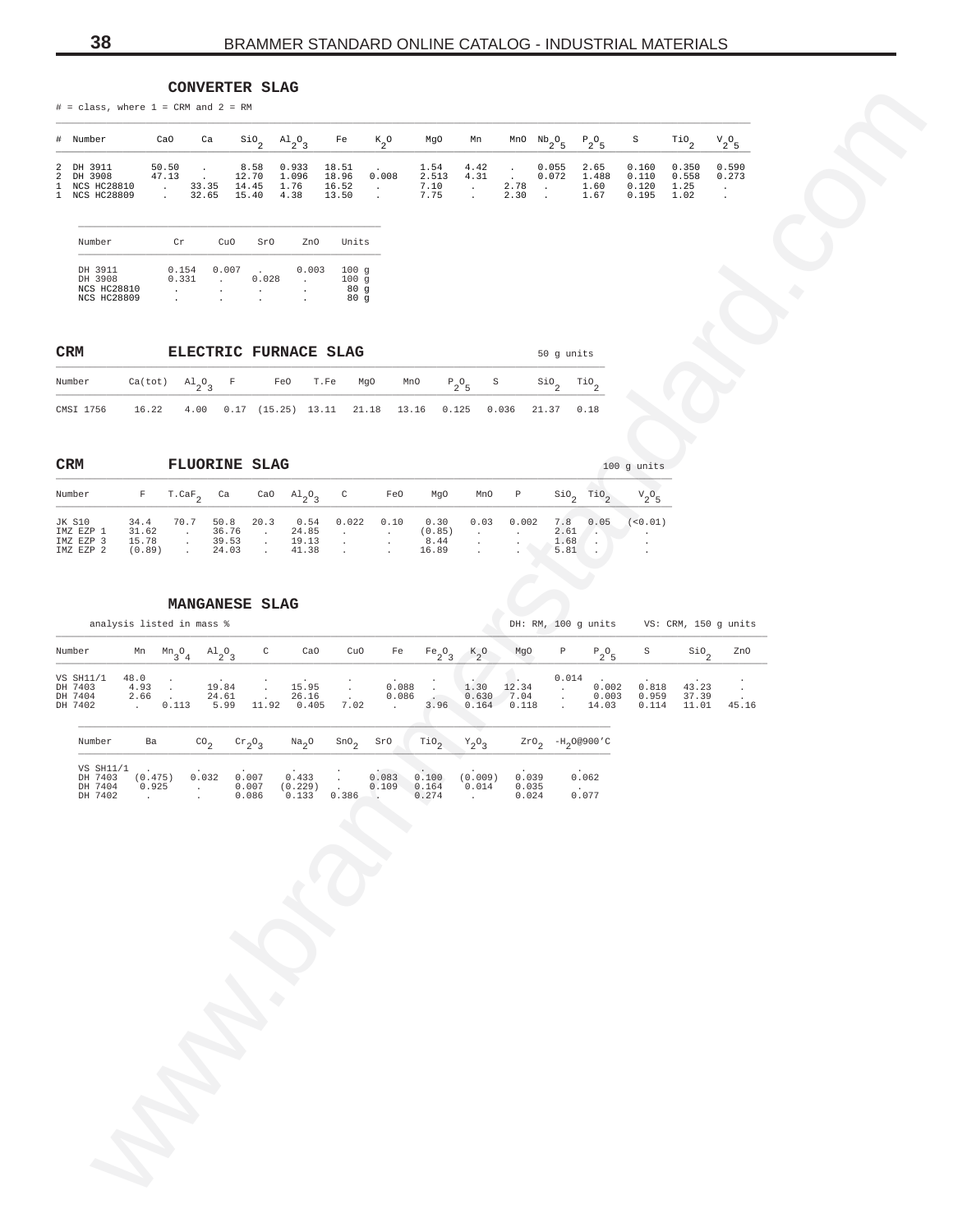## CONVERTER SLAG

# = class, where 1 = CRM and 2 = RM

| # | Number | CaO | Ca | $SiO_2$ | $Al_2O_3$ | Fe | $K_2O$ | MgO | Mn | MnO | $Nb_2O_5$ | $P_2O_5$ | S | $TiO_2$ | $V_2O_5$ |
|---|---|---|---|---|---|---|---|---|---|---|---|---|---|---|---|
| 2 | DH 3911 | 50.50 | . | 8.58 | 0.933 | 18.51 | . | 1.54 | 4.42 | . | 0.055 | 2.65 | 0.160 | 0.350 | 0.590 |
| 2 | DH 3908 | 47.13 | . | 12.70 | 1.096 | 18.96 | 0.008 | 2.513 | 4.31 | . | 0.072 | 1.488 | 0.110 | 0.558 | 0.273 |
| 1 | NCS HC28810 | . | 33.35 | 14.45 | 1.76 | 16.52 | . | 7.10 | . | 2.78 | . | 1.60 | 0.120 | 1.25 | . |
| 1 | NCS HC28809 | . | 32.65 | 15.40 | 4.38 | 13.50 | . | 7.75 | . | 2.30 | . | 1.67 | 0.195 | 1.02 | . |

| Number | Cr | CuO | SrO | ZnO | Units |
|---|---|---|---|---|---|
| DH 3911 | 0.154 | 0.007 | . | 0.003 | 100 g |
| DH 3908 | 0.331 | . | 0.028 | . | 100 g |
| NCS HC28810 | . | . | . | . | 80 g |
| NCS HC28809 | . | . | . | . | 80 g |

## CRM ELECTRIC FURNACE SLAG

50 g units

| Number | Ca(tot) | $Al_2O_3$ | F | FeO | T.Fe | MgO | MnO | $P_2O_5$ | S | $SiO_2$ | $TiO_2$ |
|---|---|---|---|---|---|---|---|---|---|---|---|
| CMSI 1756 | 16.22 | 4.00 | 0.17 | (15.25) | 13.11 | 21.18 | 13.16 | 0.125 | 0.036 | 21.37 | 0.18 |

## CRM FLUORINE SLAG

100 g units

| Number | F | $T.CaF_2$ | Ca | CaO | $Al_2O_3$ | C | FeO | MgO | MnO | P | $SiO_2$ | $TiO_2$ | $V_2O_5$ |
|---|---|---|---|---|---|---|---|---|---|---|---|---|---|
| JK S10 | 34.4 | 70.7 | 50.8 | 20.3 | 0.54 | 0.022 | 0.10 | 0.30 | 0.03 | 0.002 | 7.8 | 0.05 | (<0.01) |
| IMZ EZP 1 | 31.62 | . | 36.76 | . | 24.85 | . | . | (0.85) | . | . | 2.61 | . | . |
| IMZ EZP 3 | 15.78 | . | 39.53 | . | 19.13 | . | . | 8.44 | . | . | 1.68 | . | . |
| IMZ EZP 2 | (0.89) | . | 24.03 | . | 41.38 | . | . | 16.89 | . | . | 5.81 | . | . |

## MANGANESE SLAG

analysis listed in mass % — DH: RM, 100 g units — VS: CRM, 150 g units

| Number | Mn | $Mn_3O_4$ | $Al_2O_3$ | C | CaO | CuO | Fe | $Fe_2O_3$ | $K_2O$ | MgO | P | $P_2O_5$ | S | $SiO_2$ | ZnO |
|---|---|---|---|---|---|---|---|---|---|---|---|---|---|---|---|
| VS SH11/1 | 48.0 | . | . | . | . | . | . | . | . | . | 0.014 | . | . | . | . |
| DH 7403 | 4.93 | . | 19.84 | . | 15.95 | . | 0.088 | . | 1.30 | 12.34 | . | 0.002 | 0.818 | 43.23 | . |
| DH 7404 | 2.66 | . | 24.61 | . | 26.16 | . | 0.086 | . | 0.630 | 7.04 | . | 0.003 | 0.959 | 37.39 | . |
| DH 7402 | . | 0.113 | 5.99 | 11.92 | 0.405 | 7.02 | . | 3.96 | 0.164 | 0.118 | . | 14.03 | 0.114 | 11.01 | 45.16 |

| Number | Ba | $CO_2$ | $Cr_2O_3$ | $Na_2O$ | $SnO_2$ | SrO | $TiO_2$ | $Y_2O_3$ | $ZrO_2$ | $-H_2O$@900'C |
|---|---|---|---|---|---|---|---|---|---|---|
| VS SH11/1 | . | . | . | . | . | . | . | . | . | . |
| DH 7403 | (0.475) | 0.032 | 0.007 | 0.433 | . | 0.083 | 0.100 | (0.009) | 0.039 | 0.062 |
| DH 7404 | 0.925 | . | 0.007 | (0.229) | . | 0.109 | 0.164 | 0.014 | 0.035 | . |
| DH 7402 | . | . | 0.086 | 0.133 | 0.386 | . | 0.274 | . | 0.024 | 0.077 |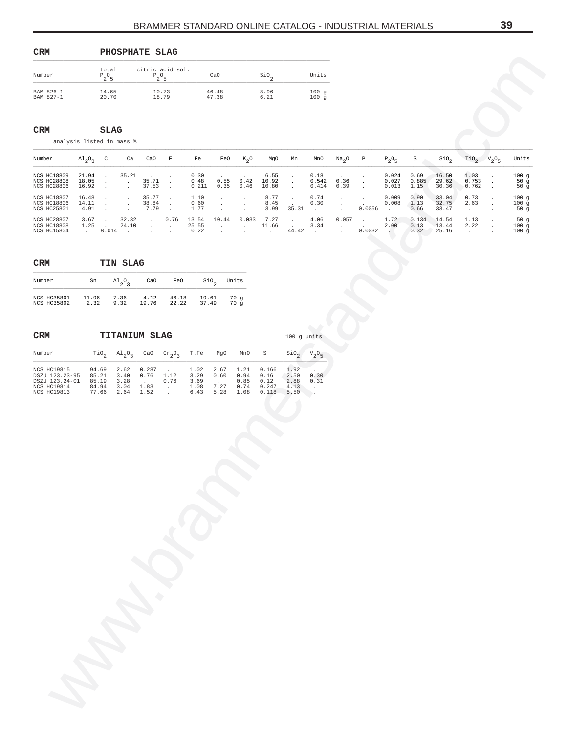## CRM PHOSPHATE SLAG

| Number | total $P_2O_5$ | citric acid sol. $P_2O_5$ | CaO | $SiO_2$ | Units |
|---|---|---|---|---|---|
| BAM 826-1 | 14.65 | 10.73 | 46.48 | 8.96 | 100 g |
| BAM 827-1 | 20.70 | 18.79 | 47.38 | 6.21 | 100 g |

## CRM SLAG

analysis listed in mass %

| Number | $Al_2O_3$ | C | Ca | CaO | F | Fe | FeO | $K_2O$ | MgO | Mn | MnO | $Na_2O$ | P | $P_2O_5$ | S | $SiO_2$ | $TiO_2$ | $V_2O_5$ | Units |
|---|---|---|---|---|---|---|---|---|---|---|---|---|---|---|---|---|---|---|---|
| NCS HC18809 | 21.94 | . | 35.21 | . | . | 0.30 | . | . | 6.55 | . | 0.18 | . | . | 0.024 | 0.69 | 16.50 | 1.03 | . | 100 g |
| NCS HC28808 | 18.05 | . | . | 35.71 | . | 0.48 | 0.55 | 0.42 | 10.92 | . | 0.542 | 0.36 | . | 0.027 | 0.885 | 29.62 | 0.753 | . | 50 g |
| NCS HC28806 | 16.92 | . | . | 37.53 | . | 0.211 | 0.35 | 0.46 | 10.80 | . | 0.414 | 0.39 | . | 0.013 | 1.15 | 30.36 | 0.762 | . | 50 g |
| NCS HC18807 | 16.48 | . | . | 35.77 | . | 1.10 | . | . | 8.77 | . | 0.74 | . | . | 0.009 | 0.90 | 33.04 | 0.73 | . | 100 g |
| NCS HC18806 | 14.11 | . | . | 38.84 | . | 0.60 | . | . | 8.45 | . | 0.30 | . | . | 0.008 | 1.13 | 32.75 | 2.63 | . | 100 g |
| NCS HC25801 | 4.91 | . | . | 7.79 | . | 1.77 | . | . | 3.99 | 35.31 | . | . | 0.0056 | . | 0.66 | 33.47 | . | . | 50 g |
| NCS HC28807 | 3.67 | . | 32.32 | . | 0.76 | 13.54 | 10.44 | 0.033 | 7.27 | . | 4.06 | 0.057 | . | 1.72 | 0.134 | 14.54 | 1.13 | . | 50 g |
| NCS HC18808 | 1.25 | . | 24.10 | . | . | 25.55 | . | . | 11.66 | . | 3.34 | . | . | 2.00 | 0.13 | 13.44 | 2.22 | . | 100 g |
| NCS HC15804 | . | 0.014 | . | . | . | 0.22 | . | . | . | 44.42 | . | . | 0.0032 | . | 0.32 | 25.16 | . | . | 100 g |

## CRM TIN SLAG

| Number | Sn | $Al_2O_3$ | CaO | FeO | $SiO_2$ | Units |
|---|---|---|---|---|---|---|
| NCS HC35801 | 11.96 | 7.36 | 4.12 | 46.18 | 19.61 | 70 g |
| NCS HC35802 | 2.32 | 9.32 | 19.76 | 22.22 | 37.49 | 70 g |

## CRM TITANIUM SLAG

100 g units

| Number | $TiO_2$ | $Al_2O_3$ | CaO | $Cr_2O_3$ | T.Fe | MgO | MnO | S | $SiO_2$ | $V_2O_5$ |
|---|---|---|---|---|---|---|---|---|---|---|
| NCS HC19815 | 94.69 | 2.62 | 0.287 | . | 1.02 | 2.67 | 1.21 | 0.166 | 1.92 | . |
| DSZU 123.23-95 | 85.21 | 3.40 | 0.76 | 1.12 | 3.29 | 0.60 | 0.94 | 0.16 | 2.50 | 0.30 |
| DSZU 123.24-01 | 85.19 | 3.28 | . | 0.76 | 3.69 | . | 0.85 | 0.12 | 2.88 | 0.31 |
| NCS HC19814 | 84.94 | 3.04 | 1.83 | . | 1.08 | 7.27 | 0.74 | 0.247 | 4.13 | . |
| NCS HC19813 | 77.66 | 2.64 | 1.52 | . | 6.43 | 5.28 | 1.08 | 0.118 | 5.50 | . |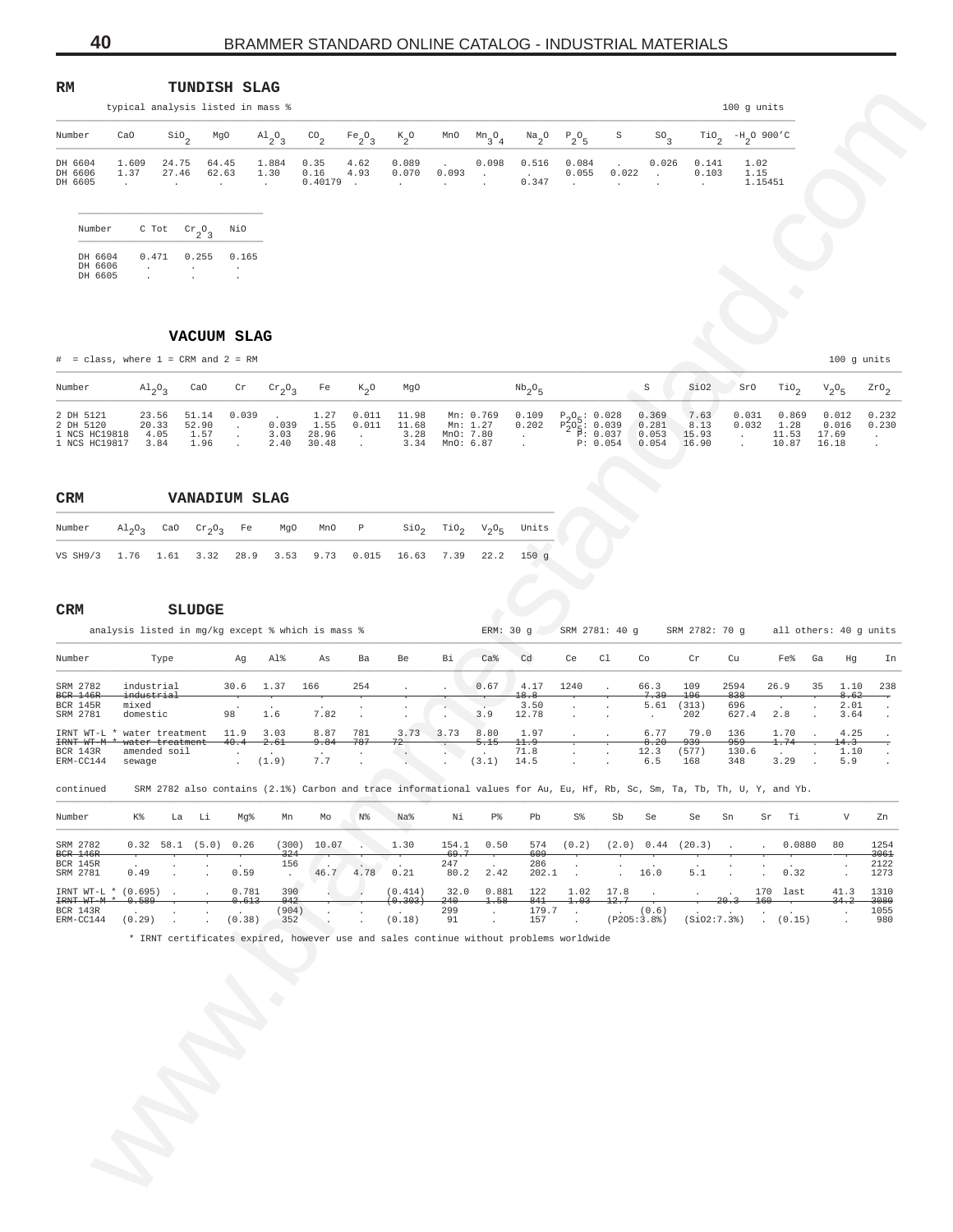## RM TUNDISH SLAG

typical analysis listed in mass % — 100 g units

| Number | CaO | $SiO_2$ | MgO | $Al_2O_3$ | $CO_2$ | $Fe_2O_3$ | $K_2O$ | MnO | $Mn_3O_4$ | $Na_2O$ | $P_2O_5$ | S | $SO_3$ | $TiO_2$ | $-H_2O$ 900'C |
|---|---|---|---|---|---|---|---|---|---|---|---|---|---|---|---|
| DH 6604 | 1.609 | 24.75 | 64.45 | 1.884 | 0.35 | 4.62 | 0.089 | . | 0.098 | 0.516 | 0.084 | . | 0.026 | 0.141 | 1.02 |
| DH 6606 | 1.37 | 27.46 | 62.63 | 1.30 | 0.16 | 4.93 | 0.070 | 0.093 | . | . | 0.055 | 0.022 | . | 0.103 | 1.15 |
| DH 6605 | . | . | . | . | 0.40179 | . | . | . | . | 0.347 | . | . | . | . | 1.15451 |

| Number | C Tot | $Cr_2O_3$ | NiO |
|---|---|---|---|
| DH 6604 | 0.471 | 0.255 | 0.165 |
| DH 6606 | . | . | . |
| DH 6605 | . | . | . |

## VACUUM SLAG

# = class, where 1 = CRM and 2 = RM — 100 g units

| Number | $Al_2O_3$ | CaO | Cr | $Cr_2O_3$ | Fe | $K_2O$ | MgO | | $Nb_2O_5$ | | S | SiO2 | SrO | $TiO_2$ | $V_2O_5$ | $ZrO_2$ |
|---|---|---|---|---|---|---|---|---|---|---|---|---|---|---|---|---|
| 2 DH 5121 | 23.56 | 51.14 | 0.039 | . | 1.27 | 0.011 | 11.98 | Mn: 0.769 | 0.109 | $P_2O_5$: 0.028 | 0.369 | 7.63 | 0.031 | 0.869 | 0.012 | 0.232 |
| 2 DH 5120 | 20.33 | 52.90 | . | 0.039 | 1.55 | 0.011 | 11.68 | Mn: 1.27 | 0.202 | $P_2O_5$: 0.039 | 0.281 | 8.13 | 0.032 | 1.28 | 0.016 | 0.230 |
| 1 NCS HC19818 | 4.05 | 1.57 | . | 3.03 | 28.96 | . | 3.28 | MnO: 7.80 | . | P: 0.037 | 0.053 | 15.93 | . | 11.53 | 17.69 | . |
| 1 NCS HC19817 | 3.84 | 1.96 | . | 2.40 | 30.48 | . | 3.34 | MnO: 6.87 | . | P: 0.054 | 0.054 | 16.90 | . | 10.87 | 16.18 | . |

## CRM VANADIUM SLAG

| Number | $Al_2O_3$ | CaO | $Cr_2O_3$ | Fe | MgO | MnO | P | $SiO_2$ | $TiO_2$ | $V_2O_5$ | Units |
|---|---|---|---|---|---|---|---|---|---|---|---|
| VS SH9/3 | 1.76 | 1.61 | 3.32 | 28.9 | 3.53 | 9.73 | 0.015 | 16.63 | 7.39 | 22.2 | 150 g |

## CRM SLUDGE

analysis listed in mg/kg except % which is mass % — ERM: 30 g — SRM 2781: 40 g — SRM 2782: 70 g — all others: 40 g units

| Number | Type | Ag | Al% | As | Ba | Be | Bi | Ca% | Cd | Ce | Cl | Co | Cr | Cu | Fe% | Ga | Hg | In |
|---|---|---|---|---|---|---|---|---|---|---|---|---|---|---|---|---|---|---|
| SRM 2782 | industrial | 30.6 | 1.37 | 166 | 254 | . | . | 0.67 | 4.17 | 1240 | . | 66.3 | 109 | 2594 | 26.9 | 35 | 1.10 | 238 |
| ~~BCR 146R~~ | ~~industrial~~ | . | . | . | . | . | . | . | ~~18.8~~ | . | . | ~~7.39~~ | ~~196~~ | ~~838~~ | . | . | ~~8.62~~ | . |
| BCR 145R | mixed | . | . | . | . | . | . | . | 3.50 | . | . | 5.61 | (313) | 696 | . | . | 2.01 | . |
| SRM 2781 | domestic | 98 | 1.6 | 7.82 | . | . | . | 3.9 | 12.78 | . | . | . | 202 | 627.4 | 2.8 | . | 3.64 | . |
| IRNT WT-L * | water treatment | 11.9 | 3.03 | 8.87 | 781 | 3.73 | 3.73 | 8.80 | 1.97 | . | . | 6.77 | 79.0 | 136 | 1.70 | . | 4.25 | . |
| ~~IRNT WT-M *~~ | ~~water treatment~~ | ~~40.4~~ | ~~2.61~~ | ~~9.84~~ | ~~787~~ | ~~72~~ | . | ~~5.15~~ | ~~11.9~~ | . | . | ~~8.20~~ | ~~939~~ | ~~959~~ | ~~1.74~~ | . | ~~14.3~~ | . |
| BCR 143R | amended soil | . | . | . | . | . | . | . | 71.8 | . | . | 12.3 | (577) | 130.6 | . | . | 1.10 | . |
| ERM-CC144 | sewage | . | (1.9) | 7.7 | . | . | . | (3.1) | 14.5 | . | . | 6.5 | 168 | 348 | 3.29 | . | 5.9 | . |

continued — SRM 2782 also contains (2.1%) Carbon and trace informational values for Au, Eu, Hf, Rb, Sc, Sm, Ta, Tb, Th, U, Y, and Yb.

| Number | K% | La | Li | Mg% | Mn | Mo | N% | Na% | Ni | P% | Pb | S% | Sb | Se | Se | Sn | Sr | Ti | V | Zn |
|---|---|---|---|---|---|---|---|---|---|---|---|---|---|---|---|---|---|---|---|---|
| SRM 2782 | 0.32 | 58.1 | (5.0) | 0.26 | (300) | 10.07 | . | 1.30 | 154.1 | 0.50 | 574 | (0.2) | (2.0) | 0.44 | (20.3) | . | . | 0.0880 | 80 | 1254 |
| ~~BCR 146R~~ | . | . | . | . | ~~324~~ | . | . | . | ~~69.7~~ | . | ~~609~~ | . | . | . | . | . | . | . | . | ~~3061~~ |
| BCR 145R | . | . | . | . | 156 | . | . | . | 247 | . | 286 | . | . | . | . | . | . | . | . | 2122 |
| SRM 2781 | 0.49 | . | . | 0.59 | . | 46.7 | 4.78 | 0.21 | 80.2 | 2.42 | 202.1 | . | . | 16.0 | 5.1 | . | . | 0.32 | . | 1273 |
| IRNT WT-L * | (0.695) | . | . | 0.781 | 390 | . | . | (0.414) | 32.0 | 0.881 | 122 | 1.02 | 17.8 | . | . | . | 170 | last | 41.3 | 1310 |
| ~~IRNT WT-M *~~ | ~~0.589~~ | . | . | ~~0.613~~ | ~~942~~ | . | . | ~~(0.303)~~ | ~~240~~ | ~~1.58~~ | ~~841~~ | ~~1.03~~ | ~~12.7~~ | . | . | ~~20.3~~ | ~~160~~ | . | ~~34.2~~ | ~~3080~~ |
| BCR 143R | . | . | . | . | (904) | . | . | . | 299 | . | 179.7 | . | . | (0.6) | . | . | . | . | . | 1055 |
| ERM-CC144 | (0.29) | . | . | (0.38) | 352 | . | . | (0.18) | 91 | . | 157 | . | (P2O5:3.8%) | | (SiO2:7.3%) | | . | (0.15) | . | 980 |

\* IRNT certificates expired, however use and sales continue without problems worldwide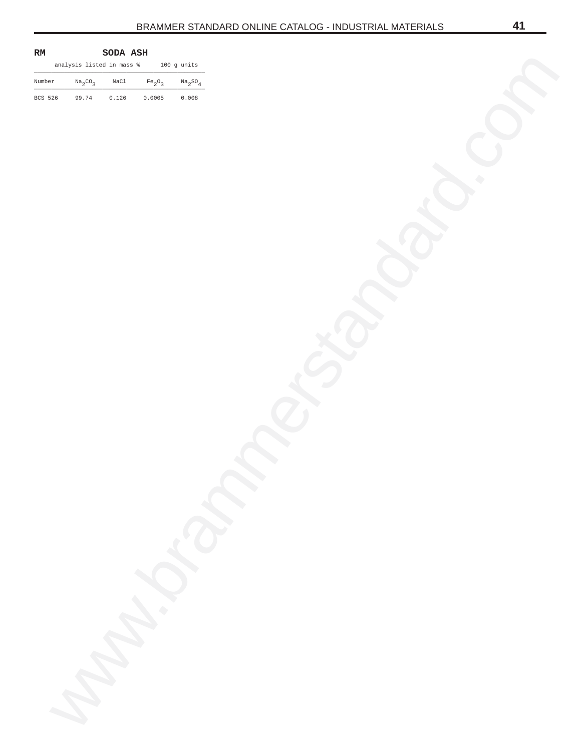**RM SODA ASH**

| | analysis listed in mass % | | | 100 g units |
|---|---|---|---|---|
| Number | $Na_2CO_3$ | NaCl | $Fe_2O_3$ | $Na_2SO_4$ |
| BCS 526 | 99.74 | 0.126 | 0.0005 | 0.008 |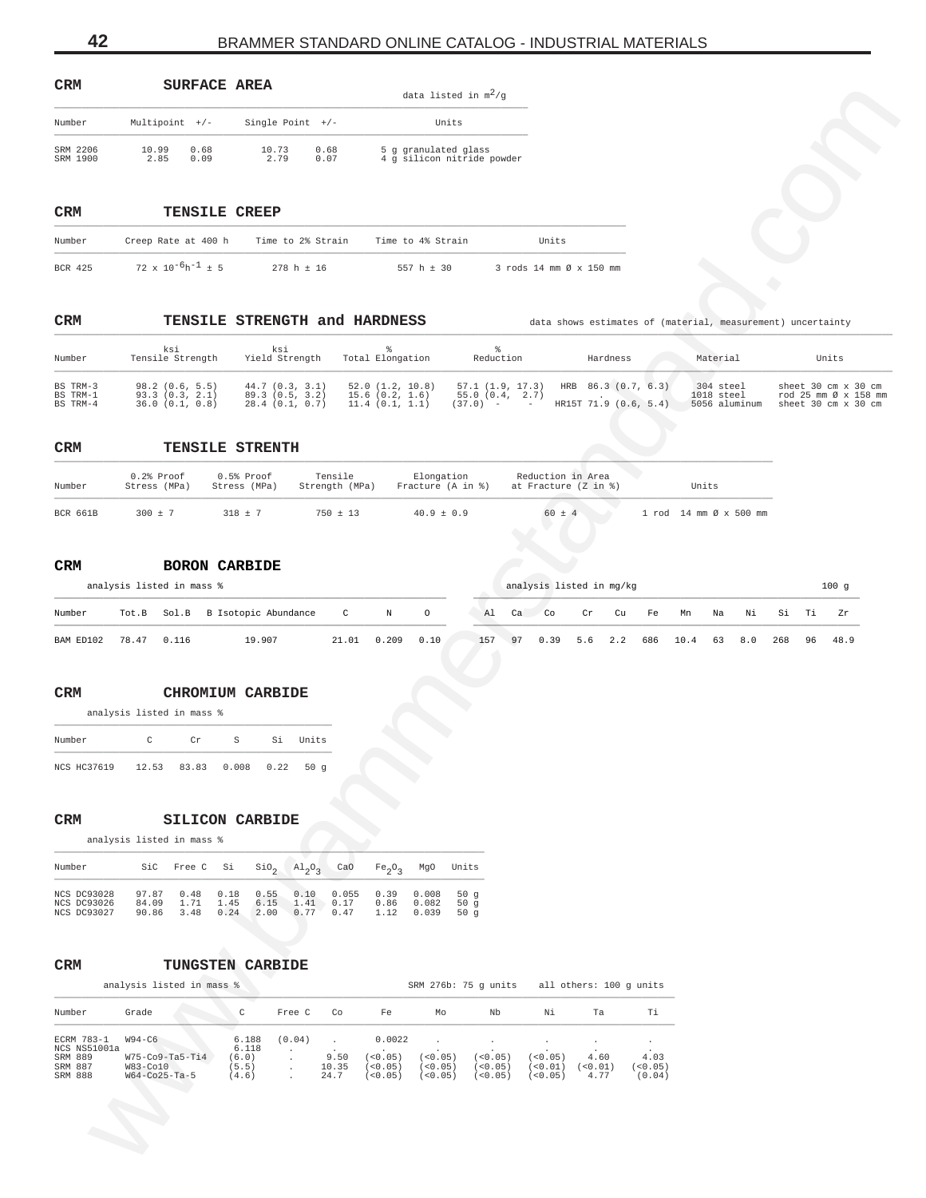## CRM SURFACE AREA

data listed in $m^2/g$

| Number | Multipoint | +/- | Single Point | +/- | Units |
|---|---|---|---|---|---|
| SRM 2206 | 10.99 | 0.68 | 10.73 | 0.68 | 5 g granulated glass |
| SRM 1900 | 2.85 | 0.09 | 2.79 | 0.07 | 4 g silicon nitride powder |

## CRM TENSILE CREEP

| Number | Creep Rate at 400 h | Time to 2% Strain | Time to 4% Strain | Units |
|---|---|---|---|---|
| BCR 425 | $72 \times 10^{-6} h^{-1} \pm 5$ | 278 h ± 16 | 557 h ± 30 | 3 rods 14 mm Ø x 150 mm |

## CRM TENSILE STRENGTH and HARDNESS

data shows estimates of (material, measurement) uncertainty

| Number | ksi Tensile Strength | ksi Yield Strength | % Total Elongation | % Reduction | Hardness | Material | Units |
|---|---|---|---|---|---|---|---|
| BS TRM-3 | 98.2 (0.6, 5.5) | 44.7 (0.3, 3.1) | 52.0 (1.2, 10.8) | 57.1 (1.9, 17.3) | HRB 86.3 (0.7, 6.3) | 304 steel | sheet 30 cm x 30 cm |
| BS TRM-1 | 93.3 (0.3, 2.1) | 89.3 (0.5, 3.2) | 15.6 (0.2, 1.6) | 55.0 (0.4, 2.7) | . | 1018 steel | rod 25 mm Ø x 158 mm |
| BS TRM-4 | 36.0 (0.1, 0.8) | 28.4 (0.1, 0.7) | 11.4 (0.1, 1.1) | (37.0) - - | HR15T 71.9 (0.6, 5.4) | 5056 aluminum | sheet 30 cm x 30 cm |

## CRM TENSILE STRENTH

| Number | 0.2% Proof Stress (MPa) | 0.5% Proof Stress (MPa) | Tensile Strength (MPa) | Elongation Fracture (A in %) | Reduction in Area at Fracture (Z in %) | Units |
|---|---|---|---|---|---|---|
| BCR 661B | 300 ± 7 | 318 ± 7 | 750 ± 13 | 40.9 ± 0.9 | 60 ± 4 | 1 rod 14 mm Ø x 500 mm |

## CRM BORON CARBIDE

analysis listed in mass % / analysis listed in mg/kg — 100 g

| Number | Tot.B | Sol.B | B Isotopic Abundance | C | N | O | Al | Ca | Co | Cr | Cu | Fe | Mn | Na | Ni | Si | Ti | Zr |
|---|---|---|---|---|---|---|---|---|---|---|---|---|---|---|---|---|---|---|
| BAM ED102 | 78.47 | 0.116 | 19.907 | 21.01 | 0.209 | 0.10 | 157 | 97 | 0.39 | 5.6 | 2.2 | 686 | 10.4 | 63 | 8.0 | 268 | 96 | 48.9 |

## CRM CHROMIUM CARBIDE

analysis listed in mass %

| Number | C | Cr | S | Si | Units |
|---|---|---|---|---|---|
| NCS HC37619 | 12.53 | 83.83 | 0.008 | 0.22 | 50 g |

## CRM SILICON CARBIDE

analysis listed in mass %

| Number | SiC | Free C | Si | $SiO_2$ | $Al_2O_3$ | CaO | $Fe_2O_3$ | MgO | Units |
|---|---|---|---|---|---|---|---|---|---|
| NCS DC93028 | 97.87 | 0.48 | 0.18 | 0.55 | 0.10 | 0.055 | 0.39 | 0.008 | 50 g |
| NCS DC93026 | 84.09 | 1.71 | 1.45 | 6.15 | 1.41 | 0.17 | 0.86 | 0.082 | 50 g |
| NCS DC93027 | 90.86 | 3.48 | 0.24 | 2.00 | 0.77 | 0.47 | 1.12 | 0.039 | 50 g |

## CRM TUNGSTEN CARBIDE

analysis listed in mass % — SRM 276b: 75 g units — all others: 100 g units

| Number | Grade | C | Free C | Co | Fe | Mo | Nb | Ni | Ta | Ti |
|---|---|---|---|---|---|---|---|---|---|---|
| ECRM 783-1 | W94-C6 | 6.188 | (0.04) | . | 0.0022 | . | . | . | . | . |
| NCS NS51001a | | 6.118 | . | . | . | . | . | . | . | . |
| SRM 889 | W75-Co9-Ta5-Ti4 | (6.0) | . | 9.50 | (<0.05) | (<0.05) | (<0.05) | (<0.05) | 4.60 | 4.03 |
| SRM 887 | W83-Co10 | (5.5) | . | 10.35 | (<0.05) | (<0.05) | (<0.05) | (<0.01) | (<0.01) | (<0.05) |
| SRM 888 | W64-Co25-Ta-5 | (4.6) | . | 24.7 | (<0.05) | (<0.05) | (<0.05) | (<0.05) | 4.77 | (0.04) |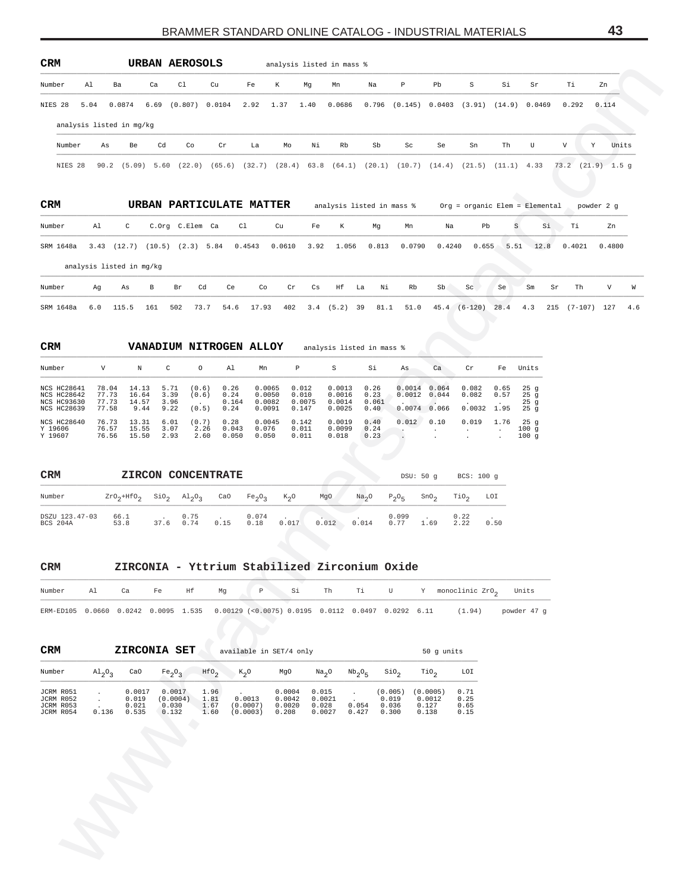## CRM URBAN AEROSOLS

analysis listed in mass %

| Number | Al | Ba | Ca | Cl | Cu | Fe | K | Mg | Mn | Na | P | Pb | S | Si | Sr | Ti | Zn |
|---|---|---|---|---|---|---|---|---|---|---|---|---|---|---|---|---|---|
| NIES 28 | 5.04 | 0.0874 | 6.69 | (0.807) | 0.0104 | 2.92 | 1.37 | 1.40 | 0.0686 | 0.796 | (0.145) | 0.0403 | (3.91) | (14.9) | 0.0469 | 0.292 | 0.114 |

analysis listed in mg/kg

| Number | As | Be | Cd | Co | Cr | La | Mo | Ni | Rb | Sb | Sc | Se | Sn | Th | U | V | Y | Units |
|---|---|---|---|---|---|---|---|---|---|---|---|---|---|---|---|---|---|---|
| NIES 28 | 90.2 | (5.09) | 5.60 | (22.0) | (65.6) | (32.7) | (28.4) | 63.8 | (64.1) | (20.1) | (10.7) | (14.4) | (21.5) | (11.1) | 4.33 | 73.2 | (21.9) | 1.5 g |

## CRM URBAN PARTICULATE MATTER

analysis listed in mass % Org = organic Elem = Elemental powder 2 g

| Number | Al | C | C.Org | C.Elem | Ca | Cl | Cu | Fe | K | Mg | Mn | Na | Pb | S | Si | Ti | Zn |
|---|---|---|---|---|---|---|---|---|---|---|---|---|---|---|---|---|---|
| SRM 1648a | 3.43 | (12.7) | (10.5) | (2.3) | 5.84 | 0.4543 | 0.0610 | 3.92 | 1.056 | 0.813 | 0.0790 | 0.4240 | 0.655 | 5.51 | 12.8 | 0.4021 | 0.4800 |

analysis listed in mg/kg

| Number | Ag | As | B | Br | Cd | Ce | Co | Cr | Cs | Hf | La | Ni | Rb | Sb | Sc | Se | Sm | Sr | Th | V | W |
|---|---|---|---|---|---|---|---|---|---|---|---|---|---|---|---|---|---|---|---|---|---|
| SRM 1648a | 6.0 | 115.5 | 161 | 502 | 73.7 | 54.6 | 17.93 | 402 | 3.4 | (5.2) | 39 | 81.1 | 51.0 | 45.4 | (6-120) | 28.4 | 4.3 | 215 | (7-107) | 127 | 4.6 |

## CRM VANADIUM NITROGEN ALLOY

analysis listed in mass %

| Number | V | N | C | O | Al | Mn | P | S | Si | As | Ca | Cr | Fe | Units |
|---|---|---|---|---|---|---|---|---|---|---|---|---|---|---|
| NCS HC28641 | 78.04 | 14.13 | 5.71 | (0.6) | 0.26 | 0.0065 | 0.012 | 0.0013 | 0.26 | 0.0014 | 0.064 | 0.082 | 0.65 | 25 g |
| NCS HC28642 | 77.73 | 16.64 | 3.39 | (0.6) | 0.24 | 0.0050 | 0.010 | 0.0016 | 0.23 | 0.0012 | 0.044 | 0.082 | 0.57 | 25 g |
| NCS HC93630 | 77.73 | 14.57 | 3.96 | . | 0.164 | 0.0082 | 0.0075 | 0.0014 | 0.061 | . | . | . | . | 25 g |
| NCS HC28639 | 77.58 | 9.44 | 9.22 | (0.5) | 0.24 | 0.0091 | 0.147 | 0.0025 | 0.40 | 0.0074 | 0.066 | 0.0032 | 1.95 | 25 g |
| NCS HC28640 | 76.73 | 13.31 | 6.01 | (0.7) | 0.28 | 0.0045 | 0.142 | 0.0019 | 0.40 | 0.012 | 0.10 | 0.019 | 1.76 | 25 g |
| Y 19606 | 76.57 | 15.55 | 3.07 | 2.26 | 0.043 | 0.076 | 0.011 | 0.0099 | 0.24 | . | . | . | . | 100 g |
| Y 19607 | 76.56 | 15.50 | 2.93 | 2.60 | 0.050 | 0.050 | 0.011 | 0.018 | 0.23 | . | . | . | . | 100 g |

## CRM ZIRCON CONCENTRATE

DSU: 50 g BCS: 100 g

| Number | $ZrO_2$+$HfO_2$ | $SiO_2$ | $Al_2O_3$ | CaO | $Fe_2O_3$ | $K_2O$ | MgO | $Na_2O$ | $P_2O_5$ | $SnO_2$ | $TiO_2$ | LOI |
|---|---|---|---|---|---|---|---|---|---|---|---|---|
| DSZU 123.47-03 | 66.1 | . | 0.75 | . | 0.074 | . | . | . | 0.099 | . | 0.22 | . |
| BCS 204A | 53.8 | 37.6 | 0.74 | 0.15 | 0.18 | 0.017 | 0.012 | 0.014 | 0.77 | 1.69 | 2.22 | 0.50 |

## CRM ZIRCONIA - Yttrium Stabilized Zirconium Oxide

| Number | Al | Ca | Fe | Hf | Mg | P | Si | Th | Ti | U | Y | monoclinic $ZrO_2$ | Units |
|---|---|---|---|---|---|---|---|---|---|---|---|---|---|
| ERM-ED105 | 0.0660 | 0.0242 | 0.0095 | 1.535 | 0.00129 | (<0.0075) | 0.0195 | 0.0112 | 0.0497 | 0.0292 | 6.11 | (1.94) | powder 47 g |

## CRM ZIRCONIA SET

available in SET/4 only 50 g units

| Number | $Al_2O_3$ | CaO | $Fe_2O_3$ | $HfO_2$ | $K_2O$ | MgO | $Na_2O$ | $Nb_2O_5$ | $SiO_2$ | $TiO_2$ | LOI |
|---|---|---|---|---|---|---|---|---|---|---|---|
| JCRM R051 | . | 0.0017 | 0.0017 | 1.96 | . | 0.0004 | 0.015 | . | (0.005) | (0.0005) | 0.71 |
| JCRM R052 | . | 0.019 | (0.0004) | 1.81 | 0.0013 | 0.0042 | 0.0021 | . | 0.019 | 0.0012 | 0.25 |
| JCRM R053 | . | 0.021 | 0.030 | 1.67 | (0.0007) | 0.0020 | 0.028 | 0.054 | 0.036 | 0.127 | 0.65 |
| JCRM R054 | 0.136 | 0.535 | 0.132 | 1.60 | (0.0003) | 0.208 | 0.0027 | 0.427 | 0.300 | 0.138 | 0.15 |